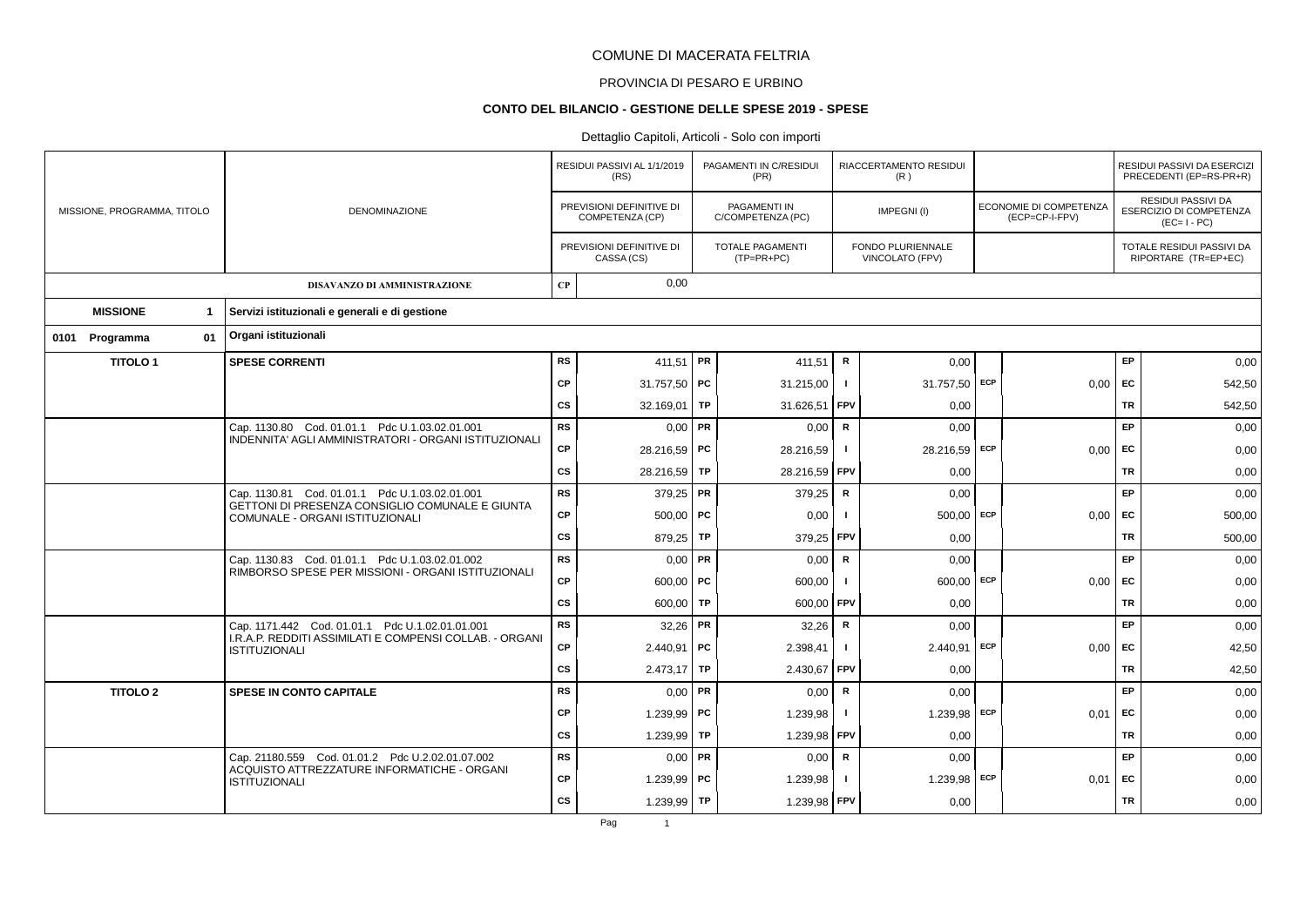# COMUNE DI MACERATA FELTRIA

## PROVINCIA DI PESARO E URBINO

### CONTO DEL BILANCIO - GESTIONE DELLE SPESE 2019 - SPESE

Dettaglio Capitoli, Articoli - Solo con importi

| MISSIONE, PROGRAMMA, TITOLO | DENOMINAZIONE | | RESIDUI PASSIVI AL 1/1/2019 (RS) / PREVISIONI DEFINITIVE DI COMPETENZA (CP) / PREVISIONI DEFINITIVE DI CASSA (CS) | | PAGAMENTI IN C/RESIDUI (PR) / PAGAMENTI IN C/COMPETENZA (PC) / TOTALE PAGAMENTI (TP=PR+PC) | | RIACCERTAMENTO RESIDUI (R) / IMPEGNI (I) / FONDO PLURIENNALE VINCOLATO (FPV) | | ECONOMIE DI COMPETENZA (ECP=CP-I-FPV) | | RESIDUI PASSIVI DA ESERCIZI PRECEDENTI (EP=RS-PR+R) / RESIDUI PASSIVI DA ESERCIZIO DI COMPETENZA (EC= I - PC) / TOTALE RESIDUI PASSIVI DA RIPORTARE (TR=EP+EC) |
|---|---|---|---|---|---|---|---|---|---|---|---|
| | DISAVANZO DI AMMINISTRAZIONE | CP | 0,00 | | | | | | | | |
| **MISSIONE 1** | **Servizi istituzionali e generali e di gestione** | | | | | | | | | | |
| **0101 Programma 01** | **Organi istituzionali** | | | | | | | | | | |
| **TITOLO 1** | **SPESE CORRENTI** | RS | 411,51 | PR | 411,51 | R | 0,00 | | | EP | 0,00 |
| | | CP | 31.757,50 | PC | 31.215,00 | I | 31.757,50 | ECP | 0,00 | EC | 542,50 |
| | | CS | 32.169,01 | TP | 31.626,51 | FPV | 0,00 | | | TR | 542,50 |
| | Cap. 1130.80 Cod. 01.01.1 Pdc U.1.03.02.01.001 INDENNITA' AGLI AMMINISTRATORI - ORGANI ISTITUZIONALI | RS | 0,00 | PR | 0,00 | R | 0,00 | | | EP | 0,00 |
| | | CP | 28.216,59 | PC | 28.216,59 | I | 28.216,59 | ECP | 0,00 | EC | 0,00 |
| | | CS | 28.216,59 | TP | 28.216,59 | FPV | 0,00 | | | TR | 0,00 |
| | Cap. 1130.81 Cod. 01.01.1 Pdc U.1.03.02.01.001 GETTONI DI PRESENZA CONSIGLIO COMUNALE E GIUNTA COMUNALE - ORGANI ISTITUZIONALI | RS | 379,25 | PR | 379,25 | R | 0,00 | | | EP | 0,00 |
| | | CP | 500,00 | PC | 0,00 | I | 500,00 | ECP | 0,00 | EC | 500,00 |
| | | CS | 879,25 | TP | 379,25 | FPV | 0,00 | | | TR | 500,00 |
| | Cap. 1130.83 Cod. 01.01.1 Pdc U.1.03.02.01.002 RIMBORSO SPESE PER MISSIONI - ORGANI ISTITUZIONALI | RS | 0,00 | PR | 0,00 | R | 0,00 | | | EP | 0,00 |
| | | CP | 600,00 | PC | 600,00 | I | 600,00 | ECP | 0,00 | EC | 0,00 |
| | | CS | 600,00 | TP | 600,00 | FPV | 0,00 | | | TR | 0,00 |
| | Cap. 1171.442 Cod. 01.01.1 Pdc U.1.02.01.01.001 I.R.A.P. REDDITI ASSIMILATI E COMPENSI COLLAB. - ORGANI ISTITUZIONALI | RS | 32,26 | PR | 32,26 | R | 0,00 | | | EP | 0,00 |
| | | CP | 2.440,91 | PC | 2.398,41 | I | 2.440,91 | ECP | 0,00 | EC | 42,50 |
| | | CS | 2.473,17 | TP | 2.430,67 | FPV | 0,00 | | | TR | 42,50 |
| **TITOLO 2** | **SPESE IN CONTO CAPITALE** | RS | 0,00 | PR | 0,00 | R | 0,00 | | | EP | 0,00 |
| | | CP | 1.239,99 | PC | 1.239,98 | I | 1.239,98 | ECP | 0,01 | EC | 0,00 |
| | | CS | 1.239,99 | TP | 1.239,98 | FPV | 0,00 | | | TR | 0,00 |
| | Cap. 21180.559 Cod. 01.01.2 Pdc U.2.02.01.07.002 ACQUISTO ATTREZZATURE INFORMATICHE - ORGANI ISTITUZIONALI | RS | 0,00 | PR | 0,00 | R | 0,00 | | | EP | 0,00 |
| | | CP | 1.239,99 | PC | 1.239,98 | I | 1.239,98 | ECP | 0,01 | EC | 0,00 |
| | | CS | 1.239,99 | TP | 1.239,98 | FPV | 0,00 | | | TR | 0,00 |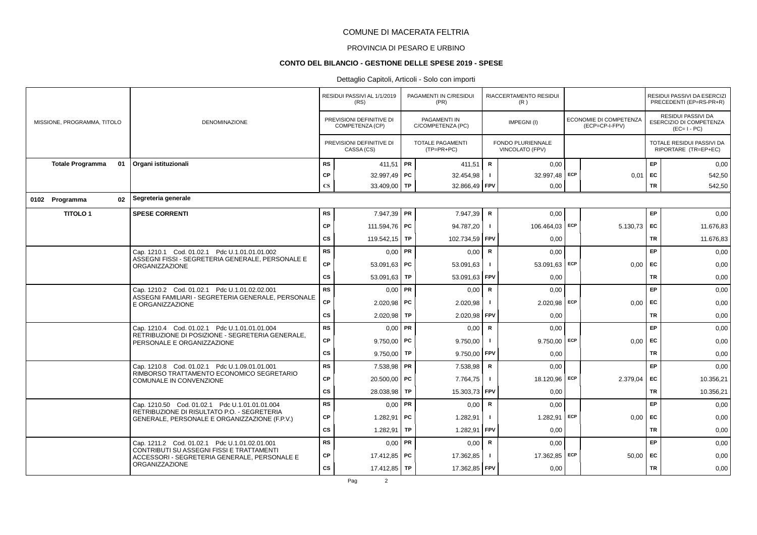# COMUNE DI MACERATA FELTRIA

## PROVINCIA DI PESARO E URBINO

### CONTO DEL BILANCIO - GESTIONE DELLE SPESE 2019 - SPESE

Dettaglio Capitoli, Articoli - Solo con importi

| MISSIONE, PROGRAMMA, TITOLO | DENOMINAZIONE | | RESIDUI PASSIVI AL 1/1/2019 (RS) / PREVISIONI DEFINITIVE DI COMPETENZA (CP) / PREVISIONI DEFINITIVE DI CASSA (CS) | | PAGAMENTI IN C/RESIDUI (PR) / PAGAMENTI IN C/COMPETENZA (PC) / TOTALE PAGAMENTI (TP=PR+PC) | | RIACCERTAMENTO RESIDUI (R) / IMPEGNI (I) / FONDO PLURIENNALE VINCOLATO (FPV) | | ECONOMIE DI COMPETENZA (ECP=CP-I-FPV) | | RESIDUI PASSIVI DA ESERCIZI PRECEDENTI (EP=RS-PR+R) / RESIDUI PASSIVI DA ESERCIZIO DI COMPETENZA (EC=I-PC) / TOTALE RESIDUI PASSIVI DA RIPORTARE (TR=EP+EC) |
|---|---|---|---|---|---|---|---|---|---|---|---|
| **Totale Programma 01** | **Organi istituzionali** | RS | 411,51 | PR | 411,51 | R | 0,00 | | | EP | 0,00 |
| | | CP | 32.997,49 | PC | 32.454,98 | I | 32.997,48 | ECP | 0,01 | EC | 542,50 |
| | | CS | 33.409,00 | TP | 32.866,49 | FPV | 0,00 | | | TR | 542,50 |
| **0102 Programma 02** | **Segreteria generale** | | | | | | | | | | |
| **TITOLO 1** | **SPESE CORRENTI** | RS | 7.947,39 | PR | 7.947,39 | R | 0,00 | | | EP | 0,00 |
| | | CP | 111.594,76 | PC | 94.787,20 | I | 106.464,03 | ECP | 5.130,73 | EC | 11.676,83 |
| | | CS | 119.542,15 | TP | 102.734,59 | FPV | 0,00 | | | TR | 11.676,83 |
| | Cap. 1210.1 Cod. 01.02.1 Pdc U.1.01.01.01.002 ASSEGNI FISSI - SEGRETERIA GENERALE, PERSONALE E ORGANIZZAZIONE | RS | 0,00 | PR | 0,00 | R | 0,00 | | | EP | 0,00 |
| | | CP | 53.091,63 | PC | 53.091,63 | I | 53.091,63 | ECP | 0,00 | EC | 0,00 |
| | | CS | 53.091,63 | TP | 53.091,63 | FPV | 0,00 | | | TR | 0,00 |
| | Cap. 1210.2 Cod. 01.02.1 Pdc U.1.01.02.02.001 ASSEGNI FAMILIARI - SEGRETERIA GENERALE, PERSONALE E ORGANIZZAZIONE | RS | 0,00 | PR | 0,00 | R | 0,00 | | | EP | 0,00 |
| | | CP | 2.020,98 | PC | 2.020,98 | I | 2.020,98 | ECP | 0,00 | EC | 0,00 |
| | | CS | 2.020,98 | TP | 2.020,98 | FPV | 0,00 | | | TR | 0,00 |
| | Cap. 1210.4 Cod. 01.02.1 Pdc U.1.01.01.01.004 RETRIBUZIONE DI POSIZIONE - SEGRETERIA GENERALE, PERSONALE E ORGANIZZAZIONE | RS | 0,00 | PR | 0,00 | R | 0,00 | | | EP | 0,00 |
| | | CP | 9.750,00 | PC | 9.750,00 | I | 9.750,00 | ECP | 0,00 | EC | 0,00 |
| | | CS | 9.750,00 | TP | 9.750,00 | FPV | 0,00 | | | TR | 0,00 |
| | Cap. 1210.8 Cod. 01.02.1 Pdc U.1.09.01.01.001 RIMBORSO TRATTAMENTO ECONOMICO SEGRETARIO COMUNALE IN CONVENZIONE | RS | 7.538,98 | PR | 7.538,98 | R | 0,00 | | | EP | 0,00 |
| | | CP | 20.500,00 | PC | 7.764,75 | I | 18.120,96 | ECP | 2.379,04 | EC | 10.356,21 |
| | | CS | 28.038,98 | TP | 15.303,73 | FPV | 0,00 | | | TR | 10.356,21 |
| | Cap. 1210.50 Cod. 01.02.1 Pdc U.1.01.01.01.004 RETRIBUZIONE DI RISULTATO P.O. - SEGRETERIA GENERALE, PERSONALE E ORGANIZZAZIONE (F.P.V.) | RS | 0,00 | PR | 0,00 | R | 0,00 | | | EP | 0,00 |
| | | CP | 1.282,91 | PC | 1.282,91 | I | 1.282,91 | ECP | 0,00 | EC | 0,00 |
| | | CS | 1.282,91 | TP | 1.282,91 | FPV | 0,00 | | | TR | 0,00 |
| | Cap. 1211.2 Cod. 01.02.1 Pdc U.1.01.02.01.001 CONTRIBUTI SU ASSEGNI FISSI E TRATTAMENTI ACCESSORI - SEGRETERIA GENERALE, PERSONALE E ORGANIZZAZIONE | RS | 0,00 | PR | 0,00 | R | 0,00 | | | EP | 0,00 |
| | | CP | 17.412,85 | PC | 17.362,85 | I | 17.362,85 | ECP | 50,00 | EC | 0,00 |
| | | CS | 17.412,85 | TP | 17.362,85 | FPV | 0,00 | | | TR | 0,00 |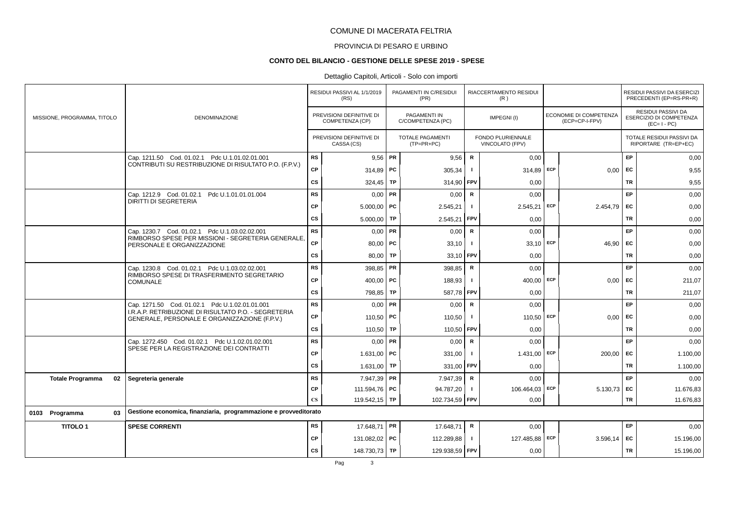# COMUNE DI MACERATA FELTRIA

## PROVINCIA DI PESARO E URBINO

### CONTO DEL BILANCIO - GESTIONE DELLE SPESE 2019 - SPESE

Dettaglio Capitoli, Articoli - Solo con importi

| MISSIONE, PROGRAMMA, TITOLO | DENOMINAZIONE | | RESIDUI PASSIVI AL 1/1/2019 (RS) / PREVISIONI DEFINITIVE DI COMPETENZA (CP) / PREVISIONI DEFINITIVE DI CASSA (CS) | | PAGAMENTI IN C/RESIDUI (PR) / PAGAMENTI IN C/COMPETENZA (PC) / TOTALE PAGAMENTI (TP=PR+PC) | | RIACCERTAMENTO RESIDUI (R) / IMPEGNI (I) / FONDO PLURIENNALE VINCOLATO (FPV) | | ECONOMIE DI COMPETENZA (ECP=CP-I-FPV) | | RESIDUI PASSIVI DA ESERCIZI PRECEDENTI (EP=RS-PR+R) / RESIDUI PASSIVI DA ESERCIZIO DI COMPETENZA (EC= I - PC) / TOTALE RESIDUI PASSIVI DA RIPORTARE (TR=EP+EC) |
|---|---|---|---|---|---|---|---|---|---|---|---|
| | Cap. 1211.50 Cod. 01.02.1 Pdc U.1.01.02.01.001 CONTRIBUTI SU RESTRIBUZIONE DI RISULTATO P.O. (F.P.V.) | RS | 9,56 | PR | 9,56 | R | 0,00 | | | EP | 0,00 |
| | | CP | 314,89 | PC | 305,34 | I | 314,89 | ECP | 0,00 | EC | 9,55 |
| | | CS | 324,45 | TP | 314,90 | FPV | 0,00 | | | TR | 9,55 |
| | Cap. 1212.9 Cod. 01.02.1 Pdc U.1.01.01.01.004 DIRITTI DI SEGRETERIA | RS | 0,00 | PR | 0,00 | R | 0,00 | | | EP | 0,00 |
| | | CP | 5.000,00 | PC | 2.545,21 | I | 2.545,21 | ECP | 2.454,79 | EC | 0,00 |
| | | CS | 5.000,00 | TP | 2.545,21 | FPV | 0,00 | | | TR | 0,00 |
| | Cap. 1230.7 Cod. 01.02.1 Pdc U.1.03.02.02.001 RIMBORSO SPESE PER MISSIONI - SEGRETERIA GENERALE, PERSONALE E ORGANIZZAZIONE | RS | 0,00 | PR | 0,00 | R | 0,00 | | | EP | 0,00 |
| | | CP | 80,00 | PC | 33,10 | I | 33,10 | ECP | 46,90 | EC | 0,00 |
| | | CS | 80,00 | TP | 33,10 | FPV | 0,00 | | | TR | 0,00 |
| | Cap. 1230.8 Cod. 01.02.1 Pdc U.1.03.02.02.001 RIMBORSO SPESE DI TRASFERIMENTO SEGRETARIO COMUNALE | RS | 398,85 | PR | 398,85 | R | 0,00 | | | EP | 0,00 |
| | | CP | 400,00 | PC | 188,93 | I | 400,00 | ECP | 0,00 | EC | 211,07 |
| | | CS | 798,85 | TP | 587,78 | FPV | 0,00 | | | TR | 211,07 |
| | Cap. 1271.50 Cod. 01.02.1 Pdc U.1.02.01.01.001 I.R.A.P. RETRIBUZIONE DI RISULTATO P.O. - SEGRETERIA GENERALE, PERSONALE E ORGANIZZAZIONE (F.P.V.) | RS | 0,00 | PR | 0,00 | R | 0,00 | | | EP | 0,00 |
| | | CP | 110,50 | PC | 110,50 | I | 110,50 | ECP | 0,00 | EC | 0,00 |
| | | CS | 110,50 | TP | 110,50 | FPV | 0,00 | | | TR | 0,00 |
| | Cap. 1272.450 Cod. 01.02.1 Pdc U.1.02.01.02.001 SPESE PER LA REGISTRAZIONE DEI CONTRATTI | RS | 0,00 | PR | 0,00 | R | 0,00 | | | EP | 0,00 |
| | | CP | 1.631,00 | PC | 331,00 | I | 1.431,00 | ECP | 200,00 | EC | 1.100,00 |
| | | CS | 1.631,00 | TP | 331,00 | FPV | 0,00 | | | TR | 1.100,00 |
| **Totale Programma 02** | **Segreteria generale** | RS | 7.947,39 | PR | 7.947,39 | R | 0,00 | | | EP | 0,00 |
| | | CP | 111.594,76 | PC | 94.787,20 | I | 106.464,03 | ECP | 5.130,73 | EC | 11.676,83 |
| | | CS | 119.542,15 | TP | 102.734,59 | FPV | 0,00 | | | TR | 11.676,83 |
| **0103 Programma 03** | **Gestione economica, finanziaria, programmazione e provveditorato** | | | | | | | | | | |
| **TITOLO 1** | **SPESE CORRENTI** | RS | 17.648,71 | PR | 17.648,71 | R | 0,00 | | | EP | 0,00 |
| | | CP | 131.082,02 | PC | 112.289,88 | I | 127.485,88 | ECP | 3.596,14 | EC | 15.196,00 |
| | | CS | 148.730,73 | TP | 129.938,59 | FPV | 0,00 | | | TR | 15.196,00 |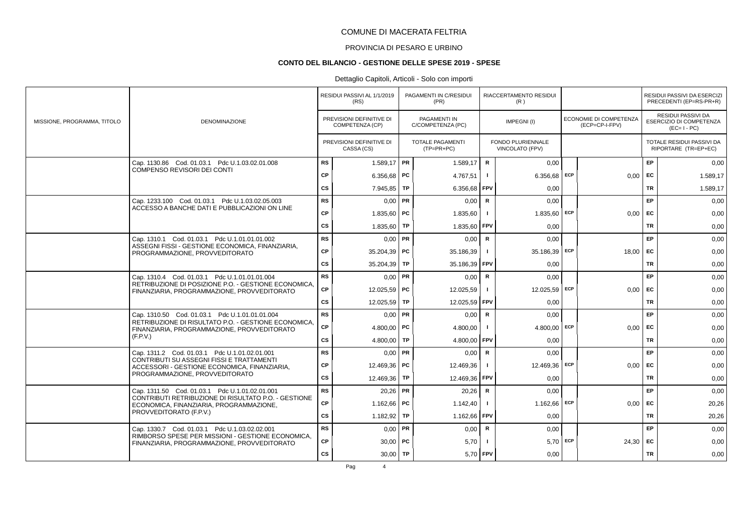# COMUNE DI MACERATA FELTRIA

## PROVINCIA DI PESARO E URBINO

### CONTO DEL BILANCIO - GESTIONE DELLE SPESE 2019 - SPESE

Dettaglio Capitoli, Articoli - Solo con importi

| MISSIONE, PROGRAMMA, TITOLO | DENOMINAZIONE | | RESIDUI PASSIVI AL 1/1/2019 (RS) / PREVISIONI DEFINITIVE DI COMPETENZA (CP) / PREVISIONI DEFINITIVE DI CASSA (CS) | | PAGAMENTI IN C/RESIDUI (PR) / PAGAMENTI IN C/COMPETENZA (PC) / TOTALE PAGAMENTI (TP=PR+PC) | | RIACCERTAMENTO RESIDUI (R) / IMPEGNI (I) / FONDO PLURIENNALE VINCOLATO (FPV) | | ECONOMIE DI COMPETENZA (ECP=CP-I-FPV) | | RESIDUI PASSIVI DA ESERCIZI PRECEDENTI (EP=RS-PR+R) / RESIDUI PASSIVI DA ESERCIZIO DI COMPETENZA (EC=I-PC) / TOTALE RESIDUI PASSIVI DA RIPORTARE (TR=EP+EC) |
|---|---|---|---|---|---|---|---|---|---|---|---|
| | Cap. 1130.86 Cod. 01.03.1 Pdc U.1.03.02.01.008 COMPENSO REVISORI DEI CONTI | RS | 1.589,17 | PR | 1.589,17 | R | 0,00 | | | EP | 0,00 |
| | | CP | 6.356,68 | PC | 4.767,51 | I | 6.356,68 | ECP | 0,00 | EC | 1.589,17 |
| | | CS | 7.945,85 | TP | 6.356,68 | FPV | 0,00 | | | TR | 1.589,17 |
| | Cap. 1233.100 Cod. 01.03.1 Pdc U.1.03.02.05.003 ACCESSO A BANCHE DATI E PUBBLICAZIONI ON LINE | RS | 0,00 | PR | 0,00 | R | 0,00 | | | EP | 0,00 |
| | | CP | 1.835,60 | PC | 1.835,60 | I | 1.835,60 | ECP | 0,00 | EC | 0,00 |
| | | CS | 1.835,60 | TP | 1.835,60 | FPV | 0,00 | | | TR | 0,00 |
| | Cap. 1310.1 Cod. 01.03.1 Pdc U.1.01.01.01.002 ASSEGNI FISSI - GESTIONE ECONOMICA, FINANZIARIA, PROGRAMMAZIONE, PROVVEDITORATO | RS | 0,00 | PR | 0,00 | R | 0,00 | | | EP | 0,00 |
| | | CP | 35.204,39 | PC | 35.186,39 | I | 35.186,39 | ECP | 18,00 | EC | 0,00 |
| | | CS | 35.204,39 | TP | 35.186,39 | FPV | 0,00 | | | TR | 0,00 |
| | Cap. 1310.4 Cod. 01.03.1 Pdc U.1.01.01.01.004 RETRIBUZIONE DI POSIZIONE P.O. - GESTIONE ECONOMICA, FINANZIARIA, PROGRAMMAZIONE, PROVVEDITORATO | RS | 0,00 | PR | 0,00 | R | 0,00 | | | EP | 0,00 |
| | | CP | 12.025,59 | PC | 12.025,59 | I | 12.025,59 | ECP | 0,00 | EC | 0,00 |
| | | CS | 12.025,59 | TP | 12.025,59 | FPV | 0,00 | | | TR | 0,00 |
| | Cap. 1310.50 Cod. 01.03.1 Pdc U.1.01.01.01.004 RETRIBUZIONE DI RISULTATO P.O. - GESTIONE ECONOMICA, FINANZIARIA, PROGRAMMAZIONE, PROVVEDITORATO (F.P.V.) | RS | 0,00 | PR | 0,00 | R | 0,00 | | | EP | 0,00 |
| | | CP | 4.800,00 | PC | 4.800,00 | I | 4.800,00 | ECP | 0,00 | EC | 0,00 |
| | | CS | 4.800,00 | TP | 4.800,00 | FPV | 0,00 | | | TR | 0,00 |
| | Cap. 1311.2 Cod. 01.03.1 Pdc U.1.01.02.01.001 CONTRIBUTI SU ASSEGNI FISSI E TRATTAMENTI ACCESSORI - GESTIONE ECONOMICA, FINANZIARIA, PROGRAMMAZIONE, PROVVEDITORATO | RS | 0,00 | PR | 0,00 | R | 0,00 | | | EP | 0,00 |
| | | CP | 12.469,36 | PC | 12.469,36 | I | 12.469,36 | ECP | 0,00 | EC | 0,00 |
| | | CS | 12.469,36 | TP | 12.469,36 | FPV | 0,00 | | | TR | 0,00 |
| | Cap. 1311.50 Cod. 01.03.1 Pdc U.1.01.02.01.001 CONTRIBUTI RETRIBUZIONE DI RISULTATO P.O. - GESTIONE ECONOMICA, FINANZIARIA, PROGRAMMAZIONE, PROVVEDITORATO (F.P.V.) | RS | 20,26 | PR | 20,26 | R | 0,00 | | | EP | 0,00 |
| | | CP | 1.162,66 | PC | 1.142,40 | I | 1.162,66 | ECP | 0,00 | EC | 20,26 |
| | | CS | 1.182,92 | TP | 1.162,66 | FPV | 0,00 | | | TR | 20,26 |
| | Cap. 1330.7 Cod. 01.03.1 Pdc U.1.03.02.02.001 RIMBORSO SPESE PER MISSIONI - GESTIONE ECONOMICA, FINANZIARIA, PROGRAMMAZIONE, PROVVEDITORATO | RS | 0,00 | PR | 0,00 | R | 0,00 | | | EP | 0,00 |
| | | CP | 30,00 | PC | 5,70 | I | 5,70 | ECP | 24,30 | EC | 0,00 |
| | | CS | 30,00 | TP | 5,70 | FPV | 0,00 | | | TR | 0,00 |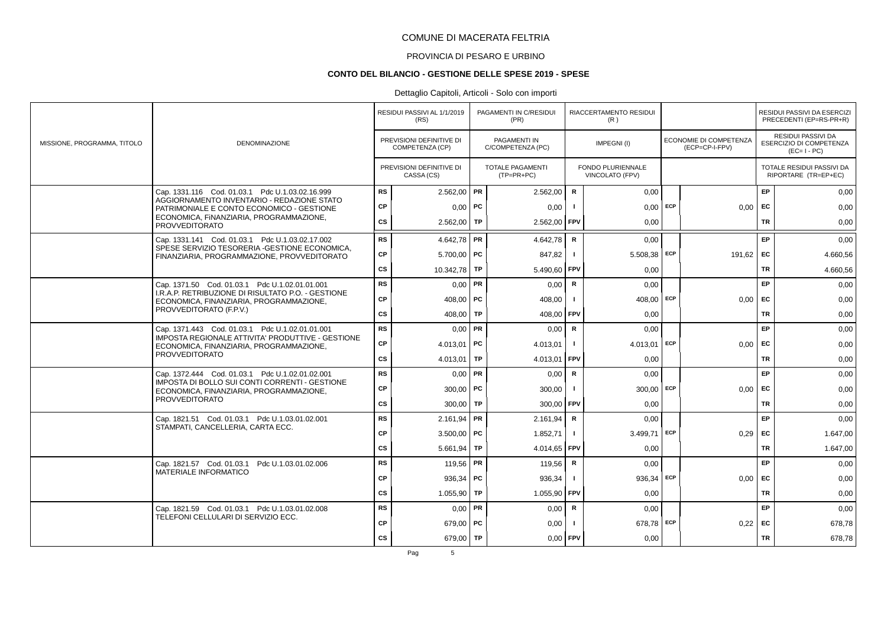# COMUNE DI MACERATA FELTRIA

## PROVINCIA DI PESARO E URBINO

### CONTO DEL BILANCIO - GESTIONE DELLE SPESE 2019 - SPESE

Dettaglio Capitoli, Articoli - Solo con importi

| MISSIONE, PROGRAMMA, TITOLO | DENOMINAZIONE | | RESIDUI PASSIVI AL 1/1/2019 (RS) / PREVISIONI DEFINITIVE DI COMPETENZA (CP) / PREVISIONI DEFINITIVE DI CASSA (CS) | | PAGAMENTI IN C/RESIDUI (PR) / PAGAMENTI IN C/COMPETENZA (PC) / TOTALE PAGAMENTI (TP=PR+PC) | | RIACCERTAMENTO RESIDUI (R) / IMPEGNI (I) / FONDO PLURIENNALE VINCOLATO (FPV) | | ECONOMIE DI COMPETENZA (ECP=CP-I-FPV) | | RESIDUI PASSIVI DA ESERCIZI PRECEDENTI (EP=RS-PR+R) / RESIDUI PASSIVI DA ESERCIZIO DI COMPETENZA (EC=I-PC) / TOTALE RESIDUI PASSIVI DA RIPORTARE (TR=EP+EC) |
|---|---|---|---|---|---|---|---|---|---|---|---|
| | Cap. 1331.116 Cod. 01.03.1 Pdc U.1.03.02.16.999 AGGIORNAMENTO INVENTARIO - REDAZIONE STATO PATRIMONIALE E CONTO ECONOMICO - GESTIONE ECONOMICA, FINANZIARIA, PROGRAMMAZIONE, PROVVEDITORATO | RS | 2.562,00 | PR | 2.562,00 | R | 0,00 | | | EP | 0,00 |
| | | CP | 0,00 | PC | 0,00 | I | 0,00 | ECP | 0,00 | EC | 0,00 |
| | | CS | 2.562,00 | TP | 2.562,00 | FPV | 0,00 | | | TR | 0,00 |
| | Cap. 1331.141 Cod. 01.03.1 Pdc U.1.03.02.17.002 SPESE SERVIZIO TESORERIA -GESTIONE ECONOMICA, FINANZIARIA, PROGRAMMAZIONE, PROVVEDITORATO | RS | 4.642,78 | PR | 4.642,78 | R | 0,00 | | | EP | 0,00 |
| | | CP | 5.700,00 | PC | 847,82 | I | 5.508,38 | ECP | 191,62 | EC | 4.660,56 |
| | | CS | 10.342,78 | TP | 5.490,60 | FPV | 0,00 | | | TR | 4.660,56 |
| | Cap. 1371.50 Cod. 01.03.1 Pdc U.1.02.01.01.001 I.R.A.P. RETRIBUZIONE DI RISULTATO P.O. - GESTIONE ECONOMICA, FINANZIARIA, PROGRAMMAZIONE, PROVVEDITORATO (F.P.V.) | RS | 0,00 | PR | 0,00 | R | 0,00 | | | EP | 0,00 |
| | | CP | 408,00 | PC | 408,00 | I | 408,00 | ECP | 0,00 | EC | 0,00 |
| | | CS | 408,00 | TP | 408,00 | FPV | 0,00 | | | TR | 0,00 |
| | Cap. 1371.443 Cod. 01.03.1 Pdc U.1.02.01.01.001 IMPOSTA REGIONALE ATTIVITA' PRODUTTIVE - GESTIONE ECONOMICA, FINANZIARIA, PROGRAMMAZIONE, PROVVEDITORATO | RS | 0,00 | PR | 0,00 | R | 0,00 | | | EP | 0,00 |
| | | CP | 4.013,01 | PC | 4.013,01 | I | 4.013,01 | ECP | 0,00 | EC | 0,00 |
| | | CS | 4.013,01 | TP | 4.013,01 | FPV | 0,00 | | | TR | 0,00 |
| | Cap. 1372.444 Cod. 01.03.1 Pdc U.1.02.01.02.001 IMPOSTA DI BOLLO SUI CONTI CORRENTI - GESTIONE ECONOMICA, FINANZIARIA, PROGRAMMAZIONE, PROVVEDITORATO | RS | 0,00 | PR | 0,00 | R | 0,00 | | | EP | 0,00 |
| | | CP | 300,00 | PC | 300,00 | I | 300,00 | ECP | 0,00 | EC | 0,00 |
| | | CS | 300,00 | TP | 300,00 | FPV | 0,00 | | | TR | 0,00 |
| | Cap. 1821.51 Cod. 01.03.1 Pdc U.1.03.01.02.001 STAMPATI, CANCELLERIA, CARTA ECC. | RS | 2.161,94 | PR | 2.161,94 | R | 0,00 | | | EP | 0,00 |
| | | CP | 3.500,00 | PC | 1.852,71 | I | 3.499,71 | ECP | 0,29 | EC | 1.647,00 |
| | | CS | 5.661,94 | TP | 4.014,65 | FPV | 0,00 | | | TR | 1.647,00 |
| | Cap. 1821.57 Cod. 01.03.1 Pdc U.1.03.01.02.006 MATERIALE INFORMATICO | RS | 119,56 | PR | 119,56 | R | 0,00 | | | EP | 0,00 |
| | | CP | 936,34 | PC | 936,34 | I | 936,34 | ECP | 0,00 | EC | 0,00 |
| | | CS | 1.055,90 | TP | 1.055,90 | FPV | 0,00 | | | TR | 0,00 |
| | Cap. 1821.59 Cod. 01.03.1 Pdc U.1.03.01.02.008 TELEFONI CELLULARI DI SERVIZIO ECC. | RS | 0,00 | PR | 0,00 | R | 0,00 | | | EP | 0,00 |
| | | CP | 679,00 | PC | 0,00 | I | 678,78 | ECP | 0,22 | EC | 678,78 |
| | | CS | 679,00 | TP | 0,00 | FPV | 0,00 | | | TR | 678,78 |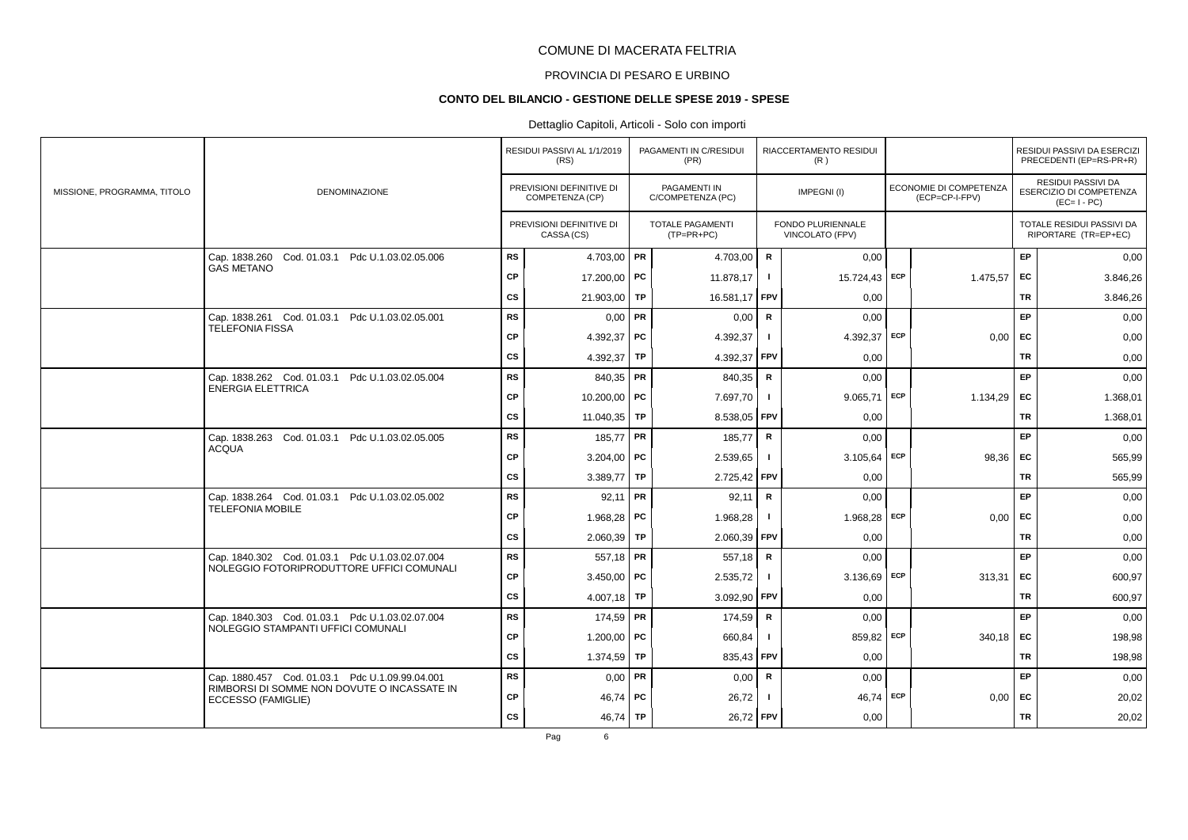# COMUNE DI MACERATA FELTRIA

## PROVINCIA DI PESARO E URBINO

### CONTO DEL BILANCIO - GESTIONE DELLE SPESE 2019 - SPESE

Dettaglio Capitoli, Articoli - Solo con importi

| MISSIONE, PROGRAMMA, TITOLO | DENOMINAZIONE | | RESIDUI PASSIVI AL 1/1/2019 (RS) / PREVISIONI DEFINITIVE DI COMPETENZA (CP) / PREVISIONI DEFINITIVE DI CASSA (CS) | | PAGAMENTI IN C/RESIDUI (PR) / PAGAMENTI IN C/COMPETENZA (PC) / TOTALE PAGAMENTI (TP=PR+PC) | | RIACCERTAMENTO RESIDUI (R) / IMPEGNI (I) / FONDO PLURIENNALE VINCOLATO (FPV) | | ECONOMIE DI COMPETENZA (ECP=CP-I-FPV) | | RESIDUI PASSIVI DA ESERCIZI PRECEDENTI (EP=RS-PR+R) / RESIDUI PASSIVI DA ESERCIZIO DI COMPETENZA (EC= I - PC) / TOTALE RESIDUI PASSIVI DA RIPORTARE (TR=EP+EC) |
|---|---|---|---|---|---|---|---|---|---|---|---|
| | Cap. 1838.260 Cod. 01.03.1 Pdc U.1.03.02.05.006 GAS METANO | RS | 4.703,00 | PR | 4.703,00 | R | 0,00 | | | EP | 0,00 |
| | | CP | 17.200,00 | PC | 11.878,17 | I | 15.724,43 | ECP | 1.475,57 | EC | 3.846,26 |
| | | CS | 21.903,00 | TP | 16.581,17 | FPV | 0,00 | | | TR | 3.846,26 |
| | Cap. 1838.261 Cod. 01.03.1 Pdc U.1.03.02.05.001 TELEFONIA FISSA | RS | 0,00 | PR | 0,00 | R | 0,00 | | | EP | 0,00 |
| | | CP | 4.392,37 | PC | 4.392,37 | I | 4.392,37 | ECP | 0,00 | EC | 0,00 |
| | | CS | 4.392,37 | TP | 4.392,37 | FPV | 0,00 | | | TR | 0,00 |
| | Cap. 1838.262 Cod. 01.03.1 Pdc U.1.03.02.05.004 ENERGIA ELETTRICA | RS | 840,35 | PR | 840,35 | R | 0,00 | | | EP | 0,00 |
| | | CP | 10.200,00 | PC | 7.697,70 | I | 9.065,71 | ECP | 1.134,29 | EC | 1.368,01 |
| | | CS | 11.040,35 | TP | 8.538,05 | FPV | 0,00 | | | TR | 1.368,01 |
| | Cap. 1838.263 Cod. 01.03.1 Pdc U.1.03.02.05.005 ACQUA | RS | 185,77 | PR | 185,77 | R | 0,00 | | | EP | 0,00 |
| | | CP | 3.204,00 | PC | 2.539,65 | I | 3.105,64 | ECP | 98,36 | EC | 565,99 |
| | | CS | 3.389,77 | TP | 2.725,42 | FPV | 0,00 | | | TR | 565,99 |
| | Cap. 1838.264 Cod. 01.03.1 Pdc U.1.03.02.05.002 TELEFONIA MOBILE | RS | 92,11 | PR | 92,11 | R | 0,00 | | | EP | 0,00 |
| | | CP | 1.968,28 | PC | 1.968,28 | I | 1.968,28 | ECP | 0,00 | EC | 0,00 |
| | | CS | 2.060,39 | TP | 2.060,39 | FPV | 0,00 | | | TR | 0,00 |
| | Cap. 1840.302 Cod. 01.03.1 Pdc U.1.03.02.07.004 NOLEGGIO FOTORIPRODUTTORE UFFICI COMUNALI | RS | 557,18 | PR | 557,18 | R | 0,00 | | | EP | 0,00 |
| | | CP | 3.450,00 | PC | 2.535,72 | I | 3.136,69 | ECP | 313,31 | EC | 600,97 |
| | | CS | 4.007,18 | TP | 3.092,90 | FPV | 0,00 | | | TR | 600,97 |
| | Cap. 1840.303 Cod. 01.03.1 Pdc U.1.03.02.07.004 NOLEGGIO STAMPANTI UFFICI COMUNALI | RS | 174,59 | PR | 174,59 | R | 0,00 | | | EP | 0,00 |
| | | CP | 1.200,00 | PC | 660,84 | I | 859,82 | ECP | 340,18 | EC | 198,98 |
| | | CS | 1.374,59 | TP | 835,43 | FPV | 0,00 | | | TR | 198,98 |
| | Cap. 1880.457 Cod. 01.03.1 Pdc U.1.09.99.04.001 RIMBORSI DI SOMME NON DOVUTE O INCASSATE IN ECCESSO (FAMIGLIE) | RS | 0,00 | PR | 0,00 | R | 0,00 | | | EP | 0,00 |
| | | CP | 46,74 | PC | 26,72 | I | 46,74 | ECP | 0,00 | EC | 20,02 |
| | | CS | 46,74 | TP | 26,72 | FPV | 0,00 | | | TR | 20,02 |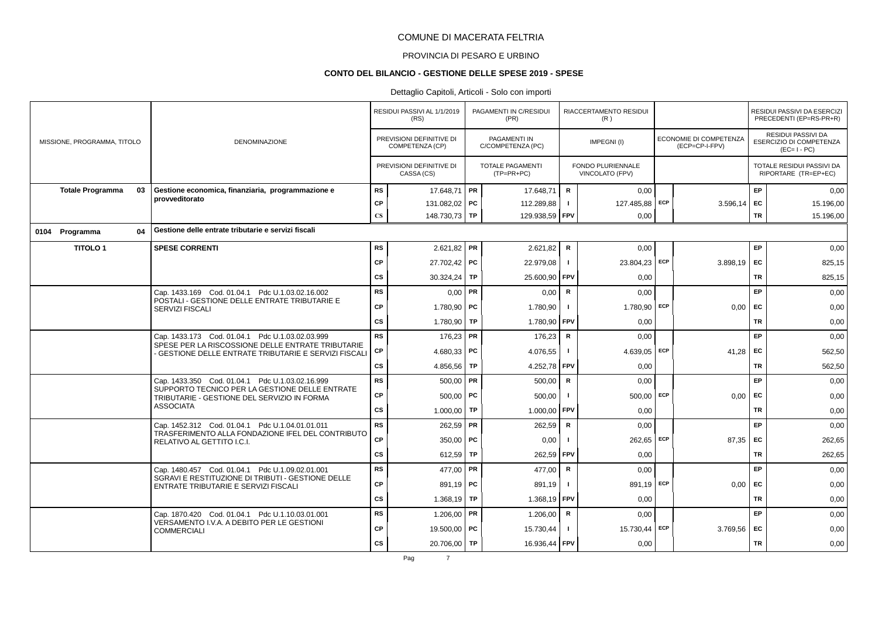COMUNE DI MACERATA FELTRIA

PROVINCIA DI PESARO E URBINO

**CONTO DEL BILANCIO - GESTIONE DELLE SPESE 2019 - SPESE**

Dettaglio Capitoli, Articoli - Solo con importi

| MISSIONE, PROGRAMMA, TITOLO | DENOMINAZIONE | | RESIDUI PASSIVI AL 1/1/2019 (RS) / PREVISIONI DEFINITIVE DI COMPETENZA (CP) / PREVISIONI DEFINITIVE DI CASSA (CS) | | PAGAMENTI IN C/RESIDUI (PR) / PAGAMENTI IN C/COMPETENZA (PC) / TOTALE PAGAMENTI (TP=PR+PC) | | RIACCERTAMENTO RESIDUI (R) / IMPEGNI (I) / FONDO PLURIENNALE VINCOLATO (FPV) | | ECONOMIE DI COMPETENZA (ECP=CP-I-FPV) | | RESIDUI PASSIVI DA ESERCIZI PRECEDENTI (EP=RS-PR+R) / RESIDUI PASSIVI DA ESERCIZIO DI COMPETENZA (EC=I-PC) / TOTALE RESIDUI PASSIVI DA RIPORTARE (TR=EP+EC) |
|---|---|---|---|---|---|---|---|---|---|---|---|
| **Totale Programma 03** | **Gestione economica, finanziaria, programmazione e provveditorato** | RS | 17.648,71 | PR | 17.648,71 | R | 0,00 | | | EP | 0,00 |
| | | CP | 131.082,02 | PC | 112.289,88 | I | 127.485,88 | ECP | 3.596,14 | EC | 15.196,00 |
| | | CS | 148.730,73 | TP | 129.938,59 | FPV | 0,00 | | | TR | 15.196,00 |
| **0104 Programma 04** | **Gestione delle entrate tributarie e servizi fiscali** | | | | | | | | | | |
| **TITOLO 1** | **SPESE CORRENTI** | RS | 2.621,82 | PR | 2.621,82 | R | 0,00 | | | EP | 0,00 |
| | | CP | 27.702,42 | PC | 22.979,08 | I | 23.804,23 | ECP | 3.898,19 | EC | 825,15 |
| | | CS | 30.324,24 | TP | 25.600,90 | FPV | 0,00 | | | TR | 825,15 |
| | Cap. 1433.169 Cod. 01.04.1 Pdc U.1.03.02.16.002 POSTALI - GESTIONE DELLE ENTRATE TRIBUTARIE E SERVIZI FISCALI | RS | 0,00 | PR | 0,00 | R | 0,00 | | | EP | 0,00 |
| | | CP | 1.780,90 | PC | 1.780,90 | I | 1.780,90 | ECP | 0,00 | EC | 0,00 |
| | | CS | 1.780,90 | TP | 1.780,90 | FPV | 0,00 | | | TR | 0,00 |
| | Cap. 1433.173 Cod. 01.04.1 Pdc U.1.03.02.03.999 SPESE PER LA RISCOSSIONE DELLE ENTRATE TRIBUTARIE - GESTIONE DELLE ENTRATE TRIBUTARIE E SERVIZI FISCALI | RS | 176,23 | PR | 176,23 | R | 0,00 | | | EP | 0,00 |
| | | CP | 4.680,33 | PC | 4.076,55 | I | 4.639,05 | ECP | 41,28 | EC | 562,50 |
| | | CS | 4.856,56 | TP | 4.252,78 | FPV | 0,00 | | | TR | 562,50 |
| | Cap. 1433.350 Cod. 01.04.1 Pdc U.1.03.02.16.999 SUPPORTO TECNICO PER LA GESTIONE DELLE ENTRATE TRIBUTARIE - GESTIONE DEL SERVIZIO IN FORMA ASSOCIATA | RS | 500,00 | PR | 500,00 | R | 0,00 | | | EP | 0,00 |
| | | CP | 500,00 | PC | 500,00 | I | 500,00 | ECP | 0,00 | EC | 0,00 |
| | | CS | 1.000,00 | TP | 1.000,00 | FPV | 0,00 | | | TR | 0,00 |
| | Cap. 1452.312 Cod. 01.04.1 Pdc U.1.04.01.01.011 TRASFERIMENTO ALLA FONDAZIONE IFEL DEL CONTRIBUTO RELATIVO AL GETTITO I.C.I. | RS | 262,59 | PR | 262,59 | R | 0,00 | | | EP | 0,00 |
| | | CP | 350,00 | PC | 0,00 | I | 262,65 | ECP | 87,35 | EC | 262,65 |
| | | CS | 612,59 | TP | 262,59 | FPV | 0,00 | | | TR | 262,65 |
| | Cap. 1480.457 Cod. 01.04.1 Pdc U.1.09.02.01.001 SGRAVI E RESTITUZIONE DI TRIBUTI - GESTIONE DELLE ENTRATE TRIBUTARIE E SERVIZI FISCALI | RS | 477,00 | PR | 477,00 | R | 0,00 | | | EP | 0,00 |
| | | CP | 891,19 | PC | 891,19 | I | 891,19 | ECP | 0,00 | EC | 0,00 |
| | | CS | 1.368,19 | TP | 1.368,19 | FPV | 0,00 | | | TR | 0,00 |
| | Cap. 1870.420 Cod. 01.04.1 Pdc U.1.10.03.01.001 VERSAMENTO I.V.A. A DEBITO PER LE GESTIONI COMMERCIALI | RS | 1.206,00 | PR | 1.206,00 | R | 0,00 | | | EP | 0,00 |
| | | CP | 19.500,00 | PC | 15.730,44 | I | 15.730,44 | ECP | 3.769,56 | EC | 0,00 |
| | | CS | 20.706,00 | TP | 16.936,44 | FPV | 0,00 | | | TR | 0,00 |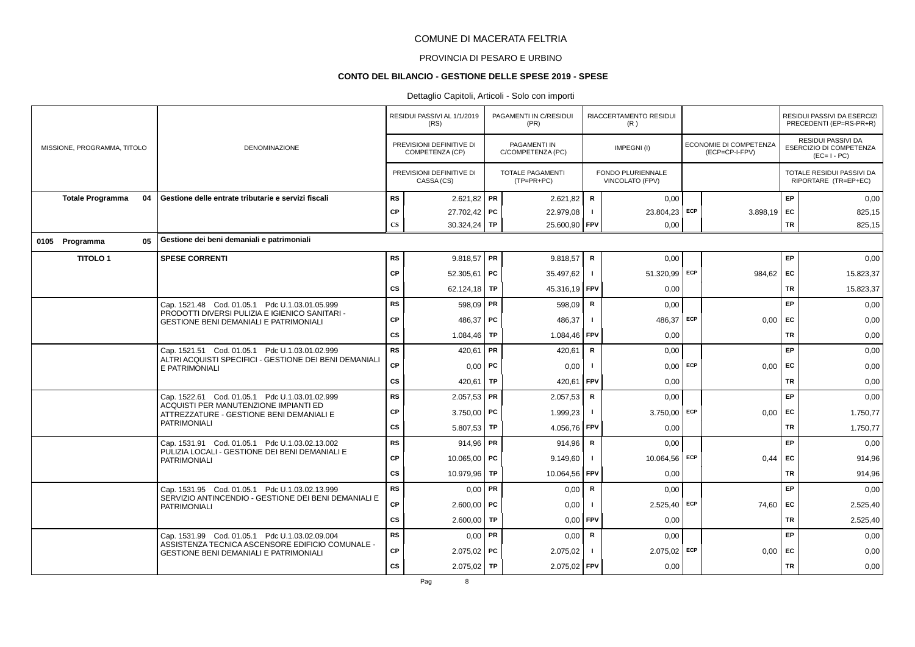COMUNE DI MACERATA FELTRIA

PROVINCIA DI PESARO E URBINO

**CONTO DEL BILANCIO - GESTIONE DELLE SPESE 2019 - SPESE**

Dettaglio Capitoli, Articoli - Solo con importi

| MISSIONE, PROGRAMMA, TITOLO | DENOMINAZIONE | | RESIDUI PASSIVI AL 1/1/2019 (RS) / PREVISIONI DEFINITIVE DI COMPETENZA (CP) / PREVISIONI DEFINITIVE DI CASSA (CS) | | PAGAMENTI IN C/RESIDUI (PR) / PAGAMENTI IN C/COMPETENZA (PC) / TOTALE PAGAMENTI (TP=PR+PC) | | RIACCERTAMENTO RESIDUI (R) / IMPEGNI (I) / FONDO PLURIENNALE VINCOLATO (FPV) | | ECONOMIE DI COMPETENZA (ECP=CP-I-FPV) | | RESIDUI PASSIVI DA ESERCIZI PRECEDENTI (EP=RS-PR+R) / RESIDUI PASSIVI DA ESERCIZIO DI COMPETENZA (EC=I-PC) / TOTALE RESIDUI PASSIVI DA RIPORTARE (TR=EP+EC) |
|---|---|---|---|---|---|---|---|---|---|---|---|
| **Totale Programma 04** | **Gestione delle entrate tributarie e servizi fiscali** | RS | 2.621,82 | PR | 2.621,82 | R | 0,00 | | | EP | 0,00 |
| | | CP | 27.702,42 | PC | 22.979,08 | I | 23.804,23 | ECP | 3.898,19 | EC | 825,15 |
| | | CS | 30.324,24 | TP | 25.600,90 | FPV | 0,00 | | | TR | 825,15 |
| **0105 Programma 05** | **Gestione dei beni demaniali e patrimoniali** | | | | | | | | | | |
| **TITOLO 1** | **SPESE CORRENTI** | RS | 9.818,57 | PR | 9.818,57 | R | 0,00 | | | EP | 0,00 |
| | | CP | 52.305,61 | PC | 35.497,62 | I | 51.320,99 | ECP | 984,62 | EC | 15.823,37 |
| | | CS | 62.124,18 | TP | 45.316,19 | FPV | 0,00 | | | TR | 15.823,37 |
| | Cap. 1521.48 Cod. 01.05.1 Pdc U.1.03.01.05.999 PRODOTTI DIVERSI PULIZIA E IGIENICO SANITARI - GESTIONE BENI DEMANIALI E PATRIMONIALI | RS | 598,09 | PR | 598,09 | R | 0,00 | | | EP | 0,00 |
| | | CP | 486,37 | PC | 486,37 | I | 486,37 | ECP | 0,00 | EC | 0,00 |
| | | CS | 1.084,46 | TP | 1.084,46 | FPV | 0,00 | | | TR | 0,00 |
| | Cap. 1521.51 Cod. 01.05.1 Pdc U.1.03.01.02.999 ALTRI ACQUISTI SPECIFICI - GESTIONE DEI BENI DEMANIALI E PATRIMONIALI | RS | 420,61 | PR | 420,61 | R | 0,00 | | | EP | 0,00 |
| | | CP | 0,00 | PC | 0,00 | I | 0,00 | ECP | 0,00 | EC | 0,00 |
| | | CS | 420,61 | TP | 420,61 | FPV | 0,00 | | | TR | 0,00 |
| | Cap. 1522.61 Cod. 01.05.1 Pdc U.1.03.01.02.999 ACQUISTI PER MANUTENZIONE IMPIANTI ED ATTREZZATURE - GESTIONE BENI DEMANIALI E PATRIMONIALI | RS | 2.057,53 | PR | 2.057,53 | R | 0,00 | | | EP | 0,00 |
| | | CP | 3.750,00 | PC | 1.999,23 | I | 3.750,00 | ECP | 0,00 | EC | 1.750,77 |
| | | CS | 5.807,53 | TP | 4.056,76 | FPV | 0,00 | | | TR | 1.750,77 |
| | Cap. 1531.91 Cod. 01.05.1 Pdc U.1.03.02.13.002 PULIZIA LOCALI - GESTIONE DEI BENI DEMANIALI E PATRIMONIALI | RS | 914,96 | PR | 914,96 | R | 0,00 | | | EP | 0,00 |
| | | CP | 10.065,00 | PC | 9.149,60 | I | 10.064,56 | ECP | 0,44 | EC | 914,96 |
| | | CS | 10.979,96 | TP | 10.064,56 | FPV | 0,00 | | | TR | 914,96 |
| | Cap. 1531.95 Cod. 01.05.1 Pdc U.1.03.02.13.999 SERVIZIO ANTINCENDIO - GESTIONE DEI BENI DEMANIALI E PATRIMONIALI | RS | 0,00 | PR | 0,00 | R | 0,00 | | | EP | 0,00 |
| | | CP | 2.600,00 | PC | 0,00 | I | 2.525,40 | ECP | 74,60 | EC | 2.525,40 |
| | | CS | 2.600,00 | TP | 0,00 | FPV | 0,00 | | | TR | 2.525,40 |
| | Cap. 1531.99 Cod. 01.05.1 Pdc U.1.03.02.09.004 ASSISTENZA TECNICA ASCENSORE EDIFICIO COMUNALE - GESTIONE BENI DEMANIALI E PATRIMONIALI | RS | 0,00 | PR | 0,00 | R | 0,00 | | | EP | 0,00 |
| | | CP | 2.075,02 | PC | 2.075,02 | I | 2.075,02 | ECP | 0,00 | EC | 0,00 |
| | | CS | 2.075,02 | TP | 2.075,02 | FPV | 0,00 | | | TR | 0,00 |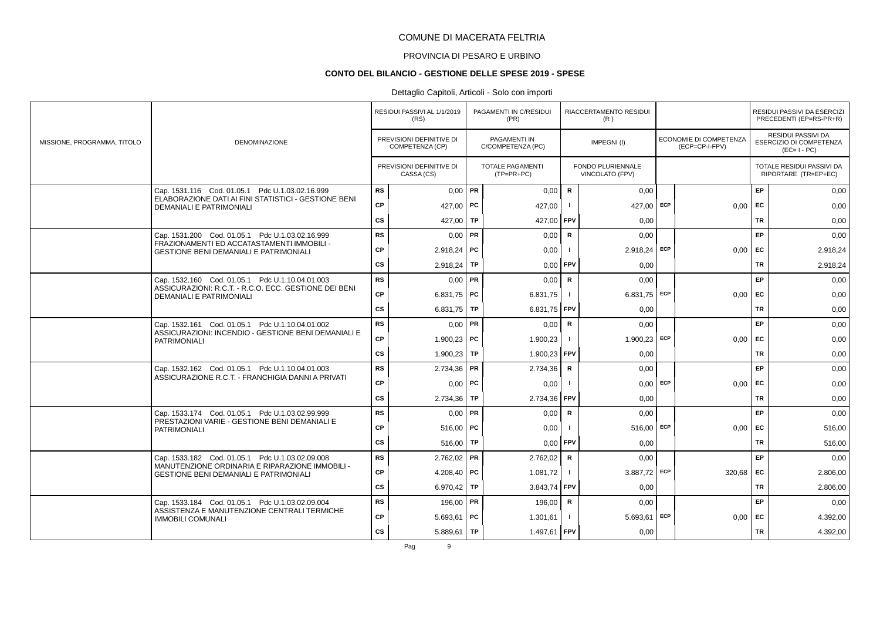# COMUNE DI MACERATA FELTRIA

## PROVINCIA DI PESARO E URBINO

### CONTO DEL BILANCIO - GESTIONE DELLE SPESE 2019 - SPESE

Dettaglio Capitoli, Articoli - Solo con importi

| MISSIONE, PROGRAMMA, TITOLO | DENOMINAZIONE | | RESIDUI PASSIVI AL 1/1/2019 (RS) / PREVISIONI DEFINITIVE DI COMPETENZA (CP) / PREVISIONI DEFINITIVE DI CASSA (CS) | | PAGAMENTI IN C/RESIDUI (PR) / PAGAMENTI IN C/COMPETENZA (PC) / TOTALE PAGAMENTI (TP=PR+PC) | | RIACCERTAMENTO RESIDUI (R) / IMPEGNI (I) / FONDO PLURIENNALE VINCOLATO (FPV) | | ECONOMIE DI COMPETENZA (ECP=CP-I-FPV) | | RESIDUI PASSIVI DA ESERCIZI PRECEDENTI (EP=RS-PR+R) / RESIDUI PASSIVI DA ESERCIZIO DI COMPETENZA (EC=I-PC) / TOTALE RESIDUI PASSIVI DA RIPORTARE (TR=EP+EC) |
|---|---|---|---|---|---|---|---|---|---|---|---|
| | Cap. 1531.116 Cod. 01.05.1 Pdc U.1.03.02.16.999 ELABORAZIONE DATI AI FINI STATISTICI - GESTIONE BENI DEMANIALI E PATRIMONIALI | RS | 0,00 | PR | 0,00 | R | 0,00 | | | EP | 0,00 |
| | | CP | 427,00 | PC | 427,00 | I | 427,00 | ECP | 0,00 | EC | 0,00 |
| | | CS | 427,00 | TP | 427,00 | FPV | 0,00 | | | TR | 0,00 |
| | Cap. 1531.200 Cod. 01.05.1 Pdc U.1.03.02.16.999 FRAZIONAMENTI ED ACCATASTAMENTI IMMOBILI - GESTIONE BENI DEMANIALI E PATRIMONIALI | RS | 0,00 | PR | 0,00 | R | 0,00 | | | EP | 0,00 |
| | | CP | 2.918,24 | PC | 0,00 | I | 2.918,24 | ECP | 0,00 | EC | 2.918,24 |
| | | CS | 2.918,24 | TP | 0,00 | FPV | 0,00 | | | TR | 2.918,24 |
| | Cap. 1532.160 Cod. 01.05.1 Pdc U.1.10.04.01.003 ASSICURAZIONI: R.C.T. - R.C.O. ECC. GESTIONE DEI BENI DEMANIALI E PATRIMONIALI | RS | 0,00 | PR | 0,00 | R | 0,00 | | | EP | 0,00 |
| | | CP | 6.831,75 | PC | 6.831,75 | I | 6.831,75 | ECP | 0,00 | EC | 0,00 |
| | | CS | 6.831,75 | TP | 6.831,75 | FPV | 0,00 | | | TR | 0,00 |
| | Cap. 1532.161 Cod. 01.05.1 Pdc U.1.10.04.01.002 ASSICURAZIONI: INCENDIO - GESTIONE BENI DEMANIALI E PATRIMONIALI | RS | 0,00 | PR | 0,00 | R | 0,00 | | | EP | 0,00 |
| | | CP | 1.900,23 | PC | 1.900,23 | I | 1.900,23 | ECP | 0,00 | EC | 0,00 |
| | | CS | 1.900,23 | TP | 1.900,23 | FPV | 0,00 | | | TR | 0,00 |
| | Cap. 1532.162 Cod. 01.05.1 Pdc U.1.10.04.01.003 ASSICURAZIONE R.C.T. - FRANCHIGIA DANNI A PRIVATI | RS | 2.734,36 | PR | 2.734,36 | R | 0,00 | | | EP | 0,00 |
| | | CP | 0,00 | PC | 0,00 | I | 0,00 | ECP | 0,00 | EC | 0,00 |
| | | CS | 2.734,36 | TP | 2.734,36 | FPV | 0,00 | | | TR | 0,00 |
| | Cap. 1533.174 Cod. 01.05.1 Pdc U.1.03.02.99.999 PRESTAZIONI VARIE - GESTIONE BENI DEMANIALI E PATRIMONIALI | RS | 0,00 | PR | 0,00 | R | 0,00 | | | EP | 0,00 |
| | | CP | 516,00 | PC | 0,00 | I | 516,00 | ECP | 0,00 | EC | 516,00 |
| | | CS | 516,00 | TP | 0,00 | FPV | 0,00 | | | TR | 516,00 |
| | Cap. 1533.182 Cod. 01.05.1 Pdc U.1.03.02.09.008 MANUTENZIONE ORDINARIA E RIPARAZIONE IMMOBILI - GESTIONE BENI DEMANIALI E PATRIMONIALI | RS | 2.762,02 | PR | 2.762,02 | R | 0,00 | | | EP | 0,00 |
| | | CP | 4.208,40 | PC | 1.081,72 | I | 3.887,72 | ECP | 320,68 | EC | 2.806,00 |
| | | CS | 6.970,42 | TP | 3.843,74 | FPV | 0,00 | | | TR | 2.806,00 |
| | Cap. 1533.184 Cod. 01.05.1 Pdc U.1.03.02.09.004 ASSISTENZA E MANUTENZIONE CENTRALI TERMICHE IMMOBILI COMUNALI | RS | 196,00 | PR | 196,00 | R | 0,00 | | | EP | 0,00 |
| | | CP | 5.693,61 | PC | 1.301,61 | I | 5.693,61 | ECP | 0,00 | EC | 4.392,00 |
| | | CS | 5.889,61 | TP | 1.497,61 | FPV | 0,00 | | | TR | 4.392,00 |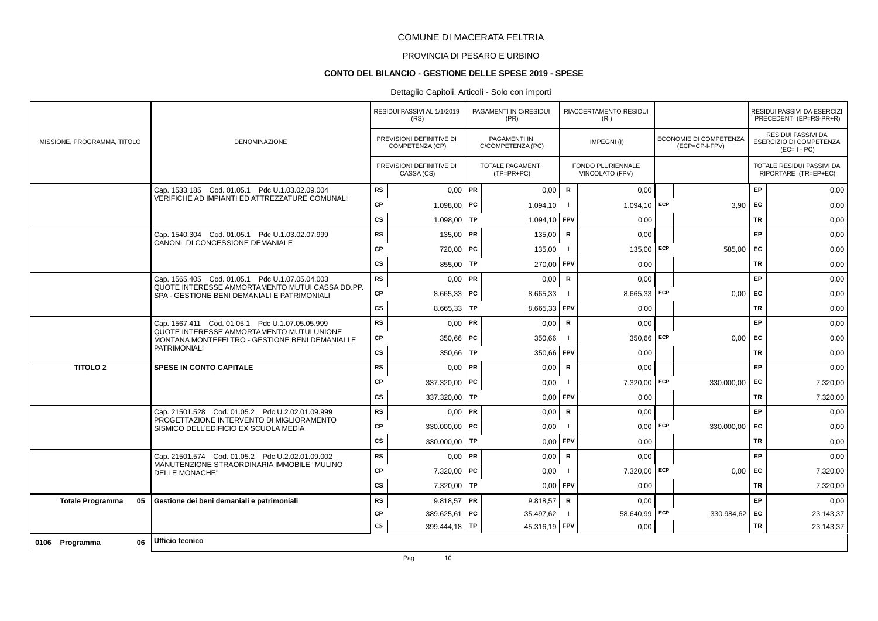# COMUNE DI MACERATA FELTRIA

## PROVINCIA DI PESARO E URBINO

### CONTO DEL BILANCIO - GESTIONE DELLE SPESE 2019 - SPESE

Dettaglio Capitoli, Articoli - Solo con importi

| MISSIONE, PROGRAMMA, TITOLO | DENOMINAZIONE | | RESIDUI PASSIVI AL 1/1/2019 (RS) / PREVISIONI DEFINITIVE DI COMPETENZA (CP) / PREVISIONI DEFINITIVE DI CASSA (CS) | | PAGAMENTI IN C/RESIDUI (PR) / PAGAMENTI IN C/COMPETENZA (PC) / TOTALE PAGAMENTI (TP=PR+PC) | | RIACCERTAMENTO RESIDUI (R) / IMPEGNI (I) / FONDO PLURIENNALE VINCOLATO (FPV) | | ECONOMIE DI COMPETENZA (ECP=CP-I-FPV) | | RESIDUI PASSIVI DA ESERCIZI PRECEDENTI (EP=RS-PR+R) / RESIDUI PASSIVI DA ESERCIZIO DI COMPETENZA (EC=I-PC) / TOTALE RESIDUI PASSIVI DA RIPORTARE (TR=EP+EC) |
|---|---|---|---|---|---|---|---|---|---|---|---|
| | Cap. 1533.185 Cod. 01.05.1 Pdc U.1.03.02.09.004 VERIFICHE AD IMPIANTI ED ATTREZZATURE COMUNALI | RS | 0,00 | PR | 0,00 | R | 0,00 | | | EP | 0,00 |
| | | CP | 1.098,00 | PC | 1.094,10 | I | 1.094,10 | ECP | 3,90 | EC | 0,00 |
| | | CS | 1.098,00 | TP | 1.094,10 | FPV | 0,00 | | | TR | 0,00 |
| | Cap. 1540.304 Cod. 01.05.1 Pdc U.1.03.02.07.999 CANONI DI CONCESSIONE DEMANIALE | RS | 135,00 | PR | 135,00 | R | 0,00 | | | EP | 0,00 |
| | | CP | 720,00 | PC | 135,00 | I | 135,00 | ECP | 585,00 | EC | 0,00 |
| | | CS | 855,00 | TP | 270,00 | FPV | 0,00 | | | TR | 0,00 |
| | Cap. 1565.405 Cod. 01.05.1 Pdc U.1.07.05.04.003 QUOTE INTERESSE AMMORTAMENTO MUTUI CASSA DD.PP. SPA - GESTIONE BENI DEMANIALI E PATRIMONIALI | RS | 0,00 | PR | 0,00 | R | 0,00 | | | EP | 0,00 |
| | | CP | 8.665,33 | PC | 8.665,33 | I | 8.665,33 | ECP | 0,00 | EC | 0,00 |
| | | CS | 8.665,33 | TP | 8.665,33 | FPV | 0,00 | | | TR | 0,00 |
| | Cap. 1567.411 Cod. 01.05.1 Pdc U.1.07.05.05.999 QUOTE INTERESSE AMMORTAMENTO MUTUI UNIONE MONTANA MONTEFELTRO - GESTIONE BENI DEMANIALI E PATRIMONIALI | RS | 0,00 | PR | 0,00 | R | 0,00 | | | EP | 0,00 |
| | | CP | 350,66 | PC | 350,66 | I | 350,66 | ECP | 0,00 | EC | 0,00 |
| | | CS | 350,66 | TP | 350,66 | FPV | 0,00 | | | TR | 0,00 |
| **TITOLO 2** | **SPESE IN CONTO CAPITALE** | RS | 0,00 | PR | 0,00 | R | 0,00 | | | EP | 0,00 |
| | | CP | 337.320,00 | PC | 0,00 | I | 7.320,00 | ECP | 330.000,00 | EC | 7.320,00 |
| | | CS | 337.320,00 | TP | 0,00 | FPV | 0,00 | | | TR | 7.320,00 |
| | Cap. 21501.528 Cod. 01.05.2 Pdc U.2.02.01.09.999 PROGETTAZIONE INTERVENTO DI MIGLIORAMENTO SISMICO DELL'EDIFICIO EX SCUOLA MEDIA | RS | 0,00 | PR | 0,00 | R | 0,00 | | | EP | 0,00 |
| | | CP | 330.000,00 | PC | 0,00 | I | 0,00 | ECP | 330.000,00 | EC | 0,00 |
| | | CS | 330.000,00 | TP | 0,00 | FPV | 0,00 | | | TR | 0,00 |
| | Cap. 21501.574 Cod. 01.05.2 Pdc U.2.02.01.09.002 MANUTENZIONE STRAORDINARIA IMMOBILE "MULINO DELLE MONACHE" | RS | 0,00 | PR | 0,00 | R | 0,00 | | | EP | 0,00 |
| | | CP | 7.320,00 | PC | 0,00 | I | 7.320,00 | ECP | 0,00 | EC | 7.320,00 |
| | | CS | 7.320,00 | TP | 0,00 | FPV | 0,00 | | | TR | 7.320,00 |
| **Totale Programma 05** | **Gestione dei beni demaniali e patrimoniali** | RS | 9.818,57 | PR | 9.818,57 | R | 0,00 | | | EP | 0,00 |
| | | CP | 389.625,61 | PC | 35.497,62 | I | 58.640,99 | ECP | 330.984,62 | EC | 23.143,37 |
| | | CS | 399.444,18 | TP | 45.316,19 | FPV | 0,00 | | | TR | 23.143,37 |
| **0106 Programma 06** | **Ufficio tecnico** | | | | | | | | | | |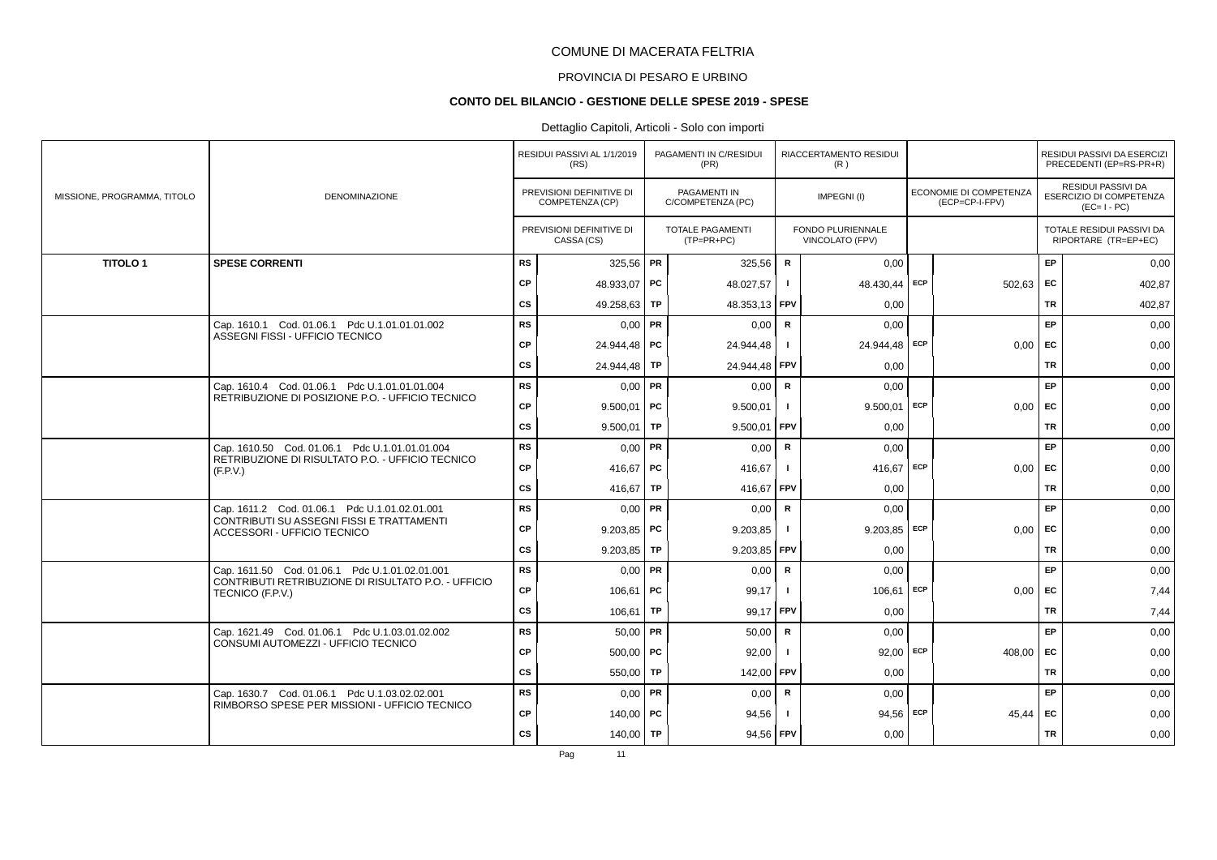# COMUNE DI MACERATA FELTRIA

## PROVINCIA DI PESARO E URBINO

### CONTO DEL BILANCIO - GESTIONE DELLE SPESE 2019 - SPESE

Dettaglio Capitoli, Articoli - Solo con importi

| MISSIONE, PROGRAMMA, TITOLO | DENOMINAZIONE | | RESIDUI PASSIVI AL 1/1/2019 (RS) / PREVISIONI DEFINITIVE DI COMPETENZA (CP) / PREVISIONI DEFINITIVE DI CASSA (CS) | | PAGAMENTI IN C/RESIDUI (PR) / PAGAMENTI IN C/COMPETENZA (PC) / TOTALE PAGAMENTI (TP=PR+PC) | | RIACCERTAMENTO RESIDUI (R) / IMPEGNI (I) / FONDO PLURIENNALE VINCOLATO (FPV) | | ECONOMIE DI COMPETENZA (ECP=CP-I-FPV) | | RESIDUI PASSIVI DA ESERCIZI PRECEDENTI (EP=RS-PR+R) / RESIDUI PASSIVI DA ESERCIZIO DI COMPETENZA (EC= I - PC) / TOTALE RESIDUI PASSIVI DA RIPORTARE (TR=EP+EC) |
|---|---|---|---|---|---|---|---|---|---|---|---|
| **TITOLO 1** | **SPESE CORRENTI** | RS | 325,56 | PR | 325,56 | R | 0,00 | | | EP | 0,00 |
| | | CP | 48.933,07 | PC | 48.027,57 | I | 48.430,44 | ECP | 502,63 | EC | 402,87 |
| | | CS | 49.258,63 | TP | 48.353,13 | FPV | 0,00 | | | TR | 402,87 |
| | Cap. 1610.1 Cod. 01.06.1 Pdc U.1.01.01.01.002 ASSEGNI FISSI - UFFICIO TECNICO | RS | 0,00 | PR | 0,00 | R | 0,00 | | | EP | 0,00 |
| | | CP | 24.944,48 | PC | 24.944,48 | I | 24.944,48 | ECP | 0,00 | EC | 0,00 |
| | | CS | 24.944,48 | TP | 24.944,48 | FPV | 0,00 | | | TR | 0,00 |
| | Cap. 1610.4 Cod. 01.06.1 Pdc U.1.01.01.01.004 RETRIBUZIONE DI POSIZIONE P.O. - UFFICIO TECNICO | RS | 0,00 | PR | 0,00 | R | 0,00 | | | EP | 0,00 |
| | | CP | 9.500,01 | PC | 9.500,01 | I | 9.500,01 | ECP | 0,00 | EC | 0,00 |
| | | CS | 9.500,01 | TP | 9.500,01 | FPV | 0,00 | | | TR | 0,00 |
| | Cap. 1610.50 Cod. 01.06.1 Pdc U.1.01.01.01.004 RETRIBUZIONE DI RISULTATO P.O. - UFFICIO TECNICO (F.P.V.) | RS | 0,00 | PR | 0,00 | R | 0,00 | | | EP | 0,00 |
| | | CP | 416,67 | PC | 416,67 | I | 416,67 | ECP | 0,00 | EC | 0,00 |
| | | CS | 416,67 | TP | 416,67 | FPV | 0,00 | | | TR | 0,00 |
| | Cap. 1611.2 Cod. 01.06.1 Pdc U.1.01.02.01.001 CONTRIBUTI SU ASSEGNI FISSI E TRATTAMENTI ACCESSORI - UFFICIO TECNICO | RS | 0,00 | PR | 0,00 | R | 0,00 | | | EP | 0,00 |
| | | CP | 9.203,85 | PC | 9.203,85 | I | 9.203,85 | ECP | 0,00 | EC | 0,00 |
| | | CS | 9.203,85 | TP | 9.203,85 | FPV | 0,00 | | | TR | 0,00 |
| | Cap. 1611.50 Cod. 01.06.1 Pdc U.1.01.02.01.001 CONTRIBUTI RETRIBUZIONE DI RISULTATO P.O. - UFFICIO TECNICO (F.P.V.) | RS | 0,00 | PR | 0,00 | R | 0,00 | | | EP | 0,00 |
| | | CP | 106,61 | PC | 99,17 | I | 106,61 | ECP | 0,00 | EC | 7,44 |
| | | CS | 106,61 | TP | 99,17 | FPV | 0,00 | | | TR | 7,44 |
| | Cap. 1621.49 Cod. 01.06.1 Pdc U.1.03.01.02.002 CONSUMI AUTOMEZZI - UFFICIO TECNICO | RS | 50,00 | PR | 50,00 | R | 0,00 | | | EP | 0,00 |
| | | CP | 500,00 | PC | 92,00 | I | 92,00 | ECP | 408,00 | EC | 0,00 |
| | | CS | 550,00 | TP | 142,00 | FPV | 0,00 | | | TR | 0,00 |
| | Cap. 1630.7 Cod. 01.06.1 Pdc U.1.03.02.02.001 RIMBORSO SPESE PER MISSIONI - UFFICIO TECNICO | RS | 0,00 | PR | 0,00 | R | 0,00 | | | EP | 0,00 |
| | | CP | 140,00 | PC | 94,56 | I | 94,56 | ECP | 45,44 | EC | 0,00 |
| | | CS | 140,00 | TP | 94,56 | FPV | 0,00 | | | TR | 0,00 |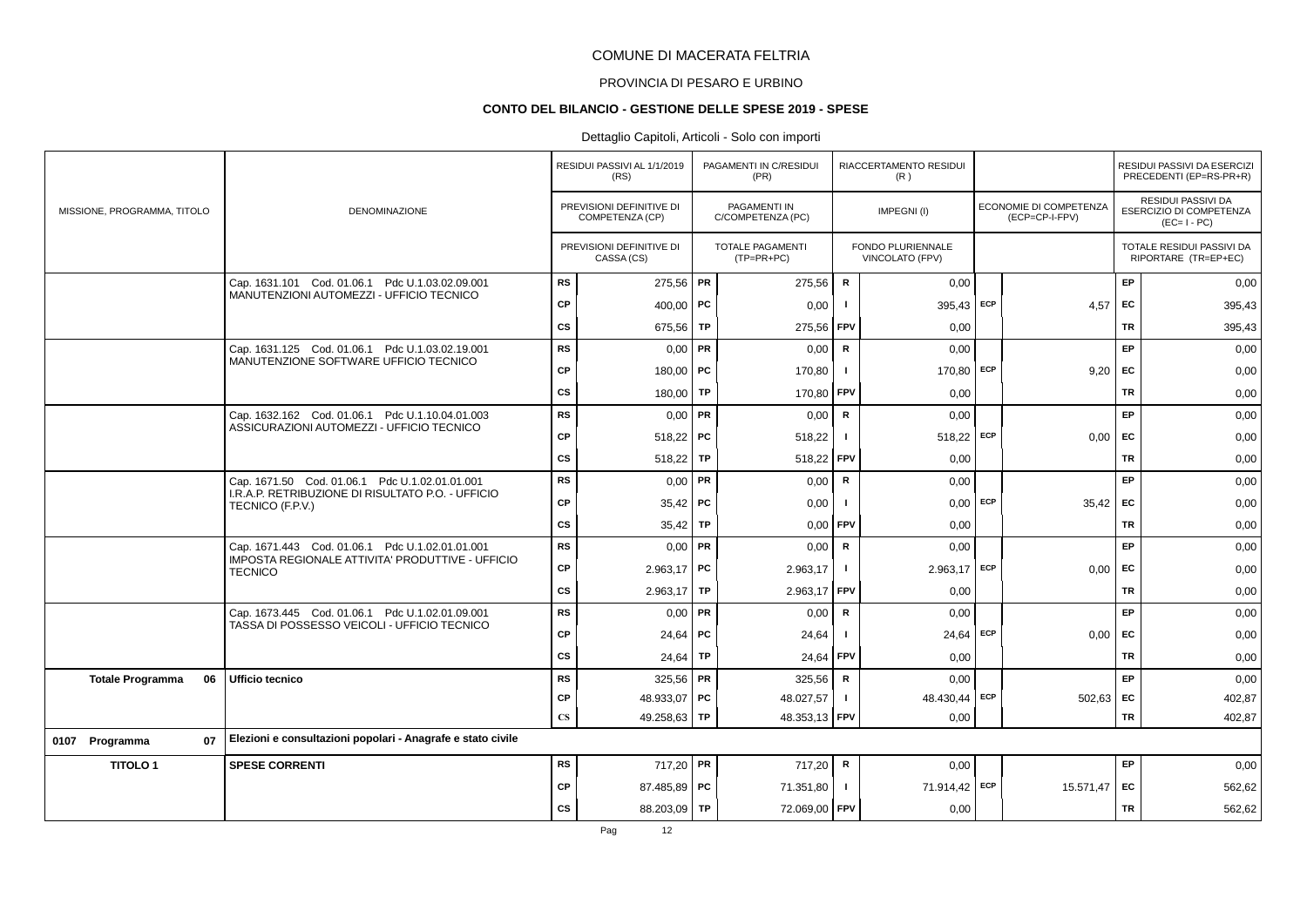COMUNE DI MACERATA FELTRIA

PROVINCIA DI PESARO E URBINO

**CONTO DEL BILANCIO - GESTIONE DELLE SPESE 2019 - SPESE**

Dettaglio Capitoli, Articoli - Solo con importi

| MISSIONE, PROGRAMMA, TITOLO | DENOMINAZIONE | | RESIDUI PASSIVI AL 1/1/2019 (RS) / PREVISIONI DEFINITIVE DI COMPETENZA (CP) / PREVISIONI DEFINITIVE DI CASSA (CS) | | PAGAMENTI IN C/RESIDUI (PR) / PAGAMENTI IN C/COMPETENZA (PC) / TOTALE PAGAMENTI (TP=PR+PC) | | RIACCERTAMENTO RESIDUI (R) / IMPEGNI (I) / FONDO PLURIENNALE VINCOLATO (FPV) | | ECONOMIE DI COMPETENZA (ECP=CP-I-FPV) | | RESIDUI PASSIVI DA ESERCIZI PRECEDENTI (EP=RS-PR+R) / RESIDUI PASSIVI DA ESERCIZIO DI COMPETENZA (EC=I-PC) / TOTALE RESIDUI PASSIVI DA RIPORTARE (TR=EP+EC) |
|---|---|---|---|---|---|---|---|---|---|---|---|
| | Cap. 1631.101 Cod. 01.06.1 Pdc U.1.03.02.09.001 MANUTENZIONI AUTOMEZZI - UFFICIO TECNICO | RS | 275,56 | PR | 275,56 | R | 0,00 | | | EP | 0,00 |
| | | CP | 400,00 | PC | 0,00 | I | 395,43 | ECP | 4,57 | EC | 395,43 |
| | | CS | 675,56 | TP | 275,56 | FPV | 0,00 | | | TR | 395,43 |
| | Cap. 1631.125 Cod. 01.06.1 Pdc U.1.03.02.19.001 MANUTENZIONE SOFTWARE UFFICIO TECNICO | RS | 0,00 | PR | 0,00 | R | 0,00 | | | EP | 0,00 |
| | | CP | 180,00 | PC | 170,80 | I | 170,80 | ECP | 9,20 | EC | 0,00 |
| | | CS | 180,00 | TP | 170,80 | FPV | 0,00 | | | TR | 0,00 |
| | Cap. 1632.162 Cod. 01.06.1 Pdc U.1.10.04.01.003 ASSICURAZIONI AUTOMEZZI - UFFICIO TECNICO | RS | 0,00 | PR | 0,00 | R | 0,00 | | | EP | 0,00 |
| | | CP | 518,22 | PC | 518,22 | I | 518,22 | ECP | 0,00 | EC | 0,00 |
| | | CS | 518,22 | TP | 518,22 | FPV | 0,00 | | | TR | 0,00 |
| | Cap. 1671.50 Cod. 01.06.1 Pdc U.1.02.01.01.001 I.R.A.P. RETRIBUZIONE DI RISULTATO P.O. - UFFICIO TECNICO (F.P.V.) | RS | 0,00 | PR | 0,00 | R | 0,00 | | | EP | 0,00 |
| | | CP | 35,42 | PC | 0,00 | I | 0,00 | ECP | 35,42 | EC | 0,00 |
| | | CS | 35,42 | TP | 0,00 | FPV | 0,00 | | | TR | 0,00 |
| | Cap. 1671.443 Cod. 01.06.1 Pdc U.1.02.01.01.001 IMPOSTA REGIONALE ATTIVITA' PRODUTTIVE - UFFICIO TECNICO | RS | 0,00 | PR | 0,00 | R | 0,00 | | | EP | 0,00 |
| | | CP | 2.963,17 | PC | 2.963,17 | I | 2.963,17 | ECP | 0,00 | EC | 0,00 |
| | | CS | 2.963,17 | TP | 2.963,17 | FPV | 0,00 | | | TR | 0,00 |
| | Cap. 1673.445 Cod. 01.06.1 Pdc U.1.02.01.09.001 TASSA DI POSSESSO VEICOLI - UFFICIO TECNICO | RS | 0,00 | PR | 0,00 | R | 0,00 | | | EP | 0,00 |
| | | CP | 24,64 | PC | 24,64 | I | 24,64 | ECP | 0,00 | EC | 0,00 |
| | | CS | 24,64 | TP | 24,64 | FPV | 0,00 | | | TR | 0,00 |
| **Totale Programma 06** | **Ufficio tecnico** | RS | 325,56 | PR | 325,56 | R | 0,00 | | | EP | 0,00 |
| | | CP | 48.933,07 | PC | 48.027,57 | I | 48.430,44 | ECP | 502,63 | EC | 402,87 |
| | | CS | 49.258,63 | TP | 48.353,13 | FPV | 0,00 | | | TR | 402,87 |
| **0107 Programma 07** | **Elezioni e consultazioni popolari - Anagrafe e stato civile** | | | | | | | | | | |
| **TITOLO 1** | **SPESE CORRENTI** | RS | 717,20 | PR | 717,20 | R | 0,00 | | | EP | 0,00 |
| | | CP | 87.485,89 | PC | 71.351,80 | I | 71.914,42 | ECP | 15.571,47 | EC | 562,62 |
| | | CS | 88.203,09 | TP | 72.069,00 | FPV | 0,00 | | | TR | 562,62 |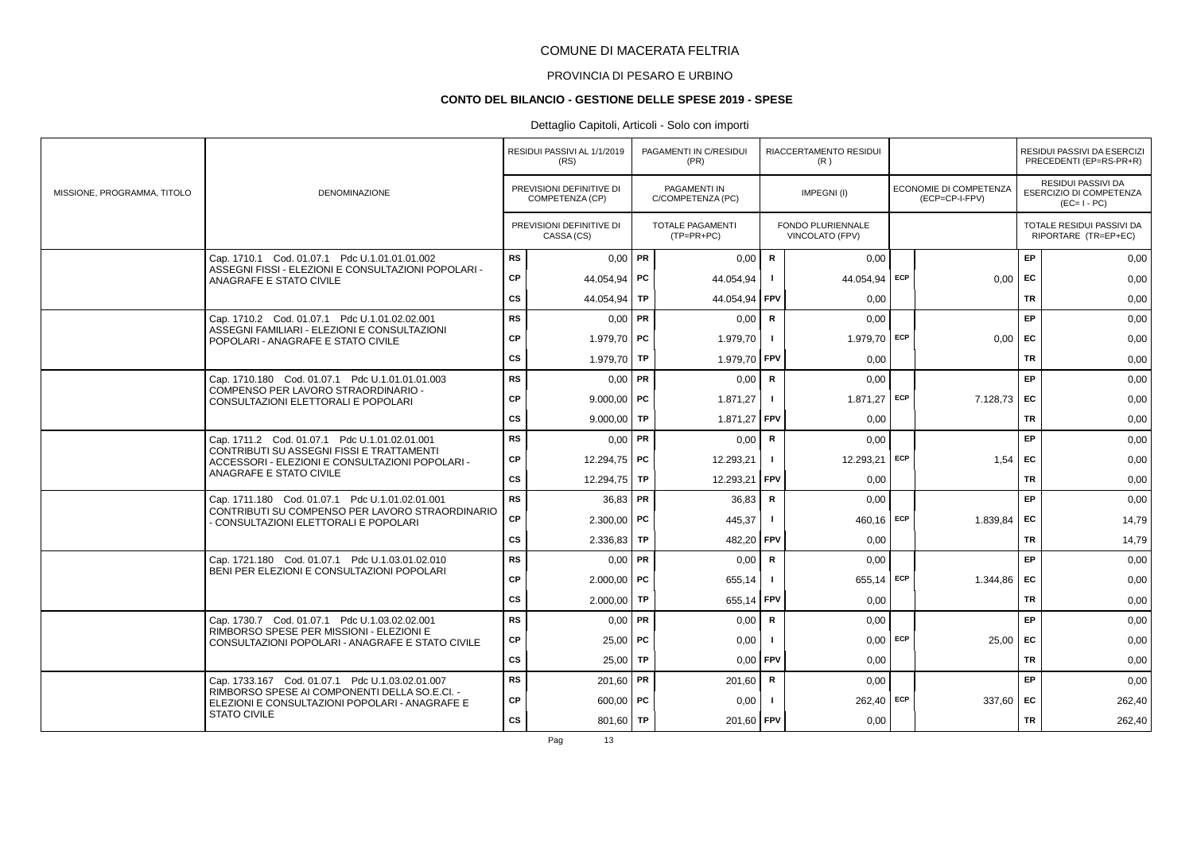# COMUNE DI MACERATA FELTRIA

## PROVINCIA DI PESARO E URBINO

### CONTO DEL BILANCIO - GESTIONE DELLE SPESE 2019 - SPESE

Dettaglio Capitoli, Articoli - Solo con importi

| MISSIONE, PROGRAMMA, TITOLO | DENOMINAZIONE | | RESIDUI PASSIVI AL 1/1/2019 (RS) / PREVISIONI DEFINITIVE DI COMPETENZA (CP) / PREVISIONI DEFINITIVE DI CASSA (CS) | | PAGAMENTI IN C/RESIDUI (PR) / PAGAMENTI IN C/COMPETENZA (PC) / TOTALE PAGAMENTI (TP=PR+PC) | | RIACCERTAMENTO RESIDUI (R) / IMPEGNI (I) / FONDO PLURIENNALE VINCOLATO (FPV) | | ECONOMIE DI COMPETENZA (ECP=CP-I-FPV) | | RESIDUI PASSIVI DA ESERCIZI PRECEDENTI (EP=RS-PR+R) / RESIDUI PASSIVI DA ESERCIZIO DI COMPETENZA (EC=I-PC) / TOTALE RESIDUI PASSIVI DA RIPORTARE (TR=EP+EC) |
|---|---|---|---|---|---|---|---|---|---|---|---|
| | Cap. 1710.1 Cod. 01.07.1 Pdc U.1.01.01.01.002 ASSEGNI FISSI - ELEZIONI E CONSULTAZIONI POPOLARI - ANAGRAFE E STATO CIVILE | RS | 0,00 | PR | 0,00 | R | 0,00 | | | EP | 0,00 |
| | | CP | 44.054,94 | PC | 44.054,94 | I | 44.054,94 | ECP | 0,00 | EC | 0,00 |
| | | CS | 44.054,94 | TP | 44.054,94 | FPV | 0,00 | | | TR | 0,00 |
| | Cap. 1710.2 Cod. 01.07.1 Pdc U.1.01.02.02.001 ASSEGNI FAMILIARI - ELEZIONI E CONSULTAZIONI POPOLARI - ANAGRAFE E STATO CIVILE | RS | 0,00 | PR | 0,00 | R | 0,00 | | | EP | 0,00 |
| | | CP | 1.979,70 | PC | 1.979,70 | I | 1.979,70 | ECP | 0,00 | EC | 0,00 |
| | | CS | 1.979,70 | TP | 1.979,70 | FPV | 0,00 | | | TR | 0,00 |
| | Cap. 1710.180 Cod. 01.07.1 Pdc U.1.01.01.01.003 COMPENSO PER LAVORO STRAORDINARIO - CONSULTAZIONI ELETTORALI E POPOLARI | RS | 0,00 | PR | 0,00 | R | 0,00 | | | EP | 0,00 |
| | | CP | 9.000,00 | PC | 1.871,27 | I | 1.871,27 | ECP | 7.128,73 | EC | 0,00 |
| | | CS | 9.000,00 | TP | 1.871,27 | FPV | 0,00 | | | TR | 0,00 |
| | Cap. 1711.2 Cod. 01.07.1 Pdc U.1.01.02.01.001 CONTRIBUTI SU ASSEGNI FISSI E TRATTAMENTI ACCESSORI - ELEZIONI E CONSULTAZIONI POPOLARI - ANAGRAFE E STATO CIVILE | RS | 0,00 | PR | 0,00 | R | 0,00 | | | EP | 0,00 |
| | | CP | 12.294,75 | PC | 12.293,21 | I | 12.293,21 | ECP | 1,54 | EC | 0,00 |
| | | CS | 12.294,75 | TP | 12.293,21 | FPV | 0,00 | | | TR | 0,00 |
| | Cap. 1711.180 Cod. 01.07.1 Pdc U.1.01.02.01.001 CONTRIBUTI SU COMPENSO PER LAVORO STRAORDINARIO - CONSULTAZIONI ELETTORALI E POPOLARI | RS | 36,83 | PR | 36,83 | R | 0,00 | | | EP | 0,00 |
| | | CP | 2.300,00 | PC | 445,37 | I | 460,16 | ECP | 1.839,84 | EC | 14,79 |
| | | CS | 2.336,83 | TP | 482,20 | FPV | 0,00 | | | TR | 14,79 |
| | Cap. 1721.180 Cod. 01.07.1 Pdc U.1.03.01.02.010 BENI PER ELEZIONI E CONSULTAZIONI POPOLARI | RS | 0,00 | PR | 0,00 | R | 0,00 | | | EP | 0,00 |
| | | CP | 2.000,00 | PC | 655,14 | I | 655,14 | ECP | 1.344,86 | EC | 0,00 |
| | | CS | 2.000,00 | TP | 655,14 | FPV | 0,00 | | | TR | 0,00 |
| | Cap. 1730.7 Cod. 01.07.1 Pdc U.1.03.02.02.001 RIMBORSO SPESE PER MISSIONI - ELEZIONI E CONSULTAZIONI POPOLARI - ANAGRAFE E STATO CIVILE | RS | 0,00 | PR | 0,00 | R | 0,00 | | | EP | 0,00 |
| | | CP | 25,00 | PC | 0,00 | I | 0,00 | ECP | 25,00 | EC | 0,00 |
| | | CS | 25,00 | TP | 0,00 | FPV | 0,00 | | | TR | 0,00 |
| | Cap. 1733.167 Cod. 01.07.1 Pdc U.1.03.02.01.007 RIMBORSO SPESE AI COMPONENTI DELLA SO.E.CI. - ELEZIONI E CONSULTAZIONI POPOLARI - ANAGRAFE E STATO CIVILE | RS | 201,60 | PR | 201,60 | R | 0,00 | | | EP | 0,00 |
| | | CP | 600,00 | PC | 0,00 | I | 262,40 | ECP | 337,60 | EC | 262,40 |
| | | CS | 801,60 | TP | 201,60 | FPV | 0,00 | | | TR | 262,40 |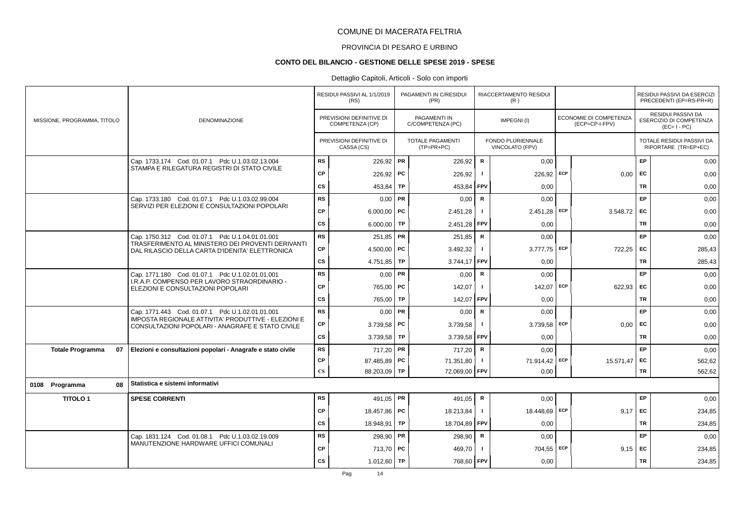# COMUNE DI MACERATA FELTRIA

PROVINCIA DI PESARO E URBINO

## CONTO DEL BILANCIO - GESTIONE DELLE SPESE 2019 - SPESE

Dettaglio Capitoli, Articoli - Solo con importi

| MISSIONE, PROGRAMMA, TITOLO | DENOMINAZIONE | | RESIDUI PASSIVI AL 1/1/2019 (RS) / PREVISIONI DEFINITIVE DI COMPETENZA (CP) / PREVISIONI DEFINITIVE DI CASSA (CS) | | PAGAMENTI IN C/RESIDUI (PR) / PAGAMENTI IN C/COMPETENZA (PC) / TOTALE PAGAMENTI (TP=PR+PC) | | RIACCERTAMENTO RESIDUI (R) / IMPEGNI (I) / FONDO PLURIENNALE VINCOLATO (FPV) | | ECONOMIE DI COMPETENZA (ECP=CP-I-FPV) | | RESIDUI PASSIVI DA ESERCIZI PRECEDENTI (EP=RS-PR+R) / RESIDUI PASSIVI DA ESERCIZIO DI COMPETENZA (EC=I-PC) / TOTALE RESIDUI PASSIVI DA RIPORTARE (TR=EP+EC) |
|---|---|---|---|---|---|---|---|---|---|---|---|
| | Cap. 1733.174 Cod. 01.07.1 Pdc U.1.03.02.13.004 STAMPA E RILEGATURA REGISTRI DI STATO CIVILE | RS | 226,92 | PR | 226,92 | R | 0,00 | | | EP | 0,00 |
| | | CP | 226,92 | PC | 226,92 | I | 226,92 | ECP | 0,00 | EC | 0,00 |
| | | CS | 453,84 | TP | 453,84 | FPV | 0,00 | | | TR | 0,00 |
| | Cap. 1733.180 Cod. 01.07.1 Pdc U.1.03.02.99.004 SERVIZI PER ELEZIONI E CONSULTAZIONI POPOLARI | RS | 0,00 | PR | 0,00 | R | 0,00 | | | EP | 0,00 |
| | | CP | 6.000,00 | PC | 2.451,28 | I | 2.451,28 | ECP | 3.548,72 | EC | 0,00 |
| | | CS | 6.000,00 | TP | 2.451,28 | FPV | 0,00 | | | TR | 0,00 |
| | Cap. 1750.312 Cod. 01.07.1 Pdc U.1.04.01.01.001 TRASFERIMENTO AL MINISTERO DEI PROVENTI DERIVANTI DAL RILASCIO DELLA CARTA D'IDENITA' ELETTRONICA | RS | 251,85 | PR | 251,85 | R | 0,00 | | | EP | 0,00 |
| | | CP | 4.500,00 | PC | 3.492,32 | I | 3.777,75 | ECP | 722,25 | EC | 285,43 |
| | | CS | 4.751,85 | TP | 3.744,17 | FPV | 0,00 | | | TR | 285,43 |
| | Cap. 1771.180 Cod. 01.07.1 Pdc U.1.02.01.01.001 I.R.A.P. COMPENSO PER LAVORO STRAORDINARIO - ELEZIONI E CONSULTAZIONI POPOLARI | RS | 0,00 | PR | 0,00 | R | 0,00 | | | EP | 0,00 |
| | | CP | 765,00 | PC | 142,07 | I | 142,07 | ECP | 622,93 | EC | 0,00 |
| | | CS | 765,00 | TP | 142,07 | FPV | 0,00 | | | TR | 0,00 |
| | Cap. 1771.443 Cod. 01.07.1 Pdc U.1.02.01.01.001 IMPOSTA REGIONALE ATTIVITA' PRODUTTIVE - ELEZIONI E CONSULTAZIONI POPOLARI - ANAGRAFE E STATO CIVILE | RS | 0,00 | PR | 0,00 | R | 0,00 | | | EP | 0,00 |
| | | CP | 3.739,58 | PC | 3.739,58 | I | 3.739,58 | ECP | 0,00 | EC | 0,00 |
| | | CS | 3.739,58 | TP | 3.739,58 | FPV | 0,00 | | | TR | 0,00 |
| **Totale Programma 07** | **Elezioni e consultazioni popolari - Anagrafe e stato civile** | RS | 717,20 | PR | 717,20 | R | 0,00 | | | EP | 0,00 |
| | | CP | 87.485,89 | PC | 71.351,80 | I | 71.914,42 | ECP | 15.571,47 | EC | 562,62 |
| | | CS | 88.203,09 | TP | 72.069,00 | FPV | 0,00 | | | TR | 562,62 |
| **0108 Programma 08** | **Statistica e sistemi informativi** | | | | | | | | | | |
| **TITOLO 1** | **SPESE CORRENTI** | RS | 491,05 | PR | 491,05 | R | 0,00 | | | EP | 0,00 |
| | | CP | 18.457,86 | PC | 18.213,84 | I | 18.448,69 | ECP | 9,17 | EC | 234,85 |
| | | CS | 18.948,91 | TP | 18.704,89 | FPV | 0,00 | | | TR | 234,85 |
| | Cap. 1831.124 Cod. 01.08.1 Pdc U.1.03.02.19.009 MANUTENZIONE HARDWARE UFFICI COMUNALI | RS | 298,90 | PR | 298,90 | R | 0,00 | | | EP | 0,00 |
| | | CP | 713,70 | PC | 469,70 | I | 704,55 | ECP | 9,15 | EC | 234,85 |
| | | CS | 1.012,60 | TP | 768,60 | FPV | 0,00 | | | TR | 234,85 |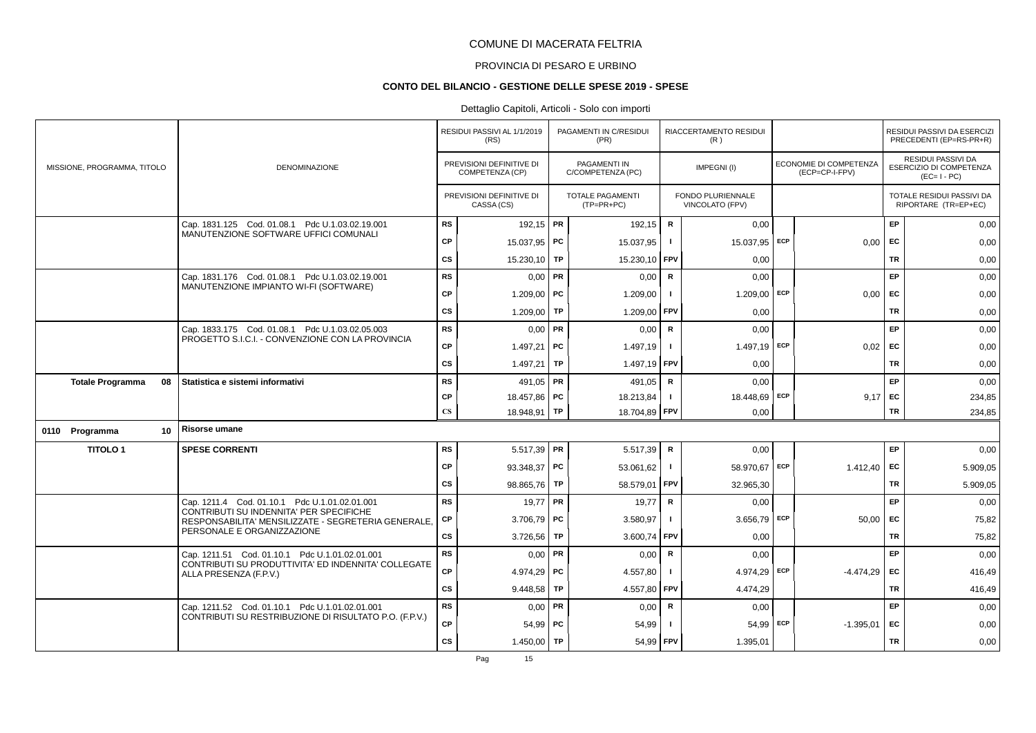# COMUNE DI MACERATA FELTRIA

## PROVINCIA DI PESARO E URBINO

### CONTO DEL BILANCIO - GESTIONE DELLE SPESE 2019 - SPESE

Dettaglio Capitoli, Articoli - Solo con importi

| MISSIONE, PROGRAMMA, TITOLO | DENOMINAZIONE | | RESIDUI PASSIVI AL 1/1/2019 (RS) / PREVISIONI DEFINITIVE DI COMPETENZA (CP) / PREVISIONI DEFINITIVE DI CASSA (CS) | | PAGAMENTI IN C/RESIDUI (PR) / PAGAMENTI IN C/COMPETENZA (PC) / TOTALE PAGAMENTI (TP=PR+PC) | | RIACCERTAMENTO RESIDUI (R) / IMPEGNI (I) / FONDO PLURIENNALE VINCOLATO (FPV) | | ECONOMIE DI COMPETENZA (ECP=CP-I-FPV) | | RESIDUI PASSIVI DA ESERCIZI PRECEDENTI (EP=RS-PR+R) / RESIDUI PASSIVI DA ESERCIZIO DI COMPETENZA (EC=I-PC) / TOTALE RESIDUI PASSIVI DA RIPORTARE (TR=EP+EC) |
|---|---|---|---|---|---|---|---|---|---|---|---|
| | Cap. 1831.125 Cod. 01.08.1 Pdc U.1.03.02.19.001 MANUTENZIONE SOFTWARE UFFICI COMUNALI | RS | 192,15 | PR | 192,15 | R | 0,00 | | | EP | 0,00 |
| | | CP | 15.037,95 | PC | 15.037,95 | I | 15.037,95 | ECP | 0,00 | EC | 0,00 |
| | | CS | 15.230,10 | TP | 15.230,10 | FPV | 0,00 | | | TR | 0,00 |
| | Cap. 1831.176 Cod. 01.08.1 Pdc U.1.03.02.19.001 MANUTENZIONE IMPIANTO WI-FI (SOFTWARE) | RS | 0,00 | PR | 0,00 | R | 0,00 | | | EP | 0,00 |
| | | CP | 1.209,00 | PC | 1.209,00 | I | 1.209,00 | ECP | 0,00 | EC | 0,00 |
| | | CS | 1.209,00 | TP | 1.209,00 | FPV | 0,00 | | | TR | 0,00 |
| | Cap. 1833.175 Cod. 01.08.1 Pdc U.1.03.02.05.003 PROGETTO S.I.C.I. - CONVENZIONE CON LA PROVINCIA | RS | 0,00 | PR | 0,00 | R | 0,00 | | | EP | 0,00 |
| | | CP | 1.497,21 | PC | 1.497,19 | I | 1.497,19 | ECP | 0,02 | EC | 0,00 |
| | | CS | 1.497,21 | TP | 1.497,19 | FPV | 0,00 | | | TR | 0,00 |
| **Totale Programma 08** | **Statistica e sistemi informativi** | RS | 491,05 | PR | 491,05 | R | 0,00 | | | EP | 0,00 |
| | | CP | 18.457,86 | PC | 18.213,84 | I | 18.448,69 | ECP | 9,17 | EC | 234,85 |
| | | CS | 18.948,91 | TP | 18.704,89 | FPV | 0,00 | | | TR | 234,85 |
| **0110 Programma 10** | **Risorse umane** | | | | | | | | | | |
| **TITOLO 1** | **SPESE CORRENTI** | RS | 5.517,39 | PR | 5.517,39 | R | 0,00 | | | EP | 0,00 |
| | | CP | 93.348,37 | PC | 53.061,62 | I | 58.970,67 | ECP | 1.412,40 | EC | 5.909,05 |
| | | CS | 98.865,76 | TP | 58.579,01 | FPV | 32.965,30 | | | TR | 5.909,05 |
| | Cap. 1211.4 Cod. 01.10.1 Pdc U.1.01.02.01.001 CONTRIBUTI SU INDENNITA' PER SPECIFICHE RESPONSABILITA' MENSILIZZATE - SEGRETERIA GENERALE, PERSONALE E ORGANIZZAZIONE | RS | 19,77 | PR | 19,77 | R | 0,00 | | | EP | 0,00 |
| | | CP | 3.706,79 | PC | 3.580,97 | I | 3.656,79 | ECP | 50,00 | EC | 75,82 |
| | | CS | 3.726,56 | TP | 3.600,74 | FPV | 0,00 | | | TR | 75,82 |
| | Cap. 1211.51 Cod. 01.10.1 Pdc U.1.01.02.01.001 CONTRIBUTI SU PRODUTTIVITA' ED INDENNITA' COLLEGATE ALLA PRESENZA (F.P.V.) | RS | 0,00 | PR | 0,00 | R | 0,00 | | | EP | 0,00 |
| | | CP | 4.974,29 | PC | 4.557,80 | I | 4.974,29 | ECP | -4.474,29 | EC | 416,49 |
| | | CS | 9.448,58 | TP | 4.557,80 | FPV | 4.474,29 | | | TR | 416,49 |
| | Cap. 1211.52 Cod. 01.10.1 Pdc U.1.01.02.01.001 CONTRIBUTI SU RESTRIBUZIONE DI RISULTATO P.O. (F.P.V.) | RS | 0,00 | PR | 0,00 | R | 0,00 | | | EP | 0,00 |
| | | CP | 54,99 | PC | 54,99 | I | 54,99 | ECP | -1.395,01 | EC | 0,00 |
| | | CS | 1.450,00 | TP | 54,99 | FPV | 1.395,01 | | | TR | 0,00 |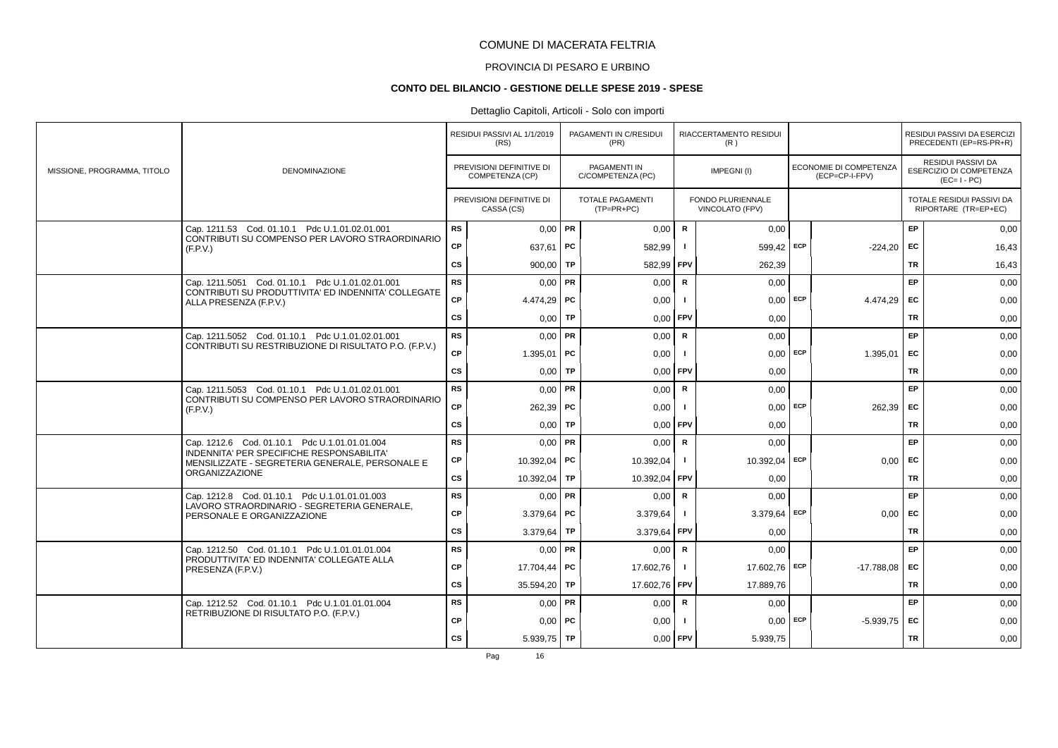# COMUNE DI MACERATA FELTRIA

## PROVINCIA DI PESARO E URBINO

### CONTO DEL BILANCIO - GESTIONE DELLE SPESE 2019 - SPESE

Dettaglio Capitoli, Articoli - Solo con importi

| MISSIONE, PROGRAMMA, TITOLO | DENOMINAZIONE | | RESIDUI PASSIVI AL 1/1/2019 (RS) / PREVISIONI DEFINITIVE DI COMPETENZA (CP) / PREVISIONI DEFINITIVE DI CASSA (CS) | | PAGAMENTI IN C/RESIDUI (PR) / PAGAMENTI IN C/COMPETENZA (PC) / TOTALE PAGAMENTI (TP=PR+PC) | | RIACCERTAMENTO RESIDUI (R) / IMPEGNI (I) / FONDO PLURIENNALE VINCOLATO (FPV) | | ECONOMIE DI COMPETENZA (ECP=CP-I-FPV) | | RESIDUI PASSIVI DA ESERCIZI PRECEDENTI (EP=RS-PR+R) / RESIDUI PASSIVI DA ESERCIZIO DI COMPETENZA (EC=I-PC) / TOTALE RESIDUI PASSIVI DA RIPORTARE (TR=EP+EC) |
|---|---|---|---|---|---|---|---|---|---|---|---|
| | Cap. 1211.53 Cod. 01.10.1 Pdc U.1.01.02.01.001 CONTRIBUTI SU COMPENSO PER LAVORO STRAORDINARIO (F.P.V.) | RS | 0,00 | PR | 0,00 | R | 0,00 | | | EP | 0,00 |
| | | CP | 637,61 | PC | 582,99 | I | 599,42 | ECP | -224,20 | EC | 16,43 |
| | | CS | 900,00 | TP | 582,99 | FPV | 262,39 | | | TR | 16,43 |
| | Cap. 1211.5051 Cod. 01.10.1 Pdc U.1.01.02.01.001 CONTRIBUTI SU PRODUTTIVITA' ED INDENNITA' COLLEGATE ALLA PRESENZA (F.P.V.) | RS | 0,00 | PR | 0,00 | R | 0,00 | | | EP | 0,00 |
| | | CP | 4.474,29 | PC | 0,00 | I | 0,00 | ECP | 4.474,29 | EC | 0,00 |
| | | CS | 0,00 | TP | 0,00 | FPV | 0,00 | | | TR | 0,00 |
| | Cap. 1211.5052 Cod. 01.10.1 Pdc U.1.01.02.01.001 CONTRIBUTI SU RESTRIBUZIONE DI RISULTATO P.O. (F.P.V.) | RS | 0,00 | PR | 0,00 | R | 0,00 | | | EP | 0,00 |
| | | CP | 1.395,01 | PC | 0,00 | I | 0,00 | ECP | 1.395,01 | EC | 0,00 |
| | | CS | 0,00 | TP | 0,00 | FPV | 0,00 | | | TR | 0,00 |
| | Cap. 1211.5053 Cod. 01.10.1 Pdc U.1.01.02.01.001 CONTRIBUTI SU COMPENSO PER LAVORO STRAORDINARIO (F.P.V.) | RS | 0,00 | PR | 0,00 | R | 0,00 | | | EP | 0,00 |
| | | CP | 262,39 | PC | 0,00 | I | 0,00 | ECP | 262,39 | EC | 0,00 |
| | | CS | 0,00 | TP | 0,00 | FPV | 0,00 | | | TR | 0,00 |
| | Cap. 1212.6 Cod. 01.10.1 Pdc U.1.01.01.01.004 INDENNITA' PER SPECIFICHE RESPONSABILITA' MENSILIZZATE - SEGRETERIA GENERALE, PERSONALE E ORGANIZZAZIONE | RS | 0,00 | PR | 0,00 | R | 0,00 | | | EP | 0,00 |
| | | CP | 10.392,04 | PC | 10.392,04 | I | 10.392,04 | ECP | 0,00 | EC | 0,00 |
| | | CS | 10.392,04 | TP | 10.392,04 | FPV | 0,00 | | | TR | 0,00 |
| | Cap. 1212.8 Cod. 01.10.1 Pdc U.1.01.01.01.003 LAVORO STRAORDINARIO - SEGRETERIA GENERALE, PERSONALE E ORGANIZZAZIONE | RS | 0,00 | PR | 0,00 | R | 0,00 | | | EP | 0,00 |
| | | CP | 3.379,64 | PC | 3.379,64 | I | 3.379,64 | ECP | 0,00 | EC | 0,00 |
| | | CS | 3.379,64 | TP | 3.379,64 | FPV | 0,00 | | | TR | 0,00 |
| | Cap. 1212.50 Cod. 01.10.1 Pdc U.1.01.01.01.004 PRODUTTIVITA' ED INDENNITA' COLLEGATE ALLA PRESENZA (F.P.V.) | RS | 0,00 | PR | 0,00 | R | 0,00 | | | EP | 0,00 |
| | | CP | 17.704,44 | PC | 17.602,76 | I | 17.602,76 | ECP | -17.788,08 | EC | 0,00 |
| | | CS | 35.594,20 | TP | 17.602,76 | FPV | 17.889,76 | | | TR | 0,00 |
| | Cap. 1212.52 Cod. 01.10.1 Pdc U.1.01.01.01.004 RETRIBUZIONE DI RISULTATO P.O. (F.P.V.) | RS | 0,00 | PR | 0,00 | R | 0,00 | | | EP | 0,00 |
| | | CP | 0,00 | PC | 0,00 | I | 0,00 | ECP | -5.939,75 | EC | 0,00 |
| | | CS | 5.939,75 | TP | 0,00 | FPV | 5.939,75 | | | TR | 0,00 |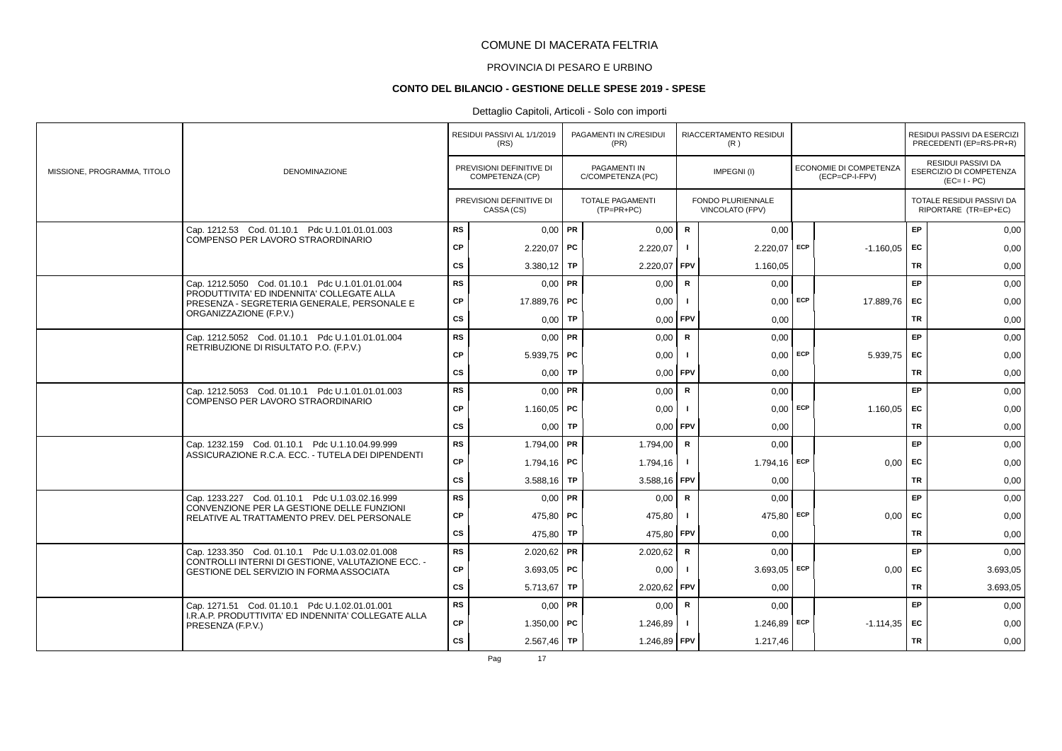# COMUNE DI MACERATA FELTRIA

PROVINCIA DI PESARO E URBINO

**CONTO DEL BILANCIO - GESTIONE DELLE SPESE 2019 - SPESE**

Dettaglio Capitoli, Articoli - Solo con importi

| MISSIONE, PROGRAMMA, TITOLO | DENOMINAZIONE | | RESIDUI PASSIVI AL 1/1/2019 (RS) / PREVISIONI DEFINITIVE DI COMPETENZA (CP) / PREVISIONI DEFINITIVE DI CASSA (CS) | | PAGAMENTI IN C/RESIDUI (PR) / PAGAMENTI IN C/COMPETENZA (PC) / TOTALE PAGAMENTI (TP=PR+PC) | | RIACCERTAMENTO RESIDUI (R) / IMPEGNI (I) / FONDO PLURIENNALE VINCOLATO (FPV) | | ECONOMIE DI COMPETENZA (ECP=CP-I-FPV) | | RESIDUI PASSIVI DA ESERCIZI PRECEDENTI (EP=RS-PR+R) / RESIDUI PASSIVI DA ESERCIZIO DI COMPETENZA (EC= I - PC) / TOTALE RESIDUI PASSIVI DA RIPORTARE (TR=EP+EC) |
|---|---|---|---|---|---|---|---|---|---|---|---|
| | Cap. 1212.53 Cod. 01.10.1 Pdc U.1.01.01.01.003 COMPENSO PER LAVORO STRAORDINARIO | RS | 0,00 | PR | 0,00 | R | 0,00 | | | EP | 0,00 |
| | | CP | 2.220,07 | PC | 2.220,07 | I | 2.220,07 | ECP | -1.160,05 | EC | 0,00 |
| | | CS | 3.380,12 | TP | 2.220,07 | FPV | 1.160,05 | | | TR | 0,00 |
| | Cap. 1212.5050 Cod. 01.10.1 Pdc U.1.01.01.01.004 PRODUTTIVITA' ED INDENNITA' COLLEGATE ALLA PRESENZA - SEGRETERIA GENERALE, PERSONALE E ORGANIZZAZIONE (F.P.V.) | RS | 0,00 | PR | 0,00 | R | 0,00 | | | EP | 0,00 |
| | | CP | 17.889,76 | PC | 0,00 | I | 0,00 | ECP | 17.889,76 | EC | 0,00 |
| | | CS | 0,00 | TP | 0,00 | FPV | 0,00 | | | TR | 0,00 |
| | Cap. 1212.5052 Cod. 01.10.1 Pdc U.1.01.01.01.004 RETRIBUZIONE DI RISULTATO P.O. (F.P.V.) | RS | 0,00 | PR | 0,00 | R | 0,00 | | | EP | 0,00 |
| | | CP | 5.939,75 | PC | 0,00 | I | 0,00 | ECP | 5.939,75 | EC | 0,00 |
| | | CS | 0,00 | TP | 0,00 | FPV | 0,00 | | | TR | 0,00 |
| | Cap. 1212.5053 Cod. 01.10.1 Pdc U.1.01.01.01.003 COMPENSO PER LAVORO STRAORDINARIO | RS | 0,00 | PR | 0,00 | R | 0,00 | | | EP | 0,00 |
| | | CP | 1.160,05 | PC | 0,00 | I | 0,00 | ECP | 1.160,05 | EC | 0,00 |
| | | CS | 0,00 | TP | 0,00 | FPV | 0,00 | | | TR | 0,00 |
| | Cap. 1232.159 Cod. 01.10.1 Pdc U.1.10.04.99.999 ASSICURAZIONE R.C.A. ECC. - TUTELA DEI DIPENDENTI | RS | 1.794,00 | PR | 1.794,00 | R | 0,00 | | | EP | 0,00 |
| | | CP | 1.794,16 | PC | 1.794,16 | I | 1.794,16 | ECP | 0,00 | EC | 0,00 |
| | | CS | 3.588,16 | TP | 3.588,16 | FPV | 0,00 | | | TR | 0,00 |
| | Cap. 1233.227 Cod. 01.10.1 Pdc U.1.03.02.16.999 CONVENZIONE PER LA GESTIONE DELLE FUNZIONI RELATIVE AL TRATTAMENTO PREV. DEL PERSONALE | RS | 0,00 | PR | 0,00 | R | 0,00 | | | EP | 0,00 |
| | | CP | 475,80 | PC | 475,80 | I | 475,80 | ECP | 0,00 | EC | 0,00 |
| | | CS | 475,80 | TP | 475,80 | FPV | 0,00 | | | TR | 0,00 |
| | Cap. 1233.350 Cod. 01.10.1 Pdc U.1.03.02.01.008 CONTROLLI INTERNI DI GESTIONE, VALUTAZIONE ECC. - GESTIONE DEL SERVIZIO IN FORMA ASSOCIATA | RS | 2.020,62 | PR | 2.020,62 | R | 0,00 | | | EP | 0,00 |
| | | CP | 3.693,05 | PC | 0,00 | I | 3.693,05 | ECP | 0,00 | EC | 3.693,05 |
| | | CS | 5.713,67 | TP | 2.020,62 | FPV | 0,00 | | | TR | 3.693,05 |
| | Cap. 1271.51 Cod. 01.10.1 Pdc U.1.02.01.01.001 I.R.A.P. PRODUTTIVITA' ED INDENNITA' COLLEGATE ALLA PRESENZA (F.P.V.) | RS | 0,00 | PR | 0,00 | R | 0,00 | | | EP | 0,00 |
| | | CP | 1.350,00 | PC | 1.246,89 | I | 1.246,89 | ECP | -1.114,35 | EC | 0,00 |
| | | CS | 2.567,46 | TP | 1.246,89 | FPV | 1.217,46 | | | TR | 0,00 |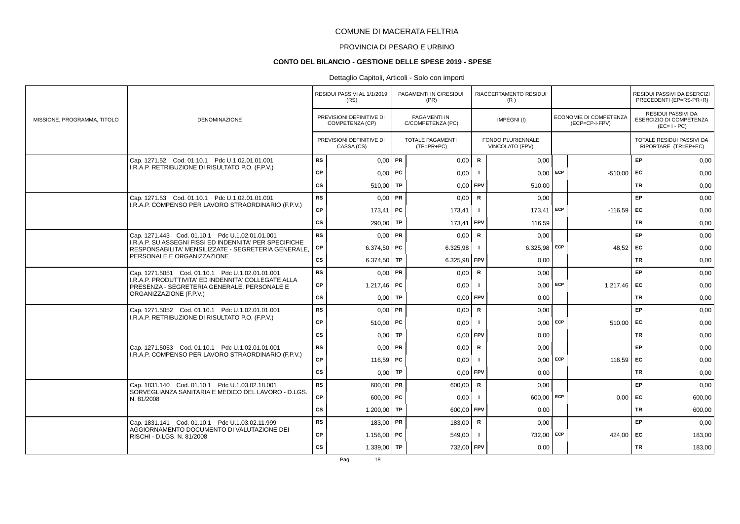# COMUNE DI MACERATA FELTRIA

## PROVINCIA DI PESARO E URBINO

### CONTO DEL BILANCIO - GESTIONE DELLE SPESE 2019 - SPESE

Dettaglio Capitoli, Articoli - Solo con importi

| MISSIONE, PROGRAMMA, TITOLO | DENOMINAZIONE | | RESIDUI PASSIVI AL 1/1/2019 (RS) / PREVISIONI DEFINITIVE DI COMPETENZA (CP) / PREVISIONI DEFINITIVE DI CASSA (CS) | | PAGAMENTI IN C/RESIDUI (PR) / PAGAMENTI IN C/COMPETENZA (PC) / TOTALE PAGAMENTI (TP=PR+PC) | | RIACCERTAMENTO RESIDUI (R) / IMPEGNI (I) / FONDO PLURIENNALE VINCOLATO (FPV) | | ECONOMIE DI COMPETENZA (ECP=CP-I-FPV) | | RESIDUI PASSIVI DA ESERCIZI PRECEDENTI (EP=RS-PR+R) / RESIDUI PASSIVI DA ESERCIZIO DI COMPETENZA (EC=I-PC) / TOTALE RESIDUI PASSIVI DA RIPORTARE (TR=EP+EC) |
|---|---|---|---|---|---|---|---|---|---|---|---|
| | Cap. 1271.52 Cod. 01.10.1 Pdc U.1.02.01.01.001 I.R.A.P. RETRIBUZIONE DI RISULTATO P.O. (F.P.V.) | RS | 0,00 | PR | 0,00 | R | 0,00 | | | EP | 0,00 |
| | | CP | 0,00 | PC | 0,00 | I | 0,00 | ECP | -510,00 | EC | 0,00 |
| | | CS | 510,00 | TP | 0,00 | FPV | 510,00 | | | TR | 0,00 |
| | Cap. 1271.53 Cod. 01.10.1 Pdc U.1.02.01.01.001 I.R.A.P. COMPENSO PER LAVORO STRAORDINARIO (F.P.V.) | RS | 0,00 | PR | 0,00 | R | 0,00 | | | EP | 0,00 |
| | | CP | 173,41 | PC | 173,41 | I | 173,41 | ECP | -116,59 | EC | 0,00 |
| | | CS | 290,00 | TP | 173,41 | FPV | 116,59 | | | TR | 0,00 |
| | Cap. 1271.443 Cod. 01.10.1 Pdc U.1.02.01.01.001 I.R.A.P. SU ASSEGNI FISSI ED INDENNITA' PER SPECIFICHE RESPONSABILITA' MENSILIZZATE - SEGRETERIA GENERALE, PERSONALE E ORGANIZZAZIONE | RS | 0,00 | PR | 0,00 | R | 0,00 | | | EP | 0,00 |
| | | CP | 6.374,50 | PC | 6.325,98 | I | 6.325,98 | ECP | 48,52 | EC | 0,00 |
| | | CS | 6.374,50 | TP | 6.325,98 | FPV | 0,00 | | | TR | 0,00 |
| | Cap. 1271.5051 Cod. 01.10.1 Pdc U.1.02.01.01.001 I.R.A.P. PRODUTTIVITA' ED INDENNITA' COLLEGATE ALLA PRESENZA - SEGRETERIA GENERALE, PERSONALE E ORGANIZZAZIONE (F.P.V.) | RS | 0,00 | PR | 0,00 | R | 0,00 | | | EP | 0,00 |
| | | CP | 1.217,46 | PC | 0,00 | I | 0,00 | ECP | 1.217,46 | EC | 0,00 |
| | | CS | 0,00 | TP | 0,00 | FPV | 0,00 | | | TR | 0,00 |
| | Cap. 1271.5052 Cod. 01.10.1 Pdc U.1.02.01.01.001 I.R.A.P. RETRIBUZIONE DI RISULTATO P.O. (F.P.V.) | RS | 0,00 | PR | 0,00 | R | 0,00 | | | EP | 0,00 |
| | | CP | 510,00 | PC | 0,00 | I | 0,00 | ECP | 510,00 | EC | 0,00 |
| | | CS | 0,00 | TP | 0,00 | FPV | 0,00 | | | TR | 0,00 |
| | Cap. 1271.5053 Cod. 01.10.1 Pdc U.1.02.01.01.001 I.R.A.P. COMPENSO PER LAVORO STRAORDINARIO (F.P.V.) | RS | 0,00 | PR | 0,00 | R | 0,00 | | | EP | 0,00 |
| | | CP | 116,59 | PC | 0,00 | I | 0,00 | ECP | 116,59 | EC | 0,00 |
| | | CS | 0,00 | TP | 0,00 | FPV | 0,00 | | | TR | 0,00 |
| | Cap. 1831.140 Cod. 01.10.1 Pdc U.1.03.02.18.001 SORVEGLIANZA SANITARIA E MEDICO DEL LAVORO - D.LGS. N. 81/2008 | RS | 600,00 | PR | 600,00 | R | 0,00 | | | EP | 0,00 |
| | | CP | 600,00 | PC | 0,00 | I | 600,00 | ECP | 0,00 | EC | 600,00 |
| | | CS | 1.200,00 | TP | 600,00 | FPV | 0,00 | | | TR | 600,00 |
| | Cap. 1831.141 Cod. 01.10.1 Pdc U.1.03.02.11.999 AGGIORNAMENTO DOCUMENTO DI VALUTAZIONE DEI RISCHI - D.LGS. N. 81/2008 | RS | 183,00 | PR | 183,00 | R | 0,00 | | | EP | 0,00 |
| | | CP | 1.156,00 | PC | 549,00 | I | 732,00 | ECP | 424,00 | EC | 183,00 |
| | | CS | 1.339,00 | TP | 732,00 | FPV | 0,00 | | | TR | 183,00 |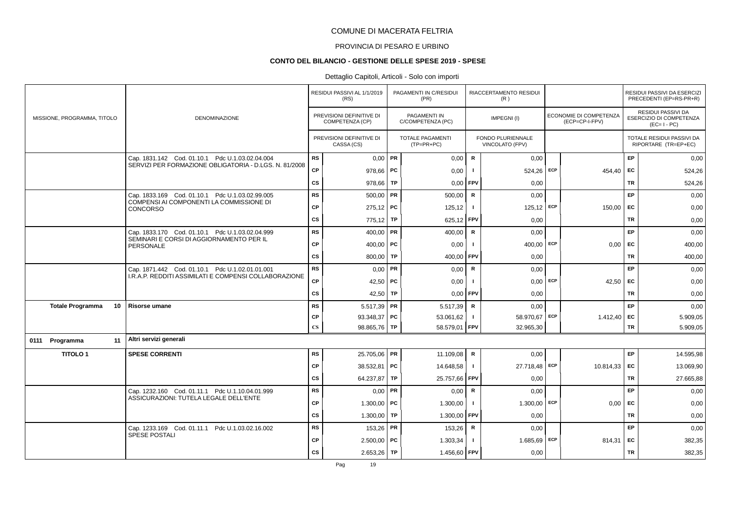# COMUNE DI MACERATA FELTRIA

## PROVINCIA DI PESARO E URBINO

### CONTO DEL BILANCIO - GESTIONE DELLE SPESE 2019 - SPESE

Dettaglio Capitoli, Articoli - Solo con importi

| MISSIONE, PROGRAMMA, TITOLO | DENOMINAZIONE | | RESIDUI PASSIVI AL 1/1/2019 (RS) / PREVISIONI DEFINITIVE DI COMPETENZA (CP) / PREVISIONI DEFINITIVE DI CASSA (CS) | | PAGAMENTI IN C/RESIDUI (PR) / PAGAMENTI IN C/COMPETENZA (PC) / TOTALE PAGAMENTI (TP=PR+PC) | | RIACCERTAMENTO RESIDUI (R) / IMPEGNI (I) / FONDO PLURIENNALE VINCOLATO (FPV) | | ECONOMIE DI COMPETENZA (ECP=CP-I-FPV) | | RESIDUI PASSIVI DA ESERCIZI PRECEDENTI (EP=RS-PR+R) / RESIDUI PASSIVI DA ESERCIZIO DI COMPETENZA (EC=I-PC) / TOTALE RESIDUI PASSIVI DA RIPORTARE (TR=EP+EC) |
|---|---|---|---|---|---|---|---|---|---|---|---|
| | Cap. 1831.142 Cod. 01.10.1 Pdc U.1.03.02.04.004 SERVIZI PER FORMAZIONE OBBLIGATORIA - D.LGS. N. 81/2008 | RS | 0,00 | PR | 0,00 | R | 0,00 | | | EP | 0,00 |
| | | CP | 978,66 | PC | 0,00 | I | 524,26 | ECP | 454,40 | EC | 524,26 |
| | | CS | 978,66 | TP | 0,00 | FPV | 0,00 | | | TR | 524,26 |
| | Cap. 1833.169 Cod. 01.10.1 Pdc U.1.03.02.99.005 COMPENSI AI COMPONENTI LA COMMISSIONE DI CONCORSO | RS | 500,00 | PR | 500,00 | R | 0,00 | | | EP | 0,00 |
| | | CP | 275,12 | PC | 125,12 | I | 125,12 | ECP | 150,00 | EC | 0,00 |
| | | CS | 775,12 | TP | 625,12 | FPV | 0,00 | | | TR | 0,00 |
| | Cap. 1833.170 Cod. 01.10.1 Pdc U.1.03.02.04.999 SEMINARI E CORSI DI AGGIORNAMENTO PER IL PERSONALE | RS | 400,00 | PR | 400,00 | R | 0,00 | | | EP | 0,00 |
| | | CP | 400,00 | PC | 0,00 | I | 400,00 | ECP | 0,00 | EC | 400,00 |
| | | CS | 800,00 | TP | 400,00 | FPV | 0,00 | | | TR | 400,00 |
| | Cap. 1871.442 Cod. 01.10.1 Pdc U.1.02.01.01.001 I.R.A.P. REDDITI ASSIMILATI E COMPENSI COLLABORAZIONE | RS | 0,00 | PR | 0,00 | R | 0,00 | | | EP | 0,00 |
| | | CP | 42,50 | PC | 0,00 | I | 0,00 | ECP | 42,50 | EC | 0,00 |
| | | CS | 42,50 | TP | 0,00 | FPV | 0,00 | | | TR | 0,00 |
| **Totale Programma 10** | **Risorse umane** | RS | 5.517,39 | PR | 5.517,39 | R | 0,00 | | | EP | 0,00 |
| | | CP | 93.348,37 | PC | 53.061,62 | I | 58.970,67 | ECP | 1.412,40 | EC | 5.909,05 |
| | | CS | 98.865,76 | TP | 58.579,01 | FPV | 32.965,30 | | | TR | 5.909,05 |
| **0111 Programma 11** | **Altri servizi generali** | | | | | | | | | | |
| **TITOLO 1** | **SPESE CORRENTI** | RS | 25.705,06 | PR | 11.109,08 | R | 0,00 | | | EP | 14.595,98 |
| | | CP | 38.532,81 | PC | 14.648,58 | I | 27.718,48 | ECP | 10.814,33 | EC | 13.069,90 |
| | | CS | 64.237,87 | TP | 25.757,66 | FPV | 0,00 | | | TR | 27.665,88 |
| | Cap. 1232.160 Cod. 01.11.1 Pdc U.1.10.04.01.999 ASSICURAZIONI: TUTELA LEGALE DELL'ENTE | RS | 0,00 | PR | 0,00 | R | 0,00 | | | EP | 0,00 |
| | | CP | 1.300,00 | PC | 1.300,00 | I | 1.300,00 | ECP | 0,00 | EC | 0,00 |
| | | CS | 1.300,00 | TP | 1.300,00 | FPV | 0,00 | | | TR | 0,00 |
| | Cap. 1233.169 Cod. 01.11.1 Pdc U.1.03.02.16.002 SPESE POSTALI | RS | 153,26 | PR | 153,26 | R | 0,00 | | | EP | 0,00 |
| | | CP | 2.500,00 | PC | 1.303,34 | I | 1.685,69 | ECP | 814,31 | EC | 382,35 |
| | | CS | 2.653,26 | TP | 1.456,60 | FPV | 0,00 | | | TR | 382,35 |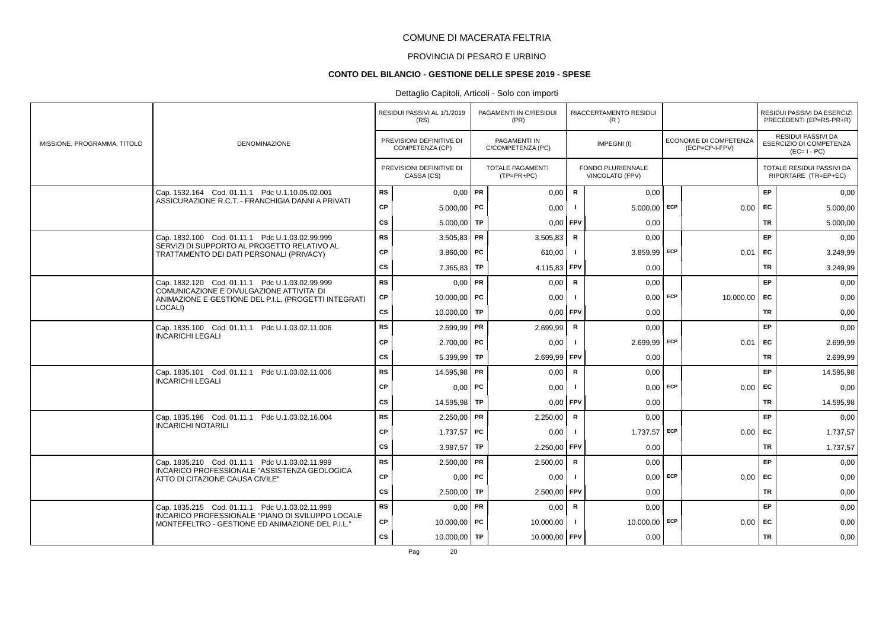# COMUNE DI MACERATA FELTRIA

## PROVINCIA DI PESARO E URBINO

### CONTO DEL BILANCIO - GESTIONE DELLE SPESE 2019 - SPESE

Dettaglio Capitoli, Articoli - Solo con importi

| MISSIONE, PROGRAMMA, TITOLO | DENOMINAZIONE | | RESIDUI PASSIVI AL 1/1/2019 (RS) / PREVISIONI DEFINITIVE DI COMPETENZA (CP) / PREVISIONI DEFINITIVE DI CASSA (CS) | | PAGAMENTI IN C/RESIDUI (PR) / PAGAMENTI IN C/COMPETENZA (PC) / TOTALE PAGAMENTI (TP=PR+PC) | | RIACCERTAMENTO RESIDUI (R) / IMPEGNI (I) / FONDO PLURIENNALE VINCOLATO (FPV) | | ECONOMIE DI COMPETENZA (ECP=CP-I-FPV) | | RESIDUI PASSIVI DA ESERCIZI PRECEDENTI (EP=RS-PR+R) / RESIDUI PASSIVI DA ESERCIZIO DI COMPETENZA (EC=I-PC) / TOTALE RESIDUI PASSIVI DA RIPORTARE (TR=EP+EC) |
|---|---|---|---|---|---|---|---|---|---|---|---|
| | Cap. 1532.164 Cod. 01.11.1 Pdc U.1.10.05.02.001 ASSICURAZIONE R.C.T. - FRANCHIGIA DANNI A PRIVATI | RS | 0,00 | PR | 0,00 | R | 0,00 | | | EP | 0,00 |
| | | CP | 5.000,00 | PC | 0,00 | I | 5.000,00 | ECP | 0,00 | EC | 5.000,00 |
| | | CS | 5.000,00 | TP | 0,00 | FPV | 0,00 | | | TR | 5.000,00 |
| | Cap. 1832.100 Cod. 01.11.1 Pdc U.1.03.02.99.999 SERVIZI DI SUPPORTO AL PROGETTO RELATIVO AL TRATTAMENTO DEI DATI PERSONALI (PRIVACY) | RS | 3.505,83 | PR | 3.505,83 | R | 0,00 | | | EP | 0,00 |
| | | CP | 3.860,00 | PC | 610,00 | I | 3.859,99 | ECP | 0,01 | EC | 3.249,99 |
| | | CS | 7.365,83 | TP | 4.115,83 | FPV | 0,00 | | | TR | 3.249,99 |
| | Cap. 1832.120 Cod. 01.11.1 Pdc U.1.03.02.99.999 COMUNICAZIONE E DIVULGAZIONE ATTIVITA' DI ANIMAZIONE E GESTIONE DEL P.I.L. (PROGETTI INTEGRATI LOCALI) | RS | 0,00 | PR | 0,00 | R | 0,00 | | | EP | 0,00 |
| | | CP | 10.000,00 | PC | 0,00 | I | 0,00 | ECP | 10.000,00 | EC | 0,00 |
| | | CS | 10.000,00 | TP | 0,00 | FPV | 0,00 | | | TR | 0,00 |
| | Cap. 1835.100 Cod. 01.11.1 Pdc U.1.03.02.11.006 INCARICHI LEGALI | RS | 2.699,99 | PR | 2.699,99 | R | 0,00 | | | EP | 0,00 |
| | | CP | 2.700,00 | PC | 0,00 | I | 2.699,99 | ECP | 0,01 | EC | 2.699,99 |
| | | CS | 5.399,99 | TP | 2.699,99 | FPV | 0,00 | | | TR | 2.699,99 |
| | Cap. 1835.101 Cod. 01.11.1 Pdc U.1.03.02.11.006 INCARICHI LEGALI | RS | 14.595,98 | PR | 0,00 | R | 0,00 | | | EP | 14.595,98 |
| | | CP | 0,00 | PC | 0,00 | I | 0,00 | ECP | 0,00 | EC | 0,00 |
| | | CS | 14.595,98 | TP | 0,00 | FPV | 0,00 | | | TR | 14.595,98 |
| | Cap. 1835.196 Cod. 01.11.1 Pdc U.1.03.02.16.004 INCARICHI NOTARILI | RS | 2.250,00 | PR | 2.250,00 | R | 0,00 | | | EP | 0,00 |
| | | CP | 1.737,57 | PC | 0,00 | I | 1.737,57 | ECP | 0,00 | EC | 1.737,57 |
| | | CS | 3.987,57 | TP | 2.250,00 | FPV | 0,00 | | | TR | 1.737,57 |
| | Cap. 1835.210 Cod. 01.11.1 Pdc U.1.03.02.11.999 INCARICO PROFESSIONALE "ASSISTENZA GEOLOGICA ATTO DI CITAZIONE CAUSA CIVILE" | RS | 2.500,00 | PR | 2.500,00 | R | 0,00 | | | EP | 0,00 |
| | | CP | 0,00 | PC | 0,00 | I | 0,00 | ECP | 0,00 | EC | 0,00 |
| | | CS | 2.500,00 | TP | 2.500,00 | FPV | 0,00 | | | TR | 0,00 |
| | Cap. 1835.215 Cod. 01.11.1 Pdc U.1.03.02.11.999 INCARICO PROFESSIONALE "PIANO DI SVILUPPO LOCALE MONTEFELTRO - GESTIONE ED ANIMAZIONE DEL P.I.L." | RS | 0,00 | PR | 0,00 | R | 0,00 | | | EP | 0,00 |
| | | CP | 10.000,00 | PC | 10.000,00 | I | 10.000,00 | ECP | 0,00 | EC | 0,00 |
| | | CS | 10.000,00 | TP | 10.000,00 | FPV | 0,00 | | | TR | 0,00 |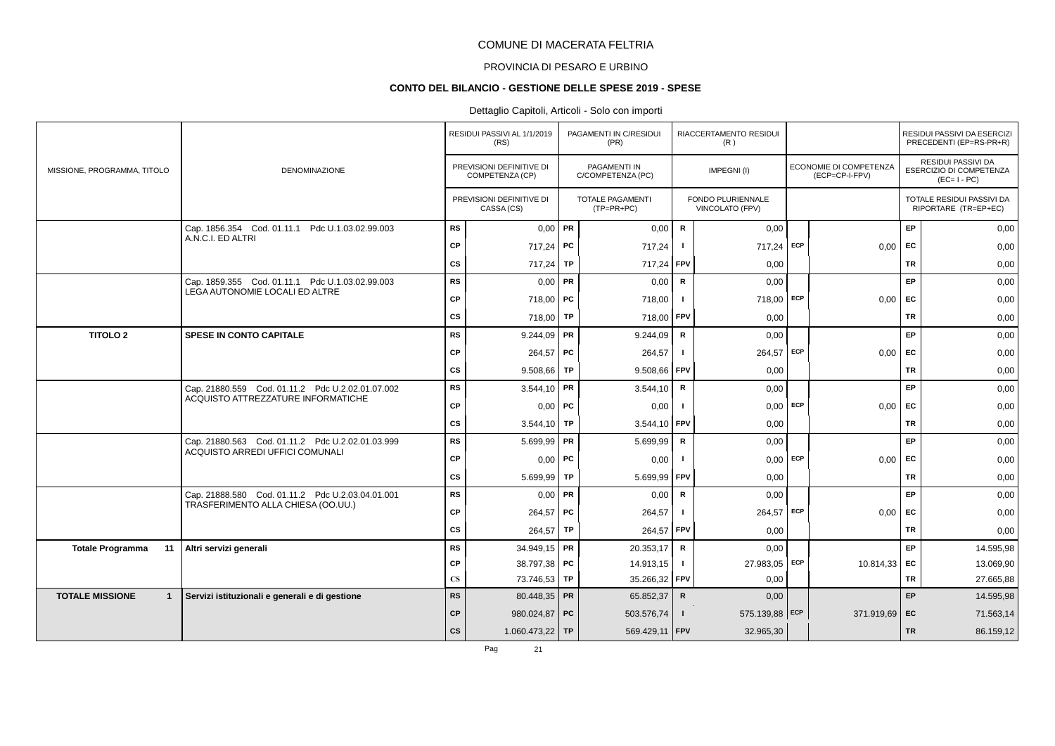# COMUNE DI MACERATA FELTRIA

## PROVINCIA DI PESARO E URBINO

### CONTO DEL BILANCIO - GESTIONE DELLE SPESE 2019 - SPESE

Dettaglio Capitoli, Articoli - Solo con importi

| MISSIONE, PROGRAMMA, TITOLO | DENOMINAZIONE | | RESIDUI PASSIVI AL 1/1/2019 (RS) / PREVISIONI DEFINITIVE DI COMPETENZA (CP) / PREVISIONI DEFINITIVE DI CASSA (CS) | | PAGAMENTI IN C/RESIDUI (PR) / PAGAMENTI IN C/COMPETENZA (PC) / TOTALE PAGAMENTI (TP=PR+PC) | | RIACCERTAMENTO RESIDUI (R) / IMPEGNI (I) / FONDO PLURIENNALE VINCOLATO (FPV) | | ECONOMIE DI COMPETENZA (ECP=CP-I-FPV) | | RESIDUI PASSIVI DA ESERCIZI PRECEDENTI (EP=RS-PR+R) / RESIDUI PASSIVI DA ESERCIZIO DI COMPETENZA (EC=I-PC) / TOTALE RESIDUI PASSIVI DA RIPORTARE (TR=EP+EC) |
|---|---|---|---|---|---|---|---|---|---|---|---|
| | Cap. 1856.354 Cod. 01.11.1 Pdc U.1.03.02.99.003 A.N.C.I. ED ALTRI | RS | 0,00 | PR | 0,00 | R | 0,00 | | | EP | 0,00 |
| | | CP | 717,24 | PC | 717,24 | I | 717,24 | ECP | 0,00 | EC | 0,00 |
| | | CS | 717,24 | TP | 717,24 | FPV | 0,00 | | | TR | 0,00 |
| | Cap. 1859.355 Cod. 01.11.1 Pdc U.1.03.02.99.003 LEGA AUTONOMIE LOCALI ED ALTRE | RS | 0,00 | PR | 0,00 | R | 0,00 | | | EP | 0,00 |
| | | CP | 718,00 | PC | 718,00 | I | 718,00 | ECP | 0,00 | EC | 0,00 |
| | | CS | 718,00 | TP | 718,00 | FPV | 0,00 | | | TR | 0,00 |
| **TITOLO 2** | **SPESE IN CONTO CAPITALE** | RS | 9.244,09 | PR | 9.244,09 | R | 0,00 | | | EP | 0,00 |
| | | CP | 264,57 | PC | 264,57 | I | 264,57 | ECP | 0,00 | EC | 0,00 |
| | | CS | 9.508,66 | TP | 9.508,66 | FPV | 0,00 | | | TR | 0,00 |
| | Cap. 21880.559 Cod. 01.11.2 Pdc U.2.02.01.07.002 ACQUISTO ATTREZZATURE INFORMATICHE | RS | 3.544,10 | PR | 3.544,10 | R | 0,00 | | | EP | 0,00 |
| | | CP | 0,00 | PC | 0,00 | I | 0,00 | ECP | 0,00 | EC | 0,00 |
| | | CS | 3.544,10 | TP | 3.544,10 | FPV | 0,00 | | | TR | 0,00 |
| | Cap. 21880.563 Cod. 01.11.2 Pdc U.2.02.01.03.999 ACQUISTO ARREDI UFFICI COMUNALI | RS | 5.699,99 | PR | 5.699,99 | R | 0,00 | | | EP | 0,00 |
| | | CP | 0,00 | PC | 0,00 | I | 0,00 | ECP | 0,00 | EC | 0,00 |
| | | CS | 5.699,99 | TP | 5.699,99 | FPV | 0,00 | | | TR | 0,00 |
| | Cap. 21888.580 Cod. 01.11.2 Pdc U.2.03.04.01.001 TRASFERIMENTO ALLA CHIESA (OO.UU.) | RS | 0,00 | PR | 0,00 | R | 0,00 | | | EP | 0,00 |
| | | CP | 264,57 | PC | 264,57 | I | 264,57 | ECP | 0,00 | EC | 0,00 |
| | | CS | 264,57 | TP | 264,57 | FPV | 0,00 | | | TR | 0,00 |
| **Totale Programma 11** | **Altri servizi generali** | RS | 34.949,15 | PR | 20.353,17 | R | 0,00 | | | EP | 14.595,98 |
| | | CP | 38.797,38 | PC | 14.913,15 | I | 27.983,05 | ECP | 10.814,33 | EC | 13.069,90 |
| | | CS | 73.746,53 | TP | 35.266,32 | FPV | 0,00 | | | TR | 27.665,88 |
| **TOTALE MISSIONE 1** | **Servizi istituzionali e generali e di gestione** | RS | 80.448,35 | PR | 65.852,37 | R | 0,00 | | | EP | 14.595,98 |
| | | CP | 980.024,87 | PC | 503.576,74 | I | 575.139,88 | ECP | 371.919,69 | EC | 71.563,14 |
| | | CS | 1.060.473,22 | TP | 569.429,11 | FPV | 32.965,30 | | | TR | 86.159,12 |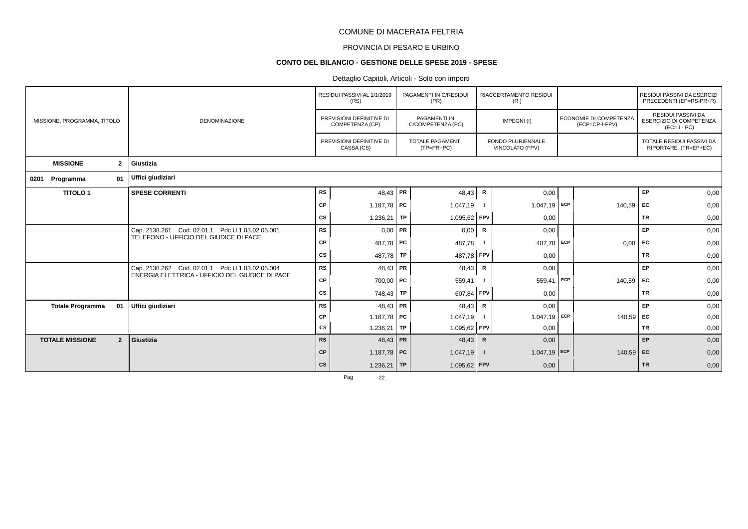COMUNE DI MACERATA FELTRIA

PROVINCIA DI PESARO E URBINO

**CONTO DEL BILANCIO - GESTIONE DELLE SPESE 2019 - SPESE**

Dettaglio Capitoli, Articoli - Solo con importi

| MISSIONE, PROGRAMMA, TITOLO | DENOMINAZIONE | | RESIDUI PASSIVI AL 1/1/2019 (RS) / PREVISIONI DEFINITIVE DI COMPETENZA (CP) / PREVISIONI DEFINITIVE DI CASSA (CS) | | PAGAMENTI IN C/RESIDUI (PR) / PAGAMENTI IN C/COMPETENZA (PC) / TOTALE PAGAMENTI (TP=PR+PC) | | RIACCERTAMENTO RESIDUI (R) / IMPEGNI (I) / FONDO PLURIENNALE VINCOLATO (FPV) | | ECONOMIE DI COMPETENZA (ECP=CP-I-FPV) | | RESIDUI PASSIVI DA ESERCIZI PRECEDENTI (EP=RS-PR+R) / RESIDUI PASSIVI DA ESERCIZIO DI COMPETENZA (EC= I - PC) / TOTALE RESIDUI PASSIVI DA RIPORTARE (TR=EP+EC) |
|---|---|---|---|---|---|---|---|---|---|---|---|
| **MISSIONE 2** | **Giustizia** | | | | | | | | | | |
| **0201 Programma 01** | **Uffici giudiziari** | | | | | | | | | | |
| **TITOLO 1** | **SPESE CORRENTI** | RS | 48,43 | PR | 48,43 | R | 0,00 | | | EP | 0,00 |
| | | CP | 1.187,78 | PC | 1.047,19 | I | 1.047,19 | ECP | 140,59 | EC | 0,00 |
| | | CS | 1.236,21 | TP | 1.095,62 | FPV | 0,00 | | | TR | 0,00 |
| | Cap. 2138.261 Cod. 02.01.1 Pdc U.1.03.02.05.001 TELEFONO - UFFICIO DEL GIUDICE DI PACE | RS | 0,00 | PR | 0,00 | R | 0,00 | | | EP | 0,00 |
| | | CP | 487,78 | PC | 487,78 | I | 487,78 | ECP | 0,00 | EC | 0,00 |
| | | CS | 487,78 | TP | 487,78 | FPV | 0,00 | | | TR | 0,00 |
| | Cap. 2138.262 Cod. 02.01.1 Pdc U.1.03.02.05.004 ENERGIA ELETTRICA - UFFICIO DEL GIUDICE DI PACE | RS | 48,43 | PR | 48,43 | R | 0,00 | | | EP | 0,00 |
| | | CP | 700,00 | PC | 559,41 | I | 559,41 | ECP | 140,59 | EC | 0,00 |
| | | CS | 748,43 | TP | 607,84 | FPV | 0,00 | | | TR | 0,00 |
| **Totale Programma 01** | **Uffici giudiziari** | RS | 48,43 | PR | 48,43 | R | 0,00 | | | EP | 0,00 |
| | | CP | 1.187,78 | PC | 1.047,19 | I | 1.047,19 | ECP | 140,59 | EC | 0,00 |
| | | CS | 1.236,21 | TP | 1.095,62 | FPV | 0,00 | | | TR | 0,00 |
| **TOTALE MISSIONE 2** | **Giustizia** | RS | 48,43 | PR | 48,43 | R | 0,00 | | | EP | 0,00 |
| | | CP | 1.187,78 | PC | 1.047,19 | I | 1.047,19 | ECP | 140,59 | EC | 0,00 |
| | | CS | 1.236,21 | TP | 1.095,62 | FPV | 0,00 | | | TR | 0,00 |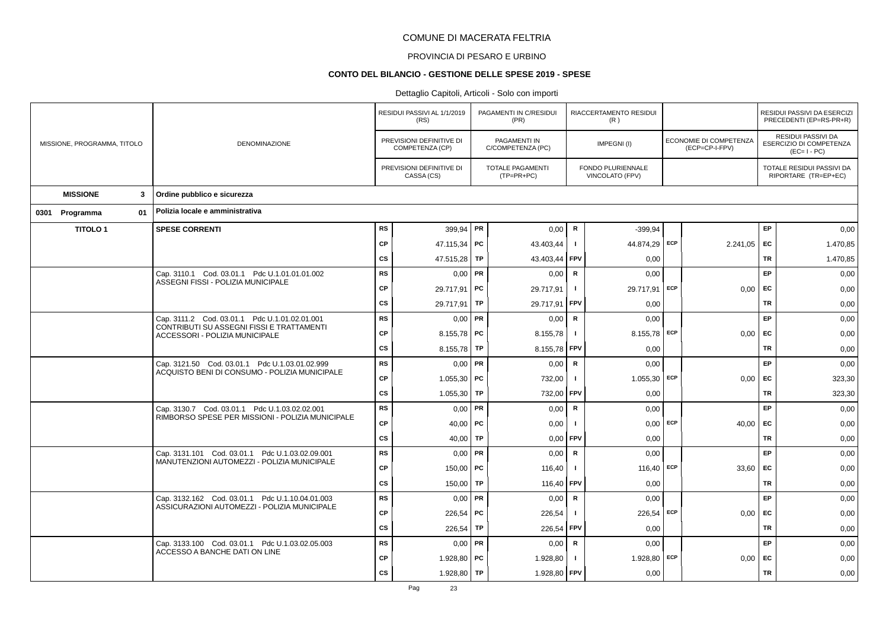# COMUNE DI MACERATA FELTRIA

## PROVINCIA DI PESARO E URBINO

### CONTO DEL BILANCIO - GESTIONE DELLE SPESE 2019 - SPESE

Dettaglio Capitoli, Articoli - Solo con importi

| MISSIONE, PROGRAMMA, TITOLO | DENOMINAZIONE | | RESIDUI PASSIVI AL 1/1/2019 (RS) / PREVISIONI DEFINITIVE DI COMPETENZA (CP) / PREVISIONI DEFINITIVE DI CASSA (CS) | | PAGAMENTI IN C/RESIDUI (PR) / PAGAMENTI IN C/COMPETENZA (PC) / TOTALE PAGAMENTI (TP=PR+PC) | | RIACCERTAMENTO RESIDUI (R) / IMPEGNI (I) / FONDO PLURIENNALE VINCOLATO (FPV) | | ECONOMIE DI COMPETENZA (ECP=CP-I-FPV) | | RESIDUI PASSIVI DA ESERCIZI PRECEDENTI (EP=RS-PR+R) / RESIDUI PASSIVI DA ESERCIZIO DI COMPETENZA (EC=I-PC) / TOTALE RESIDUI PASSIVI DA RIPORTARE (TR=EP+EC) |
|---|---|---|---|---|---|---|---|---|---|---|---|
| **MISSIONE 3** | **Ordine pubblico e sicurezza** | | | | | | | | | | |
| **0301 Programma 01** | **Polizia locale e amministrativa** | | | | | | | | | | |
| **TITOLO 1** | **SPESE CORRENTI** | RS | 399,94 | PR | 0,00 | R | -399,94 | | | EP | 0,00 |
| | | CP | 47.115,34 | PC | 43.403,44 | I | 44.874,29 | ECP | 2.241,05 | EC | 1.470,85 |
| | | CS | 47.515,28 | TP | 43.403,44 | FPV | 0,00 | | | TR | 1.470,85 |
| | Cap. 3110.1 Cod. 03.01.1 Pdc U.1.01.01.01.002 ASSEGNI FISSI - POLIZIA MUNICIPALE | RS | 0,00 | PR | 0,00 | R | 0,00 | | | EP | 0,00 |
| | | CP | 29.717,91 | PC | 29.717,91 | I | 29.717,91 | ECP | 0,00 | EC | 0,00 |
| | | CS | 29.717,91 | TP | 29.717,91 | FPV | 0,00 | | | TR | 0,00 |
| | Cap. 3111.2 Cod. 03.01.1 Pdc U.1.01.02.01.001 CONTRIBUTI SU ASSEGNI FISSI E TRATTAMENTI ACCESSORI - POLIZIA MUNICIPALE | RS | 0,00 | PR | 0,00 | R | 0,00 | | | EP | 0,00 |
| | | CP | 8.155,78 | PC | 8.155,78 | I | 8.155,78 | ECP | 0,00 | EC | 0,00 |
| | | CS | 8.155,78 | TP | 8.155,78 | FPV | 0,00 | | | TR | 0,00 |
| | Cap. 3121.50 Cod. 03.01.1 Pdc U.1.03.01.02.999 ACQUISTO BENI DI CONSUMO - POLIZIA MUNICIPALE | RS | 0,00 | PR | 0,00 | R | 0,00 | | | EP | 0,00 |
| | | CP | 1.055,30 | PC | 732,00 | I | 1.055,30 | ECP | 0,00 | EC | 323,30 |
| | | CS | 1.055,30 | TP | 732,00 | FPV | 0,00 | | | TR | 323,30 |
| | Cap. 3130.7 Cod. 03.01.1 Pdc U.1.03.02.02.001 RIMBORSO SPESE PER MISSIONI - POLIZIA MUNICIPALE | RS | 0,00 | PR | 0,00 | R | 0,00 | | | EP | 0,00 |
| | | CP | 40,00 | PC | 0,00 | I | 0,00 | ECP | 40,00 | EC | 0,00 |
| | | CS | 40,00 | TP | 0,00 | FPV | 0,00 | | | TR | 0,00 |
| | Cap. 3131.101 Cod. 03.01.1 Pdc U.1.03.02.09.001 MANUTENZIONI AUTOMEZZI - POLIZIA MUNICIPALE | RS | 0,00 | PR | 0,00 | R | 0,00 | | | EP | 0,00 |
| | | CP | 150,00 | PC | 116,40 | I | 116,40 | ECP | 33,60 | EC | 0,00 |
| | | CS | 150,00 | TP | 116,40 | FPV | 0,00 | | | TR | 0,00 |
| | Cap. 3132.162 Cod. 03.01.1 Pdc U.1.10.04.01.003 ASSICURAZIONI AUTOMEZZI - POLIZIA MUNICIPALE | RS | 0,00 | PR | 0,00 | R | 0,00 | | | EP | 0,00 |
| | | CP | 226,54 | PC | 226,54 | I | 226,54 | ECP | 0,00 | EC | 0,00 |
| | | CS | 226,54 | TP | 226,54 | FPV | 0,00 | | | TR | 0,00 |
| | Cap. 3133.100 Cod. 03.01.1 Pdc U.1.03.02.05.003 ACCESSO A BANCHE DATI ON LINE | RS | 0,00 | PR | 0,00 | R | 0,00 | | | EP | 0,00 |
| | | CP | 1.928,80 | PC | 1.928,80 | I | 1.928,80 | ECP | 0,00 | EC | 0,00 |
| | | CS | 1.928,80 | TP | 1.928,80 | FPV | 0,00 | | | TR | 0,00 |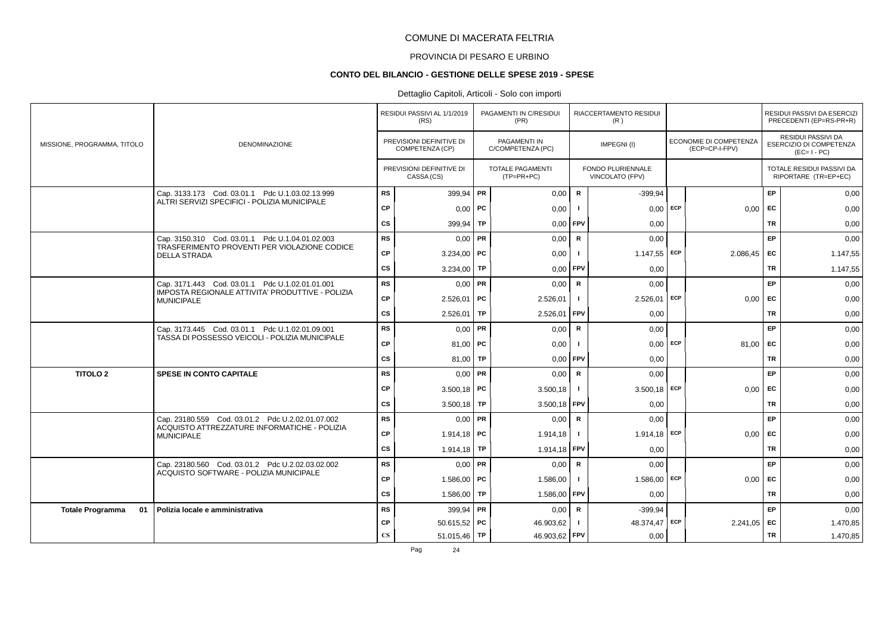# COMUNE DI MACERATA FELTRIA

## PROVINCIA DI PESARO E URBINO

### CONTO DEL BILANCIO - GESTIONE DELLE SPESE 2019 - SPESE

Dettaglio Capitoli, Articoli - Solo con importi

| MISSIONE, PROGRAMMA, TITOLO | DENOMINAZIONE | | RESIDUI PASSIVI AL 1/1/2019 (RS) / PREVISIONI DEFINITIVE DI COMPETENZA (CP) / PREVISIONI DEFINITIVE DI CASSA (CS) | | PAGAMENTI IN C/RESIDUI (PR) / PAGAMENTI IN C/COMPETENZA (PC) / TOTALE PAGAMENTI (TP=PR+PC) | | RIACCERTAMENTO RESIDUI (R) / IMPEGNI (I) / FONDO PLURIENNALE VINCOLATO (FPV) | | ECONOMIE DI COMPETENZA (ECP=CP-I-FPV) | | RESIDUI PASSIVI DA ESERCIZI PRECEDENTI (EP=RS-PR+R) / RESIDUI PASSIVI DA ESERCIZIO DI COMPETENZA (EC=I-PC) / TOTALE RESIDUI PASSIVI DA RIPORTARE (TR=EP+EC) |
|---|---|---|---|---|---|---|---|---|---|---|---|
| | Cap. 3133.173 Cod. 03.01.1 Pdc U.1.03.02.13.999 ALTRI SERVIZI SPECIFICI - POLIZIA MUNICIPALE | RS | 399,94 | PR | 0,00 | R | -399,94 | | | EP | 0,00 |
| | | CP | 0,00 | PC | 0,00 | I | 0,00 | ECP | 0,00 | EC | 0,00 |
| | | CS | 399,94 | TP | 0,00 | FPV | 0,00 | | | TR | 0,00 |
| | Cap. 3150.310 Cod. 03.01.1 Pdc U.1.04.01.02.003 TRASFERIMENTO PROVENTI PER VIOLAZIONE CODICE DELLA STRADA | RS | 0,00 | PR | 0,00 | R | 0,00 | | | EP | 0,00 |
| | | CP | 3.234,00 | PC | 0,00 | I | 1.147,55 | ECP | 2.086,45 | EC | 1.147,55 |
| | | CS | 3.234,00 | TP | 0,00 | FPV | 0,00 | | | TR | 1.147,55 |
| | Cap. 3171.443 Cod. 03.01.1 Pdc U.1.02.01.01.001 IMPOSTA REGIONALE ATTIVITA' PRODUTTIVE - POLIZIA MUNICIPALE | RS | 0,00 | PR | 0,00 | R | 0,00 | | | EP | 0,00 |
| | | CP | 2.526,01 | PC | 2.526,01 | I | 2.526,01 | ECP | 0,00 | EC | 0,00 |
| | | CS | 2.526,01 | TP | 2.526,01 | FPV | 0,00 | | | TR | 0,00 |
| | Cap. 3173.445 Cod. 03.01.1 Pdc U.1.02.01.09.001 TASSA DI POSSESSO VEICOLI - POLIZIA MUNICIPALE | RS | 0,00 | PR | 0,00 | R | 0,00 | | | EP | 0,00 |
| | | CP | 81,00 | PC | 0,00 | I | 0,00 | ECP | 81,00 | EC | 0,00 |
| | | CS | 81,00 | TP | 0,00 | FPV | 0,00 | | | TR | 0,00 |
| **TITOLO 2** | **SPESE IN CONTO CAPITALE** | RS | 0,00 | PR | 0,00 | R | 0,00 | | | EP | 0,00 |
| | | CP | 3.500,18 | PC | 3.500,18 | I | 3.500,18 | ECP | 0,00 | EC | 0,00 |
| | | CS | 3.500,18 | TP | 3.500,18 | FPV | 0,00 | | | TR | 0,00 |
| | Cap. 23180.559 Cod. 03.01.2 Pdc U.2.02.01.07.002 ACQUISTO ATTREZZATURE INFORMATICHE - POLIZIA MUNICIPALE | RS | 0,00 | PR | 0,00 | R | 0,00 | | | EP | 0,00 |
| | | CP | 1.914,18 | PC | 1.914,18 | I | 1.914,18 | ECP | 0,00 | EC | 0,00 |
| | | CS | 1.914,18 | TP | 1.914,18 | FPV | 0,00 | | | TR | 0,00 |
| | Cap. 23180.560 Cod. 03.01.2 Pdc U.2.02.03.02.002 ACQUISTO SOFTWARE - POLIZIA MUNICIPALE | RS | 0,00 | PR | 0,00 | R | 0,00 | | | EP | 0,00 |
| | | CP | 1.586,00 | PC | 1.586,00 | I | 1.586,00 | ECP | 0,00 | EC | 0,00 |
| | | CS | 1.586,00 | TP | 1.586,00 | FPV | 0,00 | | | TR | 0,00 |
| **Totale Programma 01** | **Polizia locale e amministrativa** | RS | 399,94 | PR | 0,00 | R | -399,94 | | | EP | 0,00 |
| | | CP | 50.615,52 | PC | 46.903,62 | I | 48.374,47 | ECP | 2.241,05 | EC | 1.470,85 |
| | | CS | 51.015,46 | TP | 46.903,62 | FPV | 0,00 | | | TR | 1.470,85 |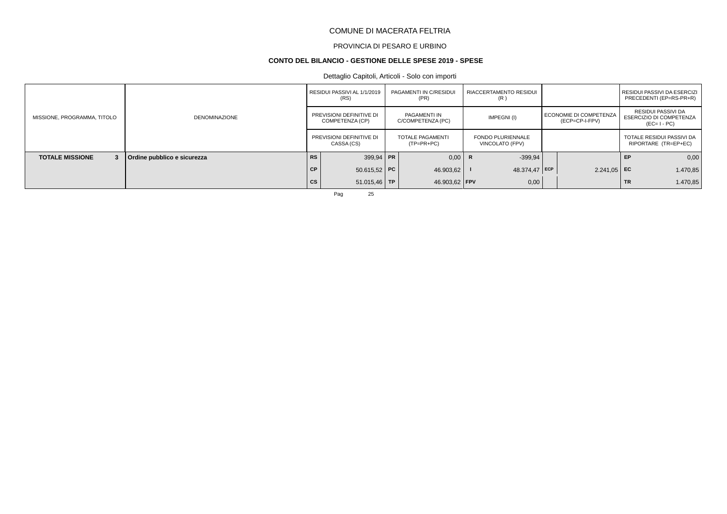COMUNE DI MACERATA FELTRIA

PROVINCIA DI PESARO E URBINO

**CONTO DEL BILANCIO - GESTIONE DELLE SPESE 2019 - SPESE**

Dettaglio Capitoli, Articoli - Solo con importi

| MISSIONE, PROGRAMMA, TITOLO | DENOMINAZIONE | | RESIDUI PASSIVI AL 1/1/2019 (RS) / PREVISIONI DEFINITIVE DI COMPETENZA (CP) / PREVISIONI DEFINITIVE DI CASSA (CS) | | PAGAMENTI IN C/RESIDUI (PR) / PAGAMENTI IN C/COMPETENZA (PC) / TOTALE PAGAMENTI (TP=PR+PC) | | RIACCERTAMENTO RESIDUI (R) / IMPEGNI (I) / FONDO PLURIENNALE VINCOLATO (FPV) | | ECONOMIE DI COMPETENZA (ECP=CP-I-FPV) | | RESIDUI PASSIVI DA ESERCIZI PRECEDENTI (EP=RS-PR+R) / RESIDUI PASSIVI DA ESERCIZIO DI COMPETENZA (EC= I - PC) / TOTALE RESIDUI PASSIVI DA RIPORTARE (TR=EP+EC) |
|---|---|---|---|---|---|---|---|---|---|---|---|
| **TOTALE MISSIONE 3** | **Ordine pubblico e sicurezza** | **RS** | 399,94 | **PR** | 0,00 | **R** | -399,94 | | | **EP** | 0,00 |
| | | **CP** | 50.615,52 | **PC** | 46.903,62 | **I** | 48.374,47 | **ECP** | 2.241,05 | **EC** | 1.470,85 |
| | | **CS** | 51.015,46 | **TP** | 46.903,62 | **FPV** | 0,00 | | | **TR** | 1.470,85 |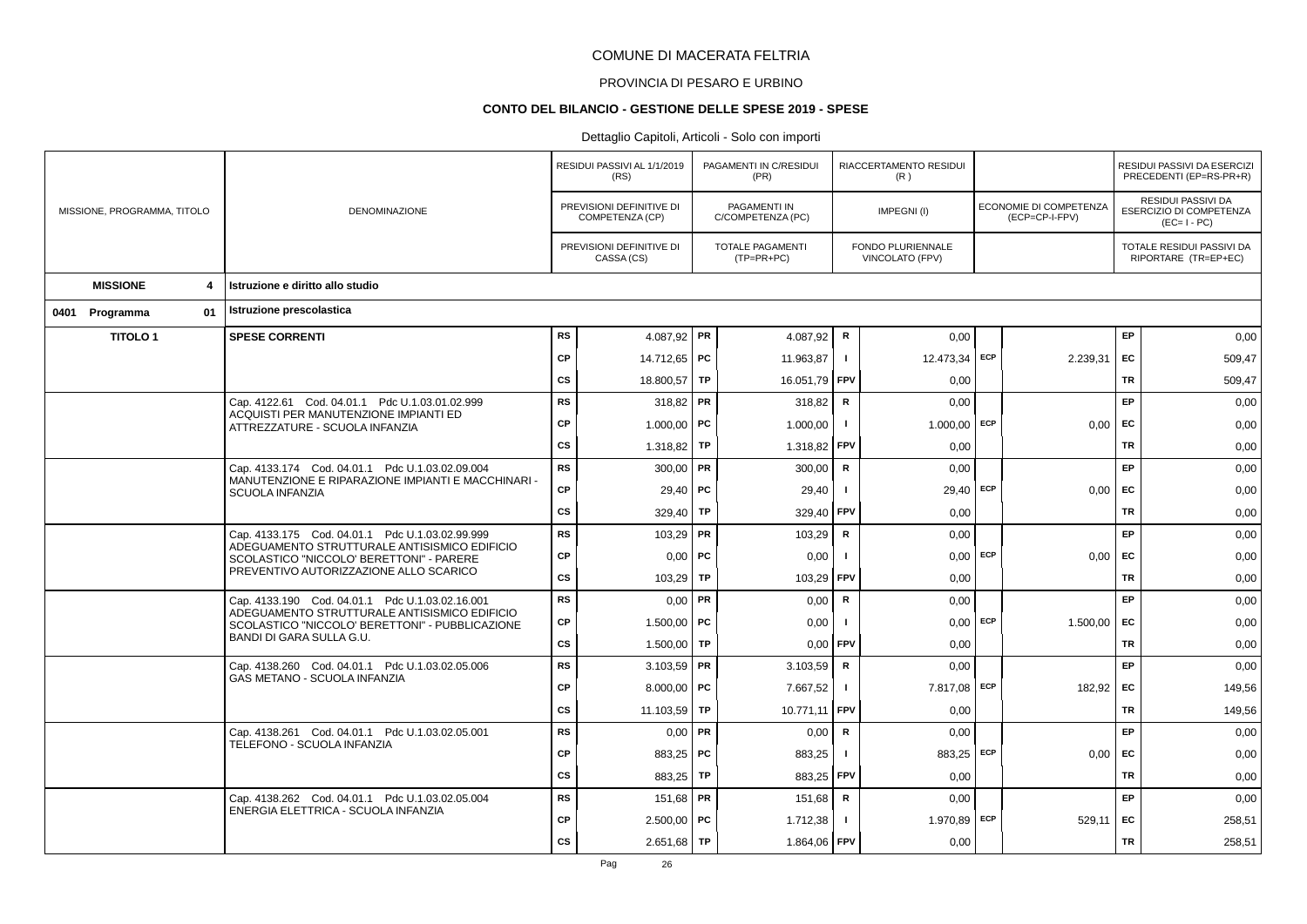# COMUNE DI MACERATA FELTRIA

## PROVINCIA DI PESARO E URBINO

### CONTO DEL BILANCIO - GESTIONE DELLE SPESE 2019 - SPESE

Dettaglio Capitoli, Articoli - Solo con importi

| MISSIONE, PROGRAMMA, TITOLO | DENOMINAZIONE | | RESIDUI PASSIVI AL 1/1/2019 (RS) / PREVISIONI DEFINITIVE DI COMPETENZA (CP) / PREVISIONI DEFINITIVE DI CASSA (CS) | | PAGAMENTI IN C/RESIDUI (PR) / PAGAMENTI IN C/COMPETENZA (PC) / TOTALE PAGAMENTI (TP=PR+PC) | | RIACCERTAMENTO RESIDUI (R) / IMPEGNI (I) / FONDO PLURIENNALE VINCOLATO (FPV) | | ECONOMIE DI COMPETENZA (ECP=CP-I-FPV) | | RESIDUI PASSIVI DA ESERCIZI PRECEDENTI (EP=RS-PR+R) / RESIDUI PASSIVI DA ESERCIZIO DI COMPETENZA (EC=I-PC) / TOTALE RESIDUI PASSIVI DA RIPORTARE (TR=EP+EC) |
|---|---|---|---|---|---|---|---|---|---|---|---|
| **MISSIONE 4** | **Istruzione e diritto allo studio** | | | | | | | | | | |
| **0401 Programma 01** | **Istruzione prescolastica** | | | | | | | | | | |
| **TITOLO 1** | **SPESE CORRENTI** | RS | 4.087,92 | PR | 4.087,92 | R | 0,00 | | | EP | 0,00 |
| | | CP | 14.712,65 | PC | 11.963,87 | I | 12.473,34 | ECP | 2.239,31 | EC | 509,47 |
| | | CS | 18.800,57 | TP | 16.051,79 | FPV | 0,00 | | | TR | 509,47 |
| | Cap. 4122.61 Cod. 04.01.1 Pdc U.1.03.01.02.999 ACQUISTI PER MANUTENZIONE IMPIANTI ED ATTREZZATURE - SCUOLA INFANZIA | RS | 318,82 | PR | 318,82 | R | 0,00 | | | EP | 0,00 |
| | | CP | 1.000,00 | PC | 1.000,00 | I | 1.000,00 | ECP | 0,00 | EC | 0,00 |
| | | CS | 1.318,82 | TP | 1.318,82 | FPV | 0,00 | | | TR | 0,00 |
| | Cap. 4133.174 Cod. 04.01.1 Pdc U.1.03.02.09.004 MANUTENZIONE E RIPARAZIONE IMPIANTI E MACCHINARI - SCUOLA INFANZIA | RS | 300,00 | PR | 300,00 | R | 0,00 | | | EP | 0,00 |
| | | CP | 29,40 | PC | 29,40 | I | 29,40 | ECP | 0,00 | EC | 0,00 |
| | | CS | 329,40 | TP | 329,40 | FPV | 0,00 | | | TR | 0,00 |
| | Cap. 4133.175 Cod. 04.01.1 Pdc U.1.03.02.99.999 ADEGUAMENTO STRUTTURALE ANTISISMICO EDIFICIO SCOLASTICO "NICCOLO' BERETTONI" - PARERE PREVENTIVO AUTORIZZAZIONE ALLO SCARICO | RS | 103,29 | PR | 103,29 | R | 0,00 | | | EP | 0,00 |
| | | CP | 0,00 | PC | 0,00 | I | 0,00 | ECP | 0,00 | EC | 0,00 |
| | | CS | 103,29 | TP | 103,29 | FPV | 0,00 | | | TR | 0,00 |
| | Cap. 4133.190 Cod. 04.01.1 Pdc U.1.03.02.16.001 ADEGUAMENTO STRUTTURALE ANTISISMICO EDIFICIO SCOLASTICO "NICCOLO' BERETTONI" - PUBBLICAZIONE BANDI DI GARA SULLA G.U. | RS | 0,00 | PR | 0,00 | R | 0,00 | | | EP | 0,00 |
| | | CP | 1.500,00 | PC | 0,00 | I | 0,00 | ECP | 1.500,00 | EC | 0,00 |
| | | CS | 1.500,00 | TP | 0,00 | FPV | 0,00 | | | TR | 0,00 |
| | Cap. 4138.260 Cod. 04.01.1 Pdc U.1.03.02.05.006 GAS METANO - SCUOLA INFANZIA | RS | 3.103,59 | PR | 3.103,59 | R | 0,00 | | | EP | 0,00 |
| | | CP | 8.000,00 | PC | 7.667,52 | I | 7.817,08 | ECP | 182,92 | EC | 149,56 |
| | | CS | 11.103,59 | TP | 10.771,11 | FPV | 0,00 | | | TR | 149,56 |
| | Cap. 4138.261 Cod. 04.01.1 Pdc U.1.03.02.05.001 TELEFONO - SCUOLA INFANZIA | RS | 0,00 | PR | 0,00 | R | 0,00 | | | EP | 0,00 |
| | | CP | 883,25 | PC | 883,25 | I | 883,25 | ECP | 0,00 | EC | 0,00 |
| | | CS | 883,25 | TP | 883,25 | FPV | 0,00 | | | TR | 0,00 |
| | Cap. 4138.262 Cod. 04.01.1 Pdc U.1.03.02.05.004 ENERGIA ELETTRICA - SCUOLA INFANZIA | RS | 151,68 | PR | 151,68 | R | 0,00 | | | EP | 0,00 |
| | | CP | 2.500,00 | PC | 1.712,38 | I | 1.970,89 | ECP | 529,11 | EC | 258,51 |
| | | CS | 2.651,68 | TP | 1.864,06 | FPV | 0,00 | | | TR | 258,51 |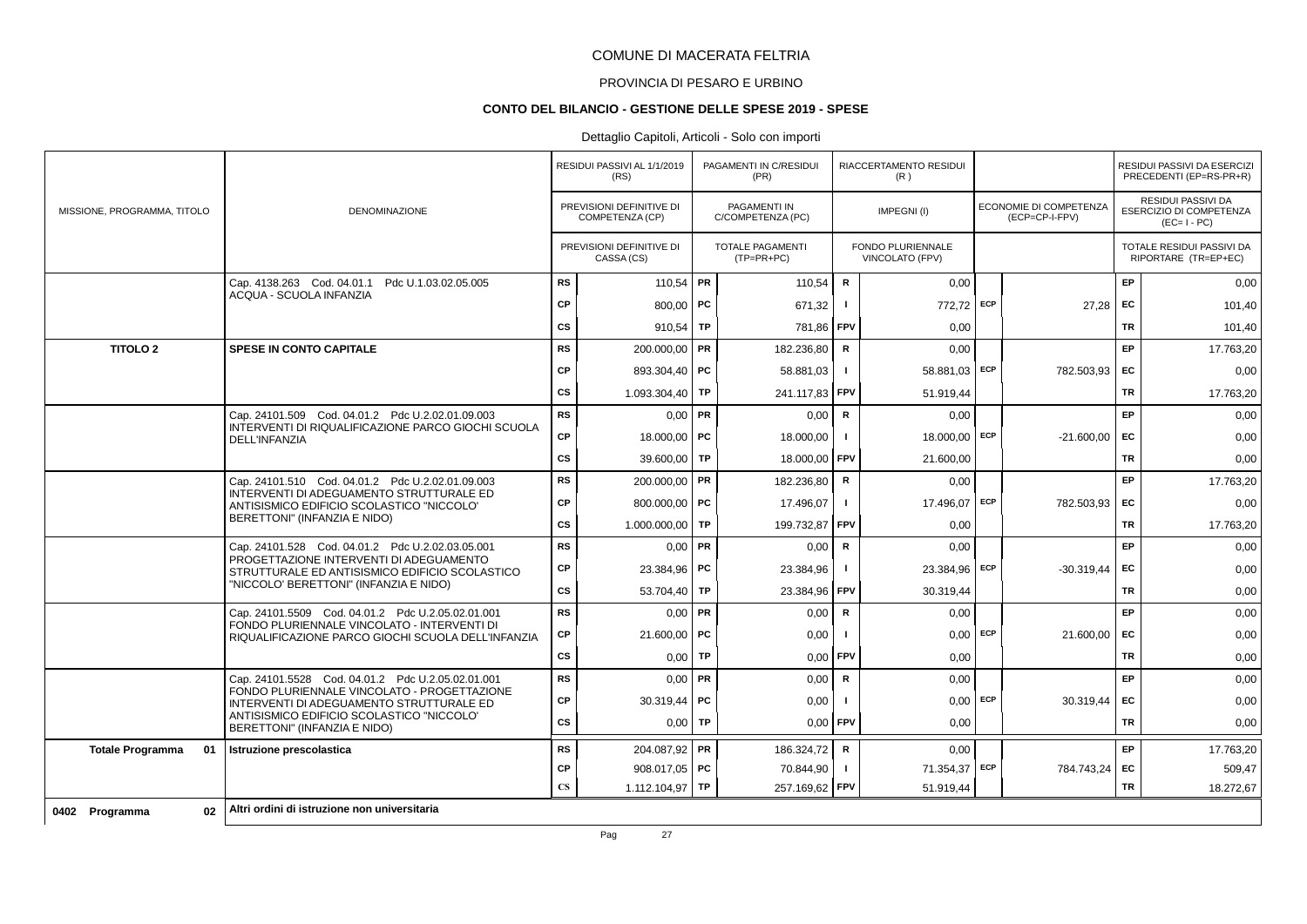# COMUNE DI MACERATA FELTRIA

## PROVINCIA DI PESARO E URBINO

### CONTO DEL BILANCIO - GESTIONE DELLE SPESE 2019 - SPESE

Dettaglio Capitoli, Articoli - Solo con importi

| MISSIONE, PROGRAMMA, TITOLO | DENOMINAZIONE | | RESIDUI PASSIVI AL 1/1/2019 (RS) / PREVISIONI DEFINITIVE DI COMPETENZA (CP) / PREVISIONI DEFINITIVE DI CASSA (CS) | | PAGAMENTI IN C/RESIDUI (PR) / PAGAMENTI IN C/COMPETENZA (PC) / TOTALE PAGAMENTI (TP=PR+PC) | | RIACCERTAMENTO RESIDUI (R) / IMPEGNI (I) / FONDO PLURIENNALE VINCOLATO (FPV) | | ECONOMIE DI COMPETENZA (ECP=CP-I-FPV) | | RESIDUI PASSIVI DA ESERCIZI PRECEDENTI (EP=RS-PR+R) / RESIDUI PASSIVI DA ESERCIZIO DI COMPETENZA (EC=I-PC) / TOTALE RESIDUI PASSIVI DA RIPORTARE (TR=EP+EC) |
|---|---|---|---|---|---|---|---|---|---|---|---|
| | Cap. 4138.263 Cod. 04.01.1 Pdc U.1.03.02.05.005 ACQUA - SCUOLA INFANZIA | RS | 110,54 | PR | 110,54 | R | 0,00 | | | EP | 0,00 |
| | | CP | 800,00 | PC | 671,32 | I | 772,72 | ECP | 27,28 | EC | 101,40 |
| | | CS | 910,54 | TP | 781,86 | FPV | 0,00 | | | TR | 101,40 |
| **TITOLO 2** | **SPESE IN CONTO CAPITALE** | RS | 200.000,00 | PR | 182.236,80 | R | 0,00 | | | EP | 17.763,20 |
| | | CP | 893.304,40 | PC | 58.881,03 | I | 58.881,03 | ECP | 782.503,93 | EC | 0,00 |
| | | CS | 1.093.304,40 | TP | 241.117,83 | FPV | 51.919,44 | | | TR | 17.763,20 |
| | Cap. 24101.509 Cod. 04.01.2 Pdc U.2.02.01.09.003 INTERVENTI DI RIQUALIFICAZIONE PARCO GIOCHI SCUOLA DELL'INFANZIA | RS | 0,00 | PR | 0,00 | R | 0,00 | | | EP | 0,00 |
| | | CP | 18.000,00 | PC | 18.000,00 | I | 18.000,00 | ECP | -21.600,00 | EC | 0,00 |
| | | CS | 39.600,00 | TP | 18.000,00 | FPV | 21.600,00 | | | TR | 0,00 |
| | Cap. 24101.510 Cod. 04.01.2 Pdc U.2.02.01.09.003 INTERVENTI DI ADEGUAMENTO STRUTTURALE ED ANTISISMICO EDIFICIO SCOLASTICO "NICCOLO' BERETTONI" (INFANZIA E NIDO) | RS | 200.000,00 | PR | 182.236,80 | R | 0,00 | | | EP | 17.763,20 |
| | | CP | 800.000,00 | PC | 17.496,07 | I | 17.496,07 | ECP | 782.503,93 | EC | 0,00 |
| | | CS | 1.000.000,00 | TP | 199.732,87 | FPV | 0,00 | | | TR | 17.763,20 |
| | Cap. 24101.528 Cod. 04.01.2 Pdc U.2.02.03.05.001 PROGETTAZIONE INTERVENTI DI ADEGUAMENTO STRUTTURALE ED ANTISISMICO EDIFICIO SCOLASTICO "NICCOLO' BERETTONI" (INFANZIA E NIDO) | RS | 0,00 | PR | 0,00 | R | 0,00 | | | EP | 0,00 |
| | | CP | 23.384,96 | PC | 23.384,96 | I | 23.384,96 | ECP | -30.319,44 | EC | 0,00 |
| | | CS | 53.704,40 | TP | 23.384,96 | FPV | 30.319,44 | | | TR | 0,00 |
| | Cap. 24101.5509 Cod. 04.01.2 Pdc U.2.05.02.01.001 FONDO PLURIENNALE VINCOLATO - INTERVENTI DI RIQUALIFICAZIONE PARCO GIOCHI SCUOLA DELL'INFANZIA | RS | 0,00 | PR | 0,00 | R | 0,00 | | | EP | 0,00 |
| | | CP | 21.600,00 | PC | 0,00 | I | 0,00 | ECP | 21.600,00 | EC | 0,00 |
| | | CS | 0,00 | TP | 0,00 | FPV | 0,00 | | | TR | 0,00 |
| | Cap. 24101.5528 Cod. 04.01.2 Pdc U.2.05.02.01.001 FONDO PLURIENNALE VINCOLATO - PROGETTAZIONE INTERVENTI DI ADEGUAMENTO STRUTTURALE ED ANTISISMICO EDIFICIO SCOLASTICO "NICCOLO' BERETTONI" (INFANZIA E NIDO) | RS | 0,00 | PR | 0,00 | R | 0,00 | | | EP | 0,00 |
| | | CP | 30.319,44 | PC | 0,00 | I | 0,00 | ECP | 30.319,44 | EC | 0,00 |
| | | CS | 0,00 | TP | 0,00 | FPV | 0,00 | | | TR | 0,00 |
| **Totale Programma 01** | **Istruzione prescolastica** | RS | 204.087,92 | PR | 186.324,72 | R | 0,00 | | | EP | 17.763,20 |
| | | CP | 908.017,05 | PC | 70.844,90 | I | 71.354,37 | ECP | 784.743,24 | EC | 509,47 |
| | | CS | 1.112.104,97 | TP | 257.169,62 | FPV | 51.919,44 | | | TR | 18.272,67 |
| **0402 Programma 02** | **Altri ordini di istruzione non universitaria** | | | | | | | | | | |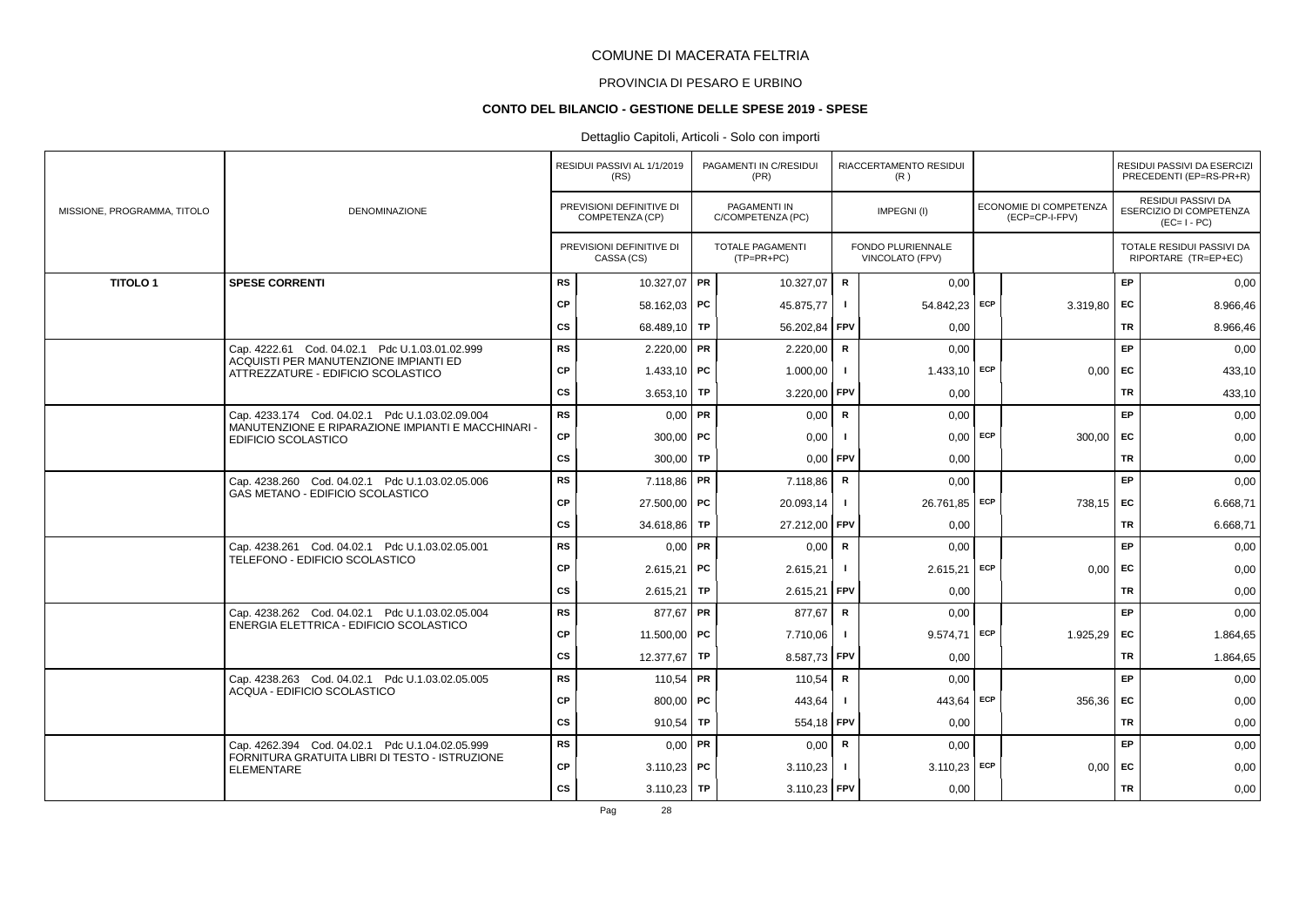COMUNE DI MACERATA FELTRIA

PROVINCIA DI PESARO E URBINO

**CONTO DEL BILANCIO - GESTIONE DELLE SPESE 2019 - SPESE**

Dettaglio Capitoli, Articoli - Solo con importi

| MISSIONE, PROGRAMMA, TITOLO | DENOMINAZIONE | | RESIDUI PASSIVI AL 1/1/2019 (RS) / PREVISIONI DEFINITIVE DI COMPETENZA (CP) / PREVISIONI DEFINITIVE DI CASSA (CS) | | PAGAMENTI IN C/RESIDUI (PR) / PAGAMENTI IN C/COMPETENZA (PC) / TOTALE PAGAMENTI (TP=PR+PC) | | RIACCERTAMENTO RESIDUI (R) / IMPEGNI (I) / FONDO PLURIENNALE VINCOLATO (FPV) | | ECONOMIE DI COMPETENZA (ECP=CP-I-FPV) | | RESIDUI PASSIVI DA ESERCIZI PRECEDENTI (EP=RS-PR+R) / RESIDUI PASSIVI DA ESERCIZIO DI COMPETENZA (EC=I-PC) / TOTALE RESIDUI PASSIVI DA RIPORTARE (TR=EP+EC) |
|---|---|---|---|---|---|---|---|---|---|---|---|
| **TITOLO 1** | **SPESE CORRENTI** | RS | 10.327,07 | PR | 10.327,07 | R | 0,00 | | | EP | 0,00 |
| | | CP | 58.162,03 | PC | 45.875,77 | I | 54.842,23 | ECP | 3.319,80 | EC | 8.966,46 |
| | | CS | 68.489,10 | TP | 56.202,84 | FPV | 0,00 | | | TR | 8.966,46 |
| | Cap. 4222.61 Cod. 04.02.1 Pdc U.1.03.01.02.999 ACQUISTI PER MANUTENZIONE IMPIANTI ED ATTREZZATURE - EDIFICIO SCOLASTICO | RS | 2.220,00 | PR | 2.220,00 | R | 0,00 | | | EP | 0,00 |
| | | CP | 1.433,10 | PC | 1.000,00 | I | 1.433,10 | ECP | 0,00 | EC | 433,10 |
| | | CS | 3.653,10 | TP | 3.220,00 | FPV | 0,00 | | | TR | 433,10 |
| | Cap. 4233.174 Cod. 04.02.1 Pdc U.1.03.02.09.004 MANUTENZIONE E RIPARAZIONE IMPIANTI E MACCHINARI - EDIFICIO SCOLASTICO | RS | 0,00 | PR | 0,00 | R | 0,00 | | | EP | 0,00 |
| | | CP | 300,00 | PC | 0,00 | I | 0,00 | ECP | 300,00 | EC | 0,00 |
| | | CS | 300,00 | TP | 0,00 | FPV | 0,00 | | | TR | 0,00 |
| | Cap. 4238.260 Cod. 04.02.1 Pdc U.1.03.02.05.006 GAS METANO - EDIFICIO SCOLASTICO | RS | 7.118,86 | PR | 7.118,86 | R | 0,00 | | | EP | 0,00 |
| | | CP | 27.500,00 | PC | 20.093,14 | I | 26.761,85 | ECP | 738,15 | EC | 6.668,71 |
| | | CS | 34.618,86 | TP | 27.212,00 | FPV | 0,00 | | | TR | 6.668,71 |
| | Cap. 4238.261 Cod. 04.02.1 Pdc U.1.03.02.05.001 TELEFONO - EDIFICIO SCOLASTICO | RS | 0,00 | PR | 0,00 | R | 0,00 | | | EP | 0,00 |
| | | CP | 2.615,21 | PC | 2.615,21 | I | 2.615,21 | ECP | 0,00 | EC | 0,00 |
| | | CS | 2.615,21 | TP | 2.615,21 | FPV | 0,00 | | | TR | 0,00 |
| | Cap. 4238.262 Cod. 04.02.1 Pdc U.1.03.02.05.004 ENERGIA ELETTRICA - EDIFICIO SCOLASTICO | RS | 877,67 | PR | 877,67 | R | 0,00 | | | EP | 0,00 |
| | | CP | 11.500,00 | PC | 7.710,06 | I | 9.574,71 | ECP | 1.925,29 | EC | 1.864,65 |
| | | CS | 12.377,67 | TP | 8.587,73 | FPV | 0,00 | | | TR | 1.864,65 |
| | Cap. 4238.263 Cod. 04.02.1 Pdc U.1.03.02.05.005 ACQUA - EDIFICIO SCOLASTICO | RS | 110,54 | PR | 110,54 | R | 0,00 | | | EP | 0,00 |
| | | CP | 800,00 | PC | 443,64 | I | 443,64 | ECP | 356,36 | EC | 0,00 |
| | | CS | 910,54 | TP | 554,18 | FPV | 0,00 | | | TR | 0,00 |
| | Cap. 4262.394 Cod. 04.02.1 Pdc U.1.04.02.05.999 FORNITURA GRATUITA LIBRI DI TESTO - ISTRUZIONE ELEMENTARE | RS | 0,00 | PR | 0,00 | R | 0,00 | | | EP | 0,00 |
| | | CP | 3.110,23 | PC | 3.110,23 | I | 3.110,23 | ECP | 0,00 | EC | 0,00 |
| | | CS | 3.110,23 | TP | 3.110,23 | FPV | 0,00 | | | TR | 0,00 |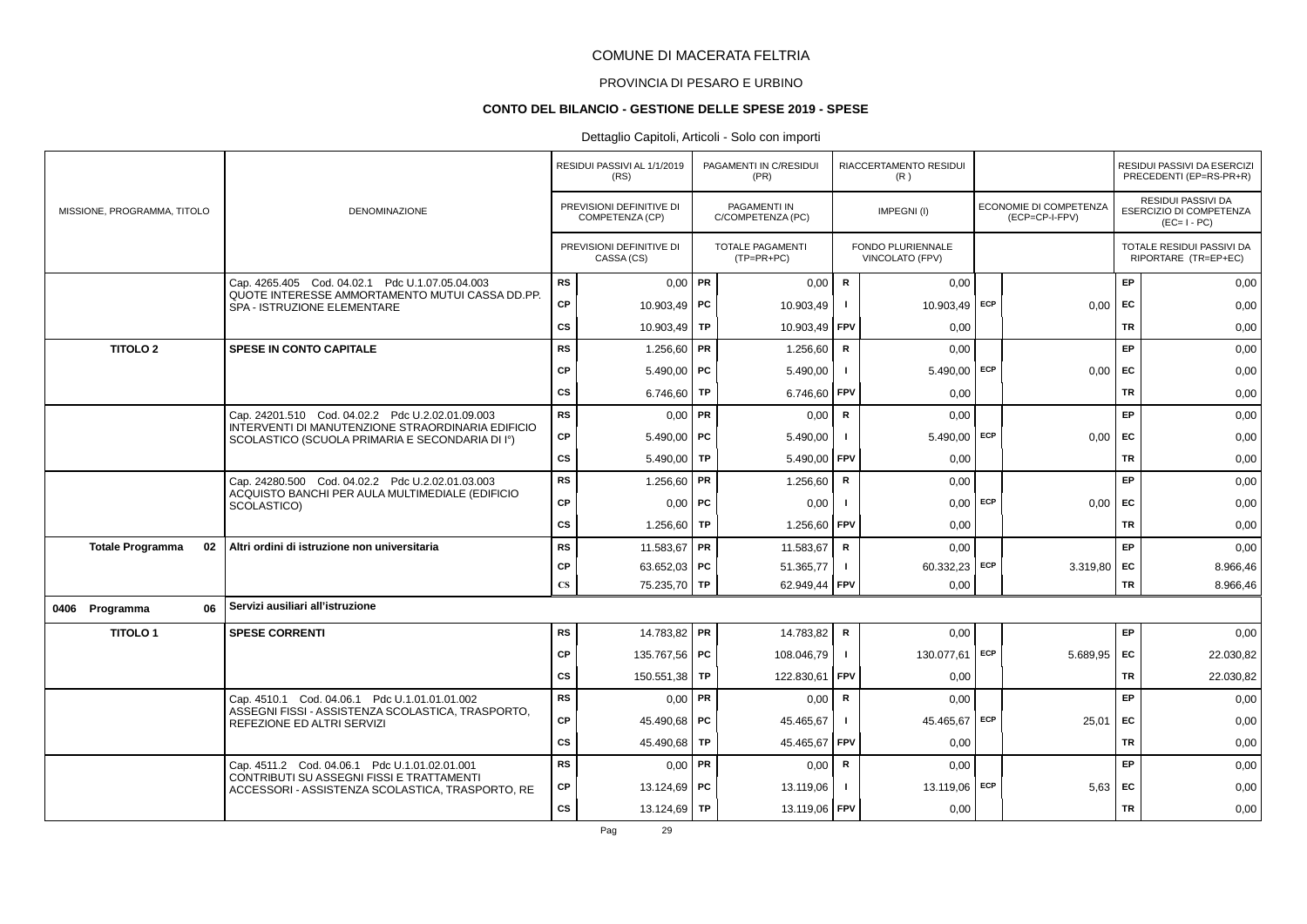# COMUNE DI MACERATA FELTRIA

## PROVINCIA DI PESARO E URBINO

### CONTO DEL BILANCIO - GESTIONE DELLE SPESE 2019 - SPESE

Dettaglio Capitoli, Articoli - Solo con importi

| MISSIONE, PROGRAMMA, TITOLO | DENOMINAZIONE | | RESIDUI PASSIVI AL 1/1/2019 (RS) / PREVISIONI DEFINITIVE DI COMPETENZA (CP) / PREVISIONI DEFINITIVE DI CASSA (CS) | | PAGAMENTI IN C/RESIDUI (PR) / PAGAMENTI IN C/COMPETENZA (PC) / TOTALE PAGAMENTI (TP=PR+PC) | | RIACCERTAMENTO RESIDUI (R) / IMPEGNI (I) / FONDO PLURIENNALE VINCOLATO (FPV) | | ECONOMIE DI COMPETENZA (ECP=CP-I-FPV) | | RESIDUI PASSIVI DA ESERCIZI PRECEDENTI (EP=RS-PR+R) / RESIDUI PASSIVI DA ESERCIZIO DI COMPETENZA (EC=I-PC) / TOTALE RESIDUI PASSIVI DA RIPORTARE (TR=EP+EC) |
|---|---|---|---|---|---|---|---|---|---|---|---|
| | Cap. 4265.405 Cod. 04.02.1 Pdc U.1.07.05.04.003 QUOTE INTERESSE AMMORTAMENTO MUTUI CASSA DD.PP. SPA - ISTRUZIONE ELEMENTARE | RS | 0,00 | PR | 0,00 | R | 0,00 | | | EP | 0,00 |
| | | CP | 10.903,49 | PC | 10.903,49 | I | 10.903,49 | ECP | 0,00 | EC | 0,00 |
| | | CS | 10.903,49 | TP | 10.903,49 | FPV | 0,00 | | | TR | 0,00 |
| **TITOLO 2** | **SPESE IN CONTO CAPITALE** | RS | 1.256,60 | PR | 1.256,60 | R | 0,00 | | | EP | 0,00 |
| | | CP | 5.490,00 | PC | 5.490,00 | I | 5.490,00 | ECP | 0,00 | EC | 0,00 |
| | | CS | 6.746,60 | TP | 6.746,60 | FPV | 0,00 | | | TR | 0,00 |
| | Cap. 24201.510 Cod. 04.02.2 Pdc U.2.02.01.09.003 INTERVENTI DI MANUTENZIONE STRAORDINARIA EDIFICIO SCOLASTICO (SCUOLA PRIMARIA E SECONDARIA DI I°) | RS | 0,00 | PR | 0,00 | R | 0,00 | | | EP | 0,00 |
| | | CP | 5.490,00 | PC | 5.490,00 | I | 5.490,00 | ECP | 0,00 | EC | 0,00 |
| | | CS | 5.490,00 | TP | 5.490,00 | FPV | 0,00 | | | TR | 0,00 |
| | Cap. 24280.500 Cod. 04.02.2 Pdc U.2.02.01.03.003 ACQUISTO BANCHI PER AULA MULTIMEDIALE (EDIFICIO SCOLASTICO) | RS | 1.256,60 | PR | 1.256,60 | R | 0,00 | | | EP | 0,00 |
| | | CP | 0,00 | PC | 0,00 | I | 0,00 | ECP | 0,00 | EC | 0,00 |
| | | CS | 1.256,60 | TP | 1.256,60 | FPV | 0,00 | | | TR | 0,00 |
| **Totale Programma 02** | **Altri ordini di istruzione non universitaria** | RS | 11.583,67 | PR | 11.583,67 | R | 0,00 | | | EP | 0,00 |
| | | CP | 63.652,03 | PC | 51.365,77 | I | 60.332,23 | ECP | 3.319,80 | EC | 8.966,46 |
| | | CS | 75.235,70 | TP | 62.949,44 | FPV | 0,00 | | | TR | 8.966,46 |
| **0406 Programma 06** | **Servizi ausiliari all'istruzione** | | | | | | | | | | |
| **TITOLO 1** | **SPESE CORRENTI** | RS | 14.783,82 | PR | 14.783,82 | R | 0,00 | | | EP | 0,00 |
| | | CP | 135.767,56 | PC | 108.046,79 | I | 130.077,61 | ECP | 5.689,95 | EC | 22.030,82 |
| | | CS | 150.551,38 | TP | 122.830,61 | FPV | 0,00 | | | TR | 22.030,82 |
| | Cap. 4510.1 Cod. 04.06.1 Pdc U.1.01.01.01.002 ASSEGNI FISSI - ASSISTENZA SCOLASTICA, TRASPORTO, REFEZIONE ED ALTRI SERVIZI | RS | 0,00 | PR | 0,00 | R | 0,00 | | | EP | 0,00 |
| | | CP | 45.490,68 | PC | 45.465,67 | I | 45.465,67 | ECP | 25,01 | EC | 0,00 |
| | | CS | 45.490,68 | TP | 45.465,67 | FPV | 0,00 | | | TR | 0,00 |
| | Cap. 4511.2 Cod. 04.06.1 Pdc U.1.01.02.01.001 CONTRIBUTI SU ASSEGNI FISSI E TRATTAMENTI ACCESSORI - ASSISTENZA SCOLASTICA, TRASPORTO, RE | RS | 0,00 | PR | 0,00 | R | 0,00 | | | EP | 0,00 |
| | | CP | 13.124,69 | PC | 13.119,06 | I | 13.119,06 | ECP | 5,63 | EC | 0,00 |
| | | CS | 13.124,69 | TP | 13.119,06 | FPV | 0,00 | | | TR | 0,00 |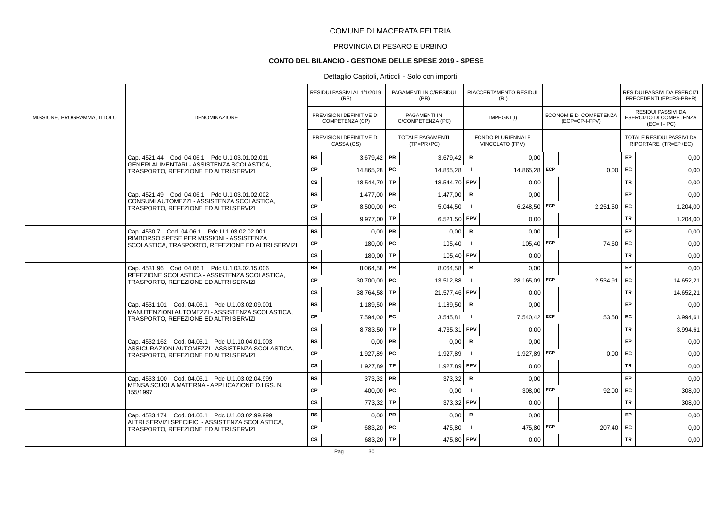# COMUNE DI MACERATA FELTRIA

PROVINCIA DI PESARO E URBINO

**CONTO DEL BILANCIO - GESTIONE DELLE SPESE 2019 - SPESE**

Dettaglio Capitoli, Articoli - Solo con importi

| MISSIONE, PROGRAMMA, TITOLO | DENOMINAZIONE | | RESIDUI PASSIVI AL 1/1/2019 (RS) / PREVISIONI DEFINITIVE DI COMPETENZA (CP) / PREVISIONI DEFINITIVE DI CASSA (CS) | | PAGAMENTI IN C/RESIDUI (PR) / PAGAMENTI IN C/COMPETENZA (PC) / TOTALE PAGAMENTI (TP=PR+PC) | | RIACCERTAMENTO RESIDUI (R) / IMPEGNI (I) / FONDO PLURIENNALE VINCOLATO (FPV) | | ECONOMIE DI COMPETENZA (ECP=CP-I-FPV) | | RESIDUI PASSIVI DA ESERCIZI PRECEDENTI (EP=RS-PR+R) / RESIDUI PASSIVI DA ESERCIZIO DI COMPETENZA (EC=I-PC) / TOTALE RESIDUI PASSIVI DA RIPORTARE (TR=EP+EC) |
|---|---|---|---|---|---|---|---|---|---|---|---|
| | Cap. 4521.44 Cod. 04.06.1 Pdc U.1.03.01.02.011 GENERI ALIMENTARI - ASSISTENZA SCOLASTICA, TRASPORTO, REFEZIONE ED ALTRI SERVIZI | RS | 3.679,42 | PR | 3.679,42 | R | 0,00 | | | EP | 0,00 |
| | | CP | 14.865,28 | PC | 14.865,28 | I | 14.865,28 | ECP | 0,00 | EC | 0,00 |
| | | CS | 18.544,70 | TP | 18.544,70 | FPV | 0,00 | | | TR | 0,00 |
| | Cap. 4521.49 Cod. 04.06.1 Pdc U.1.03.01.02.002 CONSUMI AUTOMEZZI - ASSISTENZA SCOLASTICA, TRASPORTO, REFEZIONE ED ALTRI SERVIZI | RS | 1.477,00 | PR | 1.477,00 | R | 0,00 | | | EP | 0,00 |
| | | CP | 8.500,00 | PC | 5.044,50 | I | 6.248,50 | ECP | 2.251,50 | EC | 1.204,00 |
| | | CS | 9.977,00 | TP | 6.521,50 | FPV | 0,00 | | | TR | 1.204,00 |
| | Cap. 4530.7 Cod. 04.06.1 Pdc U.1.03.02.02.001 RIMBORSO SPESE PER MISSIONI - ASSISTENZA SCOLASTICA, TRASPORTO, REFEZIONE ED ALTRI SERVIZI | RS | 0,00 | PR | 0,00 | R | 0,00 | | | EP | 0,00 |
| | | CP | 180,00 | PC | 105,40 | I | 105,40 | ECP | 74,60 | EC | 0,00 |
| | | CS | 180,00 | TP | 105,40 | FPV | 0,00 | | | TR | 0,00 |
| | Cap. 4531.96 Cod. 04.06.1 Pdc U.1.03.02.15.006 REFEZIONE SCOLASTICA - ASSISTENZA SCOLASTICA, TRASPORTO, REFEZIONE ED ALTRI SERVIZI | RS | 8.064,58 | PR | 8.064,58 | R | 0,00 | | | EP | 0,00 |
| | | CP | 30.700,00 | PC | 13.512,88 | I | 28.165,09 | ECP | 2.534,91 | EC | 14.652,21 |
| | | CS | 38.764,58 | TP | 21.577,46 | FPV | 0,00 | | | TR | 14.652,21 |
| | Cap. 4531.101 Cod. 04.06.1 Pdc U.1.03.02.09.001 MANUTENZIONI AUTOMEZZI - ASSISTENZA SCOLASTICA, TRASPORTO, REFEZIONE ED ALTRI SERVIZI | RS | 1.189,50 | PR | 1.189,50 | R | 0,00 | | | EP | 0,00 |
| | | CP | 7.594,00 | PC | 3.545,81 | I | 7.540,42 | ECP | 53,58 | EC | 3.994,61 |
| | | CS | 8.783,50 | TP | 4.735,31 | FPV | 0,00 | | | TR | 3.994,61 |
| | Cap. 4532.162 Cod. 04.06.1 Pdc U.1.10.04.01.003 ASSICURAZIONI AUTOMEZZI - ASSISTENZA SCOLASTICA, TRASPORTO, REFEZIONE ED ALTRI SERVIZI | RS | 0,00 | PR | 0,00 | R | 0,00 | | | EP | 0,00 |
| | | CP | 1.927,89 | PC | 1.927,89 | I | 1.927,89 | ECP | 0,00 | EC | 0,00 |
| | | CS | 1.927,89 | TP | 1.927,89 | FPV | 0,00 | | | TR | 0,00 |
| | Cap. 4533.100 Cod. 04.06.1 Pdc U.1.03.02.04.999 MENSA SCUOLA MATERNA - APPLICAZIONE D.LGS. N. 155/1997 | RS | 373,32 | PR | 373,32 | R | 0,00 | | | EP | 0,00 |
| | | CP | 400,00 | PC | 0,00 | I | 308,00 | ECP | 92,00 | EC | 308,00 |
| | | CS | 773,32 | TP | 373,32 | FPV | 0,00 | | | TR | 308,00 |
| | Cap. 4533.174 Cod. 04.06.1 Pdc U.1.03.02.99.999 ALTRI SERVIZI SPECIFICI - ASSISTENZA SCOLASTICA, TRASPORTO, REFEZIONE ED ALTRI SERVIZI | RS | 0,00 | PR | 0,00 | R | 0,00 | | | EP | 0,00 |
| | | CP | 683,20 | PC | 475,80 | I | 475,80 | ECP | 207,40 | EC | 0,00 |
| | | CS | 683,20 | TP | 475,80 | FPV | 0,00 | | | TR | 0,00 |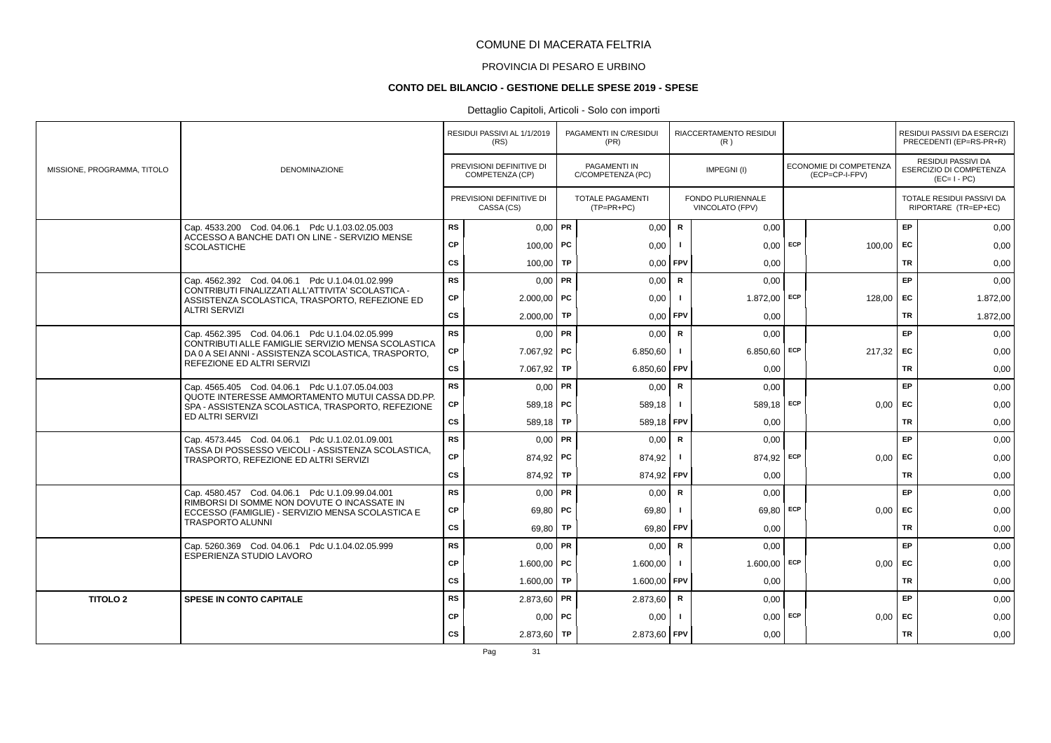COMUNE DI MACERATA FELTRIA

PROVINCIA DI PESARO E URBINO

**CONTO DEL BILANCIO - GESTIONE DELLE SPESE 2019 - SPESE**

Dettaglio Capitoli, Articoli - Solo con importi

| MISSIONE, PROGRAMMA, TITOLO | DENOMINAZIONE | | RESIDUI PASSIVI AL 1/1/2019 (RS) / PREVISIONI DEFINITIVE DI COMPETENZA (CP) / PREVISIONI DEFINITIVE DI CASSA (CS) | | PAGAMENTI IN C/RESIDUI (PR) / PAGAMENTI IN C/COMPETENZA (PC) / TOTALE PAGAMENTI (TP=PR+PC) | | RIACCERTAMENTO RESIDUI (R) / IMPEGNI (I) / FONDO PLURIENNALE VINCOLATO (FPV) | | ECONOMIE DI COMPETENZA (ECP=CP-I-FPV) | | RESIDUI PASSIVI DA ESERCIZI PRECEDENTI (EP=RS-PR+R) / RESIDUI PASSIVI DA ESERCIZIO DI COMPETENZA (EC=I-PC) / TOTALE RESIDUI PASSIVI DA RIPORTARE (TR=EP+EC) |
|---|---|---|---|---|---|---|---|---|---|---|---|
| | Cap. 4533.200 Cod. 04.06.1 Pdc U.1.03.02.05.003 ACCESSO A BANCHE DATI ON LINE - SERVIZIO MENSE SCOLASTICHE | RS | 0,00 | PR | 0,00 | R | 0,00 | | | EP | 0,00 |
| | | CP | 100,00 | PC | 0,00 | I | 0,00 | ECP | 100,00 | EC | 0,00 |
| | | CS | 100,00 | TP | 0,00 | FPV | 0,00 | | | TR | 0,00 |
| | Cap. 4562.392 Cod. 04.06.1 Pdc U.1.04.01.02.999 CONTRIBUTI FINALIZZATI ALL'ATTIVITA' SCOLASTICA - ASSISTENZA SCOLASTICA, TRASPORTO, REFEZIONE ED ALTRI SERVIZI | RS | 0,00 | PR | 0,00 | R | 0,00 | | | EP | 0,00 |
| | | CP | 2.000,00 | PC | 0,00 | I | 1.872,00 | ECP | 128,00 | EC | 1.872,00 |
| | | CS | 2.000,00 | TP | 0,00 | FPV | 0,00 | | | TR | 1.872,00 |
| | Cap. 4562.395 Cod. 04.06.1 Pdc U.1.04.02.05.999 CONTRIBUTI ALLE FAMIGLIE SERVIZIO MENSA SCOLASTICA DA 0 A SEI ANNI - ASSISTENZA SCOLASTICA, TRASPORTO, REFEZIONE ED ALTRI SERVIZI | RS | 0,00 | PR | 0,00 | R | 0,00 | | | EP | 0,00 |
| | | CP | 7.067,92 | PC | 6.850,60 | I | 6.850,60 | ECP | 217,32 | EC | 0,00 |
| | | CS | 7.067,92 | TP | 6.850,60 | FPV | 0,00 | | | TR | 0,00 |
| | Cap. 4565.405 Cod. 04.06.1 Pdc U.1.07.05.04.003 QUOTE INTERESSE AMMORTAMENTO MUTUI CASSA DD.PP. SPA - ASSISTENZA SCOLASTICA, TRASPORTO, REFEZIONE ED ALTRI SERVIZI | RS | 0,00 | PR | 0,00 | R | 0,00 | | | EP | 0,00 |
| | | CP | 589,18 | PC | 589,18 | I | 589,18 | ECP | 0,00 | EC | 0,00 |
| | | CS | 589,18 | TP | 589,18 | FPV | 0,00 | | | TR | 0,00 |
| | Cap. 4573.445 Cod. 04.06.1 Pdc U.1.02.01.09.001 TASSA DI POSSESSO VEICOLI - ASSISTENZA SCOLASTICA, TRASPORTO, REFEZIONE ED ALTRI SERVIZI | RS | 0,00 | PR | 0,00 | R | 0,00 | | | EP | 0,00 |
| | | CP | 874,92 | PC | 874,92 | I | 874,92 | ECP | 0,00 | EC | 0,00 |
| | | CS | 874,92 | TP | 874,92 | FPV | 0,00 | | | TR | 0,00 |
| | Cap. 4580.457 Cod. 04.06.1 Pdc U.1.09.99.04.001 RIMBORSI DI SOMME NON DOVUTE O INCASSATE IN ECCESSO (FAMIGLIE) - SERVIZIO MENSA SCOLASTICA E TRASPORTO ALUNNI | RS | 0,00 | PR | 0,00 | R | 0,00 | | | EP | 0,00 |
| | | CP | 69,80 | PC | 69,80 | I | 69,80 | ECP | 0,00 | EC | 0,00 |
| | | CS | 69,80 | TP | 69,80 | FPV | 0,00 | | | TR | 0,00 |
| | Cap. 5260.369 Cod. 04.06.1 Pdc U.1.04.02.05.999 ESPERIENZA STUDIO LAVORO | RS | 0,00 | PR | 0,00 | R | 0,00 | | | EP | 0,00 |
| | | CP | 1.600,00 | PC | 1.600,00 | I | 1.600,00 | ECP | 0,00 | EC | 0,00 |
| | | CS | 1.600,00 | TP | 1.600,00 | FPV | 0,00 | | | TR | 0,00 |
| **TITOLO 2** | **SPESE IN CONTO CAPITALE** | RS | 2.873,60 | PR | 2.873,60 | R | 0,00 | | | EP | 0,00 |
| | | CP | 0,00 | PC | 0,00 | I | 0,00 | ECP | 0,00 | EC | 0,00 |
| | | CS | 2.873,60 | TP | 2.873,60 | FPV | 0,00 | | | TR | 0,00 |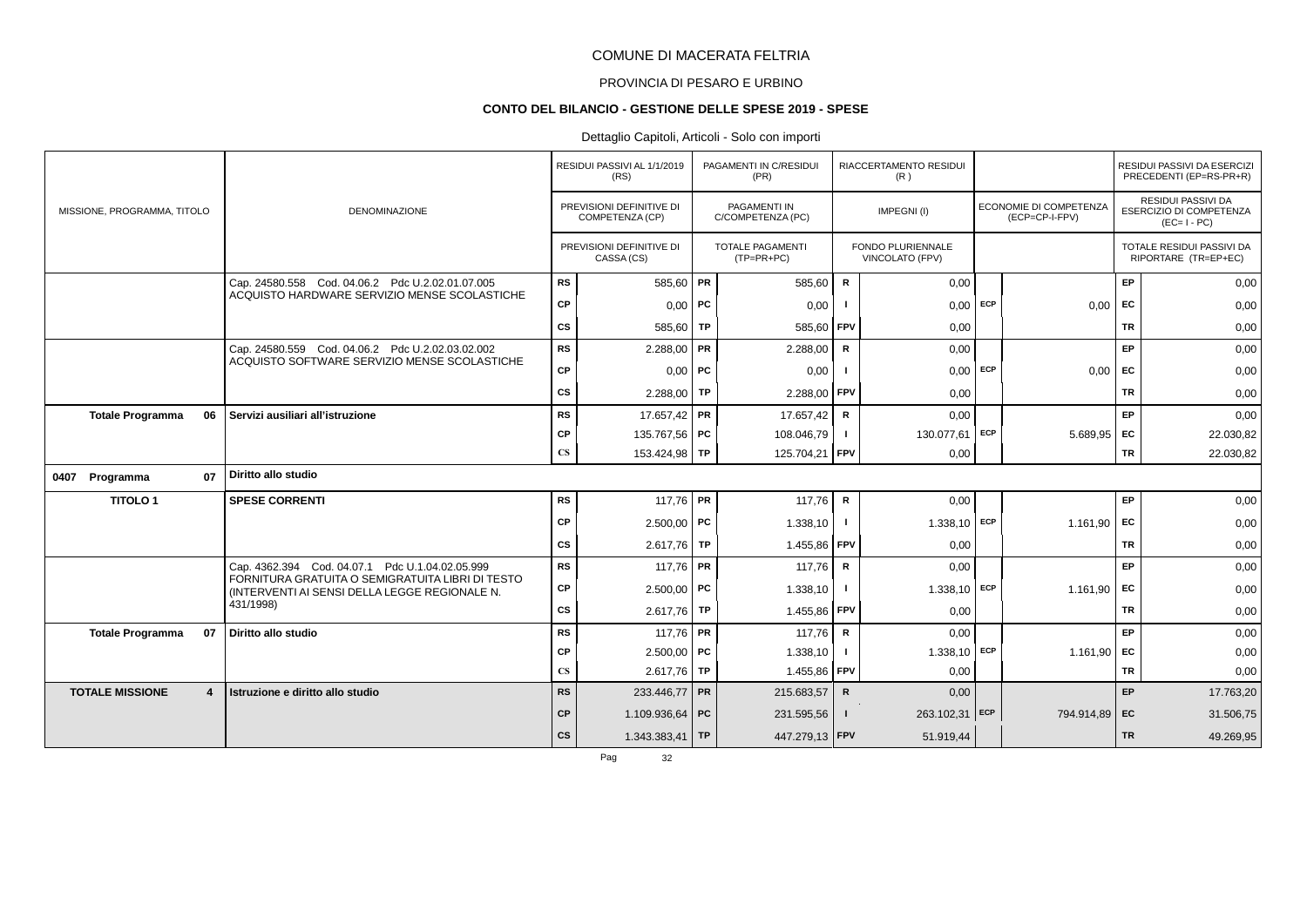COMUNE DI MACERATA FELTRIA

PROVINCIA DI PESARO E URBINO

**CONTO DEL BILANCIO - GESTIONE DELLE SPESE 2019 - SPESE**

Dettaglio Capitoli, Articoli - Solo con importi

| MISSIONE, PROGRAMMA, TITOLO | DENOMINAZIONE | | RESIDUI PASSIVI AL 1/1/2019 (RS) / PREVISIONI DEFINITIVE DI COMPETENZA (CP) / PREVISIONI DEFINITIVE DI CASSA (CS) | | PAGAMENTI IN C/RESIDUI (PR) / PAGAMENTI IN C/COMPETENZA (PC) / TOTALE PAGAMENTI (TP=PR+PC) | | RIACCERTAMENTO RESIDUI (R) / IMPEGNI (I) / FONDO PLURIENNALE VINCOLATO (FPV) | | ECONOMIE DI COMPETENZA (ECP=CP-I-FPV) | | RESIDUI PASSIVI DA ESERCIZI PRECEDENTI (EP=RS-PR+R) / RESIDUI PASSIVI DA ESERCIZIO DI COMPETENZA (EC=I-PC) / TOTALE RESIDUI PASSIVI DA RIPORTARE (TR=EP+EC) |
|---|---|---|---|---|---|---|---|---|---|---|---|
| | Cap. 24580.558 Cod. 04.06.2 Pdc U.2.02.01.07.005 ACQUISTO HARDWARE SERVIZIO MENSE SCOLASTICHE | RS | 585,60 | PR | 585,60 | R | 0,00 | | | EP | 0,00 |
| | | CP | 0,00 | PC | 0,00 | I | 0,00 | ECP | 0,00 | EC | 0,00 |
| | | CS | 585,60 | TP | 585,60 | FPV | 0,00 | | | TR | 0,00 |
| | Cap. 24580.559 Cod. 04.06.2 Pdc U.2.02.03.02.002 ACQUISTO SOFTWARE SERVIZIO MENSE SCOLASTICHE | RS | 2.288,00 | PR | 2.288,00 | R | 0,00 | | | EP | 0,00 |
| | | CP | 0,00 | PC | 0,00 | I | 0,00 | ECP | 0,00 | EC | 0,00 |
| | | CS | 2.288,00 | TP | 2.288,00 | FPV | 0,00 | | | TR | 0,00 |
| **Totale Programma 06** | **Servizi ausiliari all'istruzione** | RS | 17.657,42 | PR | 17.657,42 | R | 0,00 | | | EP | 0,00 |
| | | CP | 135.767,56 | PC | 108.046,79 | I | 130.077,61 | ECP | 5.689,95 | EC | 22.030,82 |
| | | CS | 153.424,98 | TP | 125.704,21 | FPV | 0,00 | | | TR | 22.030,82 |
| **0407 Programma 07** | **Diritto allo studio** | | | | | | | | | | |
| **TITOLO 1** | **SPESE CORRENTI** | RS | 117,76 | PR | 117,76 | R | 0,00 | | | EP | 0,00 |
| | | CP | 2.500,00 | PC | 1.338,10 | I | 1.338,10 | ECP | 1.161,90 | EC | 0,00 |
| | | CS | 2.617,76 | TP | 1.455,86 | FPV | 0,00 | | | TR | 0,00 |
| | Cap. 4362.394 Cod. 04.07.1 Pdc U.1.04.02.05.999 FORNITURA GRATUITA O SEMIGRATUITA LIBRI DI TESTO (INTERVENTI AI SENSI DELLA LEGGE REGIONALE N. 431/1998) | RS | 117,76 | PR | 117,76 | R | 0,00 | | | EP | 0,00 |
| | | CP | 2.500,00 | PC | 1.338,10 | I | 1.338,10 | ECP | 1.161,90 | EC | 0,00 |
| | | CS | 2.617,76 | TP | 1.455,86 | FPV | 0,00 | | | TR | 0,00 |
| **Totale Programma 07** | **Diritto allo studio** | RS | 117,76 | PR | 117,76 | R | 0,00 | | | EP | 0,00 |
| | | CP | 2.500,00 | PC | 1.338,10 | I | 1.338,10 | ECP | 1.161,90 | EC | 0,00 |
| | | CS | 2.617,76 | TP | 1.455,86 | FPV | 0,00 | | | TR | 0,00 |
| **TOTALE MISSIONE 4** | **Istruzione e diritto allo studio** | RS | 233.446,77 | PR | 215.683,57 | R | 0,00 | | | EP | 17.763,20 |
| | | CP | 1.109.936,64 | PC | 231.595,56 | I | 263.102,31 | ECP | 794.914,89 | EC | 31.506,75 |
| | | CS | 1.343.383,41 | TP | 447.279,13 | FPV | 51.919,44 | | | TR | 49.269,95 |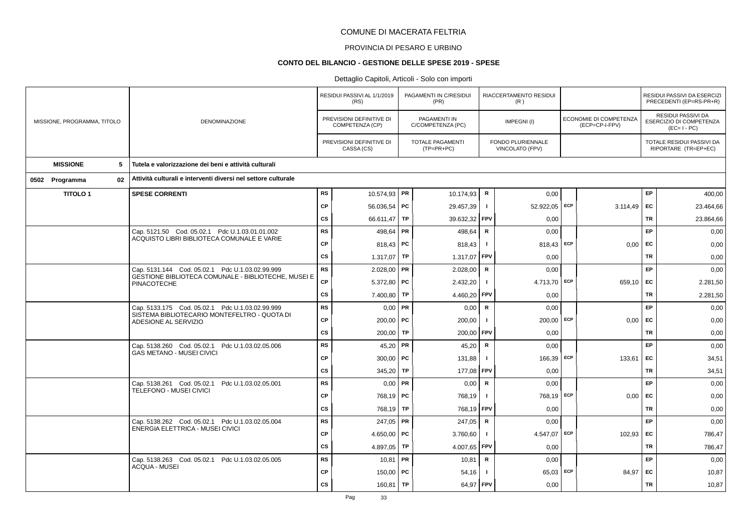# COMUNE DI MACERATA FELTRIA

## PROVINCIA DI PESARO E URBINO

### CONTO DEL BILANCIO - GESTIONE DELLE SPESE 2019 - SPESE

Dettaglio Capitoli, Articoli - Solo con importi

| MISSIONE, PROGRAMMA, TITOLO | DENOMINAZIONE | | RESIDUI PASSIVI AL 1/1/2019 (RS) / PREVISIONI DEFINITIVE DI COMPETENZA (CP) / PREVISIONI DEFINITIVE DI CASSA (CS) | | PAGAMENTI IN C/RESIDUI (PR) / PAGAMENTI IN C/COMPETENZA (PC) / TOTALE PAGAMENTI (TP=PR+PC) | | RIACCERTAMENTO RESIDUI (R) / IMPEGNI (I) / FONDO PLURIENNALE VINCOLATO (FPV) | | ECONOMIE DI COMPETENZA (ECP=CP-I-FPV) | | RESIDUI PASSIVI DA ESERCIZI PRECEDENTI (EP=RS-PR+R) / RESIDUI PASSIVI DA ESERCIZIO DI COMPETENZA (EC= I - PC) / TOTALE RESIDUI PASSIVI DA RIPORTARE (TR=EP+EC) |
|---|---|---|---|---|---|---|---|---|---|---|---|
| **MISSIONE 5** | **Tutela e valorizzazione dei beni e attività culturali** | | | | | | | | | | |
| **0502 Programma 02** | **Attività culturali e interventi diversi nel settore culturale** | | | | | | | | | | |
| **TITOLO 1** | **SPESE CORRENTI** | RS | 10.574,93 | PR | 10.174,93 | R | 0,00 | | | EP | 400,00 |
| | | CP | 56.036,54 | PC | 29.457,39 | I | 52.922,05 | ECP | 3.114,49 | EC | 23.464,66 |
| | | CS | 66.611,47 | TP | 39.632,32 | FPV | 0,00 | | | TR | 23.864,66 |
| | Cap. 5121.50 Cod. 05.02.1 Pdc U.1.03.01.01.002 ACQUISTO LIBRI BIBLIOTECA COMUNALE E VARIE | RS | 498,64 | PR | 498,64 | R | 0,00 | | | EP | 0,00 |
| | | CP | 818,43 | PC | 818,43 | I | 818,43 | ECP | 0,00 | EC | 0,00 |
| | | CS | 1.317,07 | TP | 1.317,07 | FPV | 0,00 | | | TR | 0,00 |
| | Cap. 5131.144 Cod. 05.02.1 Pdc U.1.03.02.99.999 GESTIONE BIBLIOTECA COMUNALE - BIBLIOTECHE, MUSEI E PINACOTECHE | RS | 2.028,00 | PR | 2.028,00 | R | 0,00 | | | EP | 0,00 |
| | | CP | 5.372,80 | PC | 2.432,20 | I | 4.713,70 | ECP | 659,10 | EC | 2.281,50 |
| | | CS | 7.400,80 | TP | 4.460,20 | FPV | 0,00 | | | TR | 2.281,50 |
| | Cap. 5133.175 Cod. 05.02.1 Pdc U.1.03.02.99.999 SISTEMA BIBLIOTECARIO MONTEFELTRO - QUOTA DI ADESIONE AL SERVIZIO | RS | 0,00 | PR | 0,00 | R | 0,00 | | | EP | 0,00 |
| | | CP | 200,00 | PC | 200,00 | I | 200,00 | ECP | 0,00 | EC | 0,00 |
| | | CS | 200,00 | TP | 200,00 | FPV | 0,00 | | | TR | 0,00 |
| | Cap. 5138.260 Cod. 05.02.1 Pdc U.1.03.02.05.006 GAS METANO - MUSEI CIVICI | RS | 45,20 | PR | 45,20 | R | 0,00 | | | EP | 0,00 |
| | | CP | 300,00 | PC | 131,88 | I | 166,39 | ECP | 133,61 | EC | 34,51 |
| | | CS | 345,20 | TP | 177,08 | FPV | 0,00 | | | TR | 34,51 |
| | Cap. 5138.261 Cod. 05.02.1 Pdc U.1.03.02.05.001 TELEFONO - MUSEI CIVICI | RS | 0,00 | PR | 0,00 | R | 0,00 | | | EP | 0,00 |
| | | CP | 768,19 | PC | 768,19 | I | 768,19 | ECP | 0,00 | EC | 0,00 |
| | | CS | 768,19 | TP | 768,19 | FPV | 0,00 | | | TR | 0,00 |
| | Cap. 5138.262 Cod. 05.02.1 Pdc U.1.03.02.05.004 ENERGIA ELETTRICA - MUSEI CIVICI | RS | 247,05 | PR | 247,05 | R | 0,00 | | | EP | 0,00 |
| | | CP | 4.650,00 | PC | 3.760,60 | I | 4.547,07 | ECP | 102,93 | EC | 786,47 |
| | | CS | 4.897,05 | TP | 4.007,65 | FPV | 0,00 | | | TR | 786,47 |
| | Cap. 5138.263 Cod. 05.02.1 Pdc U.1.03.02.05.005 ACQUA - MUSEI | RS | 10,81 | PR | 10,81 | R | 0,00 | | | EP | 0,00 |
| | | CP | 150,00 | PC | 54,16 | I | 65,03 | ECP | 84,97 | EC | 10,87 |
| | | CS | 160,81 | TP | 64,97 | FPV | 0,00 | | | TR | 10,87 |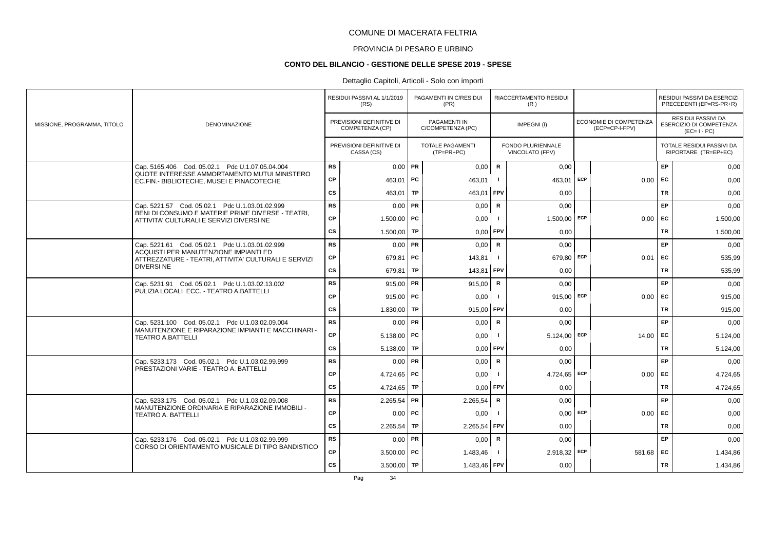# COMUNE DI MACERATA FELTRIA

## PROVINCIA DI PESARO E URBINO

### CONTO DEL BILANCIO - GESTIONE DELLE SPESE 2019 - SPESE

Dettaglio Capitoli, Articoli - Solo con importi

| MISSIONE, PROGRAMMA, TITOLO | DENOMINAZIONE | | RESIDUI PASSIVI AL 1/1/2019 (RS) / PREVISIONI DEFINITIVE DI COMPETENZA (CP) / PREVISIONI DEFINITIVE DI CASSA (CS) | | PAGAMENTI IN C/RESIDUI (PR) / PAGAMENTI IN C/COMPETENZA (PC) / TOTALE PAGAMENTI (TP=PR+PC) | | RIACCERTAMENTO RESIDUI (R) / IMPEGNI (I) / FONDO PLURIENNALE VINCOLATO (FPV) | | ECONOMIE DI COMPETENZA (ECP=CP-I-FPV) | | RESIDUI PASSIVI DA ESERCIZI PRECEDENTI (EP=RS-PR+R) / RESIDUI PASSIVI DA ESERCIZIO DI COMPETENZA (EC=I-PC) / TOTALE RESIDUI PASSIVI DA RIPORTARE (TR=EP+EC) |
|---|---|---|---|---|---|---|---|---|---|---|---|
| | Cap. 5165.406 Cod. 05.02.1 Pdc U.1.07.05.04.004 QUOTE INTERESSE AMMORTAMENTO MUTUI MINISTERO EC.FIN.- BIBLIOTECHE, MUSEI E PINACOTECHE | RS | 0,00 | PR | 0,00 | R | 0,00 | | | EP | 0,00 |
| | | CP | 463,01 | PC | 463,01 | I | 463,01 | ECP | 0,00 | EC | 0,00 |
| | | CS | 463,01 | TP | 463,01 | FPV | 0,00 | | | TR | 0,00 |
| | Cap. 5221.57 Cod. 05.02.1 Pdc U.1.03.01.02.999 BENI DI CONSUMO E MATERIE PRIME DIVERSE - TEATRI, ATTIVITA' CULTURALI E SERVIZI DIVERSI NE | RS | 0,00 | PR | 0,00 | R | 0,00 | | | EP | 0,00 |
| | | CP | 1.500,00 | PC | 0,00 | I | 1.500,00 | ECP | 0,00 | EC | 1.500,00 |
| | | CS | 1.500,00 | TP | 0,00 | FPV | 0,00 | | | TR | 1.500,00 |
| | Cap. 5221.61 Cod. 05.02.1 Pdc U.1.03.01.02.999 ACQUISTI PER MANUTENZIONE IMPIANTI ED ATTREZZATURE - TEATRI, ATTIVITA' CULTURALI E SERVIZI DIVERSI NE | RS | 0,00 | PR | 0,00 | R | 0,00 | | | EP | 0,00 |
| | | CP | 679,81 | PC | 143,81 | I | 679,80 | ECP | 0,01 | EC | 535,99 |
| | | CS | 679,81 | TP | 143,81 | FPV | 0,00 | | | TR | 535,99 |
| | Cap. 5231.91 Cod. 05.02.1 Pdc U.1.03.02.13.002 PULIZIA LOCALI ECC. - TEATRO A.BATTELLI | RS | 915,00 | PR | 915,00 | R | 0,00 | | | EP | 0,00 |
| | | CP | 915,00 | PC | 0,00 | I | 915,00 | ECP | 0,00 | EC | 915,00 |
| | | CS | 1.830,00 | TP | 915,00 | FPV | 0,00 | | | TR | 915,00 |
| | Cap. 5231.100 Cod. 05.02.1 Pdc U.1.03.02.09.004 MANUTENZIONE E RIPARAZIONE IMPIANTI E MACCHINARI - TEATRO A.BATTELLI | RS | 0,00 | PR | 0,00 | R | 0,00 | | | EP | 0,00 |
| | | CP | 5.138,00 | PC | 0,00 | I | 5.124,00 | ECP | 14,00 | EC | 5.124,00 |
| | | CS | 5.138,00 | TP | 0,00 | FPV | 0,00 | | | TR | 5.124,00 |
| | Cap. 5233.173 Cod. 05.02.1 Pdc U.1.03.02.99.999 PRESTAZIONI VARIE - TEATRO A. BATTELLI | RS | 0,00 | PR | 0,00 | R | 0,00 | | | EP | 0,00 |
| | | CP | 4.724,65 | PC | 0,00 | I | 4.724,65 | ECP | 0,00 | EC | 4.724,65 |
| | | CS | 4.724,65 | TP | 0,00 | FPV | 0,00 | | | TR | 4.724,65 |
| | Cap. 5233.175 Cod. 05.02.1 Pdc U.1.03.02.09.008 MANUTENZIONE ORDINARIA E RIPARAZIONE IMMOBILI - TEATRO A. BATTELLI | RS | 2.265,54 | PR | 2.265,54 | R | 0,00 | | | EP | 0,00 |
| | | CP | 0,00 | PC | 0,00 | I | 0,00 | ECP | 0,00 | EC | 0,00 |
| | | CS | 2.265,54 | TP | 2.265,54 | FPV | 0,00 | | | TR | 0,00 |
| | Cap. 5233.176 Cod. 05.02.1 Pdc U.1.03.02.99.999 CORSO DI ORIENTAMENTO MUSICALE DI TIPO BANDISTICO | RS | 0,00 | PR | 0,00 | R | 0,00 | | | EP | 0,00 |
| | | CP | 3.500,00 | PC | 1.483,46 | I | 2.918,32 | ECP | 581,68 | EC | 1.434,86 |
| | | CS | 3.500,00 | TP | 1.483,46 | FPV | 0,00 | | | TR | 1.434,86 |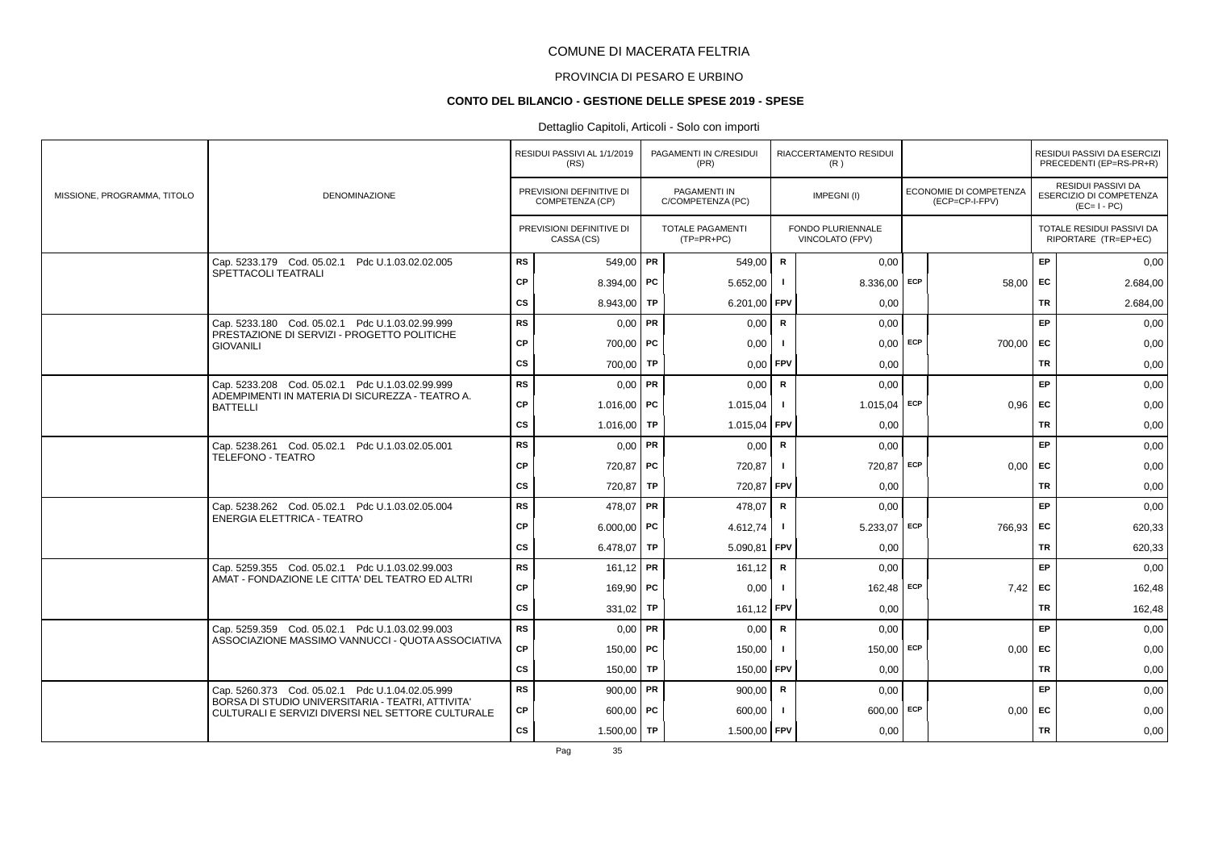# COMUNE DI MACERATA FELTRIA

## PROVINCIA DI PESARO E URBINO

### CONTO DEL BILANCIO - GESTIONE DELLE SPESE 2019 - SPESE

Dettaglio Capitoli, Articoli - Solo con importi

| MISSIONE, PROGRAMMA, TITOLO | DENOMINAZIONE | | RESIDUI PASSIVI AL 1/1/2019 (RS) / PREVISIONI DEFINITIVE DI COMPETENZA (CP) / PREVISIONI DEFINITIVE DI CASSA (CS) | | PAGAMENTI IN C/RESIDUI (PR) / PAGAMENTI IN C/COMPETENZA (PC) / TOTALE PAGAMENTI (TP=PR+PC) | | RIACCERTAMENTO RESIDUI (R) / IMPEGNI (I) / FONDO PLURIENNALE VINCOLATO (FPV) | | ECONOMIE DI COMPETENZA (ECP=CP-I-FPV) | | RESIDUI PASSIVI DA ESERCIZI PRECEDENTI (EP=RS-PR+R) / RESIDUI PASSIVI DA ESERCIZIO DI COMPETENZA (EC=I-PC) / TOTALE RESIDUI PASSIVI DA RIPORTARE (TR=EP+EC) |
|---|---|---|---|---|---|---|---|---|---|---|---|
| | Cap. 5233.179 Cod. 05.02.1 Pdc U.1.03.02.02.005 SPETTACOLI TEATRALI | RS | 549,00 | PR | 549,00 | R | 0,00 | | | EP | 0,00 |
| | | CP | 8.394,00 | PC | 5.652,00 | I | 8.336,00 | ECP | 58,00 | EC | 2.684,00 |
| | | CS | 8.943,00 | TP | 6.201,00 | FPV | 0,00 | | | TR | 2.684,00 |
| | Cap. 5233.180 Cod. 05.02.1 Pdc U.1.03.02.99.999 PRESTAZIONE DI SERVIZI - PROGETTO POLITICHE GIOVANILI | RS | 0,00 | PR | 0,00 | R | 0,00 | | | EP | 0,00 |
| | | CP | 700,00 | PC | 0,00 | I | 0,00 | ECP | 700,00 | EC | 0,00 |
| | | CS | 700,00 | TP | 0,00 | FPV | 0,00 | | | TR | 0,00 |
| | Cap. 5233.208 Cod. 05.02.1 Pdc U.1.03.02.99.999 ADEMPIMENTI IN MATERIA DI SICUREZZA - TEATRO A. BATTELLI | RS | 0,00 | PR | 0,00 | R | 0,00 | | | EP | 0,00 |
| | | CP | 1.016,00 | PC | 1.015,04 | I | 1.015,04 | ECP | 0,96 | EC | 0,00 |
| | | CS | 1.016,00 | TP | 1.015,04 | FPV | 0,00 | | | TR | 0,00 |
| | Cap. 5238.261 Cod. 05.02.1 Pdc U.1.03.02.05.001 TELEFONO - TEATRO | RS | 0,00 | PR | 0,00 | R | 0,00 | | | EP | 0,00 |
| | | CP | 720,87 | PC | 720,87 | I | 720,87 | ECP | 0,00 | EC | 0,00 |
| | | CS | 720,87 | TP | 720,87 | FPV | 0,00 | | | TR | 0,00 |
| | Cap. 5238.262 Cod. 05.02.1 Pdc U.1.03.02.05.004 ENERGIA ELETTRICA - TEATRO | RS | 478,07 | PR | 478,07 | R | 0,00 | | | EP | 0,00 |
| | | CP | 6.000,00 | PC | 4.612,74 | I | 5.233,07 | ECP | 766,93 | EC | 620,33 |
| | | CS | 6.478,07 | TP | 5.090,81 | FPV | 0,00 | | | TR | 620,33 |
| | Cap. 5259.355 Cod. 05.02.1 Pdc U.1.03.02.99.003 AMAT - FONDAZIONE LE CITTA' DEL TEATRO ED ALTRI | RS | 161,12 | PR | 161,12 | R | 0,00 | | | EP | 0,00 |
| | | CP | 169,90 | PC | 0,00 | I | 162,48 | ECP | 7,42 | EC | 162,48 |
| | | CS | 331,02 | TP | 161,12 | FPV | 0,00 | | | TR | 162,48 |
| | Cap. 5259.359 Cod. 05.02.1 Pdc U.1.03.02.99.003 ASSOCIAZIONE MASSIMO VANNUCCI - QUOTA ASSOCIATIVA | RS | 0,00 | PR | 0,00 | R | 0,00 | | | EP | 0,00 |
| | | CP | 150,00 | PC | 150,00 | I | 150,00 | ECP | 0,00 | EC | 0,00 |
| | | CS | 150,00 | TP | 150,00 | FPV | 0,00 | | | TR | 0,00 |
| | Cap. 5260.373 Cod. 05.02.1 Pdc U.1.04.02.05.999 BORSA DI STUDIO UNIVERSITARIA - TEATRI, ATTIVITA' CULTURALI E SERVIZI DIVERSI NEL SETTORE CULTURALE | RS | 900,00 | PR | 900,00 | R | 0,00 | | | EP | 0,00 |
| | | CP | 600,00 | PC | 600,00 | I | 600,00 | ECP | 0,00 | EC | 0,00 |
| | | CS | 1.500,00 | TP | 1.500,00 | FPV | 0,00 | | | TR | 0,00 |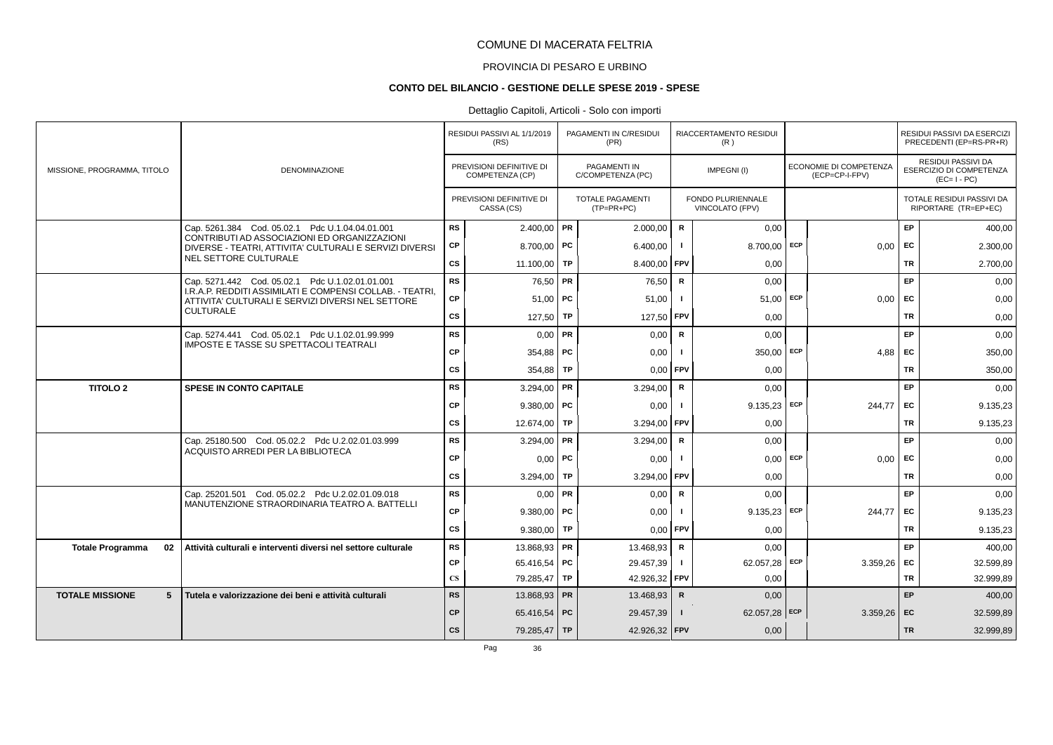# COMUNE DI MACERATA FELTRIA

## PROVINCIA DI PESARO E URBINO

### CONTO DEL BILANCIO - GESTIONE DELLE SPESE 2019 - SPESE

Dettaglio Capitoli, Articoli - Solo con importi

| MISSIONE, PROGRAMMA, TITOLO | DENOMINAZIONE | | RESIDUI PASSIVI AL 1/1/2019 (RS) / PREVISIONI DEFINITIVE DI COMPETENZA (CP) / PREVISIONI DEFINITIVE DI CASSA (CS) | | PAGAMENTI IN C/RESIDUI (PR) / PAGAMENTI IN C/COMPETENZA (PC) / TOTALE PAGAMENTI (TP=PR+PC) | | RIACCERTAMENTO RESIDUI (R) / IMPEGNI (I) / FONDO PLURIENNALE VINCOLATO (FPV) | | ECONOMIE DI COMPETENZA (ECP=CP-I-FPV) | | RESIDUI PASSIVI DA ESERCIZI PRECEDENTI (EP=RS-PR+R) / RESIDUI PASSIVI DA ESERCIZIO DI COMPETENZA (EC=I-PC) / TOTALE RESIDUI PASSIVI DA RIPORTARE (TR=EP+EC) |
|---|---|---|---|---|---|---|---|---|---|---|---|
| | Cap. 5261.384 Cod. 05.02.1 Pdc U.1.04.04.01.001 CONTRIBUTI AD ASSOCIAZIONI ED ORGANIZZAZIONI DIVERSE - TEATRI, ATTIVITA' CULTURALI E SERVIZI DIVERSI NEL SETTORE CULTURALE | RS | 2.400,00 | PR | 2.000,00 | R | 0,00 | | | EP | 400,00 |
| | | CP | 8.700,00 | PC | 6.400,00 | I | 8.700,00 | ECP | 0,00 | EC | 2.300,00 |
| | | CS | 11.100,00 | TP | 8.400,00 | FPV | 0,00 | | | TR | 2.700,00 |
| | Cap. 5271.442 Cod. 05.02.1 Pdc U.1.02.01.01.001 I.R.A.P. REDDITI ASSIMILATI E COMPENSI COLLAB. - TEATRI, ATTIVITA' CULTURALI E SERVIZI DIVERSI NEL SETTORE CULTURALE | RS | 76,50 | PR | 76,50 | R | 0,00 | | | EP | 0,00 |
| | | CP | 51,00 | PC | 51,00 | I | 51,00 | ECP | 0,00 | EC | 0,00 |
| | | CS | 127,50 | TP | 127,50 | FPV | 0,00 | | | TR | 0,00 |
| | Cap. 5274.441 Cod. 05.02.1 Pdc U.1.02.01.99.999 IMPOSTE E TASSE SU SPETTACOLI TEATRALI | RS | 0,00 | PR | 0,00 | R | 0,00 | | | EP | 0,00 |
| | | CP | 354,88 | PC | 0,00 | I | 350,00 | ECP | 4,88 | EC | 350,00 |
| | | CS | 354,88 | TP | 0,00 | FPV | 0,00 | | | TR | 350,00 |
| **TITOLO 2** | **SPESE IN CONTO CAPITALE** | RS | 3.294,00 | PR | 3.294,00 | R | 0,00 | | | EP | 0,00 |
| | | CP | 9.380,00 | PC | 0,00 | I | 9.135,23 | ECP | 244,77 | EC | 9.135,23 |
| | | CS | 12.674,00 | TP | 3.294,00 | FPV | 0,00 | | | TR | 9.135,23 |
| | Cap. 25180.500 Cod. 05.02.2 Pdc U.2.02.01.03.999 ACQUISTO ARREDI PER LA BIBLIOTECA | RS | 3.294,00 | PR | 3.294,00 | R | 0,00 | | | EP | 0,00 |
| | | CP | 0,00 | PC | 0,00 | I | 0,00 | ECP | 0,00 | EC | 0,00 |
| | | CS | 3.294,00 | TP | 3.294,00 | FPV | 0,00 | | | TR | 0,00 |
| | Cap. 25201.501 Cod. 05.02.2 Pdc U.2.02.01.09.018 MANUTENZIONE STRAORDINARIA TEATRO A. BATTELLI | RS | 0,00 | PR | 0,00 | R | 0,00 | | | EP | 0,00 |
| | | CP | 9.380,00 | PC | 0,00 | I | 9.135,23 | ECP | 244,77 | EC | 9.135,23 |
| | | CS | 9.380,00 | TP | 0,00 | FPV | 0,00 | | | TR | 9.135,23 |
| **Totale Programma 02** | **Attività culturali e interventi diversi nel settore culturale** | RS | 13.868,93 | PR | 13.468,93 | R | 0,00 | | | EP | 400,00 |
| | | CP | 65.416,54 | PC | 29.457,39 | I | 62.057,28 | ECP | 3.359,26 | EC | 32.599,89 |
| | | CS | 79.285,47 | TP | 42.926,32 | FPV | 0,00 | | | TR | 32.999,89 |
| **TOTALE MISSIONE 5** | **Tutela e valorizzazione dei beni e attività culturali** | RS | 13.868,93 | PR | 13.468,93 | R | 0,00 | | | EP | 400,00 |
| | | CP | 65.416,54 | PC | 29.457,39 | I | 62.057,28 | ECP | 3.359,26 | EC | 32.599,89 |
| | | CS | 79.285,47 | TP | 42.926,32 | FPV | 0,00 | | | TR | 32.999,89 |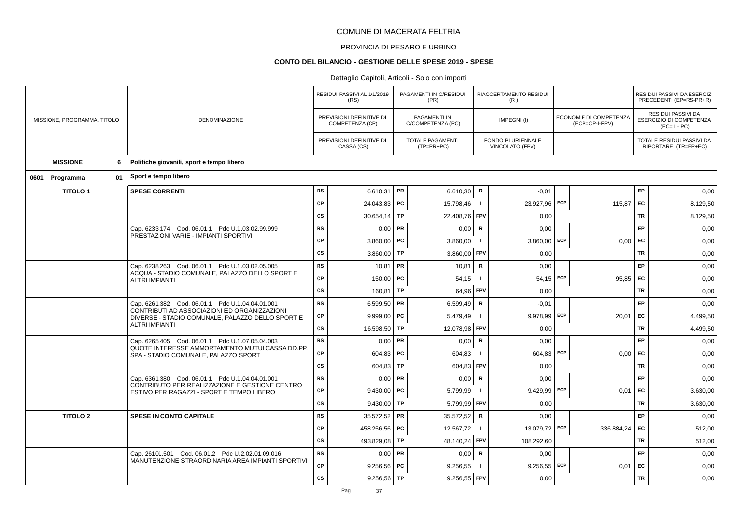# COMUNE DI MACERATA FELTRIA

## PROVINCIA DI PESARO E URBINO

### CONTO DEL BILANCIO - GESTIONE DELLE SPESE 2019 - SPESE

Dettaglio Capitoli, Articoli - Solo con importi

| MISSIONE, PROGRAMMA, TITOLO | DENOMINAZIONE | | RESIDUI PASSIVI AL 1/1/2019 (RS) / PREVISIONI DEFINITIVE DI COMPETENZA (CP) / PREVISIONI DEFINITIVE DI CASSA (CS) | | PAGAMENTI IN C/RESIDUI (PR) / PAGAMENTI IN C/COMPETENZA (PC) / TOTALE PAGAMENTI (TP=PR+PC) | | RIACCERTAMENTO RESIDUI (R) / IMPEGNI (I) / FONDO PLURIENNALE VINCOLATO (FPV) | | ECONOMIE DI COMPETENZA (ECP=CP-I-FPV) | | RESIDUI PASSIVI DA ESERCIZI PRECEDENTI (EP=RS-PR+R) / RESIDUI PASSIVI DA ESERCIZIO DI COMPETENZA (EC=I-PC) / TOTALE RESIDUI PASSIVI DA RIPORTARE (TR=EP+EC) |
|---|---|---|---|---|---|---|---|---|---|---|---|
| **MISSIONE 6** | **Politiche giovanili, sport e tempo libero** | | | | | | | | | | |
| **0601 Programma 01** | **Sport e tempo libero** | | | | | | | | | | |
| **TITOLO 1** | **SPESE CORRENTI** | RS | 6.610,31 | PR | 6.610,30 | R | -0,01 | | | EP | 0,00 |
| | | CP | 24.043,83 | PC | 15.798,46 | I | 23.927,96 | ECP | 115,87 | EC | 8.129,50 |
| | | CS | 30.654,14 | TP | 22.408,76 | FPV | 0,00 | | | TR | 8.129,50 |
| | Cap. 6233.174 Cod. 06.01.1 Pdc U.1.03.02.99.999 PRESTAZIONI VARIE - IMPIANTI SPORTIVI | RS | 0,00 | PR | 0,00 | R | 0,00 | | | EP | 0,00 |
| | | CP | 3.860,00 | PC | 3.860,00 | I | 3.860,00 | ECP | 0,00 | EC | 0,00 |
| | | CS | 3.860,00 | TP | 3.860,00 | FPV | 0,00 | | | TR | 0,00 |
| | Cap. 6238.263 Cod. 06.01.1 Pdc U.1.03.02.05.005 ACQUA - STADIO COMUNALE, PALAZZO DELLO SPORT E ALTRI IMPIANTI | RS | 10,81 | PR | 10,81 | R | 0,00 | | | EP | 0,00 |
| | | CP | 150,00 | PC | 54,15 | I | 54,15 | ECP | 95,85 | EC | 0,00 |
| | | CS | 160,81 | TP | 64,96 | FPV | 0,00 | | | TR | 0,00 |
| | Cap. 6261.382 Cod. 06.01.1 Pdc U.1.04.04.01.001 CONTRIBUTI AD ASSOCIAZIONI ED ORGANIZZAZIONI DIVERSE - STADIO COMUNALE, PALAZZO DELLO SPORT E ALTRI IMPIANTI | RS | 6.599,50 | PR | 6.599,49 | R | -0,01 | | | EP | 0,00 |
| | | CP | 9.999,00 | PC | 5.479,49 | I | 9.978,99 | ECP | 20,01 | EC | 4.499,50 |
| | | CS | 16.598,50 | TP | 12.078,98 | FPV | 0,00 | | | TR | 4.499,50 |
| | Cap. 6265.405 Cod. 06.01.1 Pdc U.1.07.05.04.003 QUOTE INTERESSE AMMORTAMENTO MUTUI CASSA DD.PP. SPA - STADIO COMUNALE, PALAZZO SPORT | RS | 0,00 | PR | 0,00 | R | 0,00 | | | EP | 0,00 |
| | | CP | 604,83 | PC | 604,83 | I | 604,83 | ECP | 0,00 | EC | 0,00 |
| | | CS | 604,83 | TP | 604,83 | FPV | 0,00 | | | TR | 0,00 |
| | Cap. 6361.380 Cod. 06.01.1 Pdc U.1.04.04.01.001 CONTRIBUTO PER REALIZZAZIONE E GESTIONE CENTRO ESTIVO PER RAGAZZI - SPORT E TEMPO LIBERO | RS | 0,00 | PR | 0,00 | R | 0,00 | | | EP | 0,00 |
| | | CP | 9.430,00 | PC | 5.799,99 | I | 9.429,99 | ECP | 0,01 | EC | 3.630,00 |
| | | CS | 9.430,00 | TP | 5.799,99 | FPV | 0,00 | | | TR | 3.630,00 |
| **TITOLO 2** | **SPESE IN CONTO CAPITALE** | RS | 35.572,52 | PR | 35.572,52 | R | 0,00 | | | EP | 0,00 |
| | | CP | 458.256,56 | PC | 12.567,72 | I | 13.079,72 | ECP | 336.884,24 | EC | 512,00 |
| | | CS | 493.829,08 | TP | 48.140,24 | FPV | 108.292,60 | | | TR | 512,00 |
| | Cap. 26101.501 Cod. 06.01.2 Pdc U.2.02.01.09.016 MANUTENZIONE STRAORDINARIA AREA IMPIANTI SPORTIVI | RS | 0,00 | PR | 0,00 | R | 0,00 | | | EP | 0,00 |
| | | CP | 9.256,56 | PC | 9.256,55 | I | 9.256,55 | ECP | 0,01 | EC | 0,00 |
| | | CS | 9.256,56 | TP | 9.256,55 | FPV | 0,00 | | | TR | 0,00 |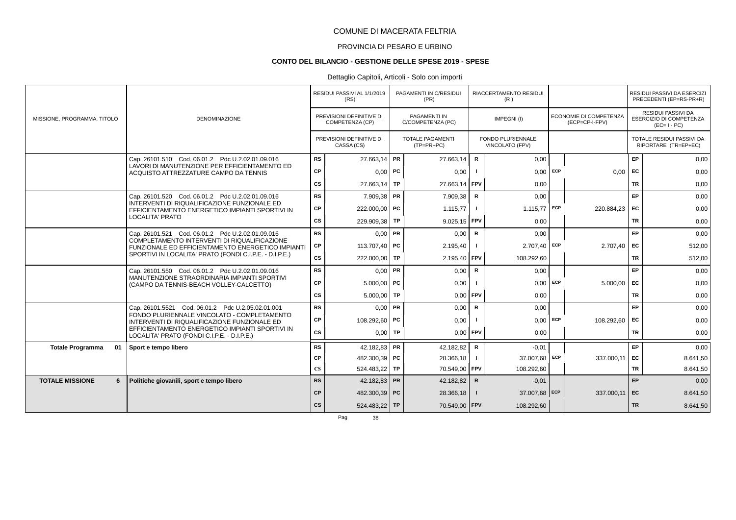# COMUNE DI MACERATA FELTRIA

## PROVINCIA DI PESARO E URBINO

### CONTO DEL BILANCIO - GESTIONE DELLE SPESE 2019 - SPESE

Dettaglio Capitoli, Articoli - Solo con importi

| MISSIONE, PROGRAMMA, TITOLO | DENOMINAZIONE | | RESIDUI PASSIVI AL 1/1/2019 (RS) / PREVISIONI DEFINITIVE DI COMPETENZA (CP) / PREVISIONI DEFINITIVE DI CASSA (CS) | | PAGAMENTI IN C/RESIDUI (PR) / PAGAMENTI IN C/COMPETENZA (PC) / TOTALE PAGAMENTI (TP=PR+PC) | | RIACCERTAMENTO RESIDUI (R) / IMPEGNI (I) / FONDO PLURIENNALE VINCOLATO (FPV) | | ECONOMIE DI COMPETENZA (ECP=CP-I-FPV) | | RESIDUI PASSIVI DA ESERCIZI PRECEDENTI (EP=RS-PR+R) / RESIDUI PASSIVI DA ESERCIZIO DI COMPETENZA (EC=I-PC) / TOTALE RESIDUI PASSIVI DA RIPORTARE (TR=EP+EC) |
|---|---|---|---|---|---|---|---|---|---|---|---|
| | Cap. 26101.510 Cod. 06.01.2 Pdc U.2.02.01.09.016 LAVORI DI MANUTENZIONE PER EFFICIENTAMENTO ED ACQUISTO ATTREZZATURE CAMPO DA TENNIS | RS | 27.663,14 | PR | 27.663,14 | R | 0,00 | | | EP | 0,00 |
| | | CP | 0,00 | PC | 0,00 | I | 0,00 | ECP | 0,00 | EC | 0,00 |
| | | CS | 27.663,14 | TP | 27.663,14 | FPV | 0,00 | | | TR | 0,00 |
| | Cap. 26101.520 Cod. 06.01.2 Pdc U.2.02.01.09.016 INTERVENTI DI RIQUALIFICAZIONE FUNZIONALE ED EFFICIENTAMENTO ENERGETICO IMPIANTI SPORTIVI IN LOCALITA' PRATO | RS | 7.909,38 | PR | 7.909,38 | R | 0,00 | | | EP | 0,00 |
| | | CP | 222.000,00 | PC | 1.115,77 | I | 1.115,77 | ECP | 220.884,23 | EC | 0,00 |
| | | CS | 229.909,38 | TP | 9.025,15 | FPV | 0,00 | | | TR | 0,00 |
| | Cap. 26101.521 Cod. 06.01.2 Pdc U.2.02.01.09.016 COMPLETAMENTO INTERVENTI DI RIQUALIFICAZIONE FUNZIONALE ED EFFICIENTAMENTO ENERGETICO IMPIANTI SPORTIVI IN LOCALITA' PRATO (FONDI C.I.P.E. - D.I.P.E.) | RS | 0,00 | PR | 0,00 | R | 0,00 | | | EP | 0,00 |
| | | CP | 113.707,40 | PC | 2.195,40 | I | 2.707,40 | ECP | 2.707,40 | EC | 512,00 |
| | | CS | 222.000,00 | TP | 2.195,40 | FPV | 108.292,60 | | | TR | 512,00 |
| | Cap. 26101.550 Cod. 06.01.2 Pdc U.2.02.01.09.016 MANUTENZIONE STRAORDINARIA IMPIANTI SPORTIVI (CAMPO DA TENNIS-BEACH VOLLEY-CALCETTO) | RS | 0,00 | PR | 0,00 | R | 0,00 | | | EP | 0,00 |
| | | CP | 5.000,00 | PC | 0,00 | I | 0,00 | ECP | 5.000,00 | EC | 0,00 |
| | | CS | 5.000,00 | TP | 0,00 | FPV | 0,00 | | | TR | 0,00 |
| | Cap. 26101.5521 Cod. 06.01.2 Pdc U.2.05.02.01.001 FONDO PLURIENNALE VINCOLATO - COMPLETAMENTO INTERVENTI DI RIQUALIFICAZIONE FUNZIONALE ED EFFICIENTAMENTO ENERGETICO IMPIANTI SPORTIVI IN LOCALITA' PRATO (FONDI C.I.P.E. - D.I.P.E.) | RS | 0,00 | PR | 0,00 | R | 0,00 | | | EP | 0,00 |
| | | CP | 108.292,60 | PC | 0,00 | I | 0,00 | ECP | 108.292,60 | EC | 0,00 |
| | | CS | 0,00 | TP | 0,00 | FPV | 0,00 | | | TR | 0,00 |
| **Totale Programma 01** | **Sport e tempo libero** | RS | 42.182,83 | PR | 42.182,82 | R | -0,01 | | | EP | 0,00 |
| | | CP | 482.300,39 | PC | 28.366,18 | I | 37.007,68 | ECP | 337.000,11 | EC | 8.641,50 |
| | | CS | 524.483,22 | TP | 70.549,00 | FPV | 108.292,60 | | | TR | 8.641,50 |
| **TOTALE MISSIONE 6** | **Politiche giovanili, sport e tempo libero** | RS | 42.182,83 | PR | 42.182,82 | R | -0,01 | | | EP | 0,00 |
| | | CP | 482.300,39 | PC | 28.366,18 | I | 37.007,68 | ECP | 337.000,11 | EC | 8.641,50 |
| | | CS | 524.483,22 | TP | 70.549,00 | FPV | 108.292,60 | | | TR | 8.641,50 |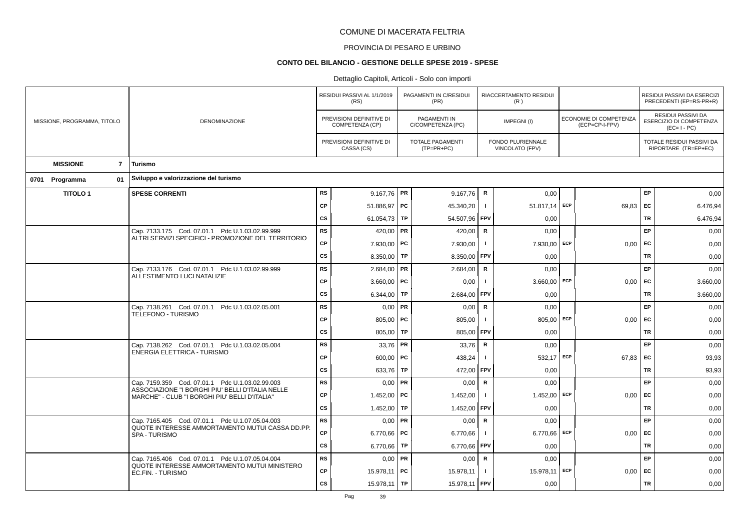# COMUNE DI MACERATA FELTRIA

## PROVINCIA DI PESARO E URBINO

### CONTO DEL BILANCIO - GESTIONE DELLE SPESE 2019 - SPESE

Dettaglio Capitoli, Articoli - Solo con importi

| MISSIONE, PROGRAMMA, TITOLO | DENOMINAZIONE | | RESIDUI PASSIVI AL 1/1/2019 (RS) / PREVISIONI DEFINITIVE DI COMPETENZA (CP) / PREVISIONI DEFINITIVE DI CASSA (CS) | | PAGAMENTI IN C/RESIDUI (PR) / PAGAMENTI IN C/COMPETENZA (PC) / TOTALE PAGAMENTI (TP=PR+PC) | | RIACCERTAMENTO RESIDUI (R) / IMPEGNI (I) / FONDO PLURIENNALE VINCOLATO (FPV) | | ECONOMIE DI COMPETENZA (ECP=CP-I-FPV) | | RESIDUI PASSIVI DA ESERCIZI PRECEDENTI (EP=RS-PR+R) / RESIDUI PASSIVI DA ESERCIZIO DI COMPETENZA (EC=I-PC) / TOTALE RESIDUI PASSIVI DA RIPORTARE (TR=EP+EC) |
|---|---|---|---|---|---|---|---|---|---|---|---|
| **MISSIONE 7** | **Turismo** | | | | | | | | | | |
| **0701 Programma 01** | **Sviluppo e valorizzazione del turismo** | | | | | | | | | | |
| **TITOLO 1** | **SPESE CORRENTI** | RS | 9.167,76 | PR | 9.167,76 | R | 0,00 | | | EP | 0,00 |
| | | CP | 51.886,97 | PC | 45.340,20 | I | 51.817,14 | ECP | 69,83 | EC | 6.476,94 |
| | | CS | 61.054,73 | TP | 54.507,96 | FPV | 0,00 | | | TR | 6.476,94 |
| | Cap. 7133.175 Cod. 07.01.1 Pdc U.1.03.02.99.999 ALTRI SERVIZI SPECIFICI - PROMOZIONE DEL TERRITORIO | RS | 420,00 | PR | 420,00 | R | 0,00 | | | EP | 0,00 |
| | | CP | 7.930,00 | PC | 7.930,00 | I | 7.930,00 | ECP | 0,00 | EC | 0,00 |
| | | CS | 8.350,00 | TP | 8.350,00 | FPV | 0,00 | | | TR | 0,00 |
| | Cap. 7133.176 Cod. 07.01.1 Pdc U.1.03.02.99.999 ALLESTIMENTO LUCI NATALIZIE | RS | 2.684,00 | PR | 2.684,00 | R | 0,00 | | | EP | 0,00 |
| | | CP | 3.660,00 | PC | 0,00 | I | 3.660,00 | ECP | 0,00 | EC | 3.660,00 |
| | | CS | 6.344,00 | TP | 2.684,00 | FPV | 0,00 | | | TR | 3.660,00 |
| | Cap. 7138.261 Cod. 07.01.1 Pdc U.1.03.02.05.001 TELEFONO - TURISMO | RS | 0,00 | PR | 0,00 | R | 0,00 | | | EP | 0,00 |
| | | CP | 805,00 | PC | 805,00 | I | 805,00 | ECP | 0,00 | EC | 0,00 |
| | | CS | 805,00 | TP | 805,00 | FPV | 0,00 | | | TR | 0,00 |
| | Cap. 7138.262 Cod. 07.01.1 Pdc U.1.03.02.05.004 ENERGIA ELETTRICA - TURISMO | RS | 33,76 | PR | 33,76 | R | 0,00 | | | EP | 0,00 |
| | | CP | 600,00 | PC | 438,24 | I | 532,17 | ECP | 67,83 | EC | 93,93 |
| | | CS | 633,76 | TP | 472,00 | FPV | 0,00 | | | TR | 93,93 |
| | Cap. 7159.359 Cod. 07.01.1 Pdc U.1.03.02.99.003 ASSOCIAZIONE "I BORGHI PIU' BELLI D'ITALIA NELLE MARCHE" - CLUB "I BORGHI PIU' BELLI D'ITALIA" | RS | 0,00 | PR | 0,00 | R | 0,00 | | | EP | 0,00 |
| | | CP | 1.452,00 | PC | 1.452,00 | I | 1.452,00 | ECP | 0,00 | EC | 0,00 |
| | | CS | 1.452,00 | TP | 1.452,00 | FPV | 0,00 | | | TR | 0,00 |
| | Cap. 7165.405 Cod. 07.01.1 Pdc U.1.07.05.04.003 QUOTE INTERESSE AMMORTAMENTO MUTUI CASSA DD.PP. SPA - TURISMO | RS | 0,00 | PR | 0,00 | R | 0,00 | | | EP | 0,00 |
| | | CP | 6.770,66 | PC | 6.770,66 | I | 6.770,66 | ECP | 0,00 | EC | 0,00 |
| | | CS | 6.770,66 | TP | 6.770,66 | FPV | 0,00 | | | TR | 0,00 |
| | Cap. 7165.406 Cod. 07.01.1 Pdc U.1.07.05.04.004 QUOTE INTERESSE AMMORTAMENTO MUTUI MINISTERO EC.FIN. - TURISMO | RS | 0,00 | PR | 0,00 | R | 0,00 | | | EP | 0,00 |
| | | CP | 15.978,11 | PC | 15.978,11 | I | 15.978,11 | ECP | 0,00 | EC | 0,00 |
| | | CS | 15.978,11 | TP | 15.978,11 | FPV | 0,00 | | | TR | 0,00 |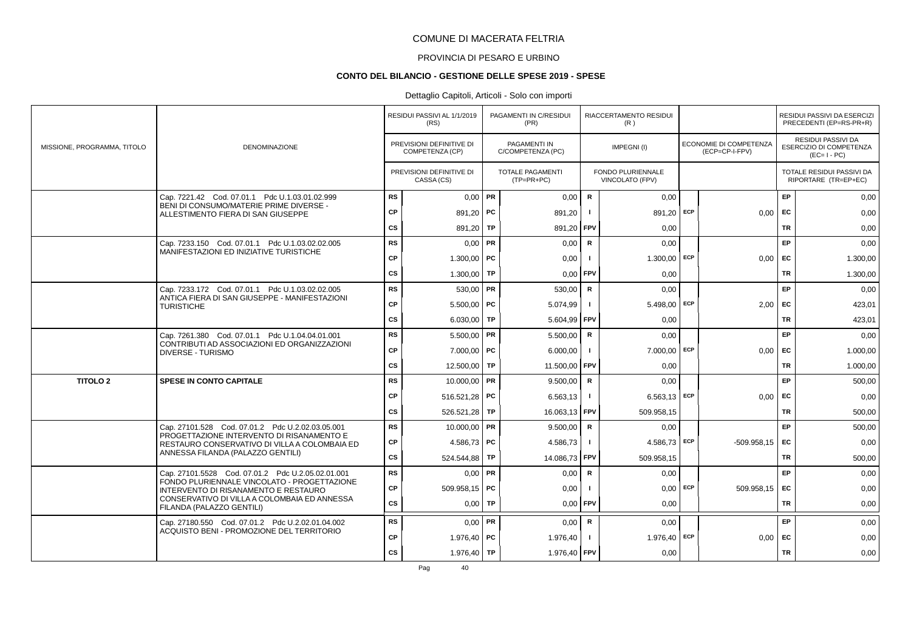# COMUNE DI MACERATA FELTRIA

## PROVINCIA DI PESARO E URBINO

### CONTO DEL BILANCIO - GESTIONE DELLE SPESE 2019 - SPESE

Dettaglio Capitoli, Articoli - Solo con importi

| MISSIONE, PROGRAMMA, TITOLO | DENOMINAZIONE | | RESIDUI PASSIVI AL 1/1/2019 (RS) / PREVISIONI DEFINITIVE DI COMPETENZA (CP) / PREVISIONI DEFINITIVE DI CASSA (CS) | | PAGAMENTI IN C/RESIDUI (PR) / PAGAMENTI IN C/COMPETENZA (PC) / TOTALE PAGAMENTI (TP=PR+PC) | | RIACCERTAMENTO RESIDUI (R) / IMPEGNI (I) / FONDO PLURIENNALE VINCOLATO (FPV) | | ECONOMIE DI COMPETENZA (ECP=CP-I-FPV) | | RESIDUI PASSIVI DA ESERCIZI PRECEDENTI (EP=RS-PR+R) / RESIDUI PASSIVI DA ESERCIZIO DI COMPETENZA (EC=I-PC) / TOTALE RESIDUI PASSIVI DA RIPORTARE (TR=EP+EC) |
|---|---|---|---|---|---|---|---|---|---|---|---|
| | Cap. 7221.42 Cod. 07.01.1 Pdc U.1.03.01.02.999 BENI DI CONSUMO/MATERIE PRIME DIVERSE - ALLESTIMENTO FIERA DI SAN GIUSEPPE | RS | 0,00 | PR | 0,00 | R | 0,00 | | | EP | 0,00 |
| | | CP | 891,20 | PC | 891,20 | I | 891,20 | ECP | 0,00 | EC | 0,00 |
| | | CS | 891,20 | TP | 891,20 | FPV | 0,00 | | | TR | 0,00 |
| | Cap. 7233.150 Cod. 07.01.1 Pdc U.1.03.02.02.005 MANIFESTAZIONI ED INIZIATIVE TURISTICHE | RS | 0,00 | PR | 0,00 | R | 0,00 | | | EP | 0,00 |
| | | CP | 1.300,00 | PC | 0,00 | I | 1.300,00 | ECP | 0,00 | EC | 1.300,00 |
| | | CS | 1.300,00 | TP | 0,00 | FPV | 0,00 | | | TR | 1.300,00 |
| | Cap. 7233.172 Cod. 07.01.1 Pdc U.1.03.02.02.005 ANTICA FIERA DI SAN GIUSEPPE - MANIFESTAZIONI TURISTICHE | RS | 530,00 | PR | 530,00 | R | 0,00 | | | EP | 0,00 |
| | | CP | 5.500,00 | PC | 5.074,99 | I | 5.498,00 | ECP | 2,00 | EC | 423,01 |
| | | CS | 6.030,00 | TP | 5.604,99 | FPV | 0,00 | | | TR | 423,01 |
| | Cap. 7261.380 Cod. 07.01.1 Pdc U.1.04.04.01.001 CONTRIBUTI AD ASSOCIAZIONI ED ORGANIZZAZIONI DIVERSE - TURISMO | RS | 5.500,00 | PR | 5.500,00 | R | 0,00 | | | EP | 0,00 |
| | | CP | 7.000,00 | PC | 6.000,00 | I | 7.000,00 | ECP | 0,00 | EC | 1.000,00 |
| | | CS | 12.500,00 | TP | 11.500,00 | FPV | 0,00 | | | TR | 1.000,00 |
| **TITOLO 2** | **SPESE IN CONTO CAPITALE** | RS | 10.000,00 | PR | 9.500,00 | R | 0,00 | | | EP | 500,00 |
| | | CP | 516.521,28 | PC | 6.563,13 | I | 6.563,13 | ECP | 0,00 | EC | 0,00 |
| | | CS | 526.521,28 | TP | 16.063,13 | FPV | 509.958,15 | | | TR | 500,00 |
| | Cap. 27101.528 Cod. 07.01.2 Pdc U.2.02.03.05.001 PROGETTAZIONE INTERVENTO DI RISANAMENTO E RESTAURO CONSERVATIVO DI VILLA A COLOMBAIA ED ANNESSA FILANDA (PALAZZO GENTILI) | RS | 10.000,00 | PR | 9.500,00 | R | 0,00 | | | EP | 500,00 |
| | | CP | 4.586,73 | PC | 4.586,73 | I | 4.586,73 | ECP | -509.958,15 | EC | 0,00 |
| | | CS | 524.544,88 | TP | 14.086,73 | FPV | 509.958,15 | | | TR | 500,00 |
| | Cap. 27101.5528 Cod. 07.01.2 Pdc U.2.05.02.01.001 FONDO PLURIENNALE VINCOLATO - PROGETTAZIONE INTERVENTO DI RISANAMENTO E RESTAURO CONSERVATIVO DI VILLA A COLOMBAIA ED ANNESSA FILANDA (PALAZZO GENTILI) | RS | 0,00 | PR | 0,00 | R | 0,00 | | | EP | 0,00 |
| | | CP | 509.958,15 | PC | 0,00 | I | 0,00 | ECP | 509.958,15 | EC | 0,00 |
| | | CS | 0,00 | TP | 0,00 | FPV | 0,00 | | | TR | 0,00 |
| | Cap. 27180.550 Cod. 07.01.2 Pdc U.2.02.01.04.002 ACQUISTO BENI - PROMOZIONE DEL TERRITORIO | RS | 0,00 | PR | 0,00 | R | 0,00 | | | EP | 0,00 |
| | | CP | 1.976,40 | PC | 1.976,40 | I | 1.976,40 | ECP | 0,00 | EC | 0,00 |
| | | CS | 1.976,40 | TP | 1.976,40 | FPV | 0,00 | | | TR | 0,00 |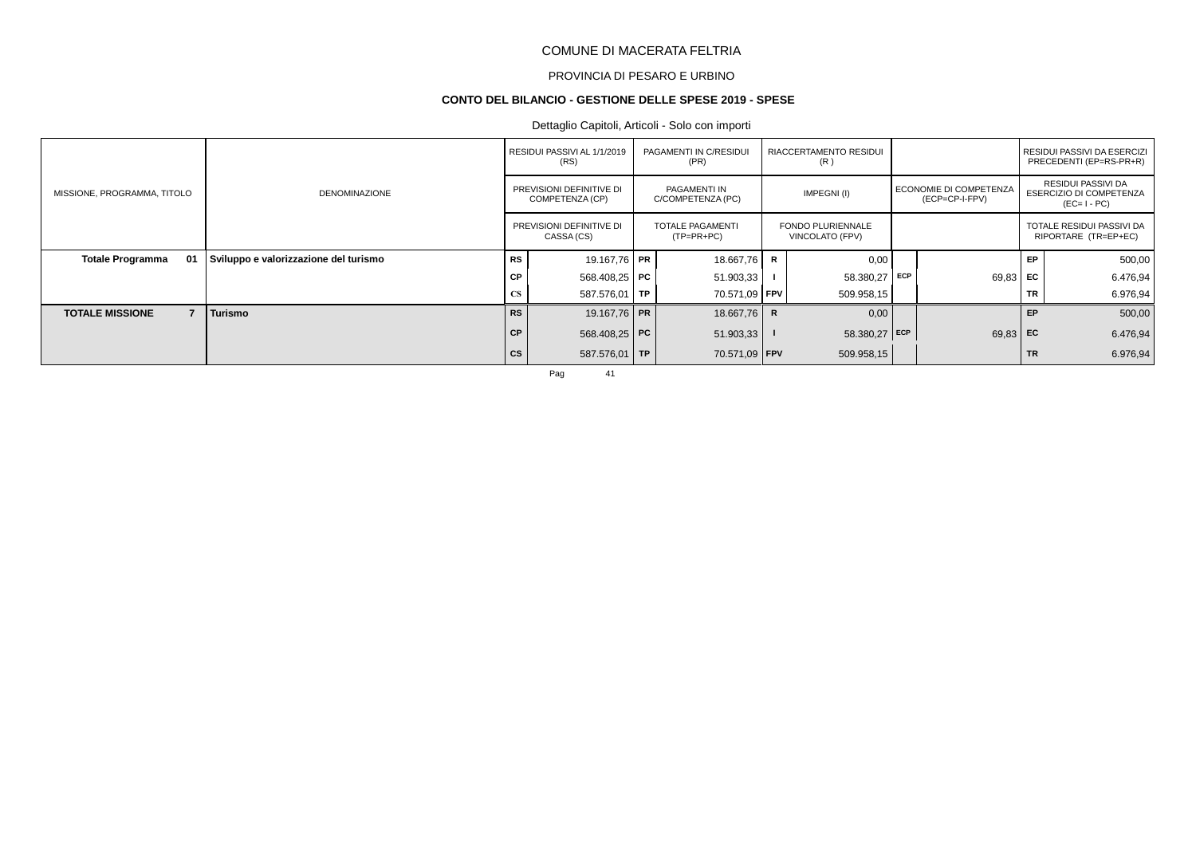# COMUNE DI MACERATA FELTRIA

## PROVINCIA DI PESARO E URBINO

### CONTO DEL BILANCIO - GESTIONE DELLE SPESE 2019 - SPESE

Dettaglio Capitoli, Articoli - Solo con importi

| MISSIONE, PROGRAMMA, TITOLO | DENOMINAZIONE | | RESIDUI PASSIVI AL 1/1/2019 (RS) / PREVISIONI DEFINITIVE DI COMPETENZA (CP) / PREVISIONI DEFINITIVE DI CASSA (CS) | | PAGAMENTI IN C/RESIDUI (PR) / PAGAMENTI IN C/COMPETENZA (PC) / TOTALE PAGAMENTI (TP=PR+PC) | | RIACCERTAMENTO RESIDUI (R) / IMPEGNI (I) / FONDO PLURIENNALE VINCOLATO (FPV) | | ECONOMIE DI COMPETENZA (ECP=CP-I-FPV) | | RESIDUI PASSIVI DA ESERCIZI PRECEDENTI (EP=RS-PR+R) / RESIDUI PASSIVI DA ESERCIZIO DI COMPETENZA (EC= I - PC) / TOTALE RESIDUI PASSIVI DA RIPORTARE (TR=EP+EC) |
|---|---|---|---|---|---|---|---|---|---|---|---|
| **Totale Programma 01** | **Sviluppo e valorizzazione del turismo** | RS | 19.167,76 | PR | 18.667,76 | R | 0,00 | | | EP | 500,00 |
| | | CP | 568.408,25 | PC | 51.903,33 | I | 58.380,27 | ECP | 69,83 | EC | 6.476,94 |
| | | CS | 587.576,01 | TP | 70.571,09 | FPV | 509.958,15 | | | TR | 6.976,94 |
| **TOTALE MISSIONE 7** | **Turismo** | RS | 19.167,76 | PR | 18.667,76 | R | 0,00 | | | EP | 500,00 |
| | | CP | 568.408,25 | PC | 51.903,33 | I | 58.380,27 | ECP | 69,83 | EC | 6.476,94 |
| | | CS | 587.576,01 | TP | 70.571,09 | FPV | 509.958,15 | | | TR | 6.976,94 |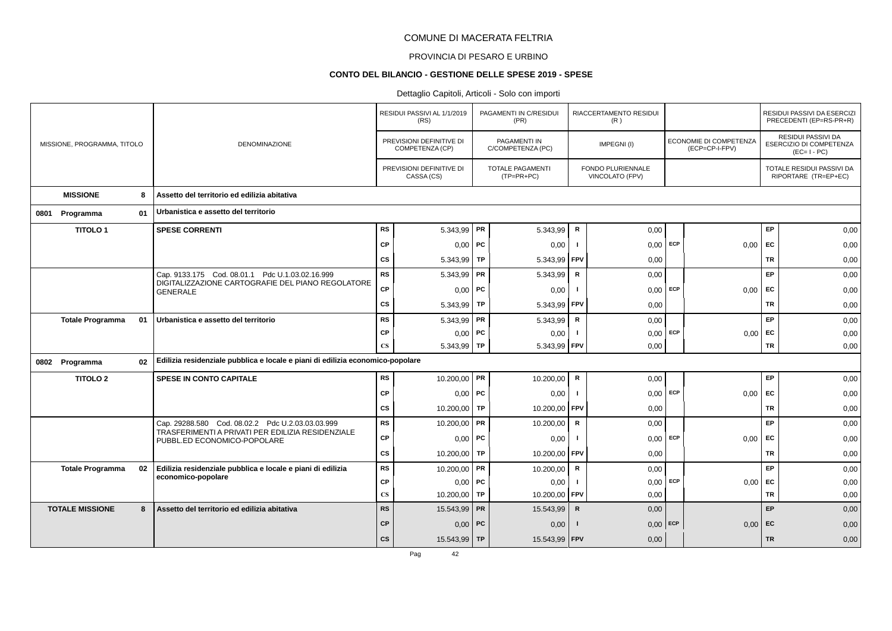# COMUNE DI MACERATA FELTRIA

## PROVINCIA DI PESARO E URBINO

### CONTO DEL BILANCIO - GESTIONE DELLE SPESE 2019 - SPESE

Dettaglio Capitoli, Articoli - Solo con importi

| MISSIONE, PROGRAMMA, TITOLO | | DENOMINAZIONE | | RESIDUI PASSIVI AL 1/1/2019 (RS) / PREVISIONI DEFINITIVE DI COMPETENZA (CP) / PREVISIONI DEFINITIVE DI CASSA (CS) | | PAGAMENTI IN C/RESIDUI (PR) / PAGAMENTI IN C/COMPETENZA (PC) / TOTALE PAGAMENTI (TP=PR+PC) | | RIACCERTAMENTO RESIDUI (R) / IMPEGNI (I) / FONDO PLURIENNALE VINCOLATO (FPV) | | ECONOMIE DI COMPETENZA (ECP=CP-I-FPV) | | RESIDUI PASSIVI DA ESERCIZI PRECEDENTI (EP=RS-PR+R) / RESIDUI PASSIVI DA ESERCIZIO DI COMPETENZA (EC=I-PC) / TOTALE RESIDUI PASSIVI DA RIPORTARE (TR=EP+EC) |
|---|---|---|---|---|---|---|---|---|---|---|---|---|---|
| **MISSIONE** | **8** | **Assetto del territorio ed edilizia abitativa** | | | | | | | | | | | |
| **0801 Programma** | **01** | **Urbanistica e assetto del territorio** | | | | | | | | | | | |
| **TITOLO 1** | | **SPESE CORRENTI** | RS | 5.343,99 | PR | 5.343,99 | R | 0,00 | | | EP | 0,00 |
| | | | CP | 0,00 | PC | 0,00 | I | 0,00 | ECP | 0,00 | EC | 0,00 |
| | | | CS | 5.343,99 | TP | 5.343,99 | FPV | 0,00 | | | TR | 0,00 |
| | | Cap. 9133.175 Cod. 08.01.1 Pdc U.1.03.02.16.999 DIGITALIZZAZIONE CARTOGRAFIE DEL PIANO REGOLATORE GENERALE | RS | 5.343,99 | PR | 5.343,99 | R | 0,00 | | | EP | 0,00 |
| | | | CP | 0,00 | PC | 0,00 | I | 0,00 | ECP | 0,00 | EC | 0,00 |
| | | | CS | 5.343,99 | TP | 5.343,99 | FPV | 0,00 | | | TR | 0,00 |
| **Totale Programma** | **01** | **Urbanistica e assetto del territorio** | RS | 5.343,99 | PR | 5.343,99 | R | 0,00 | | | EP | 0,00 |
| | | | CP | 0,00 | PC | 0,00 | I | 0,00 | ECP | 0,00 | EC | 0,00 |
| | | | CS | 5.343,99 | TP | 5.343,99 | FPV | 0,00 | | | TR | 0,00 |
| **0802 Programma** | **02** | **Edilizia residenziale pubblica e locale e piani di edilizia economico-popolare** | | | | | | | | | | | |
| **TITOLO 2** | | **SPESE IN CONTO CAPITALE** | RS | 10.200,00 | PR | 10.200,00 | R | 0,00 | | | EP | 0,00 |
| | | | CP | 0,00 | PC | 0,00 | I | 0,00 | ECP | 0,00 | EC | 0,00 |
| | | | CS | 10.200,00 | TP | 10.200,00 | FPV | 0,00 | | | TR | 0,00 |
| | | Cap. 29288.580 Cod. 08.02.2 Pdc U.2.03.03.03.999 TRASFERIMENTI A PRIVATI PER EDILIZIA RESIDENZIALE PUBBL.ED ECONOMICO-POPOLARE | RS | 10.200,00 | PR | 10.200,00 | R | 0,00 | | | EP | 0,00 |
| | | | CP | 0,00 | PC | 0,00 | I | 0,00 | ECP | 0,00 | EC | 0,00 |
| | | | CS | 10.200,00 | TP | 10.200,00 | FPV | 0,00 | | | TR | 0,00 |
| **Totale Programma** | **02** | **Edilizia residenziale pubblica e locale e piani di edilizia economico-popolare** | RS | 10.200,00 | PR | 10.200,00 | R | 0,00 | | | EP | 0,00 |
| | | | CP | 0,00 | PC | 0,00 | I | 0,00 | ECP | 0,00 | EC | 0,00 |
| | | | CS | 10.200,00 | TP | 10.200,00 | FPV | 0,00 | | | TR | 0,00 |
| **TOTALE MISSIONE** | **8** | **Assetto del territorio ed edilizia abitativa** | **RS** | 15.543,99 | **PR** | 15.543,99 | **R** | 0,00 | | | **EP** | 0,00 |
| | | | **CP** | 0,00 | **PC** | 0,00 | **I** | 0,00 | **ECP** | 0,00 | **EC** | 0,00 |
| | | | **CS** | 15.543,99 | **TP** | 15.543,99 | **FPV** | 0,00 | | | **TR** | 0,00 |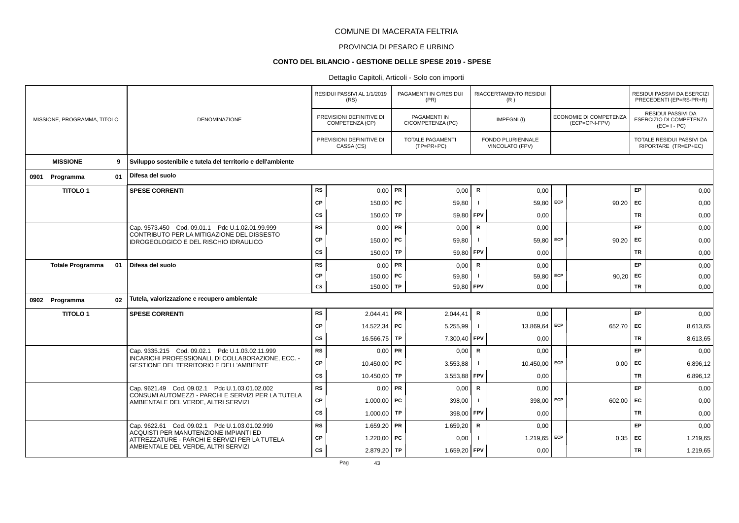# COMUNE DI MACERATA FELTRIA

## PROVINCIA DI PESARO E URBINO

### CONTO DEL BILANCIO - GESTIONE DELLE SPESE 2019 - SPESE

Dettaglio Capitoli, Articoli - Solo con importi

| MISSIONE, PROGRAMMA, TITOLO | DENOMINAZIONE | | RESIDUI PASSIVI AL 1/1/2019 (RS) / PREVISIONI DEFINITIVE DI COMPETENZA (CP) / PREVISIONI DEFINITIVE DI CASSA (CS) | | PAGAMENTI IN C/RESIDUI (PR) / PAGAMENTI IN C/COMPETENZA (PC) / TOTALE PAGAMENTI (TP=PR+PC) | | RIACCERTAMENTO RESIDUI (R) / IMPEGNI (I) / FONDO PLURIENNALE VINCOLATO (FPV) | | ECONOMIE DI COMPETENZA (ECP=CP-I-FPV) | | RESIDUI PASSIVI DA ESERCIZI PRECEDENTI (EP=RS-PR+R) / RESIDUI PASSIVI DA ESERCIZIO DI COMPETENZA (EC=I-PC) / TOTALE RESIDUI PASSIVI DA RIPORTARE (TR=EP+EC) |
|---|---|---|---|---|---|---|---|---|---|---|---|
| **MISSIONE 9** | **Sviluppo sostenibile e tutela del territorio e dell'ambiente** | | | | | | | | | | |
| **0901 Programma 01** | **Difesa del suolo** | | | | | | | | | | |
| **TITOLO 1** | **SPESE CORRENTI** | RS | 0,00 | PR | 0,00 | R | 0,00 | | | EP | 0,00 |
| | | CP | 150,00 | PC | 59,80 | I | 59,80 | ECP | 90,20 | EC | 0,00 |
| | | CS | 150,00 | TP | 59,80 | FPV | 0,00 | | | TR | 0,00 |
| | Cap. 9573.450 Cod. 09.01.1 Pdc U.1.02.01.99.999 CONTRIBUTO PER LA MITIGAZIONE DEL DISSESTO IDROGEOLOGICO E DEL RISCHIO IDRAULICO | RS | 0,00 | PR | 0,00 | R | 0,00 | | | EP | 0,00 |
| | | CP | 150,00 | PC | 59,80 | I | 59,80 | ECP | 90,20 | EC | 0,00 |
| | | CS | 150,00 | TP | 59,80 | FPV | 0,00 | | | TR | 0,00 |
| **Totale Programma 01** | **Difesa del suolo** | RS | 0,00 | PR | 0,00 | R | 0,00 | | | EP | 0,00 |
| | | CP | 150,00 | PC | 59,80 | I | 59,80 | ECP | 90,20 | EC | 0,00 |
| | | CS | 150,00 | TP | 59,80 | FPV | 0,00 | | | TR | 0,00 |
| **0902 Programma 02** | **Tutela, valorizzazione e recupero ambientale** | | | | | | | | | | |
| **TITOLO 1** | **SPESE CORRENTI** | RS | 2.044,41 | PR | 2.044,41 | R | 0,00 | | | EP | 0,00 |
| | | CP | 14.522,34 | PC | 5.255,99 | I | 13.869,64 | ECP | 652,70 | EC | 8.613,65 |
| | | CS | 16.566,75 | TP | 7.300,40 | FPV | 0,00 | | | TR | 8.613,65 |
| | Cap. 9335.215 Cod. 09.02.1 Pdc U.1.03.02.11.999 INCARICHI PROFESSIONALI, DI COLLABORAZIONE, ECC. - GESTIONE DEL TERRITORIO E DELL'AMBIENTE | RS | 0,00 | PR | 0,00 | R | 0,00 | | | EP | 0,00 |
| | | CP | 10.450,00 | PC | 3.553,88 | I | 10.450,00 | ECP | 0,00 | EC | 6.896,12 |
| | | CS | 10.450,00 | TP | 3.553,88 | FPV | 0,00 | | | TR | 6.896,12 |
| | Cap. 9621.49 Cod. 09.02.1 Pdc U.1.03.01.02.002 CONSUMI AUTOMEZZI - PARCHI E SERVIZI PER LA TUTELA AMBIENTALE DEL VERDE, ALTRI SERVIZI | RS | 0,00 | PR | 0,00 | R | 0,00 | | | EP | 0,00 |
| | | CP | 1.000,00 | PC | 398,00 | I | 398,00 | ECP | 602,00 | EC | 0,00 |
| | | CS | 1.000,00 | TP | 398,00 | FPV | 0,00 | | | TR | 0,00 |
| | Cap. 9622.61 Cod. 09.02.1 Pdc U.1.03.01.02.999 ACQUISTI PER MANUTENZIONE IMPIANTI ED ATTREZZATURE - PARCHI E SERVIZI PER LA TUTELA AMBIENTALE DEL VERDE, ALTRI SERVIZI | RS | 1.659,20 | PR | 1.659,20 | R | 0,00 | | | EP | 0,00 |
| | | CP | 1.220,00 | PC | 0,00 | I | 1.219,65 | ECP | 0,35 | EC | 1.219,65 |
| | | CS | 2.879,20 | TP | 1.659,20 | FPV | 0,00 | | | TR | 1.219,65 |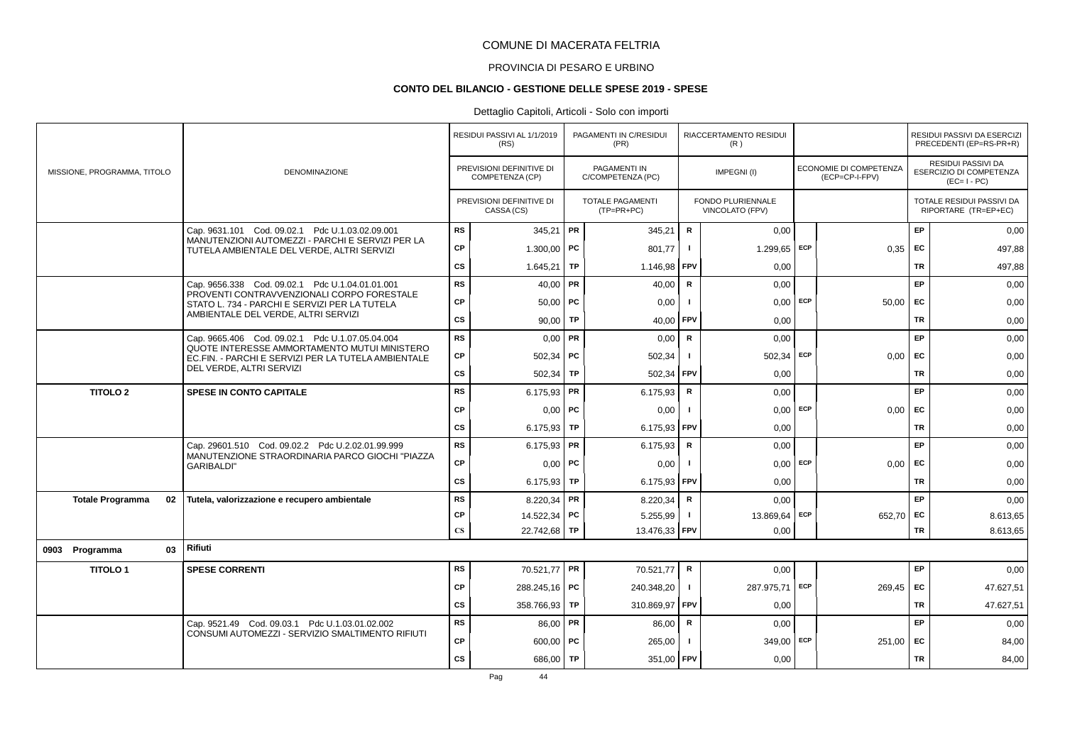# COMUNE DI MACERATA FELTRIA

## PROVINCIA DI PESARO E URBINO

### CONTO DEL BILANCIO - GESTIONE DELLE SPESE 2019 - SPESE

Dettaglio Capitoli, Articoli - Solo con importi

| MISSIONE, PROGRAMMA, TITOLO | DENOMINAZIONE | | RESIDUI PASSIVI AL 1/1/2019 (RS) / PREVISIONI DEFINITIVE DI COMPETENZA (CP) / PREVISIONI DEFINITIVE DI CASSA (CS) | | PAGAMENTI IN C/RESIDUI (PR) / PAGAMENTI IN C/COMPETENZA (PC) / TOTALE PAGAMENTI (TP=PR+PC) | | RIACCERTAMENTO RESIDUI (R) / IMPEGNI (I) / FONDO PLURIENNALE VINCOLATO (FPV) | | ECONOMIE DI COMPETENZA (ECP=CP-I-FPV) | | RESIDUI PASSIVI DA ESERCIZI PRECEDENTI (EP=RS-PR+R) / RESIDUI PASSIVI DA ESERCIZIO DI COMPETENZA (EC=I-PC) / TOTALE RESIDUI PASSIVI DA RIPORTARE (TR=EP+EC) |
|---|---|---|---|---|---|---|---|---|---|---|---|
| | Cap. 9631.101 Cod. 09.02.1 Pdc U.1.03.02.09.001 MANUTENZIONI AUTOMEZZI - PARCHI E SERVIZI PER LA TUTELA AMBIENTALE DEL VERDE, ALTRI SERVIZI | RS | 345,21 | PR | 345,21 | R | 0,00 | | | EP | 0,00 |
| | | CP | 1.300,00 | PC | 801,77 | I | 1.299,65 | ECP | 0,35 | EC | 497,88 |
| | | CS | 1.645,21 | TP | 1.146,98 | FPV | 0,00 | | | TR | 497,88 |
| | Cap. 9656.338 Cod. 09.02.1 Pdc U.1.04.01.01.001 PROVENTI CONTRAVVENZIONALI CORPO FORESTALE STATO L. 734 - PARCHI E SERVIZI PER LA TUTELA AMBIENTALE DEL VERDE, ALTRI SERVIZI | RS | 40,00 | PR | 40,00 | R | 0,00 | | | EP | 0,00 |
| | | CP | 50,00 | PC | 0,00 | I | 0,00 | ECP | 50,00 | EC | 0,00 |
| | | CS | 90,00 | TP | 40,00 | FPV | 0,00 | | | TR | 0,00 |
| | Cap. 9665.406 Cod. 09.02.1 Pdc U.1.07.05.04.004 QUOTE INTERESSE AMMORTAMENTO MUTUI MINISTERO EC.FIN. - PARCHI E SERVIZI PER LA TUTELA AMBIENTALE DEL VERDE, ALTRI SERVIZI | RS | 0,00 | PR | 0,00 | R | 0,00 | | | EP | 0,00 |
| | | CP | 502,34 | PC | 502,34 | I | 502,34 | ECP | 0,00 | EC | 0,00 |
| | | CS | 502,34 | TP | 502,34 | FPV | 0,00 | | | TR | 0,00 |
| **TITOLO 2** | **SPESE IN CONTO CAPITALE** | RS | 6.175,93 | PR | 6.175,93 | R | 0,00 | | | EP | 0,00 |
| | | CP | 0,00 | PC | 0,00 | I | 0,00 | ECP | 0,00 | EC | 0,00 |
| | | CS | 6.175,93 | TP | 6.175,93 | FPV | 0,00 | | | TR | 0,00 |
| | Cap. 29601.510 Cod. 09.02.2 Pdc U.2.02.01.99.999 MANUTENZIONE STRAORDINARIA PARCO GIOCHI "PIAZZA GARIBALDI" | RS | 6.175,93 | PR | 6.175,93 | R | 0,00 | | | EP | 0,00 |
| | | CP | 0,00 | PC | 0,00 | I | 0,00 | ECP | 0,00 | EC | 0,00 |
| | | CS | 6.175,93 | TP | 6.175,93 | FPV | 0,00 | | | TR | 0,00 |
| **Totale Programma 02** | **Tutela, valorizzazione e recupero ambientale** | RS | 8.220,34 | PR | 8.220,34 | R | 0,00 | | | EP | 0,00 |
| | | CP | 14.522,34 | PC | 5.255,99 | I | 13.869,64 | ECP | 652,70 | EC | 8.613,65 |
| | | CS | 22.742,68 | TP | 13.476,33 | FPV | 0,00 | | | TR | 8.613,65 |
| **0903 Programma 03** | **Rifiuti** | | | | | | | | | | |
| **TITOLO 1** | **SPESE CORRENTI** | RS | 70.521,77 | PR | 70.521,77 | R | 0,00 | | | EP | 0,00 |
| | | CP | 288.245,16 | PC | 240.348,20 | I | 287.975,71 | ECP | 269,45 | EC | 47.627,51 |
| | | CS | 358.766,93 | TP | 310.869,97 | FPV | 0,00 | | | TR | 47.627,51 |
| | Cap. 9521.49 Cod. 09.03.1 Pdc U.1.03.01.02.002 CONSUMI AUTOMEZZI - SERVIZIO SMALTIMENTO RIFIUTI | RS | 86,00 | PR | 86,00 | R | 0,00 | | | EP | 0,00 |
| | | CP | 600,00 | PC | 265,00 | I | 349,00 | ECP | 251,00 | EC | 84,00 |
| | | CS | 686,00 | TP | 351,00 | FPV | 0,00 | | | TR | 84,00 |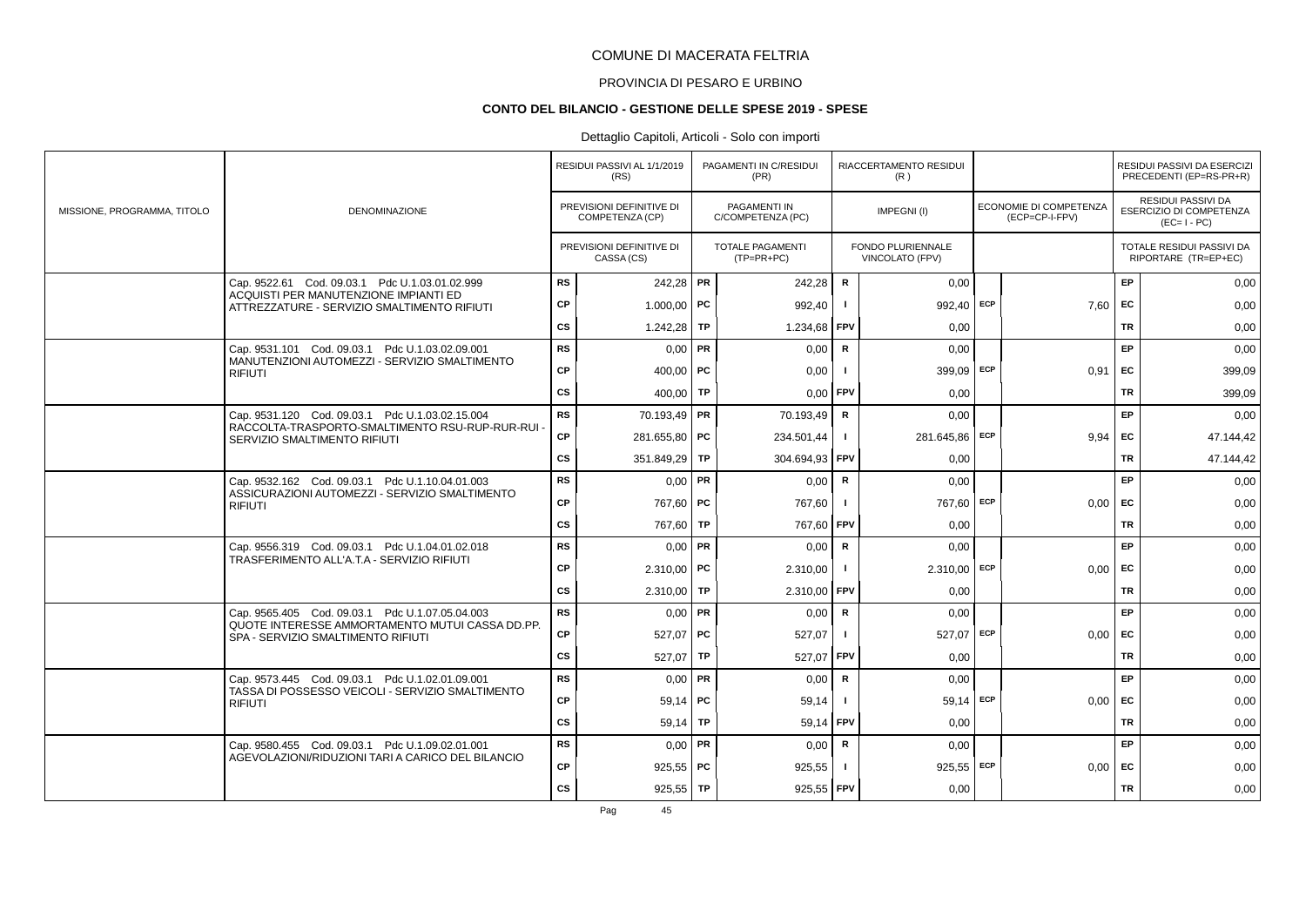COMUNE DI MACERATA FELTRIA

PROVINCIA DI PESARO E URBINO

**CONTO DEL BILANCIO - GESTIONE DELLE SPESE 2019 - SPESE**

Dettaglio Capitoli, Articoli - Solo con importi

| MISSIONE, PROGRAMMA, TITOLO | DENOMINAZIONE | | RESIDUI PASSIVI AL 1/1/2019 (RS) / PREVISIONI DEFINITIVE DI COMPETENZA (CP) / PREVISIONI DEFINITIVE DI CASSA (CS) | | PAGAMENTI IN C/RESIDUI (PR) / PAGAMENTI IN C/COMPETENZA (PC) / TOTALE PAGAMENTI (TP=PR+PC) | | RIACCERTAMENTO RESIDUI (R) / IMPEGNI (I) / FONDO PLURIENNALE VINCOLATO (FPV) | | ECONOMIE DI COMPETENZA (ECP=CP-I-FPV) | | RESIDUI PASSIVI DA ESERCIZI PRECEDENTI (EP=RS-PR+R) / RESIDUI PASSIVI DA ESERCIZIO DI COMPETENZA (EC=I-PC) / TOTALE RESIDUI PASSIVI DA RIPORTARE (TR=EP+EC) |
|---|---|---|---|---|---|---|---|---|---|---|---|
| | Cap. 9522.61 Cod. 09.03.1 Pdc U.1.03.01.02.999 ACQUISTI PER MANUTENZIONE IMPIANTI ED ATTREZZATURE - SERVIZIO SMALTIMENTO RIFIUTI | RS | 242,28 | PR | 242,28 | R | 0,00 | | | EP | 0,00 |
| | | CP | 1.000,00 | PC | 992,40 | I | 992,40 | ECP | 7,60 | EC | 0,00 |
| | | CS | 1.242,28 | TP | 1.234,68 | FPV | 0,00 | | | TR | 0,00 |
| | Cap. 9531.101 Cod. 09.03.1 Pdc U.1.03.02.09.001 MANUTENZIONI AUTOMEZZI - SERVIZIO SMALTIMENTO RIFIUTI | RS | 0,00 | PR | 0,00 | R | 0,00 | | | EP | 0,00 |
| | | CP | 400,00 | PC | 0,00 | I | 399,09 | ECP | 0,91 | EC | 399,09 |
| | | CS | 400,00 | TP | 0,00 | FPV | 0,00 | | | TR | 399,09 |
| | Cap. 9531.120 Cod. 09.03.1 Pdc U.1.03.02.15.004 RACCOLTA-TRASPORTO-SMALTIMENTO RSU-RUP-RUR-RUI - SERVIZIO SMALTIMENTO RIFIUTI | RS | 70.193,49 | PR | 70.193,49 | R | 0,00 | | | EP | 0,00 |
| | | CP | 281.655,80 | PC | 234.501,44 | I | 281.645,86 | ECP | 9,94 | EC | 47.144,42 |
| | | CS | 351.849,29 | TP | 304.694,93 | FPV | 0,00 | | | TR | 47.144,42 |
| | Cap. 9532.162 Cod. 09.03.1 Pdc U.1.10.04.01.003 ASSICURAZIONI AUTOMEZZI - SERVIZIO SMALTIMENTO RIFIUTI | RS | 0,00 | PR | 0,00 | R | 0,00 | | | EP | 0,00 |
| | | CP | 767,60 | PC | 767,60 | I | 767,60 | ECP | 0,00 | EC | 0,00 |
| | | CS | 767,60 | TP | 767,60 | FPV | 0,00 | | | TR | 0,00 |
| | Cap. 9556.319 Cod. 09.03.1 Pdc U.1.04.01.02.018 TRASFERIMENTO ALL'A.T.A - SERVIZIO RIFIUTI | RS | 0,00 | PR | 0,00 | R | 0,00 | | | EP | 0,00 |
| | | CP | 2.310,00 | PC | 2.310,00 | I | 2.310,00 | ECP | 0,00 | EC | 0,00 |
| | | CS | 2.310,00 | TP | 2.310,00 | FPV | 0,00 | | | TR | 0,00 |
| | Cap. 9565.405 Cod. 09.03.1 Pdc U.1.07.05.04.003 QUOTE INTERESSE AMMORTAMENTO MUTUI CASSA DD.PP. SPA - SERVIZIO SMALTIMENTO RIFIUTI | RS | 0,00 | PR | 0,00 | R | 0,00 | | | EP | 0,00 |
| | | CP | 527,07 | PC | 527,07 | I | 527,07 | ECP | 0,00 | EC | 0,00 |
| | | CS | 527,07 | TP | 527,07 | FPV | 0,00 | | | TR | 0,00 |
| | Cap. 9573.445 Cod. 09.03.1 Pdc U.1.02.01.09.001 TASSA DI POSSESSO VEICOLI - SERVIZIO SMALTIMENTO RIFIUTI | RS | 0,00 | PR | 0,00 | R | 0,00 | | | EP | 0,00 |
| | | CP | 59,14 | PC | 59,14 | I | 59,14 | ECP | 0,00 | EC | 0,00 |
| | | CS | 59,14 | TP | 59,14 | FPV | 0,00 | | | TR | 0,00 |
| | Cap. 9580.455 Cod. 09.03.1 Pdc U.1.09.02.01.001 AGEVOLAZIONI/RIDUZIONI TARI A CARICO DEL BILANCIO | RS | 0,00 | PR | 0,00 | R | 0,00 | | | EP | 0,00 |
| | | CP | 925,55 | PC | 925,55 | I | 925,55 | ECP | 0,00 | EC | 0,00 |
| | | CS | 925,55 | TP | 925,55 | FPV | 0,00 | | | TR | 0,00 |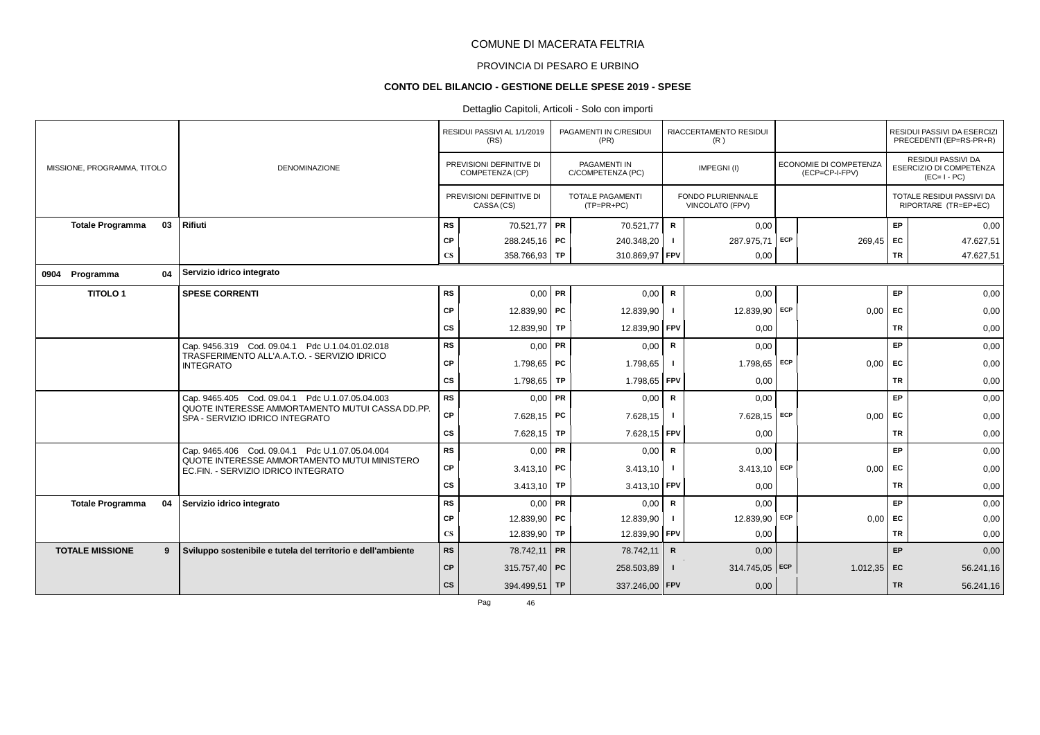COMUNE DI MACERATA FELTRIA

PROVINCIA DI PESARO E URBINO

**CONTO DEL BILANCIO - GESTIONE DELLE SPESE 2019 - SPESE**

Dettaglio Capitoli, Articoli - Solo con importi

| MISSIONE, PROGRAMMA, TITOLO | DENOMINAZIONE | | RESIDUI PASSIVI AL 1/1/2019 (RS) / PREVISIONI DEFINITIVE DI COMPETENZA (CP) / PREVISIONI DEFINITIVE DI CASSA (CS) | | PAGAMENTI IN C/RESIDUI (PR) / PAGAMENTI IN C/COMPETENZA (PC) / TOTALE PAGAMENTI (TP=PR+PC) | | RIACCERTAMENTO RESIDUI (R) / IMPEGNI (I) / FONDO PLURIENNALE VINCOLATO (FPV) | | ECONOMIE DI COMPETENZA (ECP=CP-I-FPV) | | RESIDUI PASSIVI DA ESERCIZI PRECEDENTI (EP=RS-PR+R) / RESIDUI PASSIVI DA ESERCIZIO DI COMPETENZA (EC=I-PC) / TOTALE RESIDUI PASSIVI DA RIPORTARE (TR=EP+EC) |
|---|---|---|---|---|---|---|---|---|---|---|---|
| **Totale Programma 03** | **Rifiuti** | RS | 70.521,77 | PR | 70.521,77 | R | 0,00 | | | EP | 0,00 |
| | | CP | 288.245,16 | PC | 240.348,20 | I | 287.975,71 | ECP | 269,45 | EC | 47.627,51 |
| | | CS | 358.766,93 | TP | 310.869,97 | FPV | 0,00 | | | TR | 47.627,51 |
| **0904 Programma 04** | **Servizio idrico integrato** | | | | | | | | | | |
| **TITOLO 1** | **SPESE CORRENTI** | RS | 0,00 | PR | 0,00 | R | 0,00 | | | EP | 0,00 |
| | | CP | 12.839,90 | PC | 12.839,90 | I | 12.839,90 | ECP | 0,00 | EC | 0,00 |
| | | CS | 12.839,90 | TP | 12.839,90 | FPV | 0,00 | | | TR | 0,00 |
| | Cap. 9456.319 Cod. 09.04.1 Pdc U.1.04.01.02.018 TRASFERIMENTO ALL'A.A.T.O. - SERVIZIO IDRICO INTEGRATO | RS | 0,00 | PR | 0,00 | R | 0,00 | | | EP | 0,00 |
| | | CP | 1.798,65 | PC | 1.798,65 | I | 1.798,65 | ECP | 0,00 | EC | 0,00 |
| | | CS | 1.798,65 | TP | 1.798,65 | FPV | 0,00 | | | TR | 0,00 |
| | Cap. 9465.405 Cod. 09.04.1 Pdc U.1.07.05.04.003 QUOTE INTERESSE AMMORTAMENTO MUTUI CASSA DD.PP. SPA - SERVIZIO IDRICO INTEGRATO | RS | 0,00 | PR | 0,00 | R | 0,00 | | | EP | 0,00 |
| | | CP | 7.628,15 | PC | 7.628,15 | I | 7.628,15 | ECP | 0,00 | EC | 0,00 |
| | | CS | 7.628,15 | TP | 7.628,15 | FPV | 0,00 | | | TR | 0,00 |
| | Cap. 9465.406 Cod. 09.04.1 Pdc U.1.07.05.04.004 QUOTE INTERESSE AMMORTAMENTO MUTUI MINISTERO EC.FIN. - SERVIZIO IDRICO INTEGRATO | RS | 0,00 | PR | 0,00 | R | 0,00 | | | EP | 0,00 |
| | | CP | 3.413,10 | PC | 3.413,10 | I | 3.413,10 | ECP | 0,00 | EC | 0,00 |
| | | CS | 3.413,10 | TP | 3.413,10 | FPV | 0,00 | | | TR | 0,00 |
| **Totale Programma 04** | **Servizio idrico integrato** | RS | 0,00 | PR | 0,00 | R | 0,00 | | | EP | 0,00 |
| | | CP | 12.839,90 | PC | 12.839,90 | I | 12.839,90 | ECP | 0,00 | EC | 0,00 |
| | | CS | 12.839,90 | TP | 12.839,90 | FPV | 0,00 | | | TR | 0,00 |
| **TOTALE MISSIONE 9** | **Sviluppo sostenibile e tutela del territorio e dell'ambiente** | RS | 78.742,11 | PR | 78.742,11 | R | 0,00 | | | EP | 0,00 |
| | | CP | 315.757,40 | PC | 258.503,89 | I | 314.745,05 | ECP | 1.012,35 | EC | 56.241,16 |
| | | CS | 394.499,51 | TP | 337.246,00 | FPV | 0,00 | | | TR | 56.241,16 |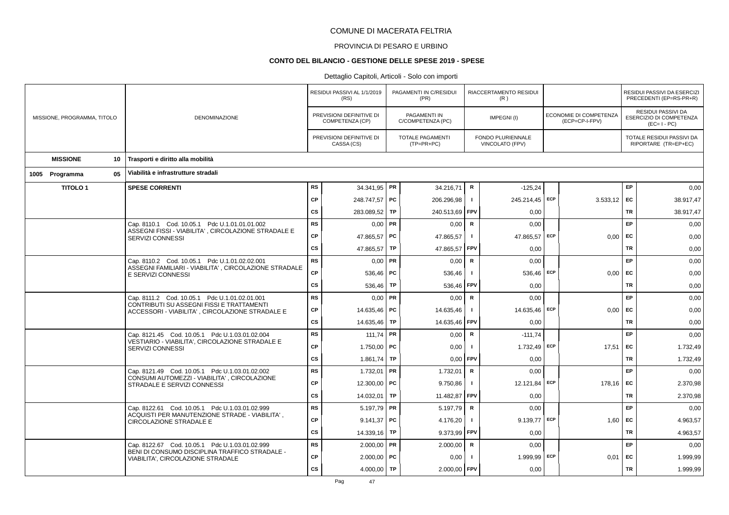# COMUNE DI MACERATA FELTRIA

## PROVINCIA DI PESARO E URBINO

### CONTO DEL BILANCIO - GESTIONE DELLE SPESE 2019 - SPESE

Dettaglio Capitoli, Articoli - Solo con importi

| MISSIONE, PROGRAMMA, TITOLO | DENOMINAZIONE | | RESIDUI PASSIVI AL 1/1/2019 (RS) / PREVISIONI DEFINITIVE DI COMPETENZA (CP) / PREVISIONI DEFINITIVE DI CASSA (CS) | | PAGAMENTI IN C/RESIDUI (PR) / PAGAMENTI IN C/COMPETENZA (PC) / TOTALE PAGAMENTI (TP=PR+PC) | | RIACCERTAMENTO RESIDUI (R) / IMPEGNI (I) / FONDO PLURIENNALE VINCOLATO (FPV) | | ECONOMIE DI COMPETENZA (ECP=CP-I-FPV) | | RESIDUI PASSIVI DA ESERCIZI PRECEDENTI (EP=RS-PR+R) / RESIDUI PASSIVI DA ESERCIZIO DI COMPETENZA (EC= I - PC) / TOTALE RESIDUI PASSIVI DA RIPORTARE (TR=EP+EC) |
|---|---|---|---|---|---|---|---|---|---|---|---|
| **MISSIONE 10** | **Trasporti e diritto alla mobilità** | | | | | | | | | | |
| **1005 Programma 05** | **Viabilità e infrastrutture stradali** | | | | | | | | | | |
| **TITOLO 1** | **SPESE CORRENTI** | RS | 34.341,95 | PR | 34.216,71 | R | -125,24 | | | EP | 0,00 |
| | | CP | 248.747,57 | PC | 206.296,98 | I | 245.214,45 | ECP | 3.533,12 | EC | 38.917,47 |
| | | CS | 283.089,52 | TP | 240.513,69 | FPV | 0,00 | | | TR | 38.917,47 |
| | Cap. 8110.1 Cod. 10.05.1 Pdc U.1.01.01.01.002 ASSEGNI FISSI - VIABILITA' , CIRCOLAZIONE STRADALE E SERVIZI CONNESSI | RS | 0,00 | PR | 0,00 | R | 0,00 | | | EP | 0,00 |
| | | CP | 47.865,57 | PC | 47.865,57 | I | 47.865,57 | ECP | 0,00 | EC | 0,00 |
| | | CS | 47.865,57 | TP | 47.865,57 | FPV | 0,00 | | | TR | 0,00 |
| | Cap. 8110.2 Cod. 10.05.1 Pdc U.1.01.02.02.001 ASSEGNI FAMILIARI - VIABILITA' , CIRCOLAZIONE STRADALE E SERVIZI CONNESSI | RS | 0,00 | PR | 0,00 | R | 0,00 | | | EP | 0,00 |
| | | CP | 536,46 | PC | 536,46 | I | 536,46 | ECP | 0,00 | EC | 0,00 |
| | | CS | 536,46 | TP | 536,46 | FPV | 0,00 | | | TR | 0,00 |
| | Cap. 8111.2 Cod. 10.05.1 Pdc U.1.01.02.01.001 CONTRIBUTI SU ASSEGNI FISSI E TRATTAMENTI ACCESSORI - VIABILITA' , CIRCOLAZIONE STRADALE E | RS | 0,00 | PR | 0,00 | R | 0,00 | | | EP | 0,00 |
| | | CP | 14.635,46 | PC | 14.635,46 | I | 14.635,46 | ECP | 0,00 | EC | 0,00 |
| | | CS | 14.635,46 | TP | 14.635,46 | FPV | 0,00 | | | TR | 0,00 |
| | Cap. 8121.45 Cod. 10.05.1 Pdc U.1.03.01.02.004 VESTIARIO - VIABILITA', CIRCOLAZIONE STRADALE E SERVIZI CONNESSI | RS | 111,74 | PR | 0,00 | R | -111,74 | | | EP | 0,00 |
| | | CP | 1.750,00 | PC | 0,00 | I | 1.732,49 | ECP | 17,51 | EC | 1.732,49 |
| | | CS | 1.861,74 | TP | 0,00 | FPV | 0,00 | | | TR | 1.732,49 |
| | Cap. 8121.49 Cod. 10.05.1 Pdc U.1.03.01.02.002 CONSUMI AUTOMEZZI - VIABILITA' , CIRCOLAZIONE STRADALE E SERVIZI CONNESSI | RS | 1.732,01 | PR | 1.732,01 | R | 0,00 | | | EP | 0,00 |
| | | CP | 12.300,00 | PC | 9.750,86 | I | 12.121,84 | ECP | 178,16 | EC | 2.370,98 |
| | | CS | 14.032,01 | TP | 11.482,87 | FPV | 0,00 | | | TR | 2.370,98 |
| | Cap. 8122.61 Cod. 10.05.1 Pdc U.1.03.01.02.999 ACQUISTI PER MANUTENZIONE STRADE - VIABILITA' , CIRCOLAZIONE STRADALE E | RS | 5.197,79 | PR | 5.197,79 | R | 0,00 | | | EP | 0,00 |
| | | CP | 9.141,37 | PC | 4.176,20 | I | 9.139,77 | ECP | 1,60 | EC | 4.963,57 |
| | | CS | 14.339,16 | TP | 9.373,99 | FPV | 0,00 | | | TR | 4.963,57 |
| | Cap. 8122.67 Cod. 10.05.1 Pdc U.1.03.01.02.999 BENI DI CONSUMO DISCIPLINA TRAFFICO STRADALE - VIABILITA', CIRCOLAZIONE STRADALE | RS | 2.000,00 | PR | 2.000,00 | R | 0,00 | | | EP | 0,00 |
| | | CP | 2.000,00 | PC | 0,00 | I | 1.999,99 | ECP | 0,01 | EC | 1.999,99 |
| | | CS | 4.000,00 | TP | 2.000,00 | FPV | 0,00 | | | TR | 1.999,99 |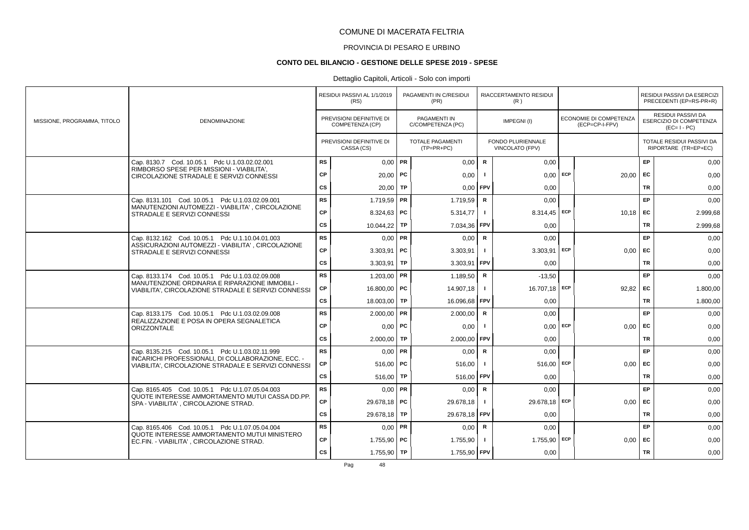COMUNE DI MACERATA FELTRIA

PROVINCIA DI PESARO E URBINO

**CONTO DEL BILANCIO - GESTIONE DELLE SPESE 2019 - SPESE**

Dettaglio Capitoli, Articoli - Solo con importi

| MISSIONE, PROGRAMMA, TITOLO | DENOMINAZIONE | | RESIDUI PASSIVI AL 1/1/2019 (RS) / PREVISIONI DEFINITIVE DI COMPETENZA (CP) / PREVISIONI DEFINITIVE DI CASSA (CS) | | PAGAMENTI IN C/RESIDUI (PR) / PAGAMENTI IN C/COMPETENZA (PC) / TOTALE PAGAMENTI (TP=PR+PC) | | RIACCERTAMENTO RESIDUI (R) / IMPEGNI (I) / FONDO PLURIENNALE VINCOLATO (FPV) | | ECONOMIE DI COMPETENZA (ECP=CP-I-FPV) | | RESIDUI PASSIVI DA ESERCIZI PRECEDENTI (EP=RS-PR+R) / RESIDUI PASSIVI DA ESERCIZIO DI COMPETENZA (EC=I-PC) / TOTALE RESIDUI PASSIVI DA RIPORTARE (TR=EP+EC) |
|---|---|---|---|---|---|---|---|---|---|---|---|
| | Cap. 8130.7 Cod. 10.05.1 Pdc U.1.03.02.02.001 RIMBORSO SPESE PER MISSIONI - VIABILITA', CIRCOLAZIONE STRADALE E SERVIZI CONNESSI | RS | 0,00 | PR | 0,00 | R | 0,00 | | | EP | 0,00 |
| | | CP | 20,00 | PC | 0,00 | I | 0,00 | ECP | 20,00 | EC | 0,00 |
| | | CS | 20,00 | TP | 0,00 | FPV | 0,00 | | | TR | 0,00 |
| | Cap. 8131.101 Cod. 10.05.1 Pdc U.1.03.02.09.001 MANUTENZIONI AUTOMEZZI - VIABILITA' , CIRCOLAZIONE STRADALE E SERVIZI CONNESSI | RS | 1.719,59 | PR | 1.719,59 | R | 0,00 | | | EP | 0,00 |
| | | CP | 8.324,63 | PC | 5.314,77 | I | 8.314,45 | ECP | 10,18 | EC | 2.999,68 |
| | | CS | 10.044,22 | TP | 7.034,36 | FPV | 0,00 | | | TR | 2.999,68 |
| | Cap. 8132.162 Cod. 10.05.1 Pdc U.1.10.04.01.003 ASSICURAZIONI AUTOMEZZI - VIABILITA' , CIRCOLAZIONE STRADALE E SERVIZI CONNESSI | RS | 0,00 | PR | 0,00 | R | 0,00 | | | EP | 0,00 |
| | | CP | 3.303,91 | PC | 3.303,91 | I | 3.303,91 | ECP | 0,00 | EC | 0,00 |
| | | CS | 3.303,91 | TP | 3.303,91 | FPV | 0,00 | | | TR | 0,00 |
| | Cap. 8133.174 Cod. 10.05.1 Pdc U.1.03.02.09.008 MANUTENZIONE ORDINARIA E RIPARAZIONE IMMOBILI - VIABILITA', CIRCOLAZIONE STRADALE E SERVIZI CONNESSI | RS | 1.203,00 | PR | 1.189,50 | R | -13,50 | | | EP | 0,00 |
| | | CP | 16.800,00 | PC | 14.907,18 | I | 16.707,18 | ECP | 92,82 | EC | 1.800,00 |
| | | CS | 18.003,00 | TP | 16.096,68 | FPV | 0,00 | | | TR | 1.800,00 |
| | Cap. 8133.175 Cod. 10.05.1 Pdc U.1.03.02.09.008 REALIZZAZIONE E POSA IN OPERA SEGNALETICA ORIZZONTALE | RS | 2.000,00 | PR | 2.000,00 | R | 0,00 | | | EP | 0,00 |
| | | CP | 0,00 | PC | 0,00 | I | 0,00 | ECP | 0,00 | EC | 0,00 |
| | | CS | 2.000,00 | TP | 2.000,00 | FPV | 0,00 | | | TR | 0,00 |
| | Cap. 8135.215 Cod. 10.05.1 Pdc U.1.03.02.11.999 INCARICHI PROFESSIONALI, DI COLLABORAZIONE, ECC. - VIABILITA', CIRCOLAZIONE STRADALE E SERVIZI CONNESSI | RS | 0,00 | PR | 0,00 | R | 0,00 | | | EP | 0,00 |
| | | CP | 516,00 | PC | 516,00 | I | 516,00 | ECP | 0,00 | EC | 0,00 |
| | | CS | 516,00 | TP | 516,00 | FPV | 0,00 | | | TR | 0,00 |
| | Cap. 8165.405 Cod. 10.05.1 Pdc U.1.07.05.04.003 QUOTE INTERESSE AMMORTAMENTO MUTUI CASSA DD.PP. SPA - VIABILITA' , CIRCOLAZIONE STRAD. | RS | 0,00 | PR | 0,00 | R | 0,00 | | | EP | 0,00 |
| | | CP | 29.678,18 | PC | 29.678,18 | I | 29.678,18 | ECP | 0,00 | EC | 0,00 |
| | | CS | 29.678,18 | TP | 29.678,18 | FPV | 0,00 | | | TR | 0,00 |
| | Cap. 8165.406 Cod. 10.05.1 Pdc U.1.07.05.04.004 QUOTE INTERESSE AMMORTAMENTO MUTUI MINISTERO EC.FIN. - VIABILITA' , CIRCOLAZIONE STRAD. | RS | 0,00 | PR | 0,00 | R | 0,00 | | | EP | 0,00 |
| | | CP | 1.755,90 | PC | 1.755,90 | I | 1.755,90 | ECP | 0,00 | EC | 0,00 |
| | | CS | 1.755,90 | TP | 1.755,90 | FPV | 0,00 | | | TR | 0,00 |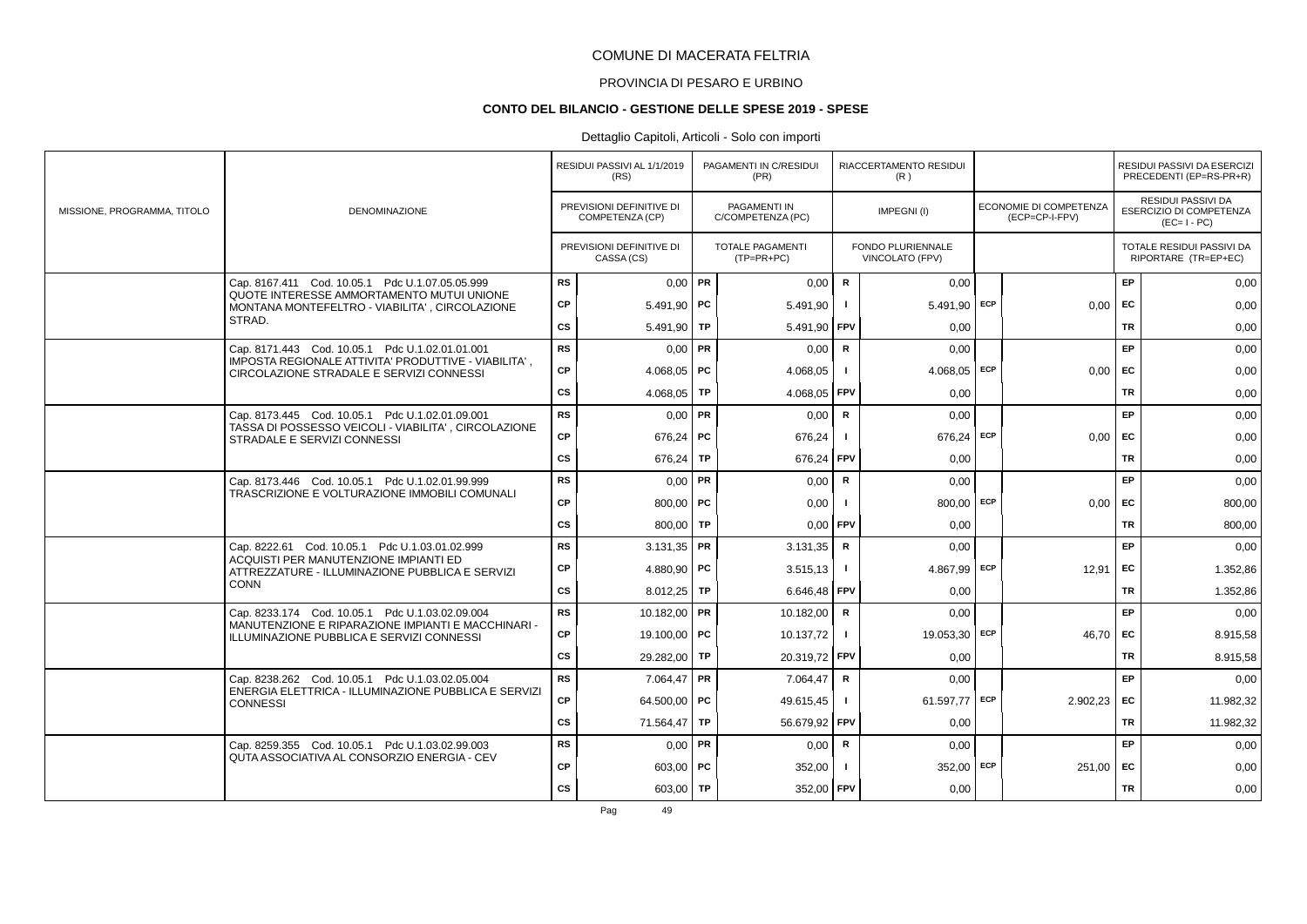# COMUNE DI MACERATA FELTRIA

## PROVINCIA DI PESARO E URBINO

### CONTO DEL BILANCIO - GESTIONE DELLE SPESE 2019 - SPESE

Dettaglio Capitoli, Articoli - Solo con importi

| MISSIONE, PROGRAMMA, TITOLO | DENOMINAZIONE | | RESIDUI PASSIVI AL 1/1/2019 (RS) / PREVISIONI DEFINITIVE DI COMPETENZA (CP) / PREVISIONI DEFINITIVE DI CASSA (CS) | | PAGAMENTI IN C/RESIDUI (PR) / PAGAMENTI IN C/COMPETENZA (PC) / TOTALE PAGAMENTI (TP=PR+PC) | | RIACCERTAMENTO RESIDUI (R) / IMPEGNI (I) / FONDO PLURIENNALE VINCOLATO (FPV) | | ECONOMIE DI COMPETENZA (ECP=CP-I-FPV) | | RESIDUI PASSIVI DA ESERCIZI PRECEDENTI (EP=RS-PR+R) / RESIDUI PASSIVI DA ESERCIZIO DI COMPETENZA (EC=I-PC) / TOTALE RESIDUI PASSIVI DA RIPORTARE (TR=EP+EC) |
|---|---|---|---|---|---|---|---|---|---|---|---|
| | Cap. 8167.411 Cod. 10.05.1 Pdc U.1.07.05.05.999 QUOTE INTERESSE AMMORTAMENTO MUTUI UNIONE MONTANA MONTEFELTRO - VIABILITA' , CIRCOLAZIONE STRAD. | RS | 0,00 | PR | 0,00 | R | 0,00 | | | EP | 0,00 |
| | | CP | 5.491,90 | PC | 5.491,90 | I | 5.491,90 | ECP | 0,00 | EC | 0,00 |
| | | CS | 5.491,90 | TP | 5.491,90 | FPV | 0,00 | | | TR | 0,00 |
| | Cap. 8171.443 Cod. 10.05.1 Pdc U.1.02.01.01.001 IMPOSTA REGIONALE ATTIVITA' PRODUTTIVE - VIABILITA' , CIRCOLAZIONE STRADALE E SERVIZI CONNESSI | RS | 0,00 | PR | 0,00 | R | 0,00 | | | EP | 0,00 |
| | | CP | 4.068,05 | PC | 4.068,05 | I | 4.068,05 | ECP | 0,00 | EC | 0,00 |
| | | CS | 4.068,05 | TP | 4.068,05 | FPV | 0,00 | | | TR | 0,00 |
| | Cap. 8173.445 Cod. 10.05.1 Pdc U.1.02.01.09.001 TASSA DI POSSESSO VEICOLI - VIABILITA' , CIRCOLAZIONE STRADALE E SERVIZI CONNESSI | RS | 0,00 | PR | 0,00 | R | 0,00 | | | EP | 0,00 |
| | | CP | 676,24 | PC | 676,24 | I | 676,24 | ECP | 0,00 | EC | 0,00 |
| | | CS | 676,24 | TP | 676,24 | FPV | 0,00 | | | TR | 0,00 |
| | Cap. 8173.446 Cod. 10.05.1 Pdc U.1.02.01.99.999 TRASCRIZIONE E VOLTURAZIONE IMMOBILI COMUNALI | RS | 0,00 | PR | 0,00 | R | 0,00 | | | EP | 0,00 |
| | | CP | 800,00 | PC | 0,00 | I | 800,00 | ECP | 0,00 | EC | 800,00 |
| | | CS | 800,00 | TP | 0,00 | FPV | 0,00 | | | TR | 800,00 |
| | Cap. 8222.61 Cod. 10.05.1 Pdc U.1.03.01.02.999 ACQUISTI PER MANUTENZIONE IMPIANTI ED ATTREZZATURE - ILLUMINAZIONE PUBBLICA E SERVIZI CONN | RS | 3.131,35 | PR | 3.131,35 | R | 0,00 | | | EP | 0,00 |
| | | CP | 4.880,90 | PC | 3.515,13 | I | 4.867,99 | ECP | 12,91 | EC | 1.352,86 |
| | | CS | 8.012,25 | TP | 6.646,48 | FPV | 0,00 | | | TR | 1.352,86 |
| | Cap. 8233.174 Cod. 10.05.1 Pdc U.1.03.02.09.004 MANUTENZIONE E RIPARAZIONE IMPIANTI E MACCHINARI - ILLUMINAZIONE PUBBLICA E SERVIZI CONNESSI | RS | 10.182,00 | PR | 10.182,00 | R | 0,00 | | | EP | 0,00 |
| | | CP | 19.100,00 | PC | 10.137,72 | I | 19.053,30 | ECP | 46,70 | EC | 8.915,58 |
| | | CS | 29.282,00 | TP | 20.319,72 | FPV | 0,00 | | | TR | 8.915,58 |
| | Cap. 8238.262 Cod. 10.05.1 Pdc U.1.03.02.05.004 ENERGIA ELETTRICA - ILLUMINAZIONE PUBBLICA E SERVIZI CONNESSI | RS | 7.064,47 | PR | 7.064,47 | R | 0,00 | | | EP | 0,00 |
| | | CP | 64.500,00 | PC | 49.615,45 | I | 61.597,77 | ECP | 2.902,23 | EC | 11.982,32 |
| | | CS | 71.564,47 | TP | 56.679,92 | FPV | 0,00 | | | TR | 11.982,32 |
| | Cap. 8259.355 Cod. 10.05.1 Pdc U.1.03.02.99.003 QUTA ASSOCIATIVA AL CONSORZIO ENERGIA - CEV | RS | 0,00 | PR | 0,00 | R | 0,00 | | | EP | 0,00 |
| | | CP | 603,00 | PC | 352,00 | I | 352,00 | ECP | 251,00 | EC | 0,00 |
| | | CS | 603,00 | TP | 352,00 | FPV | 0,00 | | | TR | 0,00 |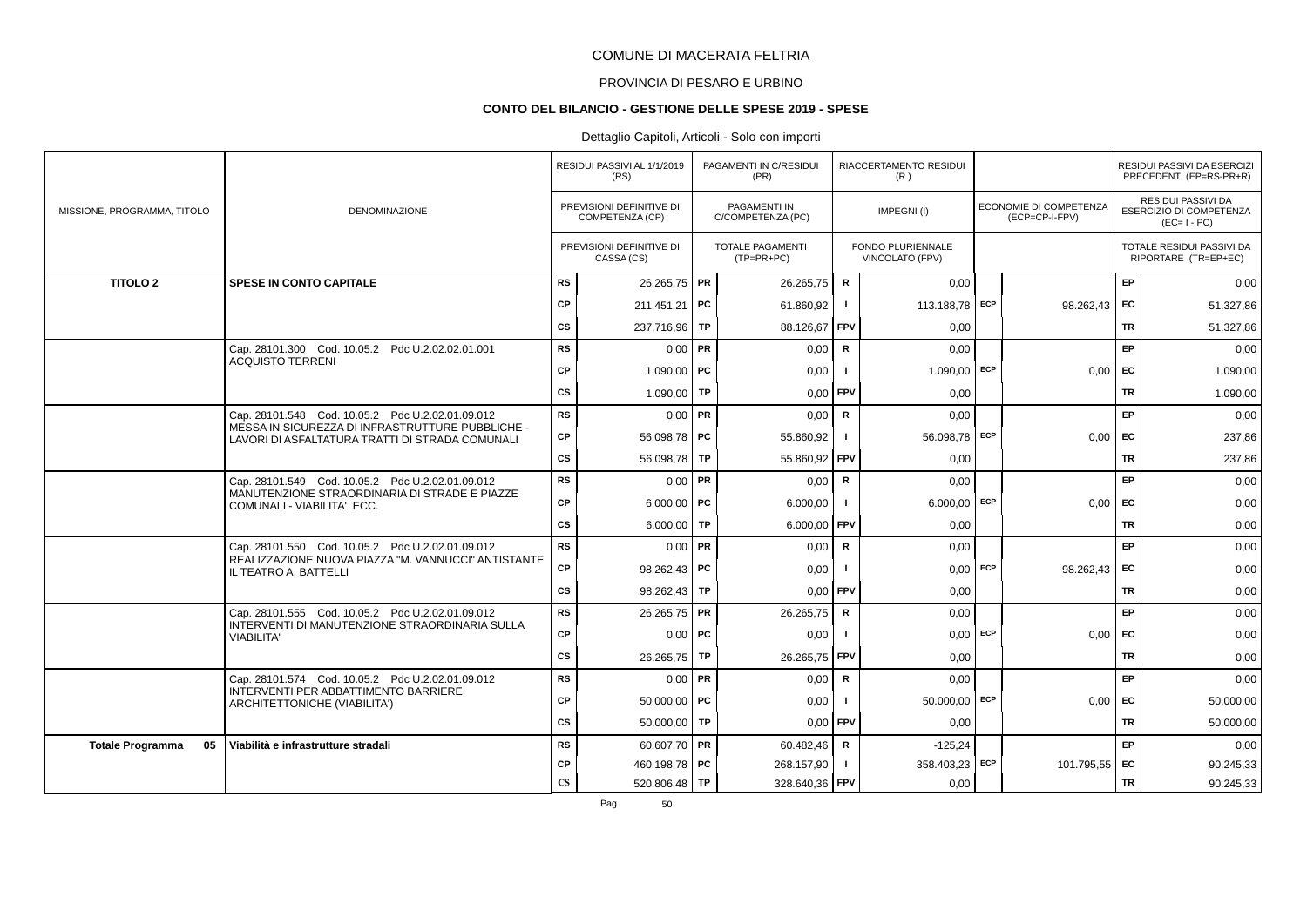# COMUNE DI MACERATA FELTRIA

## PROVINCIA DI PESARO E URBINO

### CONTO DEL BILANCIO - GESTIONE DELLE SPESE 2019 - SPESE

Dettaglio Capitoli, Articoli - Solo con importi

| MISSIONE, PROGRAMMA, TITOLO | DENOMINAZIONE | | RESIDUI PASSIVI AL 1/1/2019 (RS) / PREVISIONI DEFINITIVE DI COMPETENZA (CP) / PREVISIONI DEFINITIVE DI CASSA (CS) | | PAGAMENTI IN C/RESIDUI (PR) / PAGAMENTI IN C/COMPETENZA (PC) / TOTALE PAGAMENTI (TP=PR+PC) | | RIACCERTAMENTO RESIDUI (R) / IMPEGNI (I) / FONDO PLURIENNALE VINCOLATO (FPV) | | ECONOMIE DI COMPETENZA (ECP=CP-I-FPV) | | RESIDUI PASSIVI DA ESERCIZI PRECEDENTI (EP=RS-PR+R) / RESIDUI PASSIVI DA ESERCIZIO DI COMPETENZA (EC= I - PC) / TOTALE RESIDUI PASSIVI DA RIPORTARE (TR=EP+EC) |
|---|---|---|---|---|---|---|---|---|---|---|---|
| **TITOLO 2** | **SPESE IN CONTO CAPITALE** | RS | 26.265,75 | PR | 26.265,75 | R | 0,00 | | | EP | 0,00 |
| | | CP | 211.451,21 | PC | 61.860,92 | I | 113.188,78 | ECP | 98.262,43 | EC | 51.327,86 |
| | | CS | 237.716,96 | TP | 88.126,67 | FPV | 0,00 | | | TR | 51.327,86 |
| | Cap. 28101.300 Cod. 10.05.2 Pdc U.2.02.02.01.001 ACQUISTO TERRENI | RS | 0,00 | PR | 0,00 | R | 0,00 | | | EP | 0,00 |
| | | CP | 1.090,00 | PC | 0,00 | I | 1.090,00 | ECP | 0,00 | EC | 1.090,00 |
| | | CS | 1.090,00 | TP | 0,00 | FPV | 0,00 | | | TR | 1.090,00 |
| | Cap. 28101.548 Cod. 10.05.2 Pdc U.2.02.01.09.012 MESSA IN SICUREZZA DI INFRASTRUTTURE PUBBLICHE - LAVORI DI ASFALTATURA TRATTI DI STRADA COMUNALI | RS | 0,00 | PR | 0,00 | R | 0,00 | | | EP | 0,00 |
| | | CP | 56.098,78 | PC | 55.860,92 | I | 56.098,78 | ECP | 0,00 | EC | 237,86 |
| | | CS | 56.098,78 | TP | 55.860,92 | FPV | 0,00 | | | TR | 237,86 |
| | Cap. 28101.549 Cod. 10.05.2 Pdc U.2.02.01.09.012 MANUTENZIONE STRAORDINARIA DI STRADE E PIAZZE COMUNALI - VIABILITA' ECC. | RS | 0,00 | PR | 0,00 | R | 0,00 | | | EP | 0,00 |
| | | CP | 6.000,00 | PC | 6.000,00 | I | 6.000,00 | ECP | 0,00 | EC | 0,00 |
| | | CS | 6.000,00 | TP | 6.000,00 | FPV | 0,00 | | | TR | 0,00 |
| | Cap. 28101.550 Cod. 10.05.2 Pdc U.2.02.01.09.012 REALIZZAZIONE NUOVA PIAZZA "M. VANNUCCI" ANTISTANTE IL TEATRO A. BATTELLI | RS | 0,00 | PR | 0,00 | R | 0,00 | | | EP | 0,00 |
| | | CP | 98.262,43 | PC | 0,00 | I | 0,00 | ECP | 98.262,43 | EC | 0,00 |
| | | CS | 98.262,43 | TP | 0,00 | FPV | 0,00 | | | TR | 0,00 |
| | Cap. 28101.555 Cod. 10.05.2 Pdc U.2.02.01.09.012 INTERVENTI DI MANUTENZIONE STRAORDINARIA SULLA VIABILITA' | RS | 26.265,75 | PR | 26.265,75 | R | 0,00 | | | EP | 0,00 |
| | | CP | 0,00 | PC | 0,00 | I | 0,00 | ECP | 0,00 | EC | 0,00 |
| | | CS | 26.265,75 | TP | 26.265,75 | FPV | 0,00 | | | TR | 0,00 |
| | Cap. 28101.574 Cod. 10.05.2 Pdc U.2.02.01.09.012 INTERVENTI PER ABBATTIMENTO BARRIERE ARCHITETTONICHE (VIABILITA') | RS | 0,00 | PR | 0,00 | R | 0,00 | | | EP | 0,00 |
| | | CP | 50.000,00 | PC | 0,00 | I | 50.000,00 | ECP | 0,00 | EC | 50.000,00 |
| | | CS | 50.000,00 | TP | 0,00 | FPV | 0,00 | | | TR | 50.000,00 |
| **Totale Programma 05** | **Viabilità e infrastrutture stradali** | RS | 60.607,70 | PR | 60.482,46 | R | -125,24 | | | EP | 0,00 |
| | | CP | 460.198,78 | PC | 268.157,90 | I | 358.403,23 | ECP | 101.795,55 | EC | 90.245,33 |
| | | CS | 520.806,48 | TP | 328.640,36 | FPV | 0,00 | | | TR | 90.245,33 |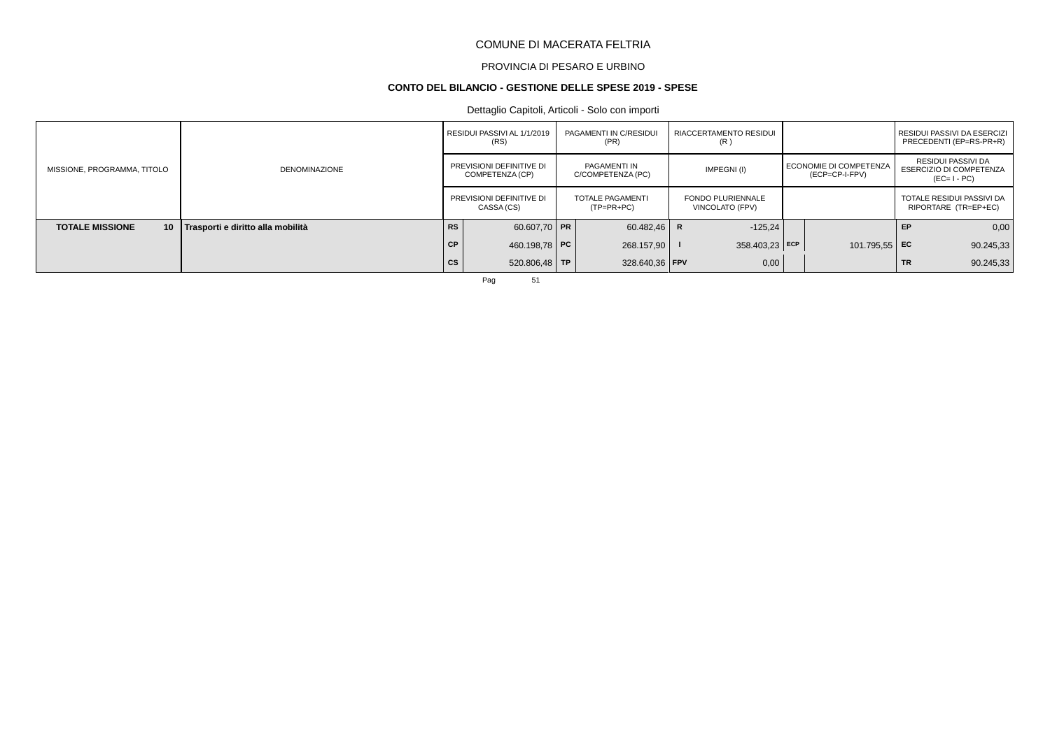COMUNE DI MACERATA FELTRIA

PROVINCIA DI PESARO E URBINO

**CONTO DEL BILANCIO - GESTIONE DELLE SPESE 2019 - SPESE**

Dettaglio Capitoli, Articoli - Solo con importi

| MISSIONE, PROGRAMMA, TITOLO | DENOMINAZIONE | | RESIDUI PASSIVI AL 1/1/2019 (RS) / PREVISIONI DEFINITIVE DI COMPETENZA (CP) / PREVISIONI DEFINITIVE DI CASSA (CS) | | PAGAMENTI IN C/RESIDUI (PR) / PAGAMENTI IN C/COMPETENZA (PC) / TOTALE PAGAMENTI (TP=PR+PC) | | RIACCERTAMENTO RESIDUI (R) / IMPEGNI (I) / FONDO PLURIENNALE VINCOLATO (FPV) | | ECONOMIE DI COMPETENZA (ECP=CP-I-FPV) | | RESIDUI PASSIVI DA ESERCIZI PRECEDENTI (EP=RS-PR+R) / RESIDUI PASSIVI DA ESERCIZIO DI COMPETENZA (EC= I - PC) / TOTALE RESIDUI PASSIVI DA RIPORTARE (TR=EP+EC) |
|---|---|---|---|---|---|---|---|---|---|---|---|
| **TOTALE MISSIONE 10** | **Trasporti e diritto alla mobilità** | **RS** | 60.607,70 | **PR** | 60.482,46 | **R** | -125,24 | | | **EP** | 0,00 |
| | | **CP** | 460.198,78 | **PC** | 268.157,90 | **I** | 358.403,23 | **ECP** | 101.795,55 | **EC** | 90.245,33 |
| | | **CS** | 520.806,48 | **TP** | 328.640,36 | **FPV** | 0,00 | | | **TR** | 90.245,33 |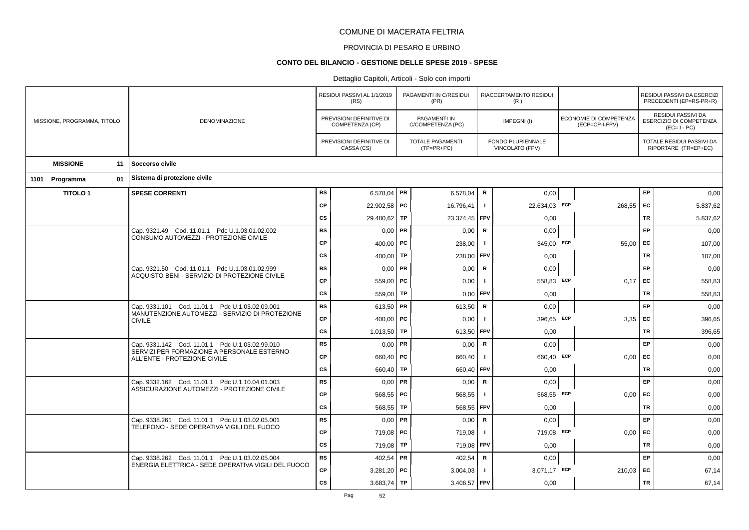# COMUNE DI MACERATA FELTRIA

## PROVINCIA DI PESARO E URBINO

### CONTO DEL BILANCIO - GESTIONE DELLE SPESE 2019 - SPESE

Dettaglio Capitoli, Articoli - Solo con importi

| MISSIONE, PROGRAMMA, TITOLO | DENOMINAZIONE | | RESIDUI PASSIVI AL 1/1/2019 (RS) / PREVISIONI DEFINITIVE DI COMPETENZA (CP) / PREVISIONI DEFINITIVE DI CASSA (CS) | | PAGAMENTI IN C/RESIDUI (PR) / PAGAMENTI IN C/COMPETENZA (PC) / TOTALE PAGAMENTI (TP=PR+PC) | | RIACCERTAMENTO RESIDUI (R) / IMPEGNI (I) / FONDO PLURIENNALE VINCOLATO (FPV) | | ECONOMIE DI COMPETENZA (ECP=CP-I-FPV) | | RESIDUI PASSIVI DA ESERCIZI PRECEDENTI (EP=RS-PR+R) / RESIDUI PASSIVI DA ESERCIZIO DI COMPETENZA (EC=I-PC) / TOTALE RESIDUI PASSIVI DA RIPORTARE (TR=EP+EC) |
|---|---|---|---|---|---|---|---|---|---|---|---|
| **MISSIONE 11** | **Soccorso civile** | | | | | | | | | | |
| **1101 Programma 01** | **Sistema di protezione civile** | | | | | | | | | | |
| **TITOLO 1** | **SPESE CORRENTI** | RS | 6.578,04 | PR | 6.578,04 | R | 0,00 | | | EP | 0,00 |
| | | CP | 22.902,58 | PC | 16.796,41 | I | 22.634,03 | ECP | 268,55 | EC | 5.837,62 |
| | | CS | 29.480,62 | TP | 23.374,45 | FPV | 0,00 | | | TR | 5.837,62 |
| | Cap. 9321.49 Cod. 11.01.1 Pdc U.1.03.01.02.002 CONSUMO AUTOMEZZI - PROTEZIONE CIVILE | RS | 0,00 | PR | 0,00 | R | 0,00 | | | EP | 0,00 |
| | | CP | 400,00 | PC | 238,00 | I | 345,00 | ECP | 55,00 | EC | 107,00 |
| | | CS | 400,00 | TP | 238,00 | FPV | 0,00 | | | TR | 107,00 |
| | Cap. 9321.50 Cod. 11.01.1 Pdc U.1.03.01.02.999 ACQUISTO BENI - SERVIZIO DI PROTEZIONE CIVILE | RS | 0,00 | PR | 0,00 | R | 0,00 | | | EP | 0,00 |
| | | CP | 559,00 | PC | 0,00 | I | 558,83 | ECP | 0,17 | EC | 558,83 |
| | | CS | 559,00 | TP | 0,00 | FPV | 0,00 | | | TR | 558,83 |
| | Cap. 9331.101 Cod. 11.01.1 Pdc U.1.03.02.09.001 MANUTENZIONE AUTOMEZZI - SERVIZIO DI PROTEZIONE CIVILE | RS | 613,50 | PR | 613,50 | R | 0,00 | | | EP | 0,00 |
| | | CP | 400,00 | PC | 0,00 | I | 396,65 | ECP | 3,35 | EC | 396,65 |
| | | CS | 1.013,50 | TP | 613,50 | FPV | 0,00 | | | TR | 396,65 |
| | Cap. 9331.142 Cod. 11.01.1 Pdc U.1.03.02.99.010 SERVIZI PER FORMAZIONE A PERSONALE ESTERNO ALL'ENTE - PROTEZIONE CIVILE | RS | 0,00 | PR | 0,00 | R | 0,00 | | | EP | 0,00 |
| | | CP | 660,40 | PC | 660,40 | I | 660,40 | ECP | 0,00 | EC | 0,00 |
| | | CS | 660,40 | TP | 660,40 | FPV | 0,00 | | | TR | 0,00 |
| | Cap. 9332.162 Cod. 11.01.1 Pdc U.1.10.04.01.003 ASSICURAZIONE AUTOMEZZI - PROTEZIONE CIVILE | RS | 0,00 | PR | 0,00 | R | 0,00 | | | EP | 0,00 |
| | | CP | 568,55 | PC | 568,55 | I | 568,55 | ECP | 0,00 | EC | 0,00 |
| | | CS | 568,55 | TP | 568,55 | FPV | 0,00 | | | TR | 0,00 |
| | Cap. 9338.261 Cod. 11.01.1 Pdc U.1.03.02.05.001 TELEFONO - SEDE OPERATIVA VIGILI DEL FUOCO | RS | 0,00 | PR | 0,00 | R | 0,00 | | | EP | 0,00 |
| | | CP | 719,08 | PC | 719,08 | I | 719,08 | ECP | 0,00 | EC | 0,00 |
| | | CS | 719,08 | TP | 719,08 | FPV | 0,00 | | | TR | 0,00 |
| | Cap. 9338.262 Cod. 11.01.1 Pdc U.1.03.02.05.004 ENERGIA ELETTRICA - SEDE OPERATIVA VIGILI DEL FUOCO | RS | 402,54 | PR | 402,54 | R | 0,00 | | | EP | 0,00 |
| | | CP | 3.281,20 | PC | 3.004,03 | I | 3.071,17 | ECP | 210,03 | EC | 67,14 |
| | | CS | 3.683,74 | TP | 3.406,57 | FPV | 0,00 | | | TR | 67,14 |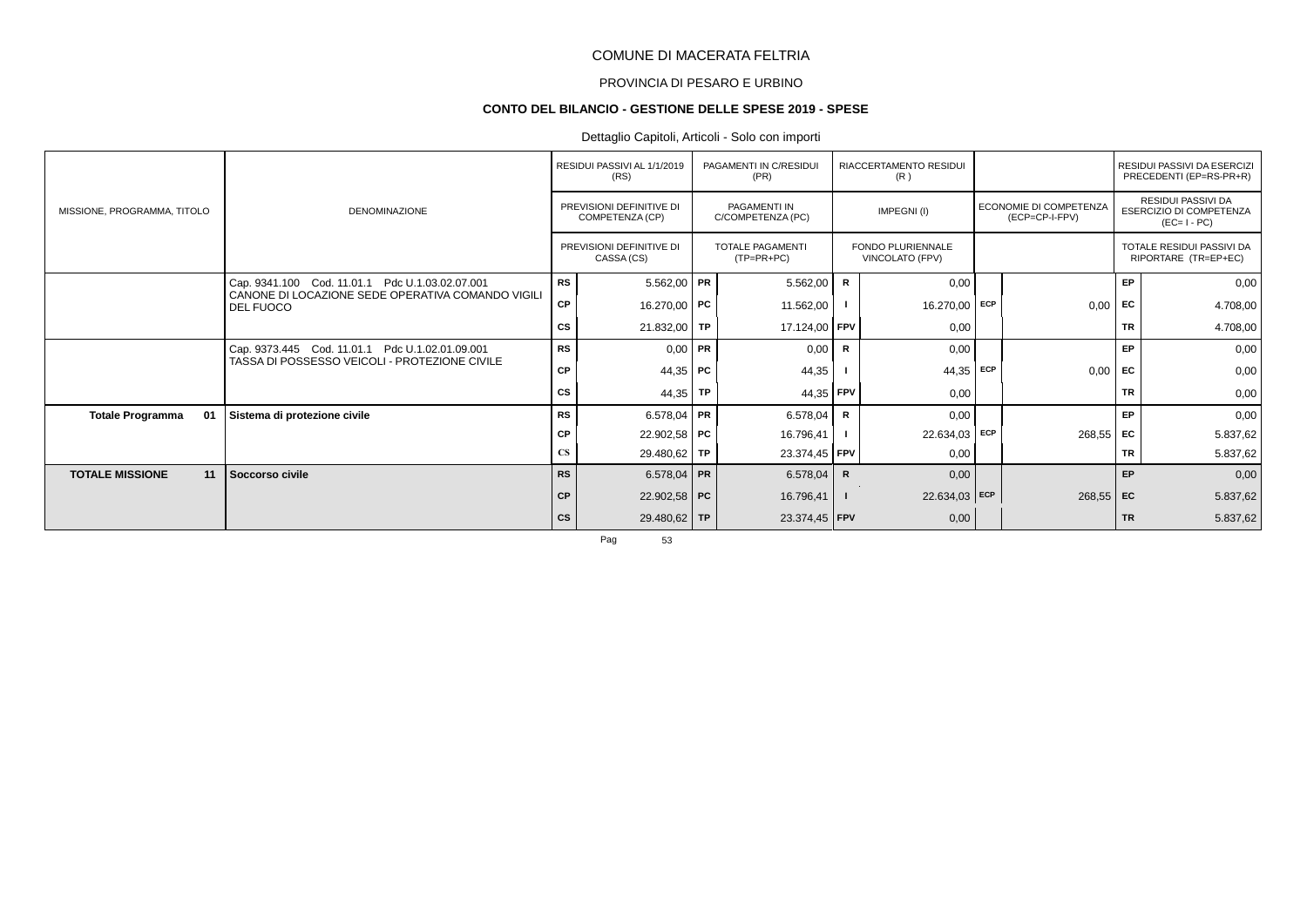COMUNE DI MACERATA FELTRIA

PROVINCIA DI PESARO E URBINO

**CONTO DEL BILANCIO - GESTIONE DELLE SPESE 2019 - SPESE**

Dettaglio Capitoli, Articoli - Solo con importi

| MISSIONE, PROGRAMMA, TITOLO | DENOMINAZIONE | | RESIDUI PASSIVI AL 1/1/2019 (RS) / PREVISIONI DEFINITIVE DI COMPETENZA (CP) / PREVISIONI DEFINITIVE DI CASSA (CS) | | PAGAMENTI IN C/RESIDUI (PR) / PAGAMENTI IN C/COMPETENZA (PC) / TOTALE PAGAMENTI (TP=PR+PC) | | RIACCERTAMENTO RESIDUI (R) / IMPEGNI (I) / FONDO PLURIENNALE VINCOLATO (FPV) | | ECONOMIE DI COMPETENZA (ECP=CP-I-FPV) | | RESIDUI PASSIVI DA ESERCIZI PRECEDENTI (EP=RS-PR+R) / RESIDUI PASSIVI DA ESERCIZIO DI COMPETENZA (EC=I-PC) / TOTALE RESIDUI PASSIVI DA RIPORTARE (TR=EP+EC) |
|---|---|---|---|---|---|---|---|---|---|---|---|
| | Cap. 9341.100 Cod. 11.01.1 Pdc U.1.03.02.07.001 CANONE DI LOCAZIONE SEDE OPERATIVA COMANDO VIGILI DEL FUOCO | RS | 5.562,00 | PR | 5.562,00 | R | 0,00 | | | EP | 0,00 |
| | | CP | 16.270,00 | PC | 11.562,00 | I | 16.270,00 | ECP | 0,00 | EC | 4.708,00 |
| | | CS | 21.832,00 | TP | 17.124,00 | FPV | 0,00 | | | TR | 4.708,00 |
| | Cap. 9373.445 Cod. 11.01.1 Pdc U.1.02.01.09.001 TASSA DI POSSESSO VEICOLI - PROTEZIONE CIVILE | RS | 0,00 | PR | 0,00 | R | 0,00 | | | EP | 0,00 |
| | | CP | 44,35 | PC | 44,35 | I | 44,35 | ECP | 0,00 | EC | 0,00 |
| | | CS | 44,35 | TP | 44,35 | FPV | 0,00 | | | TR | 0,00 |
| **Totale Programma 01** | **Sistema di protezione civile** | RS | 6.578,04 | PR | 6.578,04 | R | 0,00 | | | EP | 0,00 |
| | | CP | 22.902,58 | PC | 16.796,41 | I | 22.634,03 | ECP | 268,55 | EC | 5.837,62 |
| | | CS | 29.480,62 | TP | 23.374,45 | FPV | 0,00 | | | TR | 5.837,62 |
| **TOTALE MISSIONE 11** | **Soccorso civile** | RS | 6.578,04 | PR | 6.578,04 | R | 0,00 | | | EP | 0,00 |
| | | CP | 22.902,58 | PC | 16.796,41 | I | 22.634,03 | ECP | 268,55 | EC | 5.837,62 |
| | | CS | 29.480,62 | TP | 23.374,45 | FPV | 0,00 | | | TR | 5.837,62 |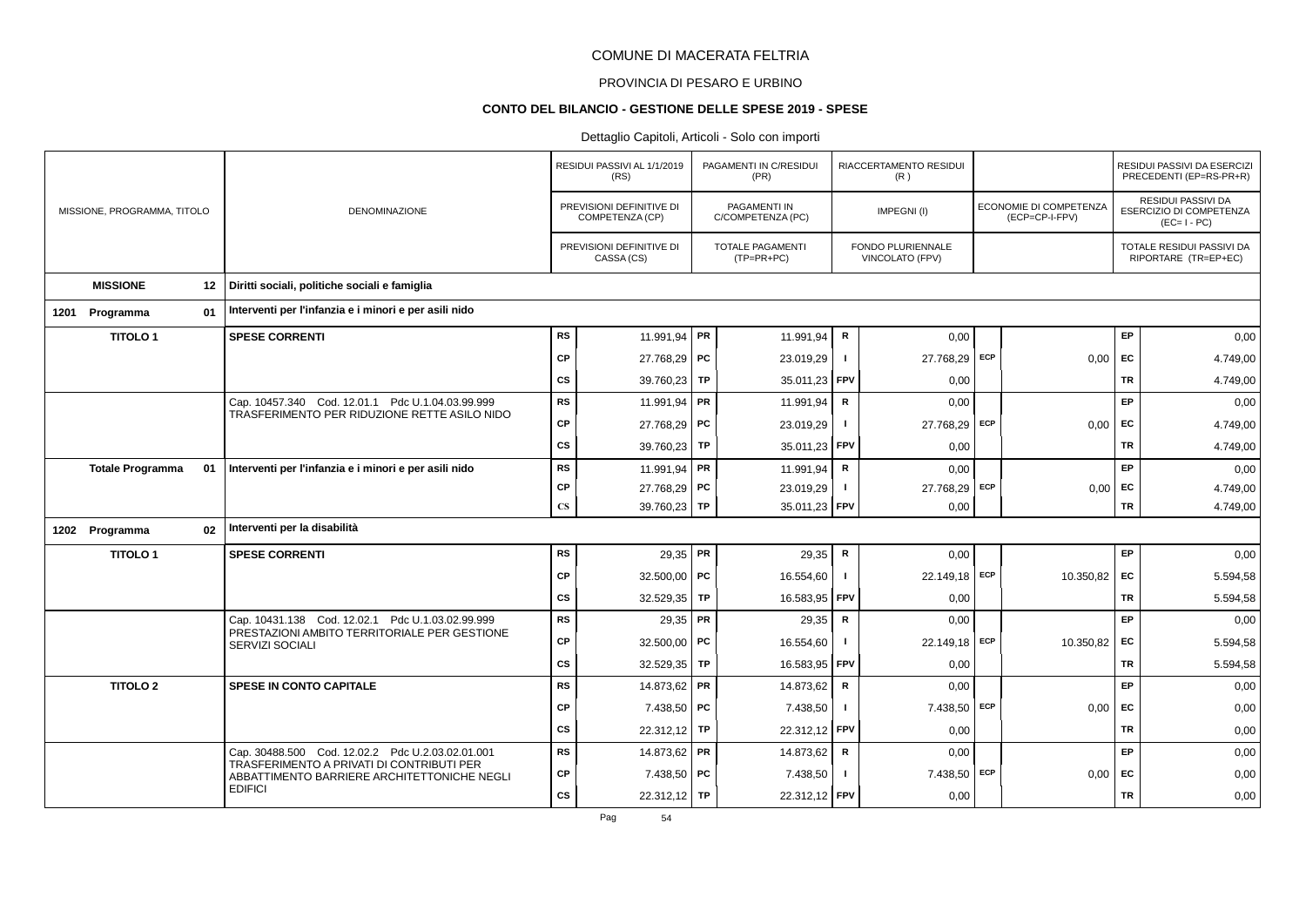# COMUNE DI MACERATA FELTRIA

## PROVINCIA DI PESARO E URBINO

### CONTO DEL BILANCIO - GESTIONE DELLE SPESE 2019 - SPESE

Dettaglio Capitoli, Articoli - Solo con importi

| MISSIONE, PROGRAMMA, TITOLO | DENOMINAZIONE | | RESIDUI PASSIVI AL 1/1/2019 (RS) / PREVISIONI DEFINITIVE DI COMPETENZA (CP) / PREVISIONI DEFINITIVE DI CASSA (CS) | | PAGAMENTI IN C/RESIDUI (PR) / PAGAMENTI IN C/COMPETENZA (PC) / TOTALE PAGAMENTI (TP=PR+PC) | | RIACCERTAMENTO RESIDUI (R) / IMPEGNI (I) / FONDO PLURIENNALE VINCOLATO (FPV) | | ECONOMIE DI COMPETENZA (ECP=CP-I-FPV) | | RESIDUI PASSIVI DA ESERCIZI PRECEDENTI (EP=RS-PR+R) / RESIDUI PASSIVI DA ESERCIZIO DI COMPETENZA (EC=I-PC) / TOTALE RESIDUI PASSIVI DA RIPORTARE (TR=EP+EC) |
|---|---|---|---|---|---|---|---|---|---|---|---|
| **MISSIONE 12** | **Diritti sociali, politiche sociali e famiglia** | | | | | | | | | | |
| **1201 Programma 01** | **Interventi per l'infanzia e i minori e per asili nido** | | | | | | | | | | |
| **TITOLO 1** | **SPESE CORRENTI** | RS | 11.991,94 | PR | 11.991,94 | R | 0,00 | | | EP | 0,00 |
| | | CP | 27.768,29 | PC | 23.019,29 | I | 27.768,29 | ECP | 0,00 | EC | 4.749,00 |
| | | CS | 39.760,23 | TP | 35.011,23 | FPV | 0,00 | | | TR | 4.749,00 |
| | Cap. 10457.340 Cod. 12.01.1 Pdc U.1.04.03.99.999 TRASFERIMENTO PER RIDUZIONE RETTE ASILO NIDO | RS | 11.991,94 | PR | 11.991,94 | R | 0,00 | | | EP | 0,00 |
| | | CP | 27.768,29 | PC | 23.019,29 | I | 27.768,29 | ECP | 0,00 | EC | 4.749,00 |
| | | CS | 39.760,23 | TP | 35.011,23 | FPV | 0,00 | | | TR | 4.749,00 |
| **Totale Programma 01** | **Interventi per l'infanzia e i minori e per asili nido** | RS | 11.991,94 | PR | 11.991,94 | R | 0,00 | | | EP | 0,00 |
| | | CP | 27.768,29 | PC | 23.019,29 | I | 27.768,29 | ECP | 0,00 | EC | 4.749,00 |
| | | CS | 39.760,23 | TP | 35.011,23 | FPV | 0,00 | | | TR | 4.749,00 |
| **1202 Programma 02** | **Interventi per la disabilità** | | | | | | | | | | |
| **TITOLO 1** | **SPESE CORRENTI** | RS | 29,35 | PR | 29,35 | R | 0,00 | | | EP | 0,00 |
| | | CP | 32.500,00 | PC | 16.554,60 | I | 22.149,18 | ECP | 10.350,82 | EC | 5.594,58 |
| | | CS | 32.529,35 | TP | 16.583,95 | FPV | 0,00 | | | TR | 5.594,58 |
| | Cap. 10431.138 Cod. 12.02.1 Pdc U.1.03.02.99.999 PRESTAZIONI AMBITO TERRITORIALE PER GESTIONE SERVIZI SOCIALI | RS | 29,35 | PR | 29,35 | R | 0,00 | | | EP | 0,00 |
| | | CP | 32.500,00 | PC | 16.554,60 | I | 22.149,18 | ECP | 10.350,82 | EC | 5.594,58 |
| | | CS | 32.529,35 | TP | 16.583,95 | FPV | 0,00 | | | TR | 5.594,58 |
| **TITOLO 2** | **SPESE IN CONTO CAPITALE** | RS | 14.873,62 | PR | 14.873,62 | R | 0,00 | | | EP | 0,00 |
| | | CP | 7.438,50 | PC | 7.438,50 | I | 7.438,50 | ECP | 0,00 | EC | 0,00 |
| | | CS | 22.312,12 | TP | 22.312,12 | FPV | 0,00 | | | TR | 0,00 |
| | Cap. 30488.500 Cod. 12.02.2 Pdc U.2.03.02.01.001 TRASFERIMENTO A PRIVATI DI CONTRIBUTI PER ABBATTIMENTO BARRIERE ARCHITETTONICHE NEGLI EDIFICI | RS | 14.873,62 | PR | 14.873,62 | R | 0,00 | | | EP | 0,00 |
| | | CP | 7.438,50 | PC | 7.438,50 | I | 7.438,50 | ECP | 0,00 | EC | 0,00 |
| | | CS | 22.312,12 | TP | 22.312,12 | FPV | 0,00 | | | TR | 0,00 |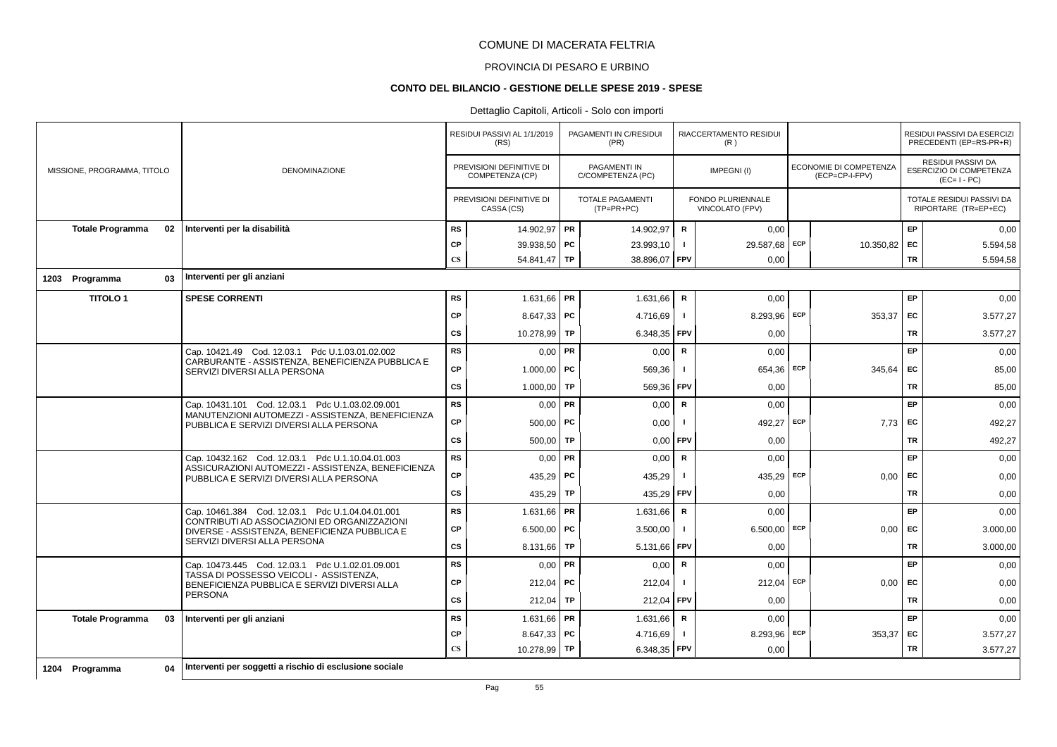# COMUNE DI MACERATA FELTRIA

PROVINCIA DI PESARO E URBINO

**CONTO DEL BILANCIO - GESTIONE DELLE SPESE 2019 - SPESE**

Dettaglio Capitoli, Articoli - Solo con importi

| MISSIONE, PROGRAMMA, TITOLO | DENOMINAZIONE | | RESIDUI PASSIVI AL 1/1/2019 (RS) / PREVISIONI DEFINITIVE DI COMPETENZA (CP) / PREVISIONI DEFINITIVE DI CASSA (CS) | | PAGAMENTI IN C/RESIDUI (PR) / PAGAMENTI IN C/COMPETENZA (PC) / TOTALE PAGAMENTI (TP=PR+PC) | | RIACCERTAMENTO RESIDUI (R) / IMPEGNI (I) / FONDO PLURIENNALE VINCOLATO (FPV) | | ECONOMIE DI COMPETENZA (ECP=CP-I-FPV) | | RESIDUI PASSIVI DA ESERCIZI PRECEDENTI (EP=RS-PR+R) / RESIDUI PASSIVI DA ESERCIZIO DI COMPETENZA (EC=I-PC) / TOTALE RESIDUI PASSIVI DA RIPORTARE (TR=EP+EC) |
|---|---|---|---|---|---|---|---|---|---|---|---|
| **Totale Programma 02** | **Interventi per la disabilità** | RS | 14.902,97 | PR | 14.902,97 | R | 0,00 | | | EP | 0,00 |
| | | CP | 39.938,50 | PC | 23.993,10 | I | 29.587,68 | ECP | 10.350,82 | EC | 5.594,58 |
| | | CS | 54.841,47 | TP | 38.896,07 | FPV | 0,00 | | | TR | 5.594,58 |
| **1203 Programma 03** | **Interventi per gli anziani** | | | | | | | | | | |
| **TITOLO 1** | **SPESE CORRENTI** | RS | 1.631,66 | PR | 1.631,66 | R | 0,00 | | | EP | 0,00 |
| | | CP | 8.647,33 | PC | 4.716,69 | I | 8.293,96 | ECP | 353,37 | EC | 3.577,27 |
| | | CS | 10.278,99 | TP | 6.348,35 | FPV | 0,00 | | | TR | 3.577,27 |
| | Cap. 10421.49 Cod. 12.03.1 Pdc U.1.03.01.02.002 CARBURANTE - ASSISTENZA, BENEFICIENZA PUBBLICA E SERVIZI DIVERSI ALLA PERSONA | RS | 0,00 | PR | 0,00 | R | 0,00 | | | EP | 0,00 |
| | | CP | 1.000,00 | PC | 569,36 | I | 654,36 | ECP | 345,64 | EC | 85,00 |
| | | CS | 1.000,00 | TP | 569,36 | FPV | 0,00 | | | TR | 85,00 |
| | Cap. 10431.101 Cod. 12.03.1 Pdc U.1.03.02.09.001 MANUTENZIONI AUTOMEZZI - ASSISTENZA, BENEFICIENZA PUBBLICA E SERVIZI DIVERSI ALLA PERSONA | RS | 0,00 | PR | 0,00 | R | 0,00 | | | EP | 0,00 |
| | | CP | 500,00 | PC | 0,00 | I | 492,27 | ECP | 7,73 | EC | 492,27 |
| | | CS | 500,00 | TP | 0,00 | FPV | 0,00 | | | TR | 492,27 |
| | Cap. 10432.162 Cod. 12.03.1 Pdc U.1.10.04.01.003 ASSICURAZIONI AUTOMEZZI - ASSISTENZA, BENEFICIENZA PUBBLICA E SERVIZI DIVERSI ALLA PERSONA | RS | 0,00 | PR | 0,00 | R | 0,00 | | | EP | 0,00 |
| | | CP | 435,29 | PC | 435,29 | I | 435,29 | ECP | 0,00 | EC | 0,00 |
| | | CS | 435,29 | TP | 435,29 | FPV | 0,00 | | | TR | 0,00 |
| | Cap. 10461.384 Cod. 12.03.1 Pdc U.1.04.04.01.001 CONTRIBUTI AD ASSOCIAZIONI ED ORGANIZZAZIONI DIVERSE - ASSISTENZA, BENEFICIENZA PUBBLICA E SERVIZI DIVERSI ALLA PERSONA | RS | 1.631,66 | PR | 1.631,66 | R | 0,00 | | | EP | 0,00 |
| | | CP | 6.500,00 | PC | 3.500,00 | I | 6.500,00 | ECP | 0,00 | EC | 3.000,00 |
| | | CS | 8.131,66 | TP | 5.131,66 | FPV | 0,00 | | | TR | 3.000,00 |
| | Cap. 10473.445 Cod. 12.03.1 Pdc U.1.02.01.09.001 TASSA DI POSSESSO VEICOLI - ASSISTENZA, BENEFICIENZA PUBBLICA E SERVIZI DIVERSI ALLA PERSONA | RS | 0,00 | PR | 0,00 | R | 0,00 | | | EP | 0,00 |
| | | CP | 212,04 | PC | 212,04 | I | 212,04 | ECP | 0,00 | EC | 0,00 |
| | | CS | 212,04 | TP | 212,04 | FPV | 0,00 | | | TR | 0,00 |
| **Totale Programma 03** | **Interventi per gli anziani** | RS | 1.631,66 | PR | 1.631,66 | R | 0,00 | | | EP | 0,00 |
| | | CP | 8.647,33 | PC | 4.716,69 | I | 8.293,96 | ECP | 353,37 | EC | 3.577,27 |
| | | CS | 10.278,99 | TP | 6.348,35 | FPV | 0,00 | | | TR | 3.577,27 |
| **1204 Programma 04** | **Interventi per soggetti a rischio di esclusione sociale** | | | | | | | | | | |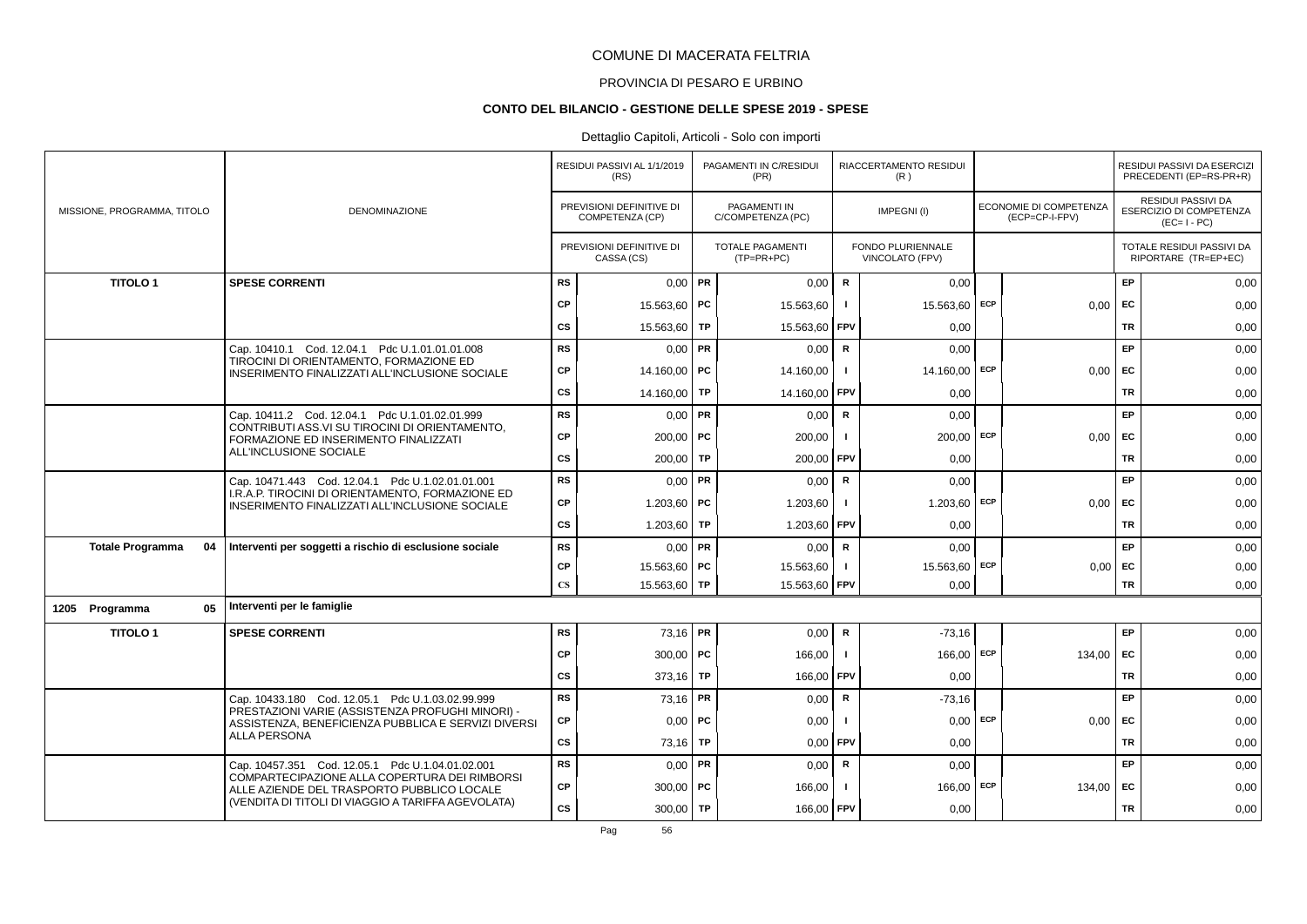# COMUNE DI MACERATA FELTRIA

## PROVINCIA DI PESARO E URBINO

### CONTO DEL BILANCIO - GESTIONE DELLE SPESE 2019 - SPESE

Dettaglio Capitoli, Articoli - Solo con importi

| MISSIONE, PROGRAMMA, TITOLO | DENOMINAZIONE | | RESIDUI PASSIVI AL 1/1/2019 (RS) / PREVISIONI DEFINITIVE DI COMPETENZA (CP) / PREVISIONI DEFINITIVE DI CASSA (CS) | | PAGAMENTI IN C/RESIDUI (PR) / PAGAMENTI IN C/COMPETENZA (PC) / TOTALE PAGAMENTI (TP=PR+PC) | | RIACCERTAMENTO RESIDUI (R) / IMPEGNI (I) / FONDO PLURIENNALE VINCOLATO (FPV) | | ECONOMIE DI COMPETENZA (ECP=CP-I-FPV) | | RESIDUI PASSIVI DA ESERCIZI PRECEDENTI (EP=RS-PR+R) / RESIDUI PASSIVI DA ESERCIZIO DI COMPETENZA (EC=I-PC) / TOTALE RESIDUI PASSIVI DA RIPORTARE (TR=EP+EC) |
|---|---|---|---|---|---|---|---|---|---|---|---|
| **TITOLO 1** | **SPESE CORRENTI** | RS | 0,00 | PR | 0,00 | R | 0,00 | | | EP | 0,00 |
| | | CP | 15.563,60 | PC | 15.563,60 | I | 15.563,60 | ECP | 0,00 | EC | 0,00 |
| | | CS | 15.563,60 | TP | 15.563,60 | FPV | 0,00 | | | TR | 0,00 |
| | Cap. 10410.1 Cod. 12.04.1 Pdc U.1.01.01.01.008 TIROCINI DI ORIENTAMENTO, FORMAZIONE ED INSERIMENTO FINALIZZATI ALL'INCLUSIONE SOCIALE | RS | 0,00 | PR | 0,00 | R | 0,00 | | | EP | 0,00 |
| | | CP | 14.160,00 | PC | 14.160,00 | I | 14.160,00 | ECP | 0,00 | EC | 0,00 |
| | | CS | 14.160,00 | TP | 14.160,00 | FPV | 0,00 | | | TR | 0,00 |
| | Cap. 10411.2 Cod. 12.04.1 Pdc U.1.01.02.01.999 CONTRIBUTI ASS.VI SU TIROCINI DI ORIENTAMENTO, FORMAZIONE ED INSERIMENTO FINALIZZATI ALL'INCLUSIONE SOCIALE | RS | 0,00 | PR | 0,00 | R | 0,00 | | | EP | 0,00 |
| | | CP | 200,00 | PC | 200,00 | I | 200,00 | ECP | 0,00 | EC | 0,00 |
| | | CS | 200,00 | TP | 200,00 | FPV | 0,00 | | | TR | 0,00 |
| | Cap. 10471.443 Cod. 12.04.1 Pdc U.1.02.01.01.001 I.R.A.P. TIROCINI DI ORIENTAMENTO, FORMAZIONE ED INSERIMENTO FINALIZZATI ALL'INCLUSIONE SOCIALE | RS | 0,00 | PR | 0,00 | R | 0,00 | | | EP | 0,00 |
| | | CP | 1.203,60 | PC | 1.203,60 | I | 1.203,60 | ECP | 0,00 | EC | 0,00 |
| | | CS | 1.203,60 | TP | 1.203,60 | FPV | 0,00 | | | TR | 0,00 |
| **Totale Programma 04** | **Interventi per soggetti a rischio di esclusione sociale** | RS | 0,00 | PR | 0,00 | R | 0,00 | | | EP | 0,00 |
| | | CP | 15.563,60 | PC | 15.563,60 | I | 15.563,60 | ECP | 0,00 | EC | 0,00 |
| | | CS | 15.563,60 | TP | 15.563,60 | FPV | 0,00 | | | TR | 0,00 |
| **1205 Programma 05** | **Interventi per le famiglie** | | | | | | | | | | |
| **TITOLO 1** | **SPESE CORRENTI** | RS | 73,16 | PR | 0,00 | R | -73,16 | | | EP | 0,00 |
| | | CP | 300,00 | PC | 166,00 | I | 166,00 | ECP | 134,00 | EC | 0,00 |
| | | CS | 373,16 | TP | 166,00 | FPV | 0,00 | | | TR | 0,00 |
| | Cap. 10433.180 Cod. 12.05.1 Pdc U.1.03.02.99.999 PRESTAZIONI VARIE (ASSISTENZA PROFUGHI MINORI) - ASSISTENZA, BENEFICIENZA PUBBLICA E SERVIZI DIVERSI ALLA PERSONA | RS | 73,16 | PR | 0,00 | R | -73,16 | | | EP | 0,00 |
| | | CP | 0,00 | PC | 0,00 | I | 0,00 | ECP | 0,00 | EC | 0,00 |
| | | CS | 73,16 | TP | 0,00 | FPV | 0,00 | | | TR | 0,00 |
| | Cap. 10457.351 Cod. 12.05.1 Pdc U.1.04.01.02.001 COMPARTECIPAZIONE ALLA COPERTURA DEI RIMBORSI ALLE AZIENDE DEL TRASPORTO PUBBLICO LOCALE (VENDITA DI TITOLI DI VIAGGIO A TARIFFA AGEVOLATA) | RS | 0,00 | PR | 0,00 | R | 0,00 | | | EP | 0,00 |
| | | CP | 300,00 | PC | 166,00 | I | 166,00 | ECP | 134,00 | EC | 0,00 |
| | | CS | 300,00 | TP | 166,00 | FPV | 0,00 | | | TR | 0,00 |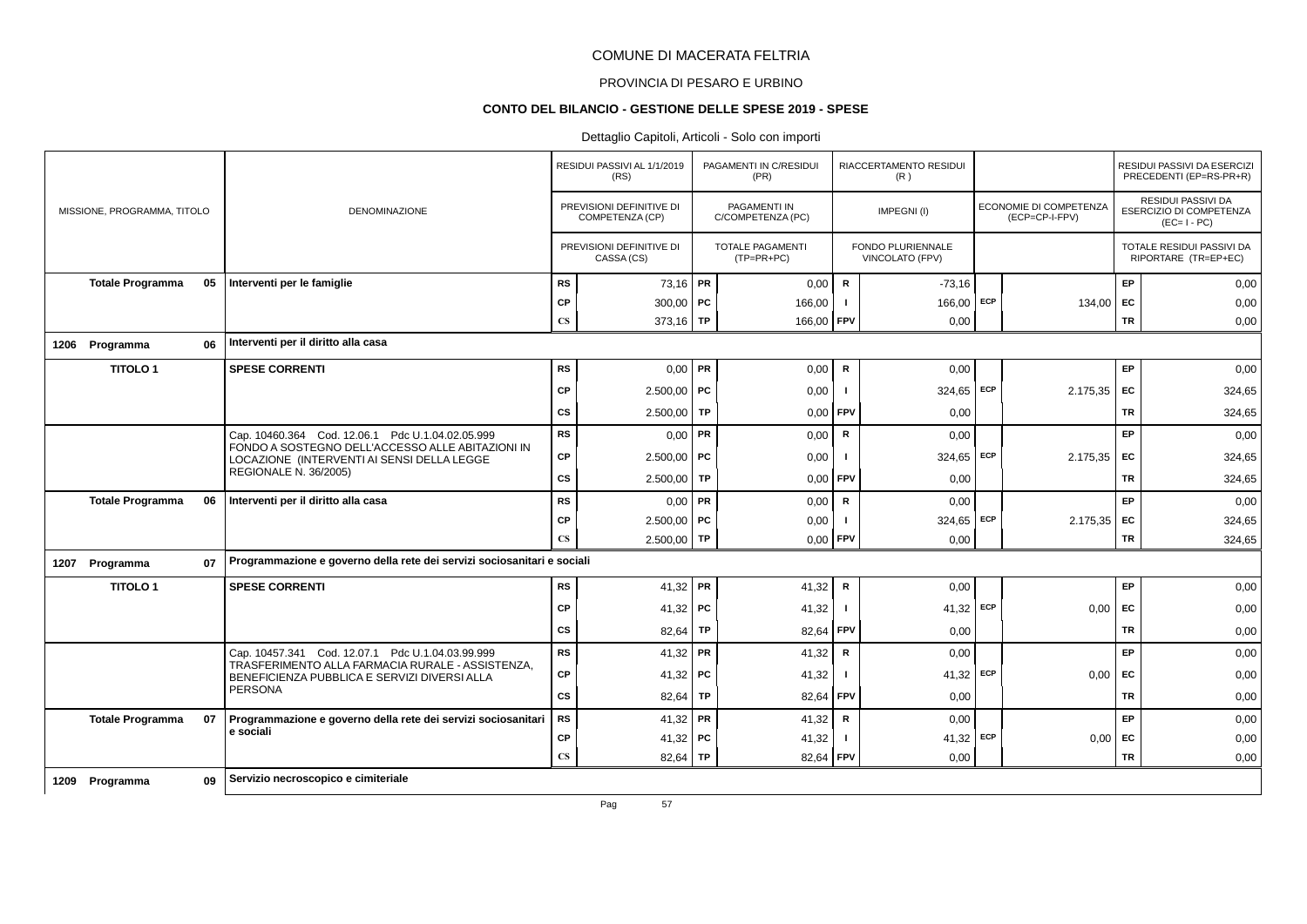# COMUNE DI MACERATA FELTRIA

## PROVINCIA DI PESARO E URBINO

### CONTO DEL BILANCIO - GESTIONE DELLE SPESE 2019 - SPESE

Dettaglio Capitoli, Articoli - Solo con importi

| MISSIONE, PROGRAMMA, TITOLO | DENOMINAZIONE | | RESIDUI PASSIVI AL 1/1/2019 (RS) / PREVISIONI DEFINITIVE DI COMPETENZA (CP) / PREVISIONI DEFINITIVE DI CASSA (CS) | | PAGAMENTI IN C/RESIDUI (PR) / PAGAMENTI IN C/COMPETENZA (PC) / TOTALE PAGAMENTI (TP=PR+PC) | | RIACCERTAMENTO RESIDUI (R) / IMPEGNI (I) / FONDO PLURIENNALE VINCOLATO (FPV) | | ECONOMIE DI COMPETENZA (ECP=CP-I-FPV) | | RESIDUI PASSIVI DA ESERCIZI PRECEDENTI (EP=RS-PR+R) / RESIDUI PASSIVI DA ESERCIZIO DI COMPETENZA (EC=I-PC) / TOTALE RESIDUI PASSIVI DA RIPORTARE (TR=EP+EC) |
|---|---|---|---|---|---|---|---|---|---|---|---|
| **Totale Programma 05** | **Interventi per le famiglie** | RS | 73,16 | PR | 0,00 | R | -73,16 | | | EP | 0,00 |
| | | CP | 300,00 | PC | 166,00 | I | 166,00 | ECP | 134,00 | EC | 0,00 |
| | | CS | 373,16 | TP | 166,00 | FPV | 0,00 | | | TR | 0,00 |
| **1206 Programma 06** | **Interventi per il diritto alla casa** | | | | | | | | | | |
| **TITOLO 1** | **SPESE CORRENTI** | RS | 0,00 | PR | 0,00 | R | 0,00 | | | EP | 0,00 |
| | | CP | 2.500,00 | PC | 0,00 | I | 324,65 | ECP | 2.175,35 | EC | 324,65 |
| | | CS | 2.500,00 | TP | 0,00 | FPV | 0,00 | | | TR | 324,65 |
| | Cap. 10460.364 Cod. 12.06.1 Pdc U.1.04.02.05.999 FONDO A SOSTEGNO DELL'ACCESSO ALLE ABITAZIONI IN LOCAZIONE (INTERVENTI AI SENSI DELLA LEGGE REGIONALE N. 36/2005) | RS | 0,00 | PR | 0,00 | R | 0,00 | | | EP | 0,00 |
| | | CP | 2.500,00 | PC | 0,00 | I | 324,65 | ECP | 2.175,35 | EC | 324,65 |
| | | CS | 2.500,00 | TP | 0,00 | FPV | 0,00 | | | TR | 324,65 |
| **Totale Programma 06** | **Interventi per il diritto alla casa** | RS | 0,00 | PR | 0,00 | R | 0,00 | | | EP | 0,00 |
| | | CP | 2.500,00 | PC | 0,00 | I | 324,65 | ECP | 2.175,35 | EC | 324,65 |
| | | CS | 2.500,00 | TP | 0,00 | FPV | 0,00 | | | TR | 324,65 |
| **1207 Programma 07** | **Programmazione e governo della rete dei servizi sociosanitari e sociali** | | | | | | | | | | |
| **TITOLO 1** | **SPESE CORRENTI** | RS | 41,32 | PR | 41,32 | R | 0,00 | | | EP | 0,00 |
| | | CP | 41,32 | PC | 41,32 | I | 41,32 | ECP | 0,00 | EC | 0,00 |
| | | CS | 82,64 | TP | 82,64 | FPV | 0,00 | | | TR | 0,00 |
| | Cap. 10457.341 Cod. 12.07.1 Pdc U.1.04.03.99.999 TRASFERIMENTO ALLA FARMACIA RURALE - ASSISTENZA, BENEFICIENZA PUBBLICA E SERVIZI DIVERSI ALLA PERSONA | RS | 41,32 | PR | 41,32 | R | 0,00 | | | EP | 0,00 |
| | | CP | 41,32 | PC | 41,32 | I | 41,32 | ECP | 0,00 | EC | 0,00 |
| | | CS | 82,64 | TP | 82,64 | FPV | 0,00 | | | TR | 0,00 |
| **Totale Programma 07** | **Programmazione e governo della rete dei servizi sociosanitari e sociali** | RS | 41,32 | PR | 41,32 | R | 0,00 | | | EP | 0,00 |
| | | CP | 41,32 | PC | 41,32 | I | 41,32 | ECP | 0,00 | EC | 0,00 |
| | | CS | 82,64 | TP | 82,64 | FPV | 0,00 | | | TR | 0,00 |
| **1209 Programma 09** | **Servizio necroscopico e cimiteriale** | | | | | | | | | | |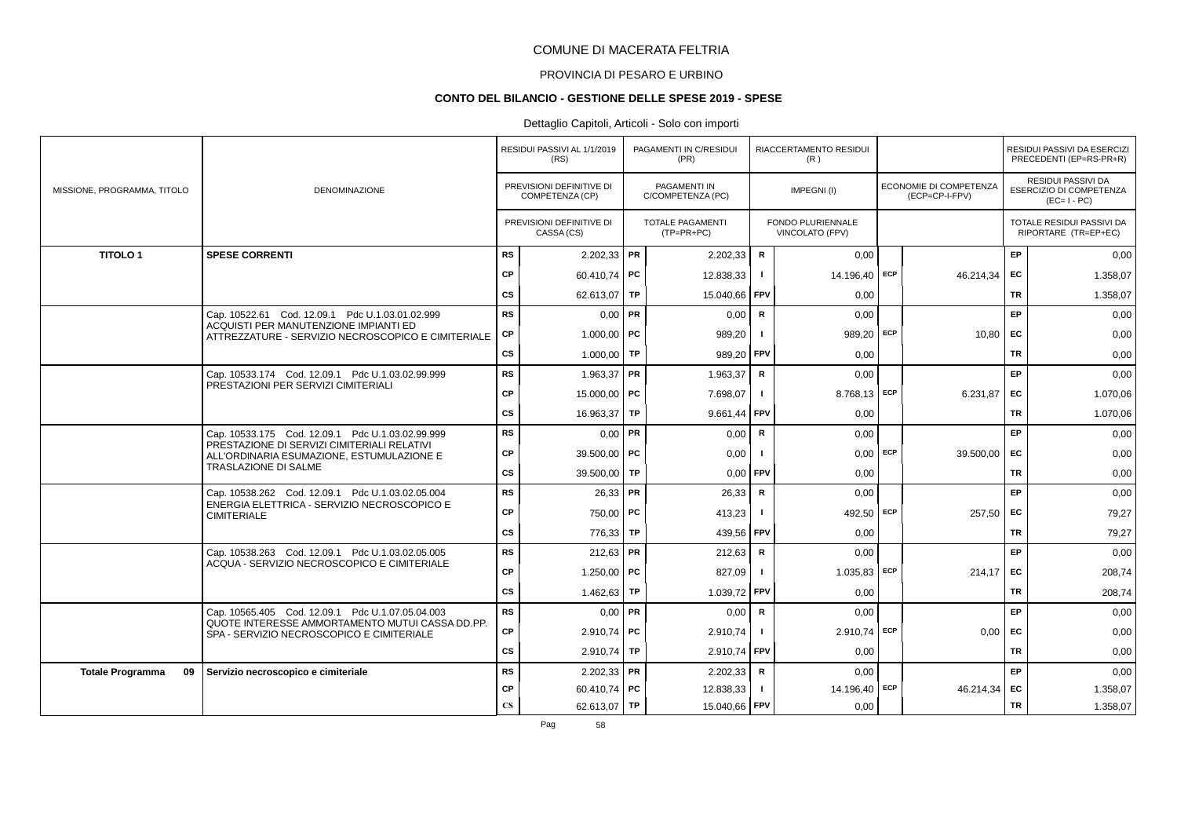# COMUNE DI MACERATA FELTRIA

## PROVINCIA DI PESARO E URBINO

### CONTO DEL BILANCIO - GESTIONE DELLE SPESE 2019 - SPESE

Dettaglio Capitoli, Articoli - Solo con importi

| MISSIONE, PROGRAMMA, TITOLO | DENOMINAZIONE | | RESIDUI PASSIVI AL 1/1/2019 (RS) / PREVISIONI DEFINITIVE DI COMPETENZA (CP) / PREVISIONI DEFINITIVE DI CASSA (CS) | | PAGAMENTI IN C/RESIDUI (PR) / PAGAMENTI IN C/COMPETENZA (PC) / TOTALE PAGAMENTI (TP=PR+PC) | | RIACCERTAMENTO RESIDUI (R) / IMPEGNI (I) / FONDO PLURIENNALE VINCOLATO (FPV) | | ECONOMIE DI COMPETENZA (ECP=CP-I-FPV) | | RESIDUI PASSIVI DA ESERCIZI PRECEDENTI (EP=RS-PR+R) / RESIDUI PASSIVI DA ESERCIZIO DI COMPETENZA (EC=I-PC) / TOTALE RESIDUI PASSIVI DA RIPORTARE (TR=EP+EC) |
|---|---|---|---|---|---|---|---|---|---|---|---|
| **TITOLO 1** | **SPESE CORRENTI** | RS | 2.202,33 | PR | 2.202,33 | R | 0,00 | | | EP | 0,00 |
| | | CP | 60.410,74 | PC | 12.838,33 | I | 14.196,40 | ECP | 46.214,34 | EC | 1.358,07 |
| | | CS | 62.613,07 | TP | 15.040,66 | FPV | 0,00 | | | TR | 1.358,07 |
| | Cap. 10522.61 Cod. 12.09.1 Pdc U.1.03.01.02.999 ACQUISTI PER MANUTENZIONE IMPIANTI ED ATTREZZATURE - SERVIZIO NECROSCOPICO E CIMITERIALE | RS | 0,00 | PR | 0,00 | R | 0,00 | | | EP | 0,00 |
| | | CP | 1.000,00 | PC | 989,20 | I | 989,20 | ECP | 10,80 | EC | 0,00 |
| | | CS | 1.000,00 | TP | 989,20 | FPV | 0,00 | | | TR | 0,00 |
| | Cap. 10533.174 Cod. 12.09.1 Pdc U.1.03.02.99.999 PRESTAZIONI PER SERVIZI CIMITERIALI | RS | 1.963,37 | PR | 1.963,37 | R | 0,00 | | | EP | 0,00 |
| | | CP | 15.000,00 | PC | 7.698,07 | I | 8.768,13 | ECP | 6.231,87 | EC | 1.070,06 |
| | | CS | 16.963,37 | TP | 9.661,44 | FPV | 0,00 | | | TR | 1.070,06 |
| | Cap. 10533.175 Cod. 12.09.1 Pdc U.1.03.02.99.999 PRESTAZIONE DI SERVIZI CIMITERIALI RELATIVI ALL'ORDINARIA ESUMAZIONE, ESTUMULAZIONE E TRASLAZIONE DI SALME | RS | 0,00 | PR | 0,00 | R | 0,00 | | | EP | 0,00 |
| | | CP | 39.500,00 | PC | 0,00 | I | 0,00 | ECP | 39.500,00 | EC | 0,00 |
| | | CS | 39.500,00 | TP | 0,00 | FPV | 0,00 | | | TR | 0,00 |
| | Cap. 10538.262 Cod. 12.09.1 Pdc U.1.03.02.05.004 ENERGIA ELETTRICA - SERVIZIO NECROSCOPICO E CIMITERIALE | RS | 26,33 | PR | 26,33 | R | 0,00 | | | EP | 0,00 |
| | | CP | 750,00 | PC | 413,23 | I | 492,50 | ECP | 257,50 | EC | 79,27 |
| | | CS | 776,33 | TP | 439,56 | FPV | 0,00 | | | TR | 79,27 |
| | Cap. 10538.263 Cod. 12.09.1 Pdc U.1.03.02.05.005 ACQUA - SERVIZIO NECROSCOPICO E CIMITERIALE | RS | 212,63 | PR | 212,63 | R | 0,00 | | | EP | 0,00 |
| | | CP | 1.250,00 | PC | 827,09 | I | 1.035,83 | ECP | 214,17 | EC | 208,74 |
| | | CS | 1.462,63 | TP | 1.039,72 | FPV | 0,00 | | | TR | 208,74 |
| | Cap. 10565.405 Cod. 12.09.1 Pdc U.1.07.05.04.003 QUOTE INTERESSE AMMORTAMENTO MUTUI CASSA DD.PP. SPA - SERVIZIO NECROSCOPICO E CIMITERIALE | RS | 0,00 | PR | 0,00 | R | 0,00 | | | EP | 0,00 |
| | | CP | 2.910,74 | PC | 2.910,74 | I | 2.910,74 | ECP | 0,00 | EC | 0,00 |
| | | CS | 2.910,74 | TP | 2.910,74 | FPV | 0,00 | | | TR | 0,00 |
| **Totale Programma 09** | **Servizio necroscopico e cimiteriale** | RS | 2.202,33 | PR | 2.202,33 | R | 0,00 | | | EP | 0,00 |
| | | CP | 60.410,74 | PC | 12.838,33 | I | 14.196,40 | ECP | 46.214,34 | EC | 1.358,07 |
| | | CS | 62.613,07 | TP | 15.040,66 | FPV | 0,00 | | | TR | 1.358,07 |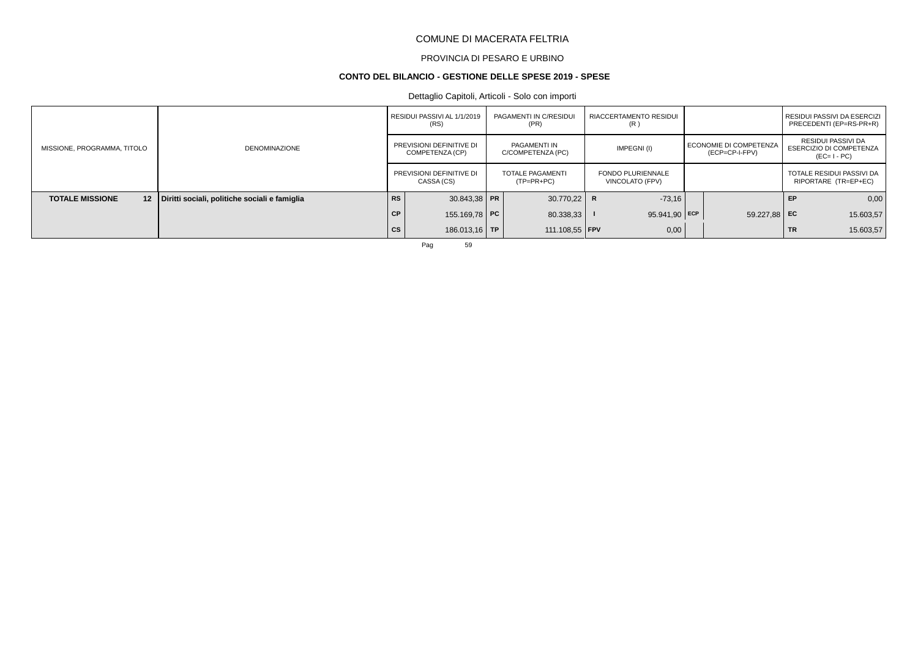COMUNE DI MACERATA FELTRIA

PROVINCIA DI PESARO E URBINO

**CONTO DEL BILANCIO - GESTIONE DELLE SPESE 2019 - SPESE**

Dettaglio Capitoli, Articoli - Solo con importi

| MISSIONE, PROGRAMMA, TITOLO | DENOMINAZIONE | | RESIDUI PASSIVI AL 1/1/2019 (RS) / PREVISIONI DEFINITIVE DI COMPETENZA (CP) / PREVISIONI DEFINITIVE DI CASSA (CS) | | PAGAMENTI IN C/RESIDUI (PR) / PAGAMENTI IN C/COMPETENZA (PC) / TOTALE PAGAMENTI (TP=PR+PC) | | RIACCERTAMENTO RESIDUI (R) / IMPEGNI (I) / FONDO PLURIENNALE VINCOLATO (FPV) | | ECONOMIE DI COMPETENZA (ECP=CP-I-FPV) | | RESIDUI PASSIVI DA ESERCIZI PRECEDENTI (EP=RS-PR+R) / RESIDUI PASSIVI DA ESERCIZIO DI COMPETENZA (EC=I-PC) / TOTALE RESIDUI PASSIVI DA RIPORTARE (TR=EP+EC) |
|---|---|---|---|---|---|---|---|---|---|---|---|
| **TOTALE MISSIONE 12** | **Diritti sociali, politiche sociali e famiglia** | **RS** | 30.843,38 | **PR** | 30.770,22 | **R** | -73,16 | | | **EP** | 0,00 |
| | | **CP** | 155.169,78 | **PC** | 80.338,33 | **I** | 95.941,90 | **ECP** | 59.227,88 | **EC** | 15.603,57 |
| | | **CS** | 186.013,16 | **TP** | 111.108,55 | **FPV** | 0,00 | | | **TR** | 15.603,57 |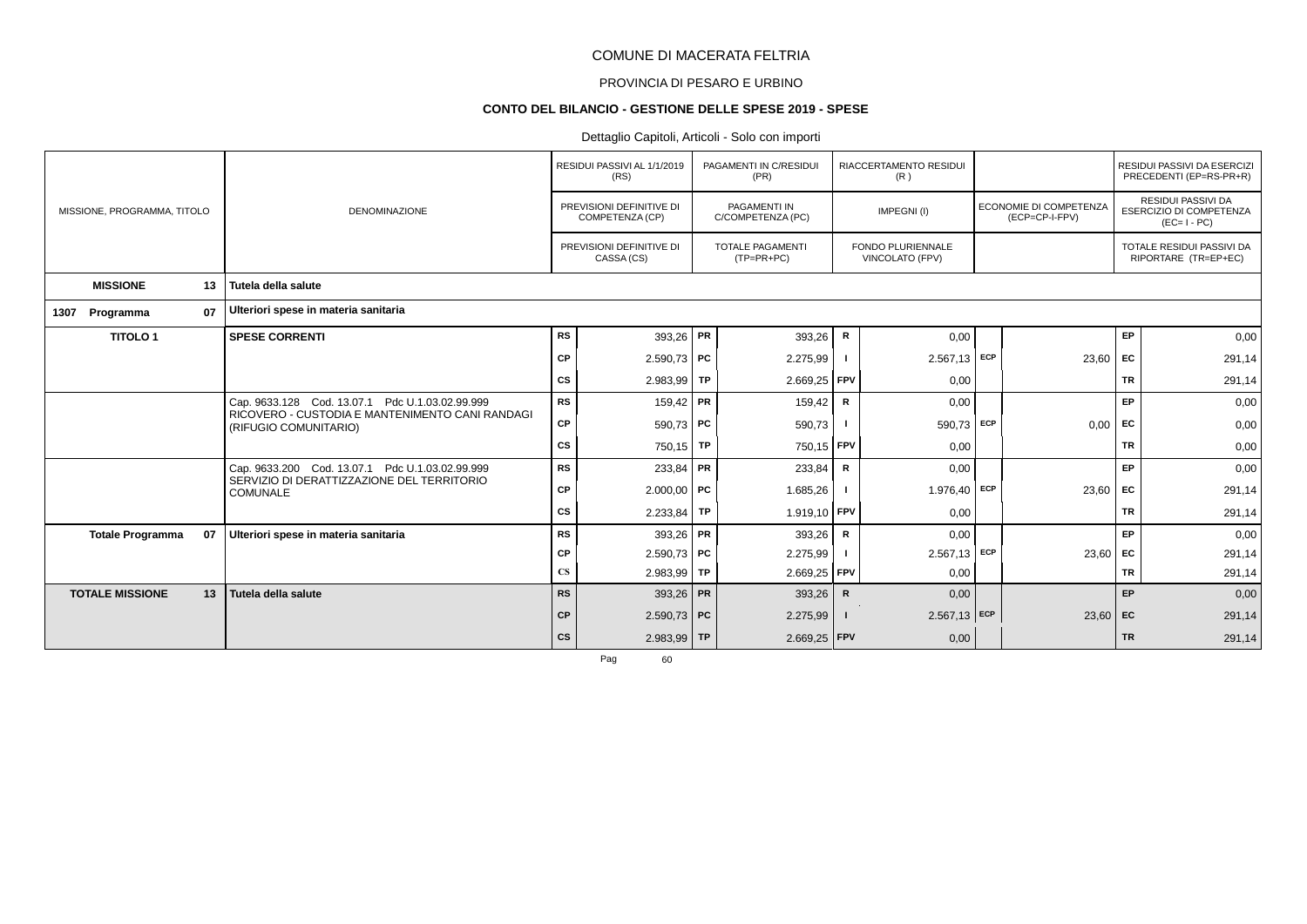COMUNE DI MACERATA FELTRIA

PROVINCIA DI PESARO E URBINO

**CONTO DEL BILANCIO - GESTIONE DELLE SPESE 2019 - SPESE**

Dettaglio Capitoli, Articoli - Solo con importi

| MISSIONE, PROGRAMMA, TITOLO | DENOMINAZIONE | | RESIDUI PASSIVI AL 1/1/2019 (RS) / PREVISIONI DEFINITIVE DI COMPETENZA (CP) / PREVISIONI DEFINITIVE DI CASSA (CS) | | PAGAMENTI IN C/RESIDUI (PR) / PAGAMENTI IN C/COMPETENZA (PC) / TOTALE PAGAMENTI (TP=PR+PC) | | RIACCERTAMENTO RESIDUI (R) / IMPEGNI (I) / FONDO PLURIENNALE VINCOLATO (FPV) | | ECONOMIE DI COMPETENZA (ECP=CP-I-FPV) | | RESIDUI PASSIVI DA ESERCIZI PRECEDENTI (EP=RS-PR+R) / RESIDUI PASSIVI DA ESERCIZIO DI COMPETENZA (EC= I - PC) / TOTALE RESIDUI PASSIVI DA RIPORTARE (TR=EP+EC) |
|---|---|---|---|---|---|---|---|---|---|---|---|
| **MISSIONE 13** | **Tutela della salute** | | | | | | | | | | |
| **1307 Programma 07** | **Ulteriori spese in materia sanitaria** | | | | | | | | | | |
| **TITOLO 1** | **SPESE CORRENTI** | RS | 393,26 | PR | 393,26 | R | 0,00 | | | EP | 0,00 |
| | | CP | 2.590,73 | PC | 2.275,99 | I | 2.567,13 | ECP | 23,60 | EC | 291,14 |
| | | CS | 2.983,99 | TP | 2.669,25 | FPV | 0,00 | | | TR | 291,14 |
| | Cap. 9633.128 Cod. 13.07.1 Pdc U.1.03.02.99.999 RICOVERO - CUSTODIA E MANTENIMENTO CANI RANDAGI (RIFUGIO COMUNITARIO) | RS | 159,42 | PR | 159,42 | R | 0,00 | | | EP | 0,00 |
| | | CP | 590,73 | PC | 590,73 | I | 590,73 | ECP | 0,00 | EC | 0,00 |
| | | CS | 750,15 | TP | 750,15 | FPV | 0,00 | | | TR | 0,00 |
| | Cap. 9633.200 Cod. 13.07.1 Pdc U.1.03.02.99.999 SERVIZIO DI DERATTIZZAZIONE DEL TERRITORIO COMUNALE | RS | 233,84 | PR | 233,84 | R | 0,00 | | | EP | 0,00 |
| | | CP | 2.000,00 | PC | 1.685,26 | I | 1.976,40 | ECP | 23,60 | EC | 291,14 |
| | | CS | 2.233,84 | TP | 1.919,10 | FPV | 0,00 | | | TR | 291,14 |
| **Totale Programma 07** | **Ulteriori spese in materia sanitaria** | RS | 393,26 | PR | 393,26 | R | 0,00 | | | EP | 0,00 |
| | | CP | 2.590,73 | PC | 2.275,99 | I | 2.567,13 | ECP | 23,60 | EC | 291,14 |
| | | CS | 2.983,99 | TP | 2.669,25 | FPV | 0,00 | | | TR | 291,14 |
| **TOTALE MISSIONE 13** | **Tutela della salute** | RS | 393,26 | PR | 393,26 | R | 0,00 | | | EP | 0,00 |
| | | CP | 2.590,73 | PC | 2.275,99 | I | 2.567,13 | ECP | 23,60 | EC | 291,14 |
| | | CS | 2.983,99 | TP | 2.669,25 | FPV | 0,00 | | | TR | 291,14 |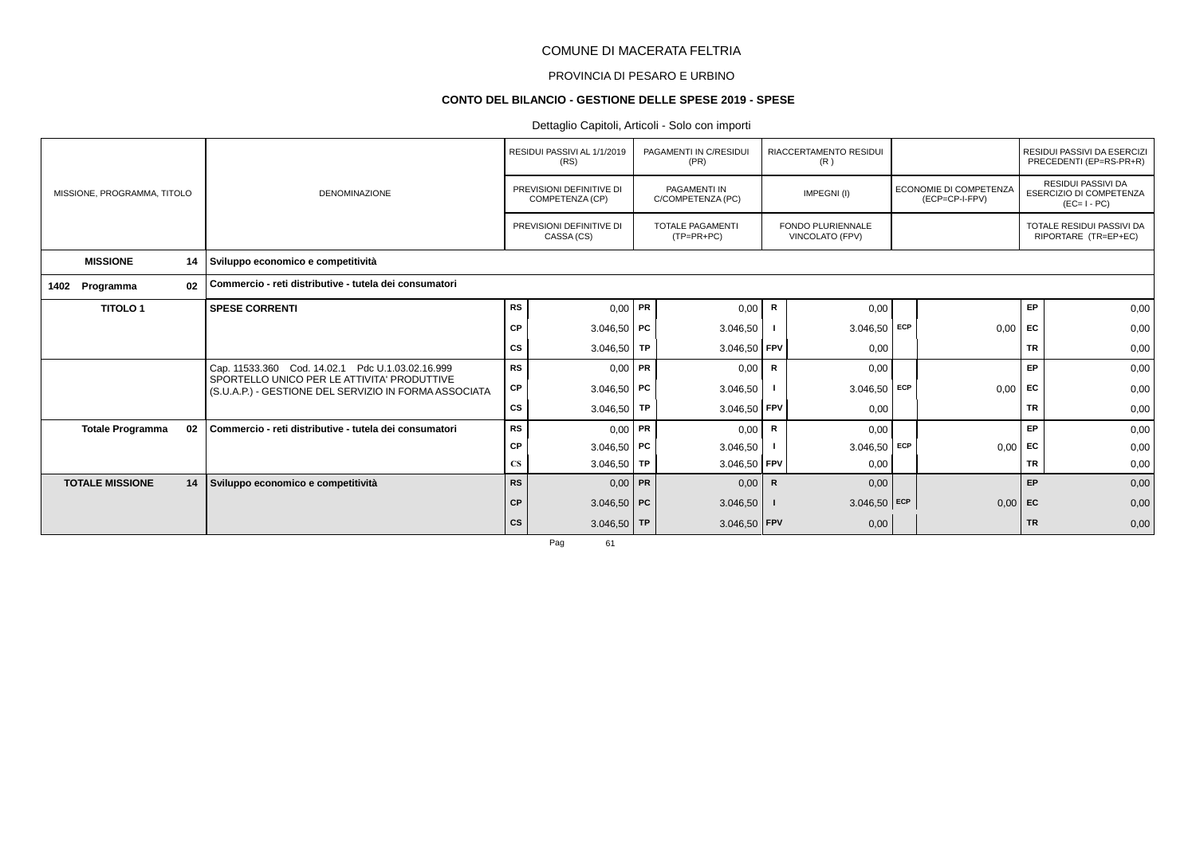COMUNE DI MACERATA FELTRIA

PROVINCIA DI PESARO E URBINO

**CONTO DEL BILANCIO - GESTIONE DELLE SPESE 2019 - SPESE**

Dettaglio Capitoli, Articoli - Solo con importi

| MISSIONE, PROGRAMMA, TITOLO | | DENOMINAZIONE | | RESIDUI PASSIVI AL 1/1/2019 (RS) / PREVISIONI DEFINITIVE DI COMPETENZA (CP) / PREVISIONI DEFINITIVE DI CASSA (CS) | | PAGAMENTI IN C/RESIDUI (PR) / PAGAMENTI IN C/COMPETENZA (PC) / TOTALE PAGAMENTI (TP=PR+PC) | | RIACCERTAMENTO RESIDUI (R) / IMPEGNI (I) / FONDO PLURIENNALE VINCOLATO (FPV) | | ECONOMIE DI COMPETENZA (ECP=CP-I-FPV) | | RESIDUI PASSIVI DA ESERCIZI PRECEDENTI (EP=RS-PR+R) / RESIDUI PASSIVI DA ESERCIZIO DI COMPETENZA (EC= I - PC) / TOTALE RESIDUI PASSIVI DA RIPORTARE (TR=EP+EC) |
|---|---|---|---|---|---|---|---|---|---|---|---|---|
| **MISSIONE** | **14** | **Sviluppo economico e competitività** | | | | | | | | | | |
| **1402 Programma** | **02** | **Commercio - reti distributive - tutela dei consumatori** | | | | | | | | | | |
| **TITOLO 1** | | **SPESE CORRENTI** | RS | 0,00 | PR | 0,00 | R | 0,00 | | | EP | 0,00 |
| | | | CP | 3.046,50 | PC | 3.046,50 | I | 3.046,50 | ECP | 0,00 | EC | 0,00 |
| | | | CS | 3.046,50 | TP | 3.046,50 | FPV | 0,00 | | | TR | 0,00 |
| | | Cap. 11533.360 Cod. 14.02.1 Pdc U.1.03.02.16.999 SPORTELLO UNICO PER LE ATTIVITA' PRODUTTIVE (S.U.A.P.) - GESTIONE DEL SERVIZIO IN FORMA ASSOCIATA | RS | 0,00 | PR | 0,00 | R | 0,00 | | | EP | 0,00 |
| | | | CP | 3.046,50 | PC | 3.046,50 | I | 3.046,50 | ECP | 0,00 | EC | 0,00 |
| | | | CS | 3.046,50 | TP | 3.046,50 | FPV | 0,00 | | | TR | 0,00 |
| **Totale Programma** | **02** | **Commercio - reti distributive - tutela dei consumatori** | RS | 0,00 | PR | 0,00 | R | 0,00 | | | EP | 0,00 |
| | | | CP | 3.046,50 | PC | 3.046,50 | I | 3.046,50 | ECP | 0,00 | EC | 0,00 |
| | | | CS | 3.046,50 | TP | 3.046,50 | FPV | 0,00 | | | TR | 0,00 |
| **TOTALE MISSIONE** | **14** | **Sviluppo economico e competitività** | RS | 0,00 | PR | 0,00 | R | 0,00 | | | EP | 0,00 |
| | | | CP | 3.046,50 | PC | 3.046,50 | I | 3.046,50 | ECP | 0,00 | EC | 0,00 |
| | | | CS | 3.046,50 | TP | 3.046,50 | FPV | 0,00 | | | TR | 0,00 |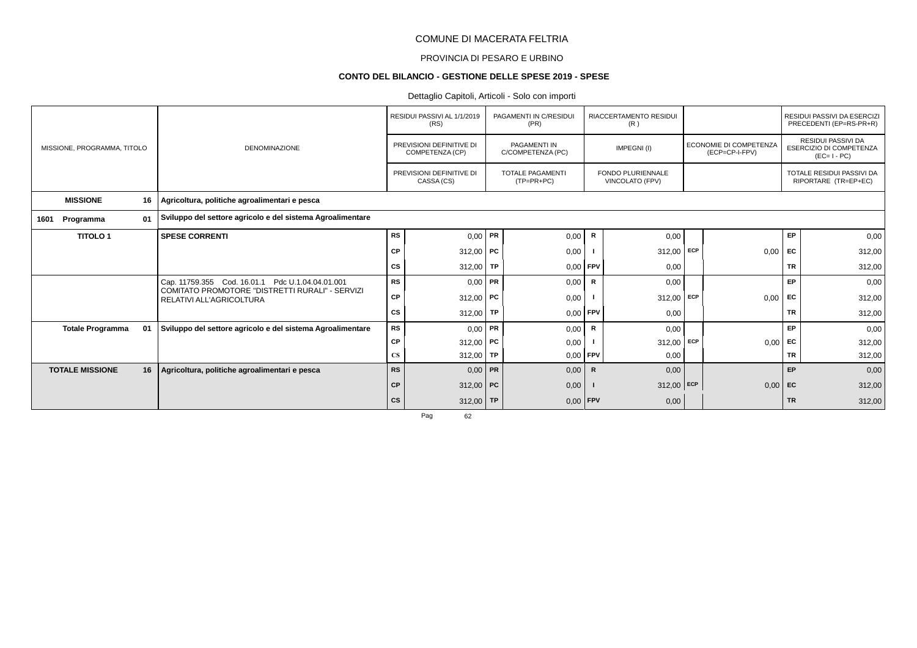COMUNE DI MACERATA FELTRIA

PROVINCIA DI PESARO E URBINO

**CONTO DEL BILANCIO - GESTIONE DELLE SPESE 2019 - SPESE**

Dettaglio Capitoli, Articoli - Solo con importi

| MISSIONE, PROGRAMMA, TITOLO | DENOMINAZIONE | | RESIDUI PASSIVI AL 1/1/2019 (RS) / PREVISIONI DEFINITIVE DI COMPETENZA (CP) / PREVISIONI DEFINITIVE DI CASSA (CS) | | PAGAMENTI IN C/RESIDUI (PR) / PAGAMENTI IN C/COMPETENZA (PC) / TOTALE PAGAMENTI (TP=PR+PC) | | RIACCERTAMENTO RESIDUI (R) / IMPEGNI (I) / FONDO PLURIENNALE VINCOLATO (FPV) | | ECONOMIE DI COMPETENZA (ECP=CP-I-FPV) | | RESIDUI PASSIVI DA ESERCIZI PRECEDENTI (EP=RS-PR+R) / RESIDUI PASSIVI DA ESERCIZIO DI COMPETENZA (EC= I - PC) / TOTALE RESIDUI PASSIVI DA RIPORTARE (TR=EP+EC) |
|---|---|---|---|---|---|---|---|---|---|---|---|
| **MISSIONE 16** | **Agricoltura, politiche agroalimentari e pesca** | | | | | | | | | | |
| **1601 Programma 01** | **Sviluppo del settore agricolo e del sistema Agroalimentare** | | | | | | | | | | |
| **TITOLO 1** | **SPESE CORRENTI** | RS | 0,00 | PR | 0,00 | R | 0,00 | | | EP | 0,00 |
| | | CP | 312,00 | PC | 0,00 | I | 312,00 | ECP | 0,00 | EC | 312,00 |
| | | CS | 312,00 | TP | 0,00 | FPV | 0,00 | | | TR | 312,00 |
| | Cap. 11759.355 Cod. 16.01.1 Pdc U.1.04.04.01.001 COMITATO PROMOTORE "DISTRETTI RURALI" - SERVIZI RELATIVI ALL'AGRICOLTURA | RS | 0,00 | PR | 0,00 | R | 0,00 | | | EP | 0,00 |
| | | CP | 312,00 | PC | 0,00 | I | 312,00 | ECP | 0,00 | EC | 312,00 |
| | | CS | 312,00 | TP | 0,00 | FPV | 0,00 | | | TR | 312,00 |
| **Totale Programma 01** | **Sviluppo del settore agricolo e del sistema Agroalimentare** | RS | 0,00 | PR | 0,00 | R | 0,00 | | | EP | 0,00 |
| | | CP | 312,00 | PC | 0,00 | I | 312,00 | ECP | 0,00 | EC | 312,00 |
| | | CS | 312,00 | TP | 0,00 | FPV | 0,00 | | | TR | 312,00 |
| **TOTALE MISSIONE 16** | **Agricoltura, politiche agroalimentari e pesca** | RS | 0,00 | PR | 0,00 | R | 0,00 | | | EP | 0,00 |
| | | CP | 312,00 | PC | 0,00 | I | 312,00 | ECP | 0,00 | EC | 312,00 |
| | | CS | 312,00 | TP | 0,00 | FPV | 0,00 | | | TR | 312,00 |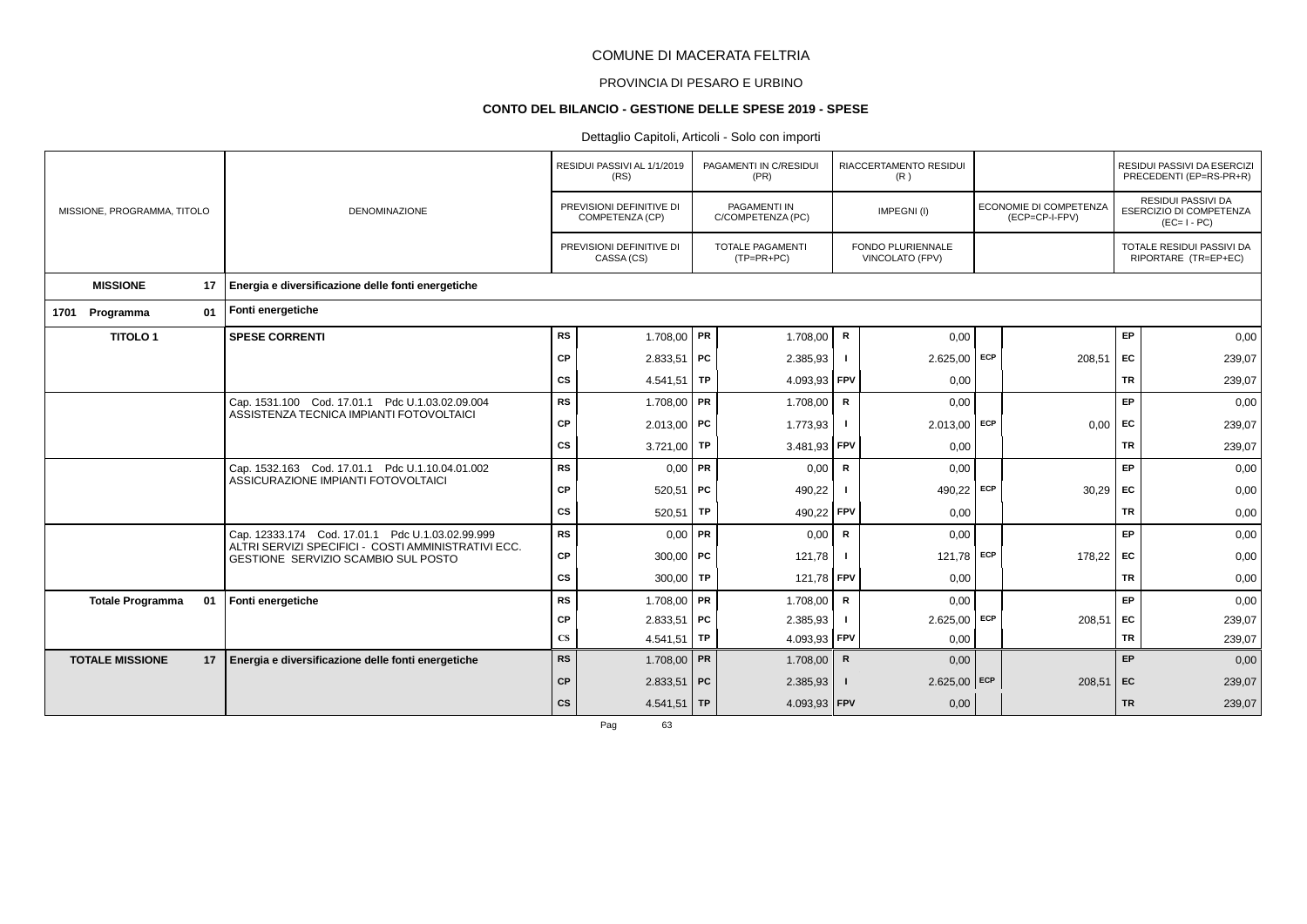# COMUNE DI MACERATA FELTRIA

## PROVINCIA DI PESARO E URBINO

### CONTO DEL BILANCIO - GESTIONE DELLE SPESE 2019 - SPESE

Dettaglio Capitoli, Articoli - Solo con importi

| MISSIONE, PROGRAMMA, TITOLO | DENOMINAZIONE | | RESIDUI PASSIVI AL 1/1/2019 (RS) / PREVISIONI DEFINITIVE DI COMPETENZA (CP) / PREVISIONI DEFINITIVE DI CASSA (CS) | | PAGAMENTI IN C/RESIDUI (PR) / PAGAMENTI IN C/COMPETENZA (PC) / TOTALE PAGAMENTI (TP=PR+PC) | | RIACCERTAMENTO RESIDUI (R) / IMPEGNI (I) / FONDO PLURIENNALE VINCOLATO (FPV) | | ECONOMIE DI COMPETENZA (ECP=CP-I-FPV) | | RESIDUI PASSIVI DA ESERCIZI PRECEDENTI (EP=RS-PR+R) / RESIDUI PASSIVI DA ESERCIZIO DI COMPETENZA (EC=I-PC) / TOTALE RESIDUI PASSIVI DA RIPORTARE (TR=EP+EC) |
|---|---|---|---|---|---|---|---|---|---|---|---|
| **MISSIONE 17** | **Energia e diversificazione delle fonti energetiche** | | | | | | | | | | |
| **1701 Programma 01** | **Fonti energetiche** | | | | | | | | | | |
| **TITOLO 1** | **SPESE CORRENTI** | RS | 1.708,00 | PR | 1.708,00 | R | 0,00 | | | EP | 0,00 |
| | | CP | 2.833,51 | PC | 2.385,93 | I | 2.625,00 | ECP | 208,51 | EC | 239,07 |
| | | CS | 4.541,51 | TP | 4.093,93 | FPV | 0,00 | | | TR | 239,07 |
| | Cap. 1531.100 Cod. 17.01.1 Pdc U.1.03.02.09.004 ASSISTENZA TECNICA IMPIANTI FOTOVOLTAICI | RS | 1.708,00 | PR | 1.708,00 | R | 0,00 | | | EP | 0,00 |
| | | CP | 2.013,00 | PC | 1.773,93 | I | 2.013,00 | ECP | 0,00 | EC | 239,07 |
| | | CS | 3.721,00 | TP | 3.481,93 | FPV | 0,00 | | | TR | 239,07 |
| | Cap. 1532.163 Cod. 17.01.1 Pdc U.1.10.04.01.002 ASSICURAZIONE IMPIANTI FOTOVOLTAICI | RS | 0,00 | PR | 0,00 | R | 0,00 | | | EP | 0,00 |
| | | CP | 520,51 | PC | 490,22 | I | 490,22 | ECP | 30,29 | EC | 0,00 |
| | | CS | 520,51 | TP | 490,22 | FPV | 0,00 | | | TR | 0,00 |
| | Cap. 12333.174 Cod. 17.01.1 Pdc U.1.03.02.99.999 ALTRI SERVIZI SPECIFICI - COSTI AMMINISTRATIVI ECC. GESTIONE SERVIZIO SCAMBIO SUL POSTO | RS | 0,00 | PR | 0,00 | R | 0,00 | | | EP | 0,00 |
| | | CP | 300,00 | PC | 121,78 | I | 121,78 | ECP | 178,22 | EC | 0,00 |
| | | CS | 300,00 | TP | 121,78 | FPV | 0,00 | | | TR | 0,00 |
| **Totale Programma 01** | **Fonti energetiche** | RS | 1.708,00 | PR | 1.708,00 | R | 0,00 | | | EP | 0,00 |
| | | CP | 2.833,51 | PC | 2.385,93 | I | 2.625,00 | ECP | 208,51 | EC | 239,07 |
| | | CS | 4.541,51 | TP | 4.093,93 | FPV | 0,00 | | | TR | 239,07 |
| **TOTALE MISSIONE 17** | **Energia e diversificazione delle fonti energetiche** | RS | 1.708,00 | PR | 1.708,00 | R | 0,00 | | | EP | 0,00 |
| | | CP | 2.833,51 | PC | 2.385,93 | I | 2.625,00 | ECP | 208,51 | EC | 239,07 |
| | | CS | 4.541,51 | TP | 4.093,93 | FPV | 0,00 | | | TR | 239,07 |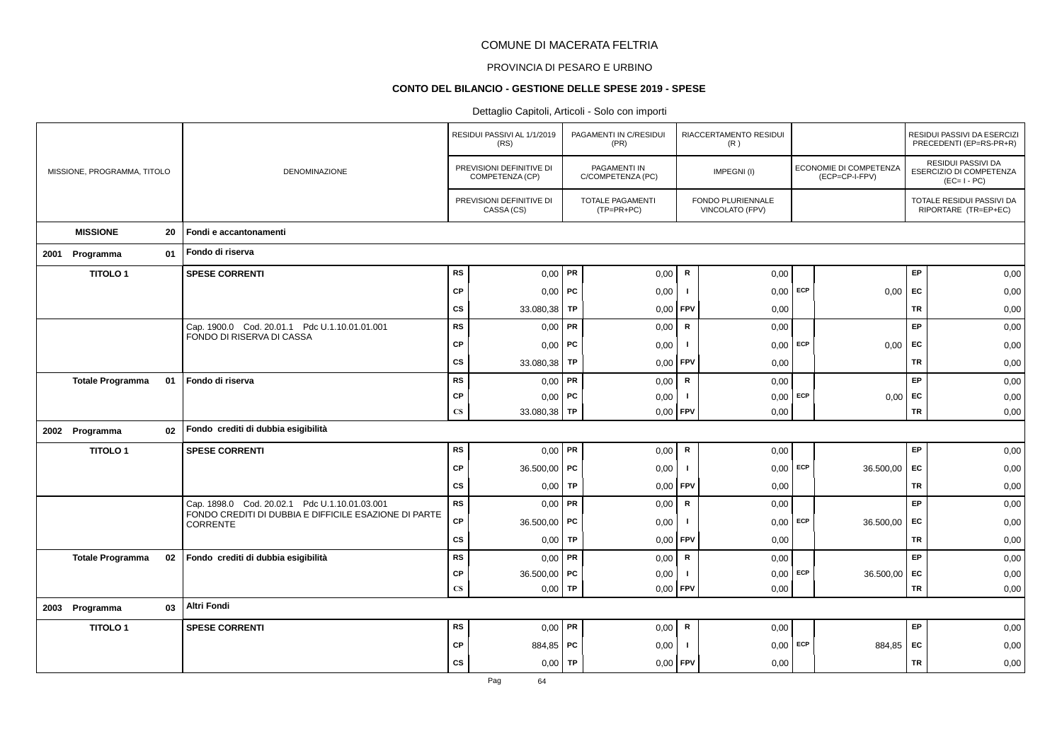# COMUNE DI MACERATA FELTRIA

## PROVINCIA DI PESARO E URBINO

### CONTO DEL BILANCIO - GESTIONE DELLE SPESE 2019 - SPESE

Dettaglio Capitoli, Articoli - Solo con importi

| MISSIONE, PROGRAMMA, TITOLO | | DENOMINAZIONE | | RESIDUI PASSIVI AL 1/1/2019 (RS) / PREVISIONI DEFINITIVE DI COMPETENZA (CP) / PREVISIONI DEFINITIVE DI CASSA (CS) | | PAGAMENTI IN C/RESIDUI (PR) / PAGAMENTI IN C/COMPETENZA (PC) / TOTALE PAGAMENTI (TP=PR+PC) | | RIACCERTAMENTO RESIDUI (R) / IMPEGNI (I) / FONDO PLURIENNALE VINCOLATO (FPV) | | ECONOMIE DI COMPETENZA (ECP=CP-I-FPV) | | RESIDUI PASSIVI DA ESERCIZI PRECEDENTI (EP=RS-PR+R) / RESIDUI PASSIVI DA ESERCIZIO DI COMPETENZA (EC=I-PC) / TOTALE RESIDUI PASSIVI DA RIPORTARE (TR=EP+EC) |
|---|---|---|---|---|---|---|---|---|---|---|---|---|
| **MISSIONE** | **20** | **Fondi e accantonamenti** | | | | | | | | | | |
| 2001 Programma | 01 | **Fondo di riserva** | | | | | | | | | | |
| **TITOLO 1** | | **SPESE CORRENTI** | RS | 0,00 | PR | 0,00 | R | 0,00 | | | EP | 0,00 |
| | | | CP | 0,00 | PC | 0,00 | I | 0,00 | ECP | 0,00 | EC | 0,00 |
| | | | CS | 33.080,38 | TP | 0,00 | FPV | 0,00 | | | TR | 0,00 |
| | | Cap. 1900.0 Cod. 20.01.1 Pdc U.1.10.01.01.001 FONDO DI RISERVA DI CASSA | RS | 0,00 | PR | 0,00 | R | 0,00 | | | EP | 0,00 |
| | | | CP | 0,00 | PC | 0,00 | I | 0,00 | ECP | 0,00 | EC | 0,00 |
| | | | CS | 33.080,38 | TP | 0,00 | FPV | 0,00 | | | TR | 0,00 |
| **Totale Programma** | **01** | **Fondo di riserva** | RS | 0,00 | PR | 0,00 | R | 0,00 | | | EP | 0,00 |
| | | | CP | 0,00 | PC | 0,00 | I | 0,00 | ECP | 0,00 | EC | 0,00 |
| | | | CS | 33.080,38 | TP | 0,00 | FPV | 0,00 | | | TR | 0,00 |
| 2002 Programma | 02 | **Fondo crediti di dubbia esigibilità** | | | | | | | | | | |
| **TITOLO 1** | | **SPESE CORRENTI** | RS | 0,00 | PR | 0,00 | R | 0,00 | | | EP | 0,00 |
| | | | CP | 36.500,00 | PC | 0,00 | I | 0,00 | ECP | 36.500,00 | EC | 0,00 |
| | | | CS | 0,00 | TP | 0,00 | FPV | 0,00 | | | TR | 0,00 |
| | | Cap. 1898.0 Cod. 20.02.1 Pdc U.1.10.01.03.001 FONDO CREDITI DI DUBBIA E DIFFICILE ESAZIONE DI PARTE CORRENTE | RS | 0,00 | PR | 0,00 | R | 0,00 | | | EP | 0,00 |
| | | | CP | 36.500,00 | PC | 0,00 | I | 0,00 | ECP | 36.500,00 | EC | 0,00 |
| | | | CS | 0,00 | TP | 0,00 | FPV | 0,00 | | | TR | 0,00 |
| **Totale Programma** | **02** | **Fondo crediti di dubbia esigibilità** | RS | 0,00 | PR | 0,00 | R | 0,00 | | | EP | 0,00 |
| | | | CP | 36.500,00 | PC | 0,00 | I | 0,00 | ECP | 36.500,00 | EC | 0,00 |
| | | | CS | 0,00 | TP | 0,00 | FPV | 0,00 | | | TR | 0,00 |
| 2003 Programma | 03 | **Altri Fondi** | | | | | | | | | | |
| **TITOLO 1** | | **SPESE CORRENTI** | RS | 0,00 | PR | 0,00 | R | 0,00 | | | EP | 0,00 |
| | | | CP | 884,85 | PC | 0,00 | I | 0,00 | ECP | 884,85 | EC | 0,00 |
| | | | CS | 0,00 | TP | 0,00 | FPV | 0,00 | | | TR | 0,00 |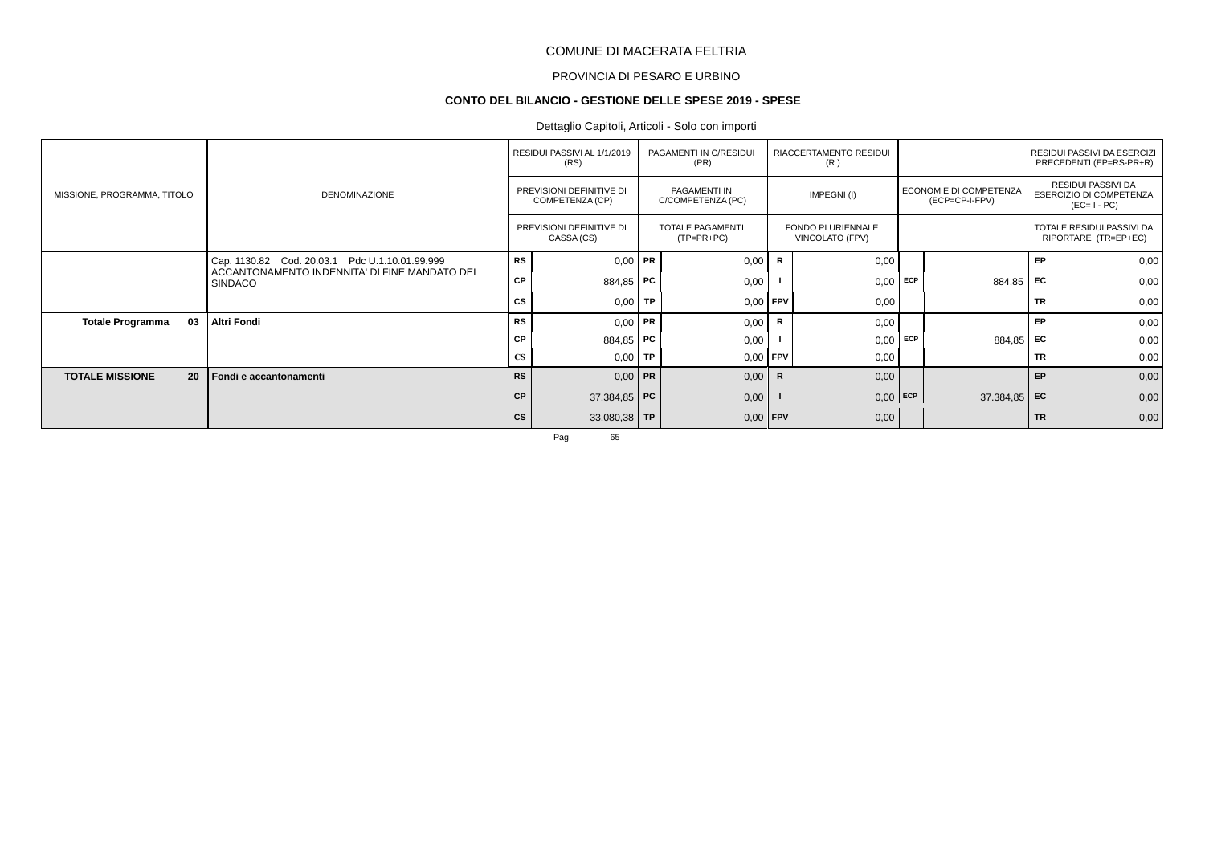# COMUNE DI MACERATA FELTRIA

## PROVINCIA DI PESARO E URBINO

### CONTO DEL BILANCIO - GESTIONE DELLE SPESE 2019 - SPESE

Dettaglio Capitoli, Articoli - Solo con importi

| MISSIONE, PROGRAMMA, TITOLO | DENOMINAZIONE | | RESIDUI PASSIVI AL 1/1/2019 (RS) / PREVISIONI DEFINITIVE DI COMPETENZA (CP) / PREVISIONI DEFINITIVE DI CASSA (CS) | | PAGAMENTI IN C/RESIDUI (PR) / PAGAMENTI IN C/COMPETENZA (PC) / TOTALE PAGAMENTI (TP=PR+PC) | | RIACCERTAMENTO RESIDUI (R) / IMPEGNI (I) / FONDO PLURIENNALE VINCOLATO (FPV) | | ECONOMIE DI COMPETENZA (ECP=CP-I-FPV) | | RESIDUI PASSIVI DA ESERCIZI PRECEDENTI (EP=RS-PR+R) / RESIDUI PASSIVI DA ESERCIZIO DI COMPETENZA (EC= I - PC) / TOTALE RESIDUI PASSIVI DA RIPORTARE (TR=EP+EC) |
|---|---|---|---|---|---|---|---|---|---|---|---|
| | Cap. 1130.82 Cod. 20.03.1 Pdc U.1.10.01.99.999 ACCANTONAMENTO INDENNITA' DI FINE MANDATO DEL SINDACO | RS | 0,00 | PR | 0,00 | R | 0,00 | | | EP | 0,00 |
| | | CP | 884,85 | PC | 0,00 | I | 0,00 | ECP | 884,85 | EC | 0,00 |
| | | CS | 0,00 | TP | 0,00 | FPV | 0,00 | | | TR | 0,00 |
| **Totale Programma 03** | **Altri Fondi** | RS | 0,00 | PR | 0,00 | R | 0,00 | | | EP | 0,00 |
| | | CP | 884,85 | PC | 0,00 | I | 0,00 | ECP | 884,85 | EC | 0,00 |
| | | CS | 0,00 | TP | 0,00 | FPV | 0,00 | | | TR | 0,00 |
| **TOTALE MISSIONE 20** | **Fondi e accantonamenti** | **RS** | 0,00 | **PR** | 0,00 | **R** | 0,00 | | | **EP** | 0,00 |
| | | **CP** | 37.384,85 | **PC** | 0,00 | **I** | 0,00 | **ECP** | 37.384,85 | **EC** | 0,00 |
| | | **CS** | 33.080,38 | **TP** | 0,00 | **FPV** | 0,00 | | | **TR** | 0,00 |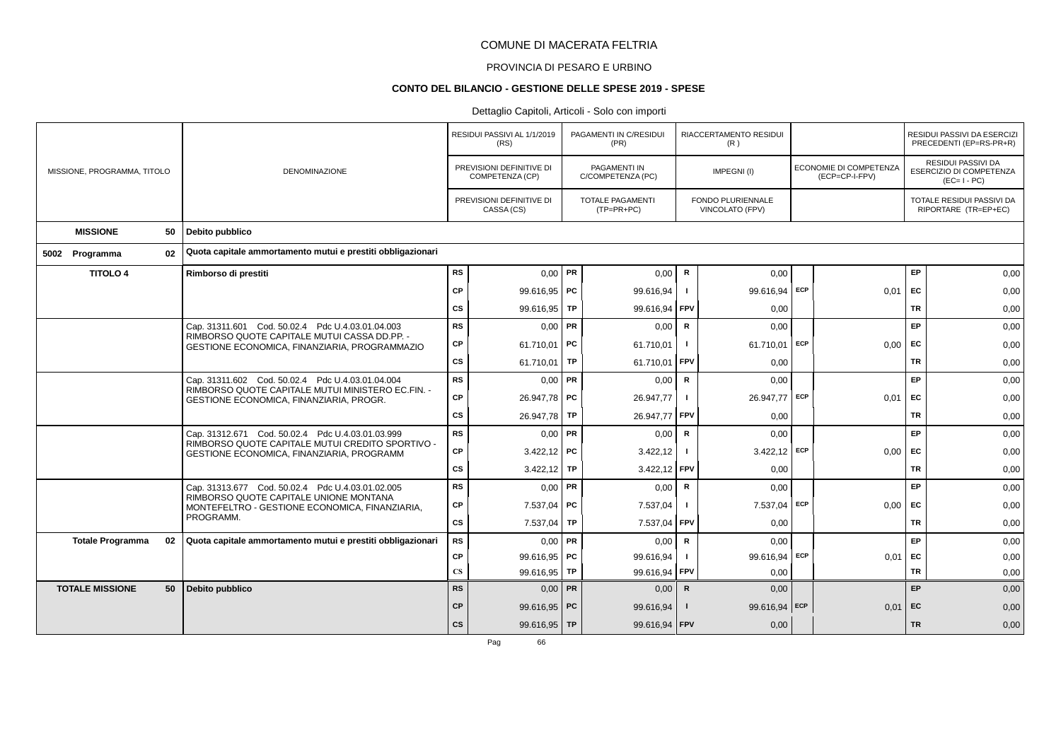COMUNE DI MACERATA FELTRIA

PROVINCIA DI PESARO E URBINO

**CONTO DEL BILANCIO - GESTIONE DELLE SPESE 2019 - SPESE**

Dettaglio Capitoli, Articoli - Solo con importi

| MISSIONE, PROGRAMMA, TITOLO | DENOMINAZIONE | | RESIDUI PASSIVI AL 1/1/2019 (RS) / PREVISIONI DEFINITIVE DI COMPETENZA (CP) / PREVISIONI DEFINITIVE DI CASSA (CS) | | PAGAMENTI IN C/RESIDUI (PR) / PAGAMENTI IN C/COMPETENZA (PC) / TOTALE PAGAMENTI (TP=PR+PC) | | RIACCERTAMENTO RESIDUI (R) / IMPEGNI (I) / FONDO PLURIENNALE VINCOLATO (FPV) | | ECONOMIE DI COMPETENZA (ECP=CP-I-FPV) | | RESIDUI PASSIVI DA ESERCIZI PRECEDENTI (EP=RS-PR+R) / RESIDUI PASSIVI DA ESERCIZIO DI COMPETENZA (EC=I-PC) / TOTALE RESIDUI PASSIVI DA RIPORTARE (TR=EP+EC) |
|---|---|---|---|---|---|---|---|---|---|---|---|
| **MISSIONE 50** | **Debito pubblico** | | | | | | | | | | |
| **5002 Programma 02** | **Quota capitale ammortamento mutui e prestiti obbligazionari** | | | | | | | | | | |
| **TITOLO 4** | **Rimborso di prestiti** | RS | 0,00 | PR | 0,00 | R | 0,00 | | | EP | 0,00 |
| | | CP | 99.616,95 | PC | 99.616,94 | I | 99.616,94 | ECP | 0,01 | EC | 0,00 |
| | | CS | 99.616,95 | TP | 99.616,94 | FPV | 0,00 | | | TR | 0,00 |
| | Cap. 31311.601 Cod. 50.02.4 Pdc U.4.03.01.04.003 RIMBORSO QUOTE CAPITALE MUTUI CASSA DD.PP. - GESTIONE ECONOMICA, FINANZIARIA, PROGRAMMAZIO | RS | 0,00 | PR | 0,00 | R | 0,00 | | | EP | 0,00 |
| | | CP | 61.710,01 | PC | 61.710,01 | I | 61.710,01 | ECP | 0,00 | EC | 0,00 |
| | | CS | 61.710,01 | TP | 61.710,01 | FPV | 0,00 | | | TR | 0,00 |
| | Cap. 31311.602 Cod. 50.02.4 Pdc U.4.03.01.04.004 RIMBORSO QUOTE CAPITALE MUTUI MINISTERO EC.FIN. - GESTIONE ECONOMICA, FINANZIARIA, PROGR. | RS | 0,00 | PR | 0,00 | R | 0,00 | | | EP | 0,00 |
| | | CP | 26.947,78 | PC | 26.947,77 | I | 26.947,77 | ECP | 0,01 | EC | 0,00 |
| | | CS | 26.947,78 | TP | 26.947,77 | FPV | 0,00 | | | TR | 0,00 |
| | Cap. 31312.671 Cod. 50.02.4 Pdc U.4.03.01.03.999 RIMBORSO QUOTE CAPITALE MUTUI CREDITO SPORTIVO - GESTIONE ECONOMICA, FINANZIARIA, PROGRAMM | RS | 0,00 | PR | 0,00 | R | 0,00 | | | EP | 0,00 |
| | | CP | 3.422,12 | PC | 3.422,12 | I | 3.422,12 | ECP | 0,00 | EC | 0,00 |
| | | CS | 3.422,12 | TP | 3.422,12 | FPV | 0,00 | | | TR | 0,00 |
| | Cap. 31313.677 Cod. 50.02.4 Pdc U.4.03.01.02.005 RIMBORSO QUOTE CAPITALE UNIONE MONTANA MONTEFELTRO - GESTIONE ECONOMICA, FINANZIARIA, PROGRAMM. | RS | 0,00 | PR | 0,00 | R | 0,00 | | | EP | 0,00 |
| | | CP | 7.537,04 | PC | 7.537,04 | I | 7.537,04 | ECP | 0,00 | EC | 0,00 |
| | | CS | 7.537,04 | TP | 7.537,04 | FPV | 0,00 | | | TR | 0,00 |
| **Totale Programma 02** | **Quota capitale ammortamento mutui e prestiti obbligazionari** | RS | 0,00 | PR | 0,00 | R | 0,00 | | | EP | 0,00 |
| | | CP | 99.616,95 | PC | 99.616,94 | I | 99.616,94 | ECP | 0,01 | EC | 0,00 |
| | | CS | 99.616,95 | TP | 99.616,94 | FPV | 0,00 | | | TR | 0,00 |
| **TOTALE MISSIONE 50** | **Debito pubblico** | RS | 0,00 | PR | 0,00 | R | 0,00 | | | EP | 0,00 |
| | | CP | 99.616,95 | PC | 99.616,94 | I | 99.616,94 | ECP | 0,01 | EC | 0,00 |
| | | CS | 99.616,95 | TP | 99.616,94 | FPV | 0,00 | | | TR | 0,00 |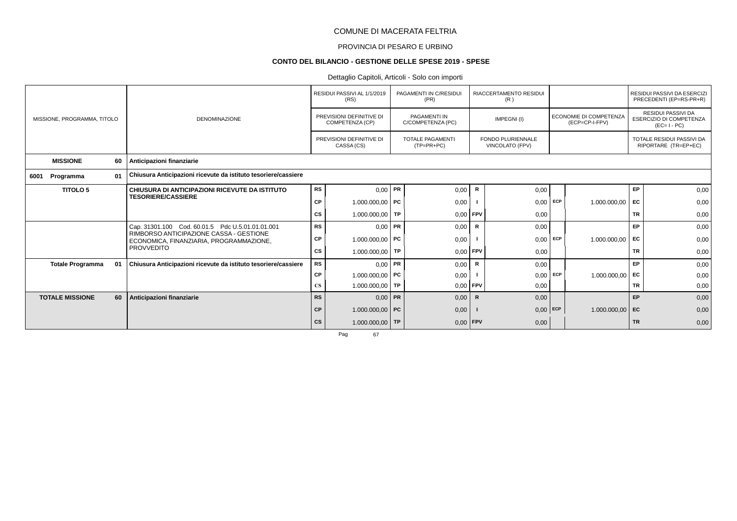# COMUNE DI MACERATA FELTRIA

## PROVINCIA DI PESARO E URBINO

### CONTO DEL BILANCIO - GESTIONE DELLE SPESE 2019 - SPESE

Dettaglio Capitoli, Articoli - Solo con importi

| MISSIONE, PROGRAMMA, TITOLO | | DENOMINAZIONE | | RESIDUI PASSIVI AL 1/1/2019 (RS) / PREVISIONI DEFINITIVE DI COMPETENZA (CP) / PREVISIONI DEFINITIVE DI CASSA (CS) | | PAGAMENTI IN C/RESIDUI (PR) / PAGAMENTI IN C/COMPETENZA (PC) / TOTALE PAGAMENTI (TP=PR+PC) | | RIACCERTAMENTO RESIDUI (R) / IMPEGNI (I) / FONDO PLURIENNALE VINCOLATO (FPV) | | ECONOMIE DI COMPETENZA (ECP=CP-I-FPV) | | RESIDUI PASSIVI DA ESERCIZI PRECEDENTI (EP=RS-PR+R) / RESIDUI PASSIVI DA ESERCIZIO DI COMPETENZA (EC= I - PC) / TOTALE RESIDUI PASSIVI DA RIPORTARE (TR=EP+EC) |
|---|---|---|---|---|---|---|---|---|---|---|---|---|
| **MISSIONE** | **60** | **Anticipazioni finanziarie** | | | | | | | | | | |
| **6001 Programma** | **01** | **Chiusura Anticipazioni ricevute da istituto tesoriere/cassiere** | | | | | | | | | | |
| **TITOLO 5** | | **CHIUSURA DI ANTICIPAZIONI RICEVUTE DA ISTITUTO TESORIERE/CASSIERE** | RS | 0,00 | PR | 0,00 | R | 0,00 | | | EP | 0,00 |
| | | | CP | 1.000.000,00 | PC | 0,00 | I | 0,00 | ECP | 1.000.000,00 | EC | 0,00 |
| | | | CS | 1.000.000,00 | TP | 0,00 | FPV | 0,00 | | | TR | 0,00 |
| | | Cap. 31301.100 Cod. 60.01.5 Pdc U.5.01.01.01.001 RIMBORSO ANTICIPAZIONE CASSA - GESTIONE ECONOMICA, FINANZIARIA, PROGRAMMAZIONE, PROVVEDITO | RS | 0,00 | PR | 0,00 | R | 0,00 | | | EP | 0,00 |
| | | | CP | 1.000.000,00 | PC | 0,00 | I | 0,00 | ECP | 1.000.000,00 | EC | 0,00 |
| | | | CS | 1.000.000,00 | TP | 0,00 | FPV | 0,00 | | | TR | 0,00 |
| **Totale Programma** | **01** | **Chiusura Anticipazioni ricevute da istituto tesoriere/cassiere** | RS | 0,00 | PR | 0,00 | R | 0,00 | | | EP | 0,00 |
| | | | CP | 1.000.000,00 | PC | 0,00 | I | 0,00 | ECP | 1.000.000,00 | EC | 0,00 |
| | | | CS | 1.000.000,00 | TP | 0,00 | FPV | 0,00 | | | TR | 0,00 |
| **TOTALE MISSIONE** | **60** | **Anticipazioni finanziarie** | RS | 0,00 | PR | 0,00 | R | 0,00 | | | EP | 0,00 |
| | | | CP | 1.000.000,00 | PC | 0,00 | I | 0,00 | ECP | 1.000.000,00 | EC | 0,00 |
| | | | CS | 1.000.000,00 | TP | 0,00 | FPV | 0,00 | | | TR | 0,00 |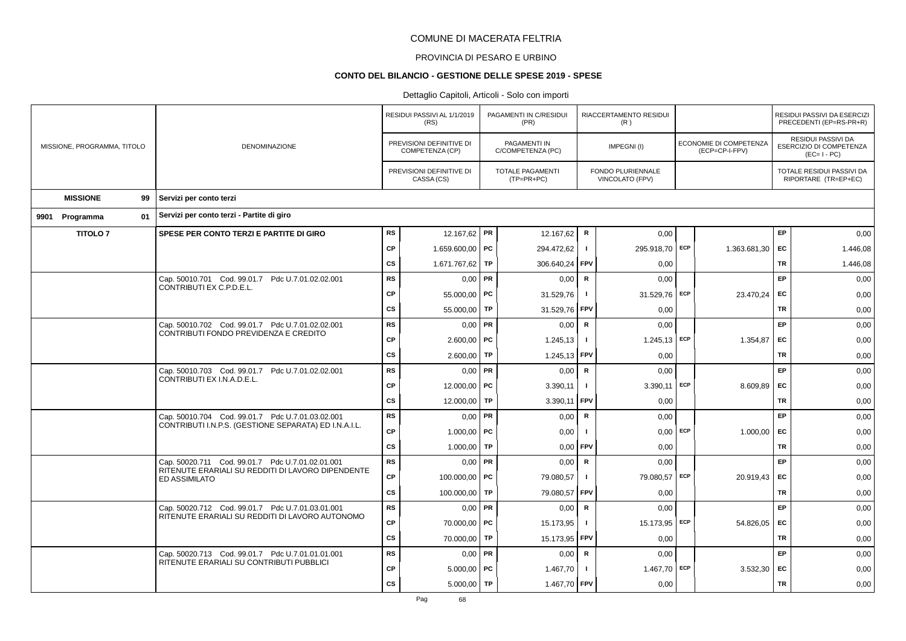# COMUNE DI MACERATA FELTRIA

## PROVINCIA DI PESARO E URBINO

### CONTO DEL BILANCIO - GESTIONE DELLE SPESE 2019 - SPESE

Dettaglio Capitoli, Articoli - Solo con importi

| MISSIONE, PROGRAMMA, TITOLO | DENOMINAZIONE | | RESIDUI PASSIVI AL 1/1/2019 (RS) / PREVISIONI DEFINITIVE DI COMPETENZA (CP) / PREVISIONI DEFINITIVE DI CASSA (CS) | | PAGAMENTI IN C/RESIDUI (PR) / PAGAMENTI IN C/COMPETENZA (PC) / TOTALE PAGAMENTI (TP=PR+PC) | | RIACCERTAMENTO RESIDUI (R) / IMPEGNI (I) / FONDO PLURIENNALE VINCOLATO (FPV) | | ECONOMIE DI COMPETENZA (ECP=CP-I-FPV) | | RESIDUI PASSIVI DA ESERCIZI PRECEDENTI (EP=RS-PR+R) / RESIDUI PASSIVI DA ESERCIZIO DI COMPETENZA (EC=I-PC) / TOTALE RESIDUI PASSIVI DA RIPORTARE (TR=EP+EC) |
|---|---|---|---|---|---|---|---|---|---|---|---|
| **MISSIONE 99** | **Servizi per conto terzi** | | | | | | | | | | |
| **9901 Programma 01** | **Servizi per conto terzi - Partite di giro** | | | | | | | | | | |
| **TITOLO 7** | **SPESE PER CONTO TERZI E PARTITE DI GIRO** | RS | 12.167,62 | PR | 12.167,62 | R | 0,00 | | | EP | 0,00 |
| | | CP | 1.659.600,00 | PC | 294.472,62 | I | 295.918,70 | ECP | 1.363.681,30 | EC | 1.446,08 |
| | | CS | 1.671.767,62 | TP | 306.640,24 | FPV | 0,00 | | | TR | 1.446,08 |
| | Cap. 50010.701 Cod. 99.01.7 Pdc U.7.01.02.02.001 CONTRIBUTI EX C.P.D.E.L. | RS | 0,00 | PR | 0,00 | R | 0,00 | | | EP | 0,00 |
| | | CP | 55.000,00 | PC | 31.529,76 | I | 31.529,76 | ECP | 23.470,24 | EC | 0,00 |
| | | CS | 55.000,00 | TP | 31.529,76 | FPV | 0,00 | | | TR | 0,00 |
| | Cap. 50010.702 Cod. 99.01.7 Pdc U.7.01.02.02.001 CONTRIBUTI FONDO PREVIDENZA E CREDITO | RS | 0,00 | PR | 0,00 | R | 0,00 | | | EP | 0,00 |
| | | CP | 2.600,00 | PC | 1.245,13 | I | 1.245,13 | ECP | 1.354,87 | EC | 0,00 |
| | | CS | 2.600,00 | TP | 1.245,13 | FPV | 0,00 | | | TR | 0,00 |
| | Cap. 50010.703 Cod. 99.01.7 Pdc U.7.01.02.02.001 CONTRIBUTI EX I.N.A.D.E.L. | RS | 0,00 | PR | 0,00 | R | 0,00 | | | EP | 0,00 |
| | | CP | 12.000,00 | PC | 3.390,11 | I | 3.390,11 | ECP | 8.609,89 | EC | 0,00 |
| | | CS | 12.000,00 | TP | 3.390,11 | FPV | 0,00 | | | TR | 0,00 |
| | Cap. 50010.704 Cod. 99.01.7 Pdc U.7.01.03.02.001 CONTRIBUTI I.N.P.S. (GESTIONE SEPARATA) ED I.N.A.I.L. | RS | 0,00 | PR | 0,00 | R | 0,00 | | | EP | 0,00 |
| | | CP | 1.000,00 | PC | 0,00 | I | 0,00 | ECP | 1.000,00 | EC | 0,00 |
| | | CS | 1.000,00 | TP | 0,00 | FPV | 0,00 | | | TR | 0,00 |
| | Cap. 50020.711 Cod. 99.01.7 Pdc U.7.01.02.01.001 RITENUTE ERARIALI SU REDDITI DI LAVORO DIPENDENTE ED ASSIMILATO | RS | 0,00 | PR | 0,00 | R | 0,00 | | | EP | 0,00 |
| | | CP | 100.000,00 | PC | 79.080,57 | I | 79.080,57 | ECP | 20.919,43 | EC | 0,00 |
| | | CS | 100.000,00 | TP | 79.080,57 | FPV | 0,00 | | | TR | 0,00 |
| | Cap. 50020.712 Cod. 99.01.7 Pdc U.7.01.03.01.001 RITENUTE ERARIALI SU REDDITI DI LAVORO AUTONOMO | RS | 0,00 | PR | 0,00 | R | 0,00 | | | EP | 0,00 |
| | | CP | 70.000,00 | PC | 15.173,95 | I | 15.173,95 | ECP | 54.826,05 | EC | 0,00 |
| | | CS | 70.000,00 | TP | 15.173,95 | FPV | 0,00 | | | TR | 0,00 |
| | Cap. 50020.713 Cod. 99.01.7 Pdc U.7.01.01.01.001 RITENUTE ERARIALI SU CONTRIBUTI PUBBLICI | RS | 0,00 | PR | 0,00 | R | 0,00 | | | EP | 0,00 |
| | | CP | 5.000,00 | PC | 1.467,70 | I | 1.467,70 | ECP | 3.532,30 | EC | 0,00 |
| | | CS | 5.000,00 | TP | 1.467,70 | FPV | 0,00 | | | TR | 0,00 |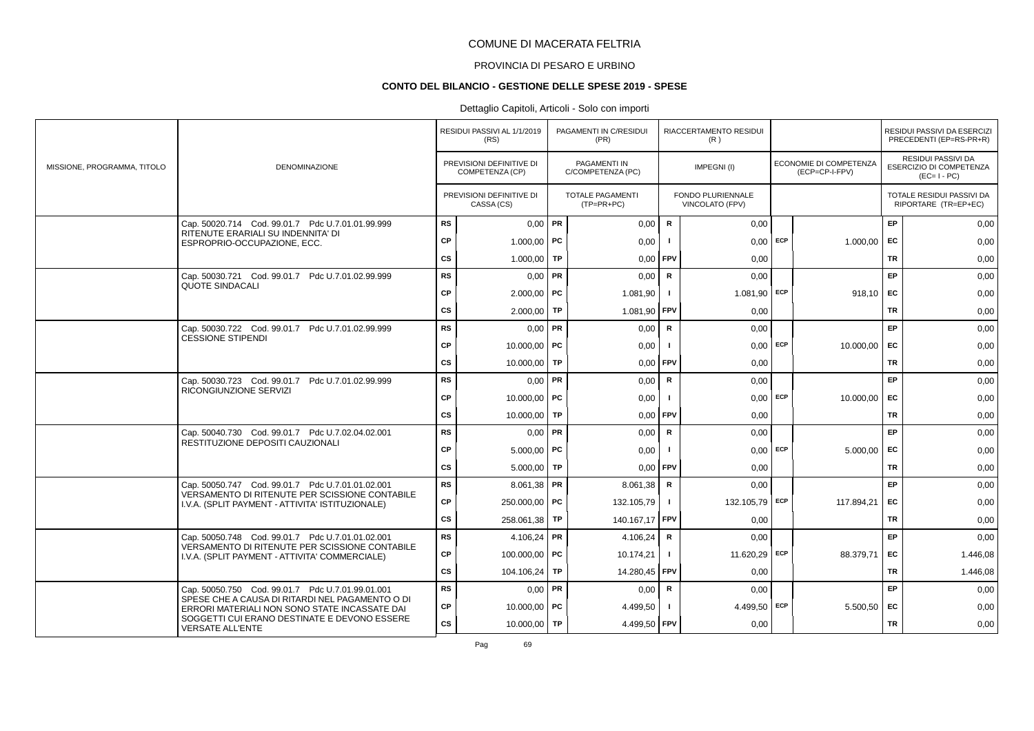# COMUNE DI MACERATA FELTRIA

## PROVINCIA DI PESARO E URBINO

### CONTO DEL BILANCIO - GESTIONE DELLE SPESE 2019 - SPESE

Dettaglio Capitoli, Articoli - Solo con importi

| MISSIONE, PROGRAMMA, TITOLO | DENOMINAZIONE | | RESIDUI PASSIVI AL 1/1/2019 (RS) / PREVISIONI DEFINITIVE DI COMPETENZA (CP) / PREVISIONI DEFINITIVE DI CASSA (CS) | | PAGAMENTI IN C/RESIDUI (PR) / PAGAMENTI IN C/COMPETENZA (PC) / TOTALE PAGAMENTI (TP=PR+PC) | | RIACCERTAMENTO RESIDUI (R) / IMPEGNI (I) / FONDO PLURIENNALE VINCOLATO (FPV) | | ECONOMIE DI COMPETENZA (ECP=CP-I-FPV) | | RESIDUI PASSIVI DA ESERCIZI PRECEDENTI (EP=RS-PR+R) / RESIDUI PASSIVI DA ESERCIZIO DI COMPETENZA (EC=I-PC) / TOTALE RESIDUI PASSIVI DA RIPORTARE (TR=EP+EC) |
|---|---|---|---|---|---|---|---|---|---|---|---|
| | Cap. 50020.714 Cod. 99.01.7 Pdc U.7.01.01.99.999 RITENUTE ERARIALI SU INDENNITA' DI ESPROPRIO-OCCUPAZIONE, ECC. | RS | 0,00 | PR | 0,00 | R | 0,00 | | | EP | 0,00 |
| | | CP | 1.000,00 | PC | 0,00 | I | 0,00 | ECP | 1.000,00 | EC | 0,00 |
| | | CS | 1.000,00 | TP | 0,00 | FPV | 0,00 | | | TR | 0,00 |
| | Cap. 50030.721 Cod. 99.01.7 Pdc U.7.01.02.99.999 QUOTE SINDACALI | RS | 0,00 | PR | 0,00 | R | 0,00 | | | EP | 0,00 |
| | | CP | 2.000,00 | PC | 1.081,90 | I | 1.081,90 | ECP | 918,10 | EC | 0,00 |
| | | CS | 2.000,00 | TP | 1.081,90 | FPV | 0,00 | | | TR | 0,00 |
| | Cap. 50030.722 Cod. 99.01.7 Pdc U.7.01.02.99.999 CESSIONE STIPENDI | RS | 0,00 | PR | 0,00 | R | 0,00 | | | EP | 0,00 |
| | | CP | 10.000,00 | PC | 0,00 | I | 0,00 | ECP | 10.000,00 | EC | 0,00 |
| | | CS | 10.000,00 | TP | 0,00 | FPV | 0,00 | | | TR | 0,00 |
| | Cap. 50030.723 Cod. 99.01.7 Pdc U.7.01.02.99.999 RICONGIUNZIONE SERVIZI | RS | 0,00 | PR | 0,00 | R | 0,00 | | | EP | 0,00 |
| | | CP | 10.000,00 | PC | 0,00 | I | 0,00 | ECP | 10.000,00 | EC | 0,00 |
| | | CS | 10.000,00 | TP | 0,00 | FPV | 0,00 | | | TR | 0,00 |
| | Cap. 50040.730 Cod. 99.01.7 Pdc U.7.02.04.02.001 RESTITUZIONE DEPOSITI CAUZIONALI | RS | 0,00 | PR | 0,00 | R | 0,00 | | | EP | 0,00 |
| | | CP | 5.000,00 | PC | 0,00 | I | 0,00 | ECP | 5.000,00 | EC | 0,00 |
| | | CS | 5.000,00 | TP | 0,00 | FPV | 0,00 | | | TR | 0,00 |
| | Cap. 50050.747 Cod. 99.01.7 Pdc U.7.01.01.02.001 VERSAMENTO DI RITENUTE PER SCISSIONE CONTABILE I.V.A. (SPLIT PAYMENT - ATTIVITA' ISTITUZIONALE) | RS | 8.061,38 | PR | 8.061,38 | R | 0,00 | | | EP | 0,00 |
| | | CP | 250.000,00 | PC | 132.105,79 | I | 132.105,79 | ECP | 117.894,21 | EC | 0,00 |
| | | CS | 258.061,38 | TP | 140.167,17 | FPV | 0,00 | | | TR | 0,00 |
| | Cap. 50050.748 Cod. 99.01.7 Pdc U.7.01.01.02.001 VERSAMENTO DI RITENUTE PER SCISSIONE CONTABILE I.V.A. (SPLIT PAYMENT - ATTIVITA' COMMERCIALE) | RS | 4.106,24 | PR | 4.106,24 | R | 0,00 | | | EP | 0,00 |
| | | CP | 100.000,00 | PC | 10.174,21 | I | 11.620,29 | ECP | 88.379,71 | EC | 1.446,08 |
| | | CS | 104.106,24 | TP | 14.280,45 | FPV | 0,00 | | | TR | 1.446,08 |
| | Cap. 50050.750 Cod. 99.01.7 Pdc U.7.01.99.01.001 SPESE CHE A CAUSA DI RITARDI NEL PAGAMENTO O DI ERRORI MATERIALI NON SONO STATE INCASSATE DAI SOGGETTI CUI ERANO DESTINATE E DEVONO ESSERE VERSATE ALL'ENTE | RS | 0,00 | PR | 0,00 | R | 0,00 | | | EP | 0,00 |
| | | CP | 10.000,00 | PC | 4.499,50 | I | 4.499,50 | ECP | 5.500,50 | EC | 0,00 |
| | | CS | 10.000,00 | TP | 4.499,50 | FPV | 0,00 | | | TR | 0,00 |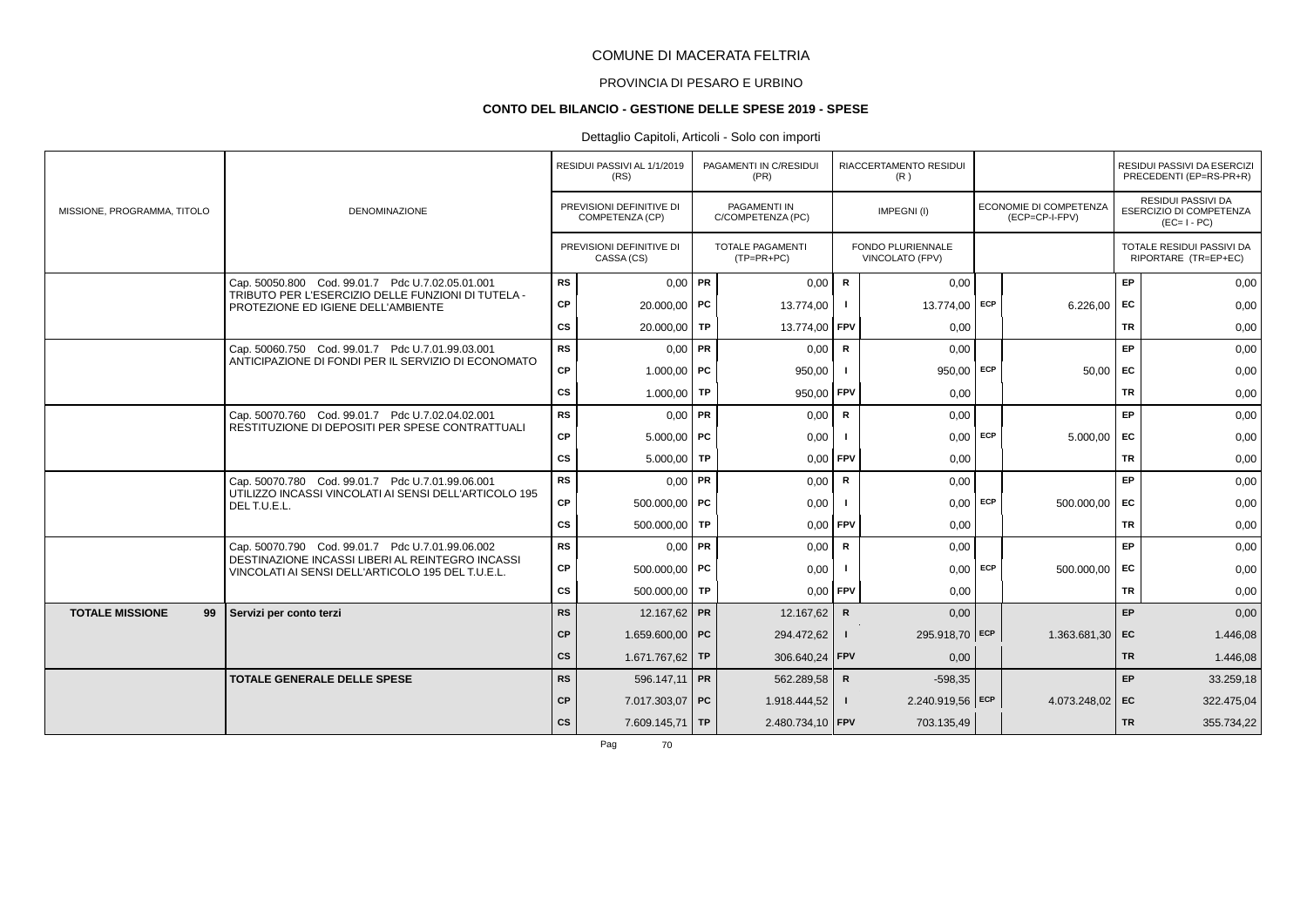COMUNE DI MACERATA FELTRIA

PROVINCIA DI PESARO E URBINO

**CONTO DEL BILANCIO - GESTIONE DELLE SPESE 2019 - SPESE**

Dettaglio Capitoli, Articoli - Solo con importi

| MISSIONE, PROGRAMMA, TITOLO | DENOMINAZIONE | | RESIDUI PASSIVI AL 1/1/2019 (RS) / PREVISIONI DEFINITIVE DI COMPETENZA (CP) / PREVISIONI DEFINITIVE DI CASSA (CS) | | PAGAMENTI IN C/RESIDUI (PR) / PAGAMENTI IN C/COMPETENZA (PC) / TOTALE PAGAMENTI (TP=PR+PC) | | RIACCERTAMENTO RESIDUI (R) / IMPEGNI (I) / FONDO PLURIENNALE VINCOLATO (FPV) | | ECONOMIE DI COMPETENZA (ECP=CP-I-FPV) | | RESIDUI PASSIVI DA ESERCIZI PRECEDENTI (EP=RS-PR+R) / RESIDUI PASSIVI DA ESERCIZIO DI COMPETENZA (EC= I - PC) / TOTALE RESIDUI PASSIVI DA RIPORTARE (TR=EP+EC) |
|---|---|---|---|---|---|---|---|---|---|---|---|
| | Cap. 50050.800 Cod. 99.01.7 Pdc U.7.02.05.01.001 TRIBUTO PER L'ESERCIZIO DELLE FUNZIONI DI TUTELA - PROTEZIONE ED IGIENE DELL'AMBIENTE | RS | 0,00 | PR | 0,00 | R | 0,00 | | | EP | 0,00 |
| | | CP | 20.000,00 | PC | 13.774,00 | I | 13.774,00 | ECP | 6.226,00 | EC | 0,00 |
| | | CS | 20.000,00 | TP | 13.774,00 | FPV | 0,00 | | | TR | 0,00 |
| | Cap. 50060.750 Cod. 99.01.7 Pdc U.7.01.99.03.001 ANTICIPAZIONE DI FONDI PER IL SERVIZIO DI ECONOMATO | RS | 0,00 | PR | 0,00 | R | 0,00 | | | EP | 0,00 |
| | | CP | 1.000,00 | PC | 950,00 | I | 950,00 | ECP | 50,00 | EC | 0,00 |
| | | CS | 1.000,00 | TP | 950,00 | FPV | 0,00 | | | TR | 0,00 |
| | Cap. 50070.760 Cod. 99.01.7 Pdc U.7.02.04.02.001 RESTITUZIONE DI DEPOSITI PER SPESE CONTRATTUALI | RS | 0,00 | PR | 0,00 | R | 0,00 | | | EP | 0,00 |
| | | CP | 5.000,00 | PC | 0,00 | I | 0,00 | ECP | 5.000,00 | EC | 0,00 |
| | | CS | 5.000,00 | TP | 0,00 | FPV | 0,00 | | | TR | 0,00 |
| | Cap. 50070.780 Cod. 99.01.7 Pdc U.7.01.99.06.001 UTILIZZO INCASSI VINCOLATI AI SENSI DELL'ARTICOLO 195 DEL T.U.E.L. | RS | 0,00 | PR | 0,00 | R | 0,00 | | | EP | 0,00 |
| | | CP | 500.000,00 | PC | 0,00 | I | 0,00 | ECP | 500.000,00 | EC | 0,00 |
| | | CS | 500.000,00 | TP | 0,00 | FPV | 0,00 | | | TR | 0,00 |
| | Cap. 50070.790 Cod. 99.01.7 Pdc U.7.01.99.06.002 DESTINAZIONE INCASSI LIBERI AL REINTEGRO INCASSI VINCOLATI AI SENSI DELL'ARTICOLO 195 DEL T.U.E.L. | RS | 0,00 | PR | 0,00 | R | 0,00 | | | EP | 0,00 |
| | | CP | 500.000,00 | PC | 0,00 | I | 0,00 | ECP | 500.000,00 | EC | 0,00 |
| | | CS | 500.000,00 | TP | 0,00 | FPV | 0,00 | | | TR | 0,00 |
| **TOTALE MISSIONE 99** | **Servizi per conto terzi** | RS | 12.167,62 | PR | 12.167,62 | R | 0,00 | | | EP | 0,00 |
| | | CP | 1.659.600,00 | PC | 294.472,62 | I | 295.918,70 | ECP | 1.363.681,30 | EC | 1.446,08 |
| | | CS | 1.671.767,62 | TP | 306.640,24 | FPV | 0,00 | | | TR | 1.446,08 |
| | **TOTALE GENERALE DELLE SPESE** | RS | 596.147,11 | PR | 562.289,58 | R | -598,35 | | | EP | 33.259,18 |
| | | CP | 7.017.303,07 | PC | 1.918.444,52 | I | 2.240.919,56 | ECP | 4.073.248,02 | EC | 322.475,04 |
| | | CS | 7.609.145,71 | TP | 2.480.734,10 | FPV | 703.135,49 | | | TR | 355.734,22 |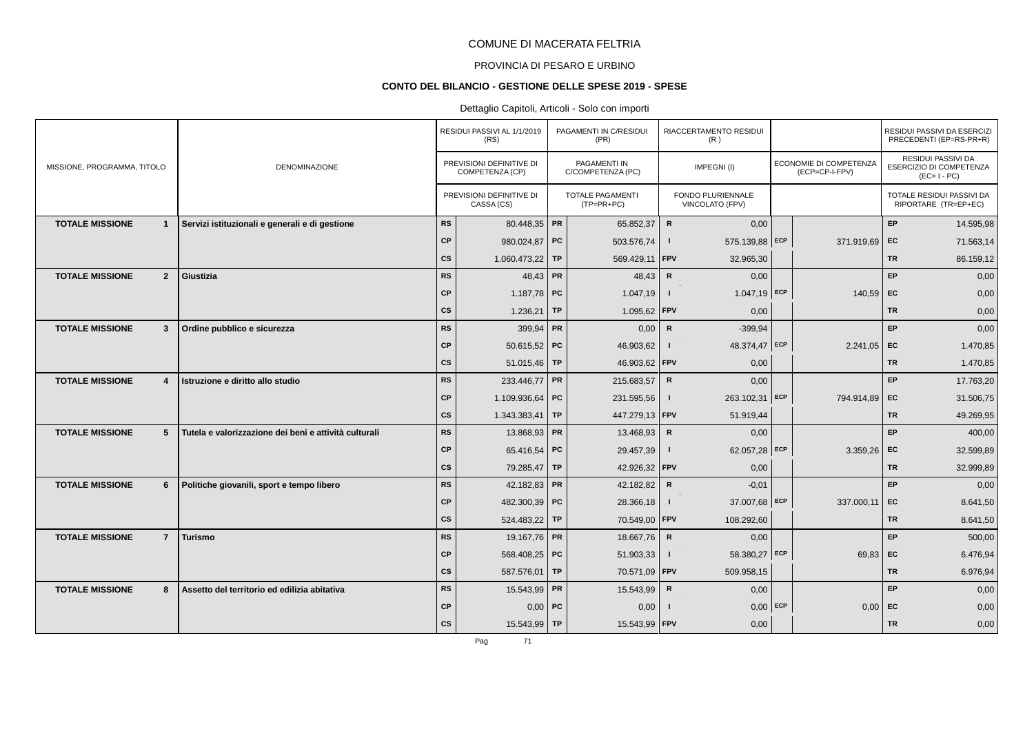COMUNE DI MACERATA FELTRIA

PROVINCIA DI PESARO E URBINO

**CONTO DEL BILANCIO - GESTIONE DELLE SPESE 2019 - SPESE**

Dettaglio Capitoli, Articoli - Solo con importi

| MISSIONE, PROGRAMMA, TITOLO | | DENOMINAZIONE | | RESIDUI PASSIVI AL 1/1/2019 (RS) / PREVISIONI DEFINITIVE DI COMPETENZA (CP) / PREVISIONI DEFINITIVE DI CASSA (CS) | | PAGAMENTI IN C/RESIDUI (PR) / PAGAMENTI IN C/COMPETENZA (PC) / TOTALE PAGAMENTI (TP=PR+PC) | | RIACCERTAMENTO RESIDUI (R) / IMPEGNI (I) / FONDO PLURIENNALE VINCOLATO (FPV) | | ECONOMIE DI COMPETENZA (ECP=CP-I-FPV) | | RESIDUI PASSIVI DA ESERCIZI PRECEDENTI (EP=RS-PR+R) / RESIDUI PASSIVI DA ESERCIZIO DI COMPETENZA (EC= I - PC) / TOTALE RESIDUI PASSIVI DA RIPORTARE (TR=EP+EC) |
|---|---|---|---|---|---|---|---|---|---|---|---|---|
| **TOTALE MISSIONE** | **1** | **Servizi istituzionali e generali e di gestione** | RS | 80.448,35 | PR | 65.852,37 | R | 0,00 | | | EP | 14.595,98 |
| | | | CP | 980.024,87 | PC | 503.576,74 | I | 575.139,88 | ECP | 371.919,69 | EC | 71.563,14 |
| | | | CS | 1.060.473,22 | TP | 569.429,11 | FPV | 32.965,30 | | | TR | 86.159,12 |
| **TOTALE MISSIONE** | **2** | **Giustizia** | RS | 48,43 | PR | 48,43 | R | 0,00 | | | EP | 0,00 |
| | | | CP | 1.187,78 | PC | 1.047,19 | I | 1.047,19 | ECP | 140,59 | EC | 0,00 |
| | | | CS | 1.236,21 | TP | 1.095,62 | FPV | 0,00 | | | TR | 0,00 |
| **TOTALE MISSIONE** | **3** | **Ordine pubblico e sicurezza** | RS | 399,94 | PR | 0,00 | R | -399,94 | | | EP | 0,00 |
| | | | CP | 50.615,52 | PC | 46.903,62 | I | 48.374,47 | ECP | 2.241,05 | EC | 1.470,85 |
| | | | CS | 51.015,46 | TP | 46.903,62 | FPV | 0,00 | | | TR | 1.470,85 |
| **TOTALE MISSIONE** | **4** | **Istruzione e diritto allo studio** | RS | 233.446,77 | PR | 215.683,57 | R | 0,00 | | | EP | 17.763,20 |
| | | | CP | 1.109.936,64 | PC | 231.595,56 | I | 263.102,31 | ECP | 794.914,89 | EC | 31.506,75 |
| | | | CS | 1.343.383,41 | TP | 447.279,13 | FPV | 51.919,44 | | | TR | 49.269,95 |
| **TOTALE MISSIONE** | **5** | **Tutela e valorizzazione dei beni e attività culturali** | RS | 13.868,93 | PR | 13.468,93 | R | 0,00 | | | EP | 400,00 |
| | | | CP | 65.416,54 | PC | 29.457,39 | I | 62.057,28 | ECP | 3.359,26 | EC | 32.599,89 |
| | | | CS | 79.285,47 | TP | 42.926,32 | FPV | 0,00 | | | TR | 32.999,89 |
| **TOTALE MISSIONE** | **6** | **Politiche giovanili, sport e tempo libero** | RS | 42.182,83 | PR | 42.182,82 | R | -0,01 | | | EP | 0,00 |
| | | | CP | 482.300,39 | PC | 28.366,18 | I | 37.007,68 | ECP | 337.000,11 | EC | 8.641,50 |
| | | | CS | 524.483,22 | TP | 70.549,00 | FPV | 108.292,60 | | | TR | 8.641,50 |
| **TOTALE MISSIONE** | **7** | **Turismo** | RS | 19.167,76 | PR | 18.667,76 | R | 0,00 | | | EP | 500,00 |
| | | | CP | 568.408,25 | PC | 51.903,33 | I | 58.380,27 | ECP | 69,83 | EC | 6.476,94 |
| | | | CS | 587.576,01 | TP | 70.571,09 | FPV | 509.958,15 | | | TR | 6.976,94 |
| **TOTALE MISSIONE** | **8** | **Assetto del territorio ed edilizia abitativa** | RS | 15.543,99 | PR | 15.543,99 | R | 0,00 | | | EP | 0,00 |
| | | | CP | 0,00 | PC | 0,00 | I | 0,00 | ECP | 0,00 | EC | 0,00 |
| | | | CS | 15.543,99 | TP | 15.543,99 | FPV | 0,00 | | | TR | 0,00 |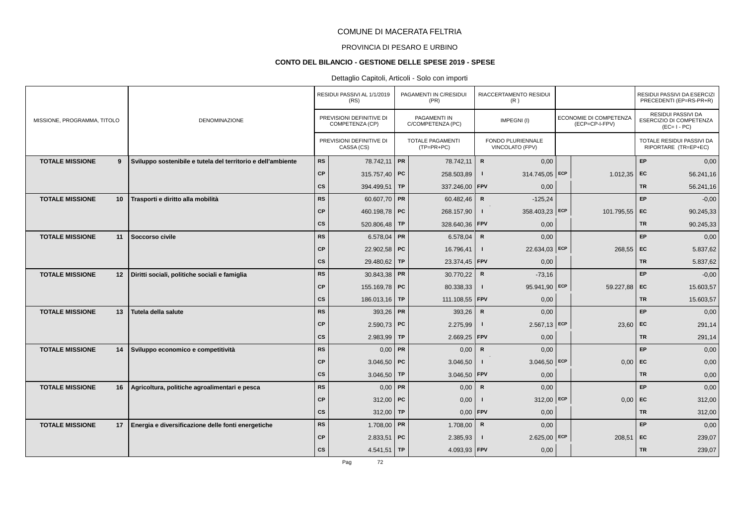COMUNE DI MACERATA FELTRIA

PROVINCIA DI PESARO E URBINO

**CONTO DEL BILANCIO - GESTIONE DELLE SPESE 2019 - SPESE**

Dettaglio Capitoli, Articoli - Solo con importi

| MISSIONE, PROGRAMMA, TITOLO | | DENOMINAZIONE | | RESIDUI PASSIVI AL 1/1/2019 (RS) / PREVISIONI DEFINITIVE DI COMPETENZA (CP) / PREVISIONI DEFINITIVE DI CASSA (CS) | | PAGAMENTI IN C/RESIDUI (PR) / PAGAMENTI IN C/COMPETENZA (PC) / TOTALE PAGAMENTI (TP=PR+PC) | | RIACCERTAMENTO RESIDUI (R) / IMPEGNI (I) / FONDO PLURIENNALE VINCOLATO (FPV) | | ECONOMIE DI COMPETENZA (ECP=CP-I-FPV) | | RESIDUI PASSIVI DA ESERCIZI PRECEDENTI (EP=RS-PR+R) / RESIDUI PASSIVI DA ESERCIZIO DI COMPETENZA (EC=I-PC) / TOTALE RESIDUI PASSIVI DA RIPORTARE (TR=EP+EC) |
|---|---|---|---|---|---|---|---|---|---|---|---|---|
| **TOTALE MISSIONE** | **9** | **Sviluppo sostenibile e tutela del territorio e dell'ambiente** | RS | 78.742,11 | PR | 78.742,11 | R | 0,00 | | | EP | 0,00 |
| | | | CP | 315.757,40 | PC | 258.503,89 | I | 314.745,05 | ECP | 1.012,35 | EC | 56.241,16 |
| | | | CS | 394.499,51 | TP | 337.246,00 | FPV | 0,00 | | | TR | 56.241,16 |
| **TOTALE MISSIONE** | **10** | **Trasporti e diritto alla mobilità** | RS | 60.607,70 | PR | 60.482,46 | R | -125,24 | | | EP | -0,00 |
| | | | CP | 460.198,78 | PC | 268.157,90 | I | 358.403,23 | ECP | 101.795,55 | EC | 90.245,33 |
| | | | CS | 520.806,48 | TP | 328.640,36 | FPV | 0,00 | | | TR | 90.245,33 |
| **TOTALE MISSIONE** | **11** | **Soccorso civile** | RS | 6.578,04 | PR | 6.578,04 | R | 0,00 | | | EP | 0,00 |
| | | | CP | 22.902,58 | PC | 16.796,41 | I | 22.634,03 | ECP | 268,55 | EC | 5.837,62 |
| | | | CS | 29.480,62 | TP | 23.374,45 | FPV | 0,00 | | | TR | 5.837,62 |
| **TOTALE MISSIONE** | **12** | **Diritti sociali, politiche sociali e famiglia** | RS | 30.843,38 | PR | 30.770,22 | R | -73,16 | | | EP | -0,00 |
| | | | CP | 155.169,78 | PC | 80.338,33 | I | 95.941,90 | ECP | 59.227,88 | EC | 15.603,57 |
| | | | CS | 186.013,16 | TP | 111.108,55 | FPV | 0,00 | | | TR | 15.603,57 |
| **TOTALE MISSIONE** | **13** | **Tutela della salute** | RS | 393,26 | PR | 393,26 | R | 0,00 | | | EP | 0,00 |
| | | | CP | 2.590,73 | PC | 2.275,99 | I | 2.567,13 | ECP | 23,60 | EC | 291,14 |
| | | | CS | 2.983,99 | TP | 2.669,25 | FPV | 0,00 | | | TR | 291,14 |
| **TOTALE MISSIONE** | **14** | **Sviluppo economico e competitività** | RS | 0,00 | PR | 0,00 | R | 0,00 | | | EP | 0,00 |
| | | | CP | 3.046,50 | PC | 3.046,50 | I | 3.046,50 | ECP | 0,00 | EC | 0,00 |
| | | | CS | 3.046,50 | TP | 3.046,50 | FPV | 0,00 | | | TR | 0,00 |
| **TOTALE MISSIONE** | **16** | **Agricoltura, politiche agroalimentari e pesca** | RS | 0,00 | PR | 0,00 | R | 0,00 | | | EP | 0,00 |
| | | | CP | 312,00 | PC | 0,00 | I | 312,00 | ECP | 0,00 | EC | 312,00 |
| | | | CS | 312,00 | TP | 0,00 | FPV | 0,00 | | | TR | 312,00 |
| **TOTALE MISSIONE** | **17** | **Energia e diversificazione delle fonti energetiche** | RS | 1.708,00 | PR | 1.708,00 | R | 0,00 | | | EP | 0,00 |
| | | | CP | 2.833,51 | PC | 2.385,93 | I | 2.625,00 | ECP | 208,51 | EC | 239,07 |
| | | | CS | 4.541,51 | TP | 4.093,93 | FPV | 0,00 | | | TR | 239,07 |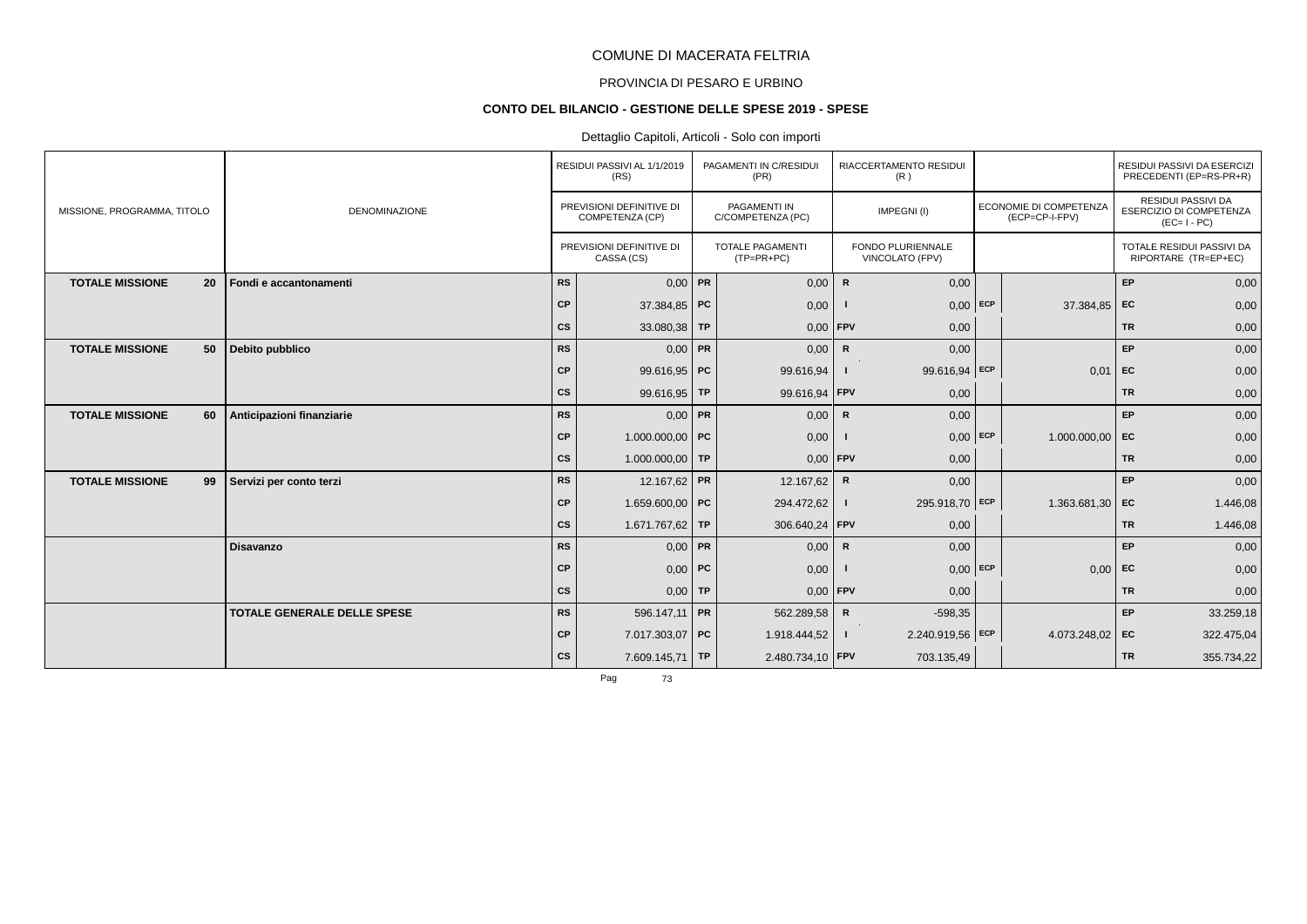COMUNE DI MACERATA FELTRIA

PROVINCIA DI PESARO E URBINO

**CONTO DEL BILANCIO - GESTIONE DELLE SPESE 2019 - SPESE**

Dettaglio Capitoli, Articoli - Solo con importi

| MISSIONE, PROGRAMMA, TITOLO | | DENOMINAZIONE | | RESIDUI PASSIVI AL 1/1/2019 (RS) / PREVISIONI DEFINITIVE DI COMPETENZA (CP) / PREVISIONI DEFINITIVE DI CASSA (CS) | | PAGAMENTI IN C/RESIDUI (PR) / PAGAMENTI IN C/COMPETENZA (PC) / TOTALE PAGAMENTI (TP=PR+PC) | | RIACCERTAMENTO RESIDUI (R) / IMPEGNI (I) / FONDO PLURIENNALE VINCOLATO (FPV) | | ECONOMIE DI COMPETENZA (ECP=CP-I-FPV) | | RESIDUI PASSIVI DA ESERCIZI PRECEDENTI (EP=RS-PR+R) / RESIDUI PASSIVI DA ESERCIZIO DI COMPETENZA (EC= I - PC) / TOTALE RESIDUI PASSIVI DA RIPORTARE (TR=EP+EC) |
|---|---|---|---|---|---|---|---|---|---|---|---|---|
| **TOTALE MISSIONE** | **20** | **Fondi e accantonamenti** | RS | 0,00 | PR | 0,00 | R | 0,00 | | | EP | 0,00 |
| | | | CP | 37.384,85 | PC | 0,00 | I | 0,00 | ECP | 37.384,85 | EC | 0,00 |
| | | | CS | 33.080,38 | TP | 0,00 | FPV | 0,00 | | | TR | 0,00 |
| **TOTALE MISSIONE** | **50** | **Debito pubblico** | RS | 0,00 | PR | 0,00 | R | 0,00 | | | EP | 0,00 |
| | | | CP | 99.616,95 | PC | 99.616,94 | I | 99.616,94 | ECP | 0,01 | EC | 0,00 |
| | | | CS | 99.616,95 | TP | 99.616,94 | FPV | 0,00 | | | TR | 0,00 |
| **TOTALE MISSIONE** | **60** | **Anticipazioni finanziarie** | RS | 0,00 | PR | 0,00 | R | 0,00 | | | EP | 0,00 |
| | | | CP | 1.000.000,00 | PC | 0,00 | I | 0,00 | ECP | 1.000.000,00 | EC | 0,00 |
| | | | CS | 1.000.000,00 | TP | 0,00 | FPV | 0,00 | | | TR | 0,00 |
| **TOTALE MISSIONE** | **99** | **Servizi per conto terzi** | RS | 12.167,62 | PR | 12.167,62 | R | 0,00 | | | EP | 0,00 |
| | | | CP | 1.659.600,00 | PC | 294.472,62 | I | 295.918,70 | ECP | 1.363.681,30 | EC | 1.446,08 |
| | | | CS | 1.671.767,62 | TP | 306.640,24 | FPV | 0,00 | | | TR | 1.446,08 |
| | | **Disavanzo** | RS | 0,00 | PR | 0,00 | R | 0,00 | | | EP | 0,00 |
| | | | CP | 0,00 | PC | 0,00 | I | 0,00 | ECP | 0,00 | EC | 0,00 |
| | | | CS | 0,00 | TP | 0,00 | FPV | 0,00 | | | TR | 0,00 |
| | | **TOTALE GENERALE DELLE SPESE** | RS | 596.147,11 | PR | 562.289,58 | R | -598,35 | | | EP | 33.259,18 |
| | | | CP | 7.017.303,07 | PC | 1.918.444,52 | I | 2.240.919,56 | ECP | 4.073.248,02 | EC | 322.475,04 |
| | | | CS | 7.609.145,71 | TP | 2.480.734,10 | FPV | 703.135,49 | | | TR | 355.734,22 |